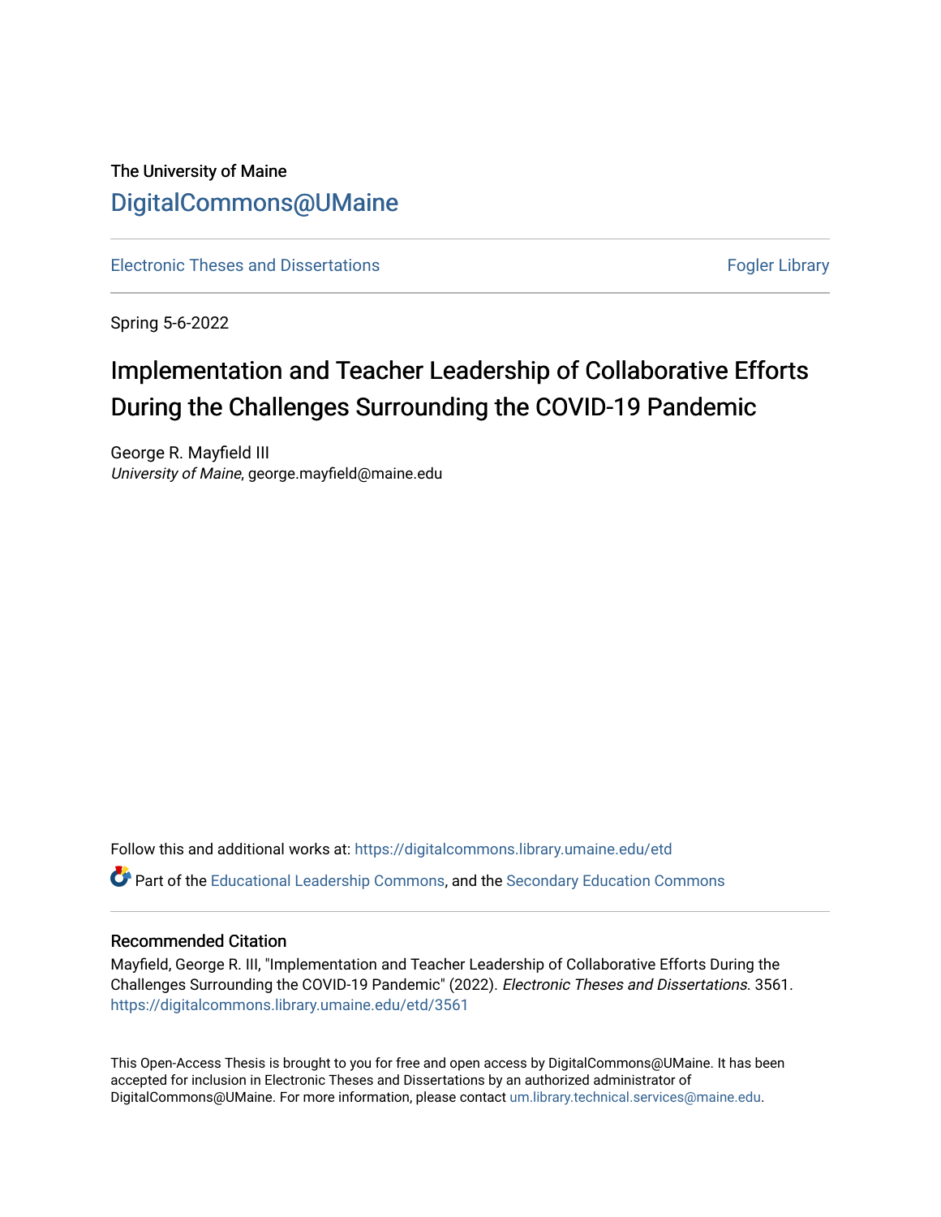The University of Maine

# DigitalCommons@UMaine

Electronic Theses and Dissertations | Fogler Library

Spring 5-6-2022

## Implementation and Teacher Leadership of Collaborative Efforts During the Challenges Surrounding the COVID-19 Pandemic

George R. Mayfield III
*University of Maine*, george.mayfield@maine.edu

Follow this and additional works at: https://digitalcommons.library.umaine.edu/etd

Part of the Educational Leadership Commons, and the Secondary Education Commons

### Recommended Citation

Mayfield, George R. III, "Implementation and Teacher Leadership of Collaborative Efforts During the Challenges Surrounding the COVID-19 Pandemic" (2022). *Electronic Theses and Dissertations*. 3561.
https://digitalcommons.library.umaine.edu/etd/3561

This Open-Access Thesis is brought to you for free and open access by DigitalCommons@UMaine. It has been accepted for inclusion in Electronic Theses and Dissertations by an authorized administrator of DigitalCommons@UMaine. For more information, please contact um.library.technical.services@maine.edu.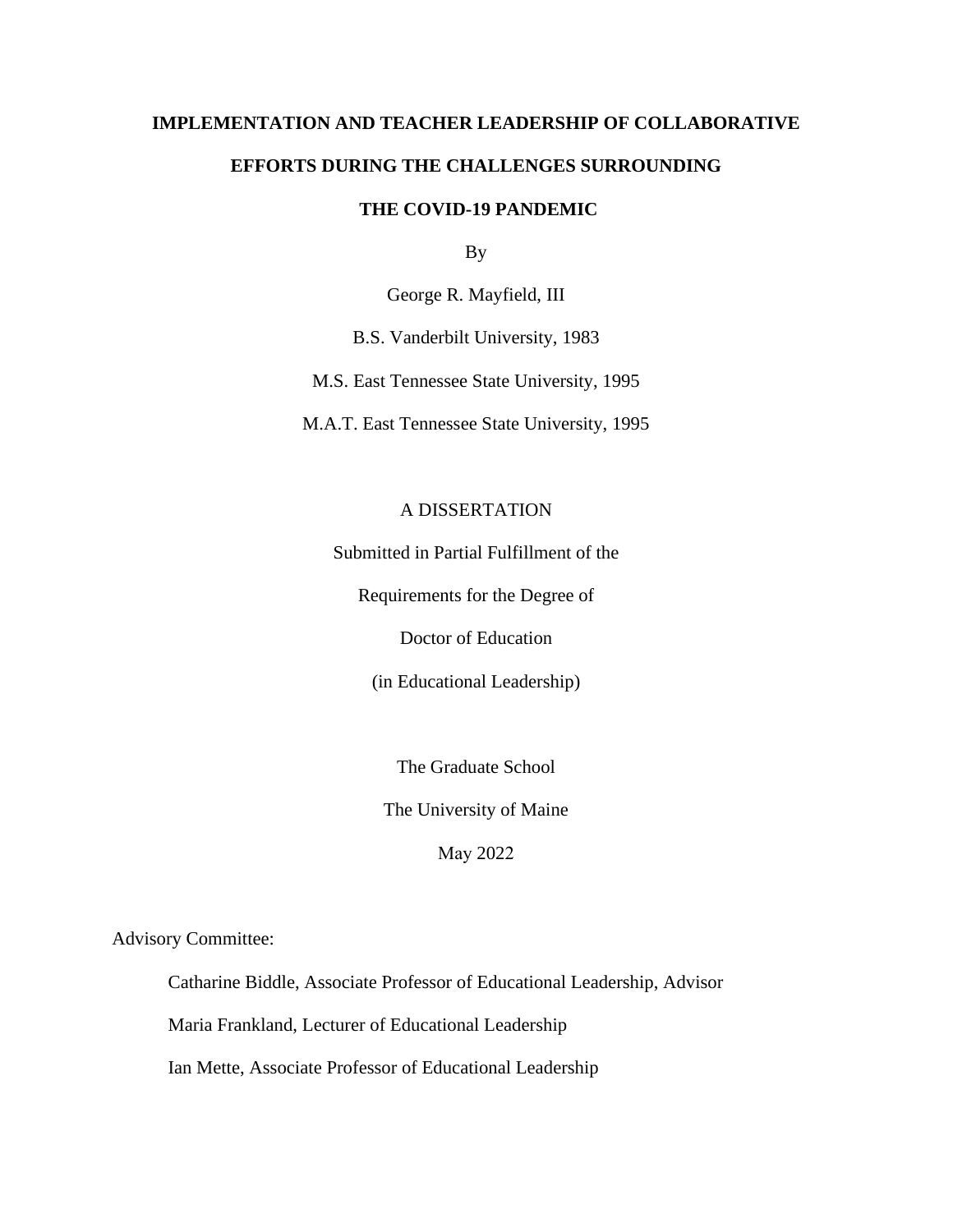**IMPLEMENTATION AND TEACHER LEADERSHIP OF COLLABORATIVE EFFORTS DURING THE CHALLENGES SURROUNDING THE COVID-19 PANDEMIC**

By

George R. Mayfield, III

B.S. Vanderbilt University, 1983

M.S. East Tennessee State University, 1995

M.A.T. East Tennessee State University, 1995

A DISSERTATION

Submitted in Partial Fulfillment of the

Requirements for the Degree of

Doctor of Education

(in Educational Leadership)

The Graduate School

The University of Maine

May 2022

Advisory Committee:

Catharine Biddle, Associate Professor of Educational Leadership, Advisor

Maria Frankland, Lecturer of Educational Leadership

Ian Mette, Associate Professor of Educational Leadership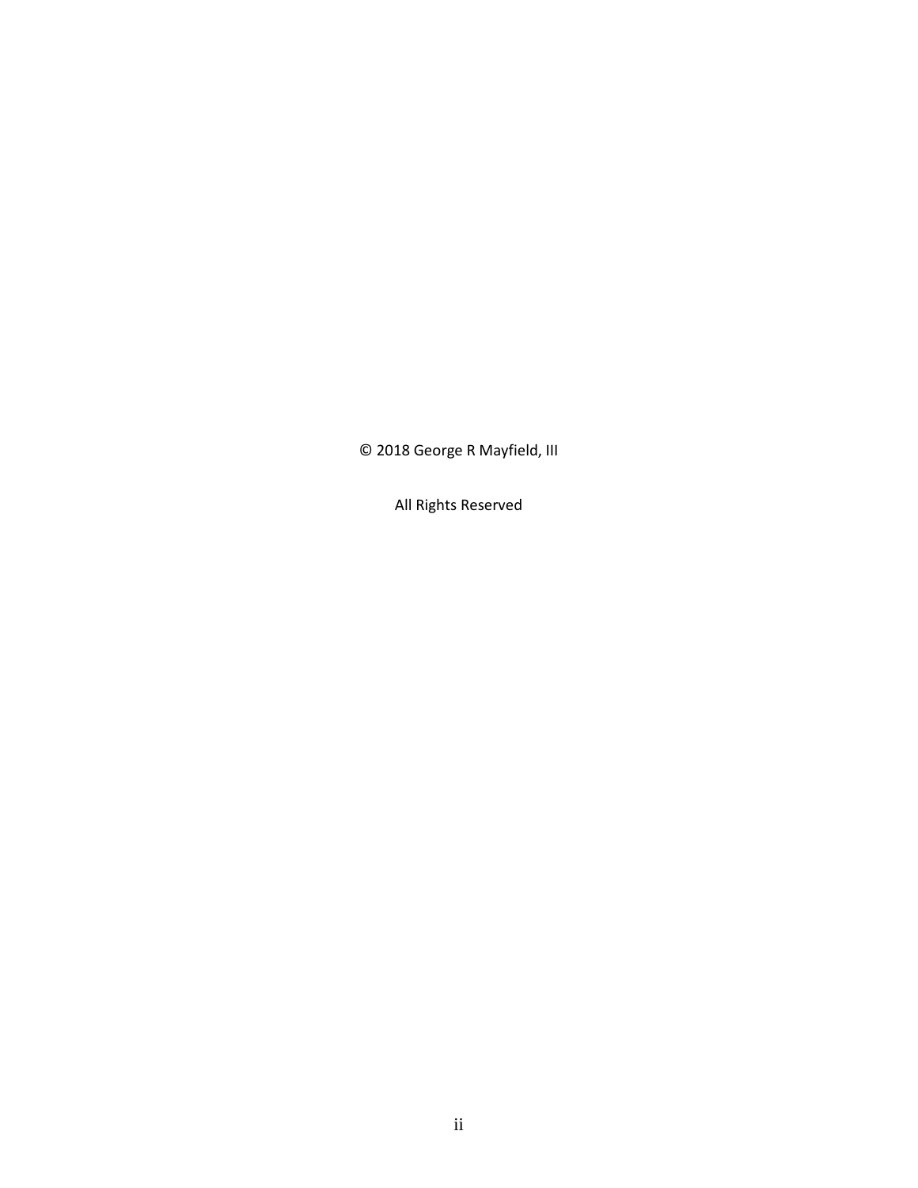© 2018 George R Mayfield, III

All Rights Reserved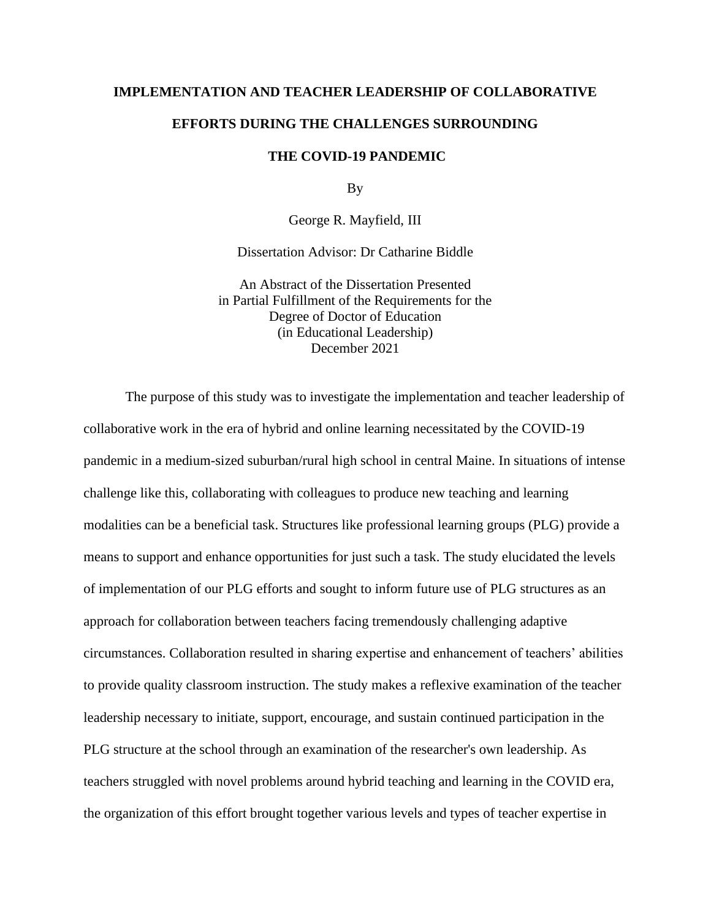**IMPLEMENTATION AND TEACHER LEADERSHIP OF COLLABORATIVE EFFORTS DURING THE CHALLENGES SURROUNDING THE COVID-19 PANDEMIC**

By

George R. Mayfield, III

Dissertation Advisor: Dr Catharine Biddle

An Abstract of the Dissertation Presented
in Partial Fulfillment of the Requirements for the
Degree of Doctor of Education
(in Educational Leadership)
December 2021

The purpose of this study was to investigate the implementation and teacher leadership of collaborative work in the era of hybrid and online learning necessitated by the COVID-19 pandemic in a medium-sized suburban/rural high school in central Maine. In situations of intense challenge like this, collaborating with colleagues to produce new teaching and learning modalities can be a beneficial task. Structures like professional learning groups (PLG) provide a means to support and enhance opportunities for just such a task. The study elucidated the levels of implementation of our PLG efforts and sought to inform future use of PLG structures as an approach for collaboration between teachers facing tremendously challenging adaptive circumstances. Collaboration resulted in sharing expertise and enhancement of teachers' abilities to provide quality classroom instruction. The study makes a reflexive examination of the teacher leadership necessary to initiate, support, encourage, and sustain continued participation in the PLG structure at the school through an examination of the researcher's own leadership. As teachers struggled with novel problems around hybrid teaching and learning in the COVID era, the organization of this effort brought together various levels and types of teacher expertise in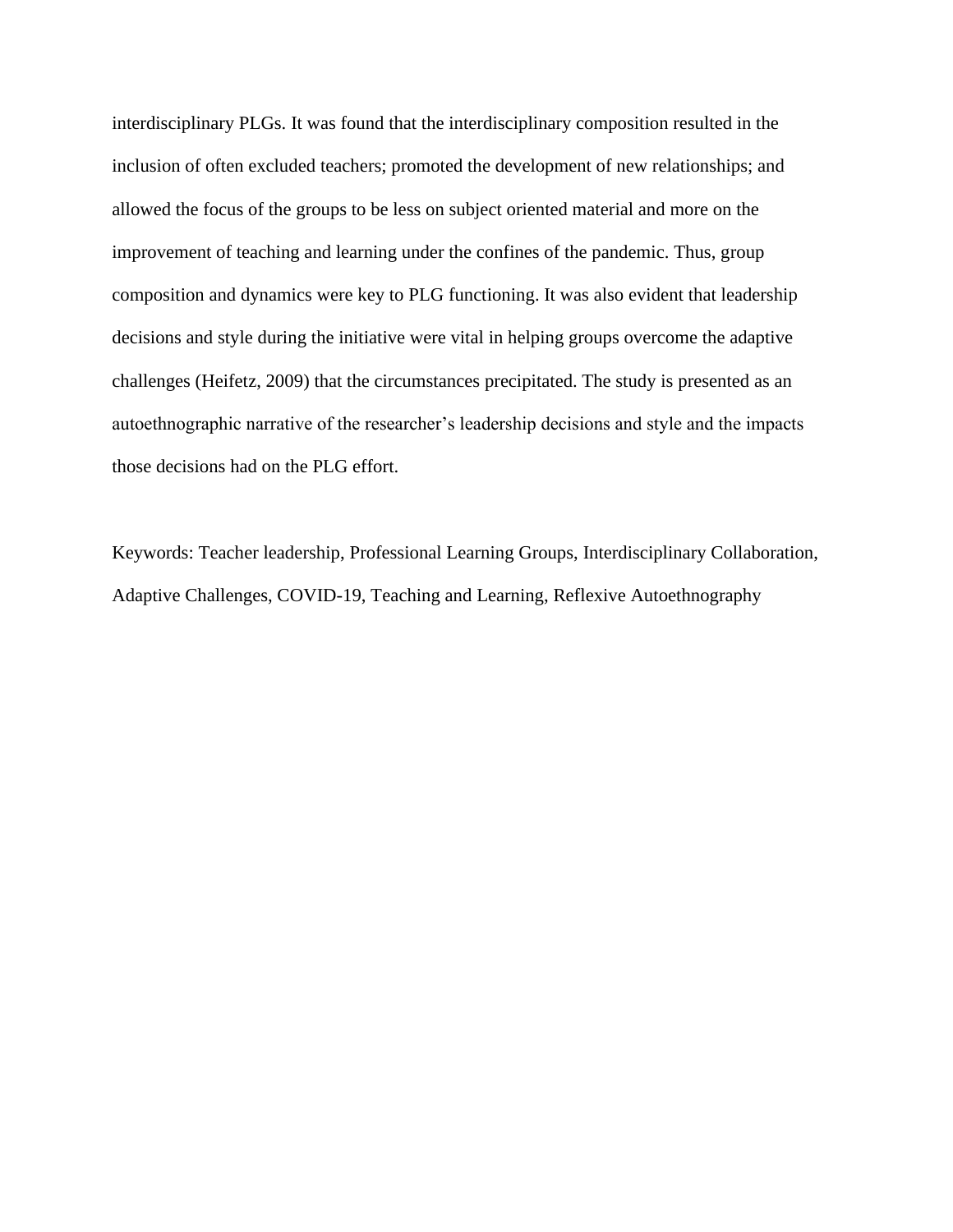interdisciplinary PLGs. It was found that the interdisciplinary composition resulted in the inclusion of often excluded teachers; promoted the development of new relationships; and allowed the focus of the groups to be less on subject oriented material and more on the improvement of teaching and learning under the confines of the pandemic. Thus, group composition and dynamics were key to PLG functioning. It was also evident that leadership decisions and style during the initiative were vital in helping groups overcome the adaptive challenges (Heifetz, 2009) that the circumstances precipitated. The study is presented as an autoethnographic narrative of the researcher's leadership decisions and style and the impacts those decisions had on the PLG effort.

Keywords: Teacher leadership, Professional Learning Groups, Interdisciplinary Collaboration, Adaptive Challenges, COVID-19, Teaching and Learning, Reflexive Autoethnography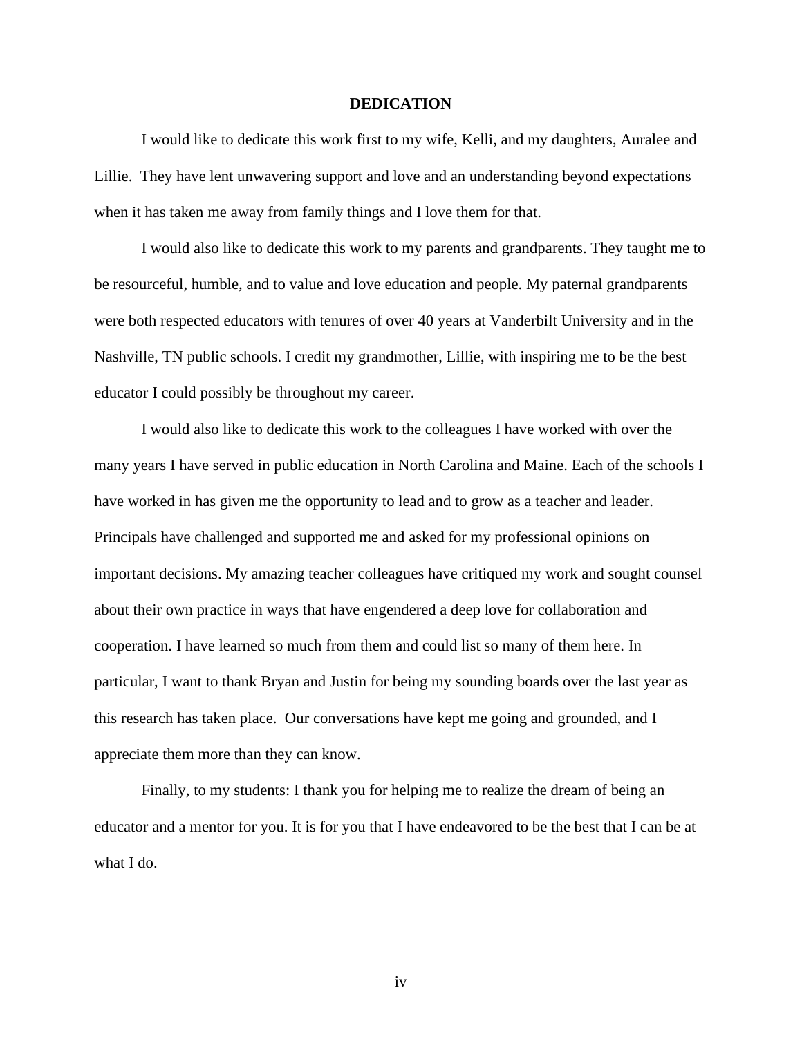# DEDICATION

I would like to dedicate this work first to my wife, Kelli, and my daughters, Auralee and Lillie. They have lent unwavering support and love and an understanding beyond expectations when it has taken me away from family things and I love them for that.

I would also like to dedicate this work to my parents and grandparents. They taught me to be resourceful, humble, and to value and love education and people. My paternal grandparents were both respected educators with tenures of over 40 years at Vanderbilt University and in the Nashville, TN public schools. I credit my grandmother, Lillie, with inspiring me to be the best educator I could possibly be throughout my career.

I would also like to dedicate this work to the colleagues I have worked with over the many years I have served in public education in North Carolina and Maine. Each of the schools I have worked in has given me the opportunity to lead and to grow as a teacher and leader. Principals have challenged and supported me and asked for my professional opinions on important decisions. My amazing teacher colleagues have critiqued my work and sought counsel about their own practice in ways that have engendered a deep love for collaboration and cooperation. I have learned so much from them and could list so many of them here. In particular, I want to thank Bryan and Justin for being my sounding boards over the last year as this research has taken place. Our conversations have kept me going and grounded, and I appreciate them more than they can know.

Finally, to my students: I thank you for helping me to realize the dream of being an educator and a mentor for you. It is for you that I have endeavored to be the best that I can be at what I do.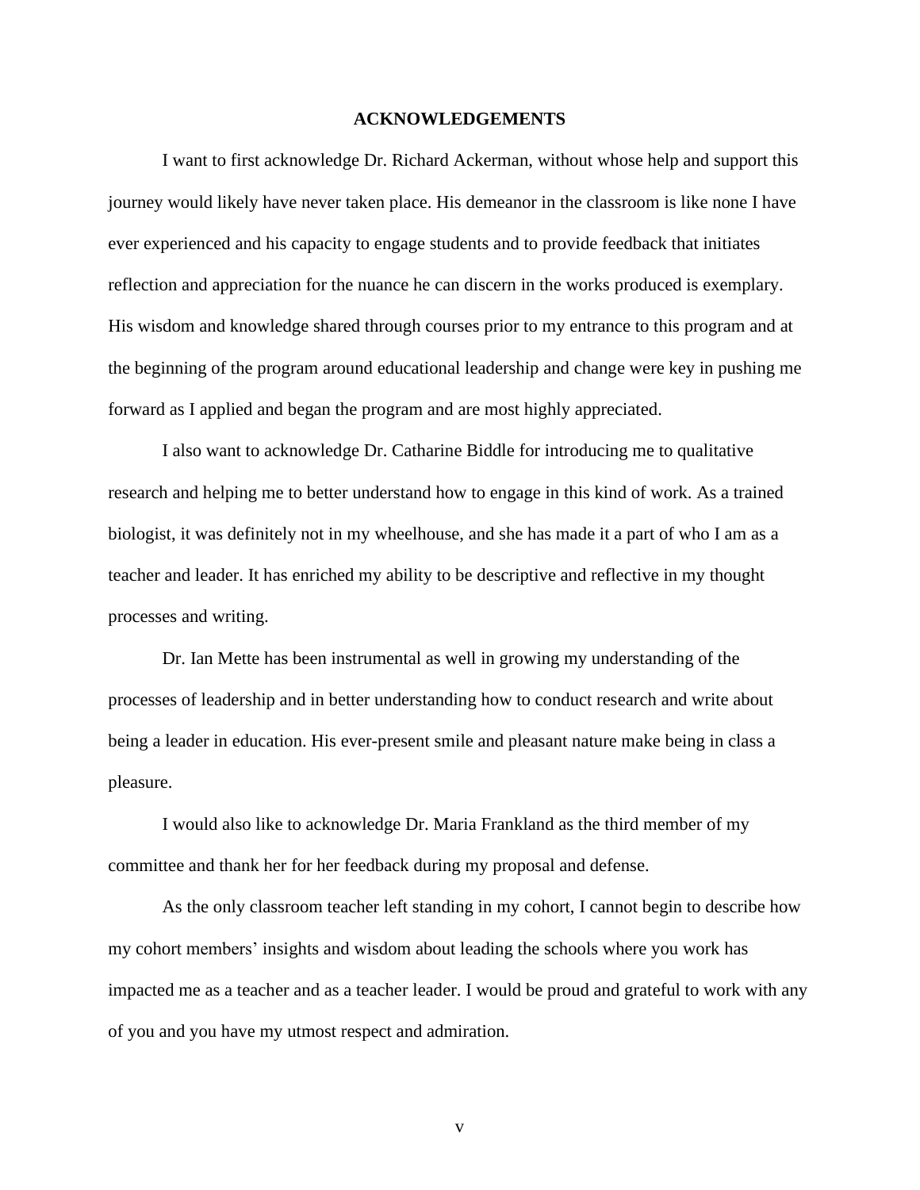# ACKNOWLEDGEMENTS

I want to first acknowledge Dr. Richard Ackerman, without whose help and support this journey would likely have never taken place. His demeanor in the classroom is like none I have ever experienced and his capacity to engage students and to provide feedback that initiates reflection and appreciation for the nuance he can discern in the works produced is exemplary. His wisdom and knowledge shared through courses prior to my entrance to this program and at the beginning of the program around educational leadership and change were key in pushing me forward as I applied and began the program and are most highly appreciated.

I also want to acknowledge Dr. Catharine Biddle for introducing me to qualitative research and helping me to better understand how to engage in this kind of work. As a trained biologist, it was definitely not in my wheelhouse, and she has made it a part of who I am as a teacher and leader. It has enriched my ability to be descriptive and reflective in my thought processes and writing.

Dr. Ian Mette has been instrumental as well in growing my understanding of the processes of leadership and in better understanding how to conduct research and write about being a leader in education. His ever-present smile and pleasant nature make being in class a pleasure.

I would also like to acknowledge Dr. Maria Frankland as the third member of my committee and thank her for her feedback during my proposal and defense.

As the only classroom teacher left standing in my cohort, I cannot begin to describe how my cohort members' insights and wisdom about leading the schools where you work has impacted me as a teacher and as a teacher leader. I would be proud and grateful to work with any of you and you have my utmost respect and admiration.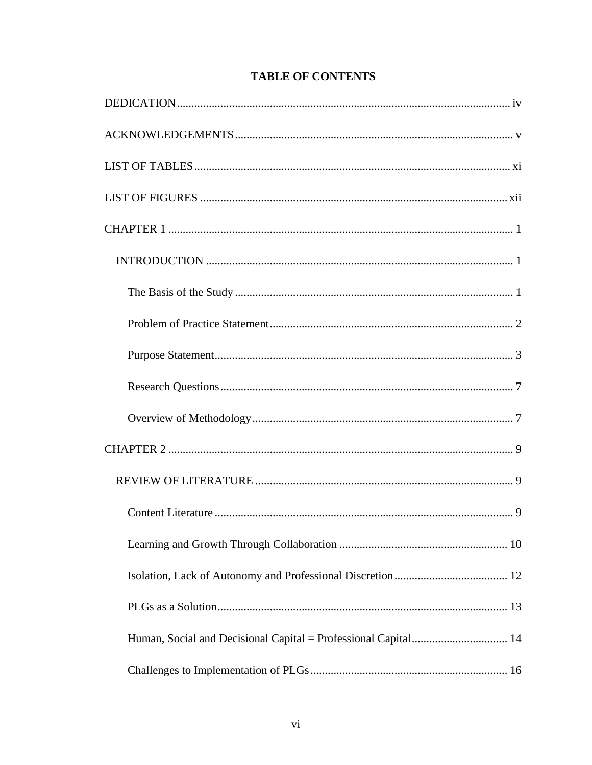# TABLE OF CONTENTS

DEDICATION .................................................................................................................. iv

ACKNOWLEDGEMENTS ................................................................................................. v

LIST OF TABLES ............................................................................................................ xi

LIST OF FIGURES .......................................................................................................... xii

CHAPTER 1 ...................................................................................................................... 1

INTRODUCTION ......................................................................................................... 1

The Basis of the Study ................................................................................................ 1

Problem of Practice Statement .................................................................................... 2

Purpose Statement ....................................................................................................... 3

Research Questions ..................................................................................................... 7

Overview of Methodology .......................................................................................... 7

CHAPTER 2 ...................................................................................................................... 9

REVIEW OF LITERATURE ........................................................................................ 9

Content Literature ....................................................................................................... 9

Learning and Growth Through Collaboration ........................................................... 10

Isolation, Lack of Autonomy and Professional Discretion ........................................ 12

PLGs as a Solution .................................................................................................... 13

Human, Social and Decisional Capital = Professional Capital .................................. 14

Challenges to Implementation of PLGs .................................................................... 16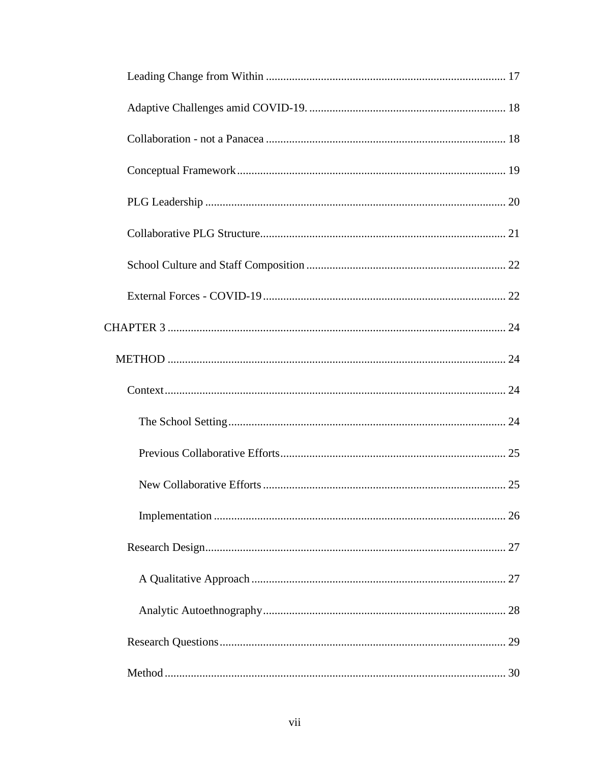Leading Change from Within ..................................................................................... 17

Adaptive Challenges amid COVID-19. ...................................................................... 18

Collaboration - not a Panacea ................................................................................... 18

Conceptual Framework ............................................................................................. 19

PLG Leadership ........................................................................................................ 20

Collaborative PLG Structure ..................................................................................... 21

School Culture and Staff Composition ..................................................................... 22

External Forces - COVID-19 .................................................................................... 22

CHAPTER 3 ...................................................................................................................... 24

METHOD ...................................................................................................................... 24

Context ...................................................................................................................... 24

The School Setting ................................................................................................ 24

Previous Collaborative Efforts .............................................................................. 25

New Collaborative Efforts .................................................................................... 25

Implementation ..................................................................................................... 26

Research Design ........................................................................................................ 27

A Qualitative Approach ........................................................................................ 27

Analytic Autoethnography .................................................................................... 28

Research Questions ................................................................................................... 29

Method ...................................................................................................................... 30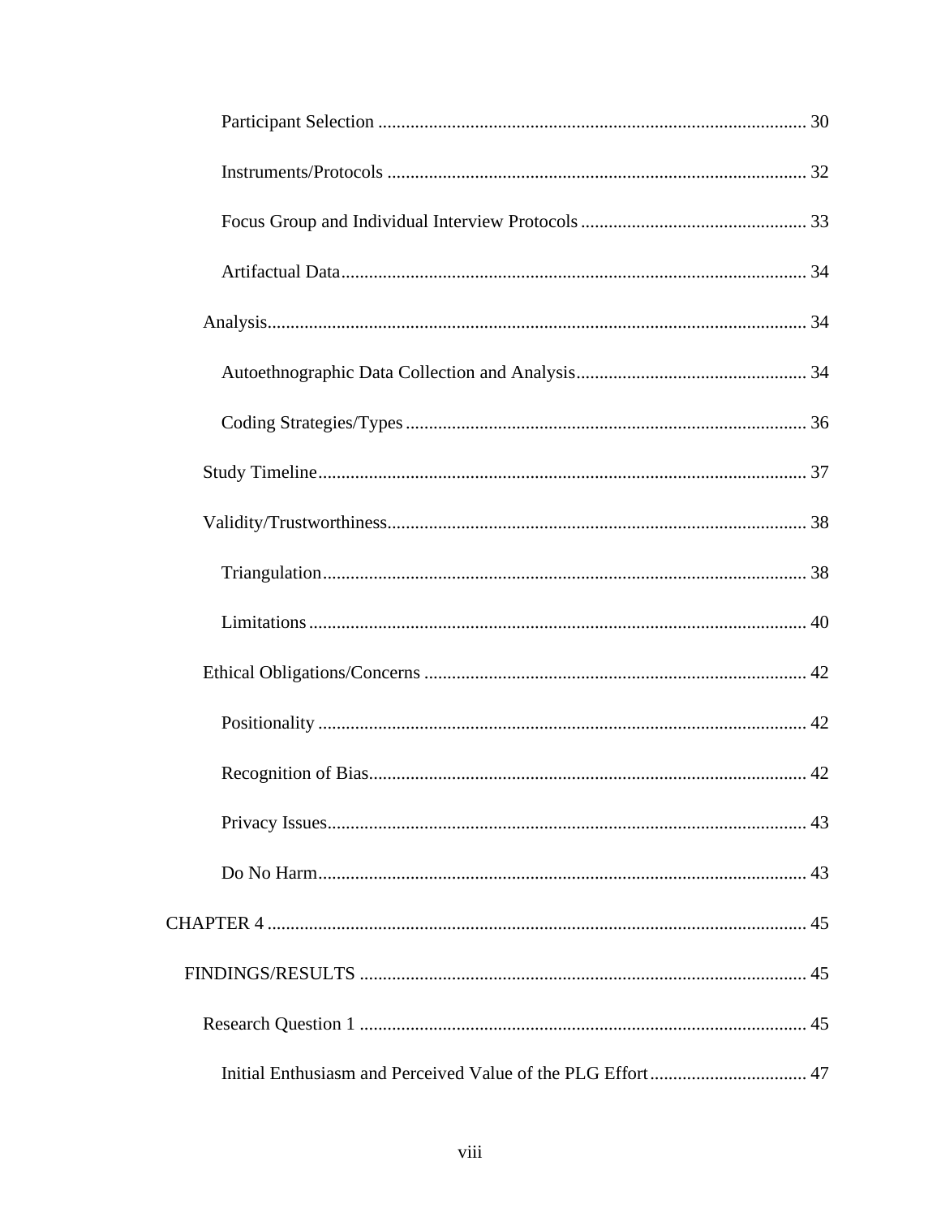Participant Selection ........................................................................................... 30

Instruments/Protocols ......................................................................................... 32

Focus Group and Individual Interview Protocols ................................................ 33

Artifactual Data.................................................................................................... 34

Analysis.................................................................................................................... 34

Autoethnographic Data Collection and Analysis................................................. 34

Coding Strategies/Types ...................................................................................... 36

Study Timeline......................................................................................................... 37

Validity/Trustworthiness.......................................................................................... 38

Triangulation........................................................................................................ 38

Limitations ........................................................................................................... 40

Ethical Obligations/Concerns .................................................................................. 42

Positionality ......................................................................................................... 42

Recognition of Bias.............................................................................................. 42

Privacy Issues....................................................................................................... 43

Do No Harm......................................................................................................... 43

CHAPTER 4 .................................................................................................................... 45

FINDINGS/RESULTS ................................................................................................ 45

Research Question 1 ................................................................................................ 45

Initial Enthusiasm and Perceived Value of the PLG Effort.................................. 47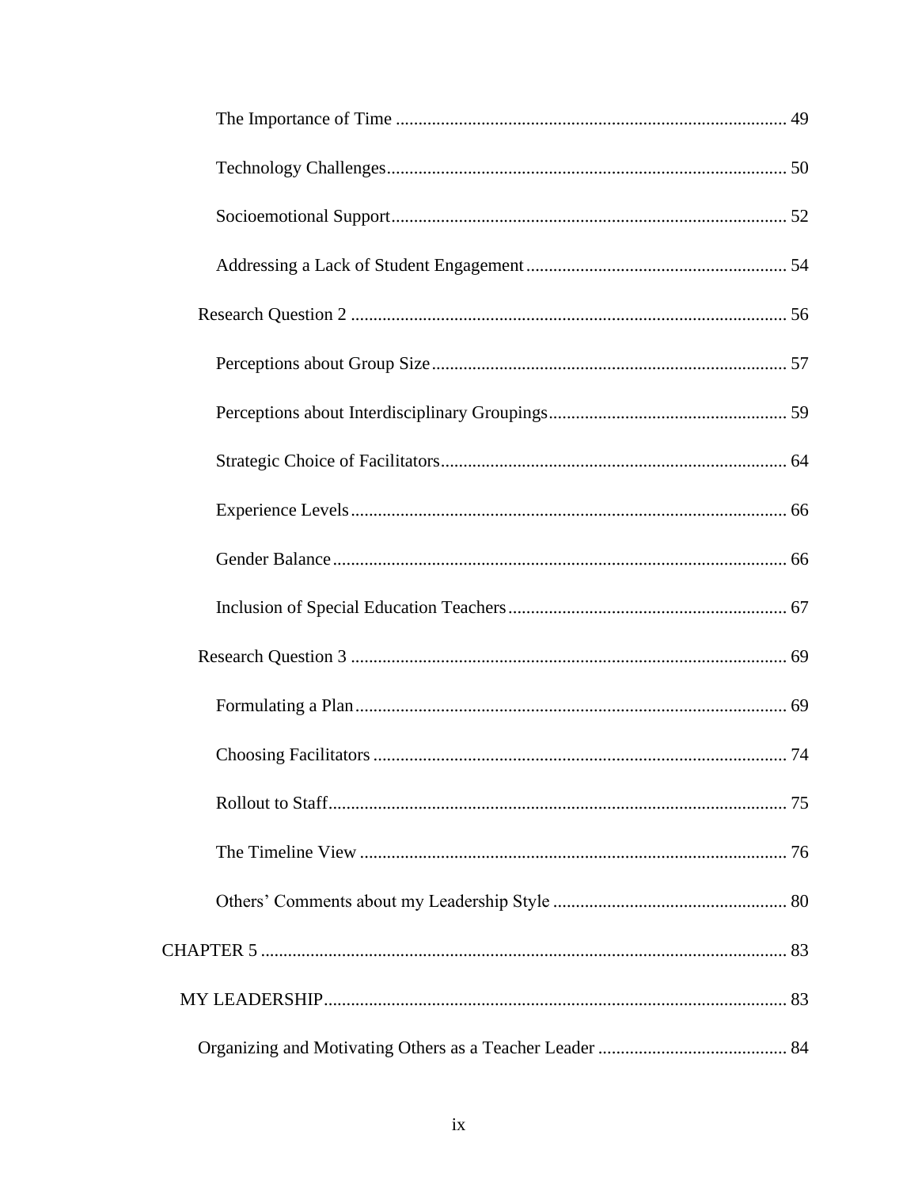The Importance of Time ..................................................................................... 49

Technology Challenges....................................................................................... 50

Socioemotional Support...................................................................................... 52

Addressing a Lack of Student Engagement ......................................................... 54

Research Question 2 ............................................................................................... 56

Perceptions about Group Size............................................................................. 57

Perceptions about Interdisciplinary Groupings.................................................... 59

Strategic Choice of Facilitators........................................................................... 64

Experience Levels............................................................................................... 66

Gender Balance................................................................................................... 66

Inclusion of Special Education Teachers............................................................ 67

Research Question 3 ............................................................................................... 69

Formulating a Plan.............................................................................................. 69

Choosing Facilitators .......................................................................................... 74

Rollout to Staff.................................................................................................... 75

The Timeline View ............................................................................................. 76

Others' Comments about my Leadership Style ................................................... 80

CHAPTER 5 ................................................................................................................... 83

MY LEADERSHIP...................................................................................................... 83

Organizing and Motivating Others as a Teacher Leader ......................................... 84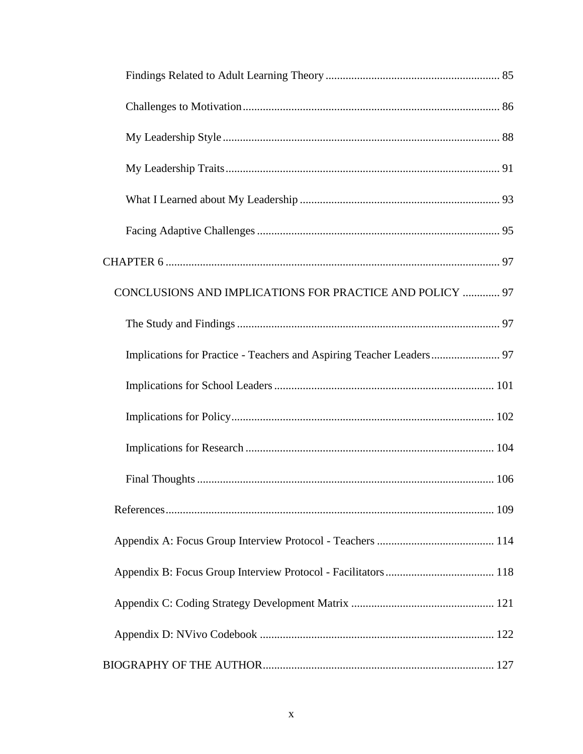Findings Related to Adult Learning Theory ............................................................ 85

Challenges to Motivation ......................................................................................... 86

My Leadership Style ................................................................................................ 88

My Leadership Traits ............................................................................................... 91

What I Learned about My Leadership ..................................................................... 93

Facing Adaptive Challenges .................................................................................... 95

CHAPTER 6 .................................................................................................................... 97

CONCLUSIONS AND IMPLICATIONS FOR PRACTICE AND POLICY ............. 97

The Study and Findings ........................................................................................... 97

Implications for Practice - Teachers and Aspiring Teacher Leaders ........................ 97

Implications for School Leaders ............................................................................ 101

Implications for Policy ........................................................................................... 102

Implications for Research ...................................................................................... 104

Final Thoughts ....................................................................................................... 106

References .................................................................................................................. 109

Appendix A: Focus Group Interview Protocol - Teachers ......................................... 114

Appendix B: Focus Group Interview Protocol - Facilitators ...................................... 118

Appendix C: Coding Strategy Development Matrix ................................................. 121

Appendix D: NVivo Codebook ................................................................................. 122

BIOGRAPHY OF THE AUTHOR ................................................................................ 127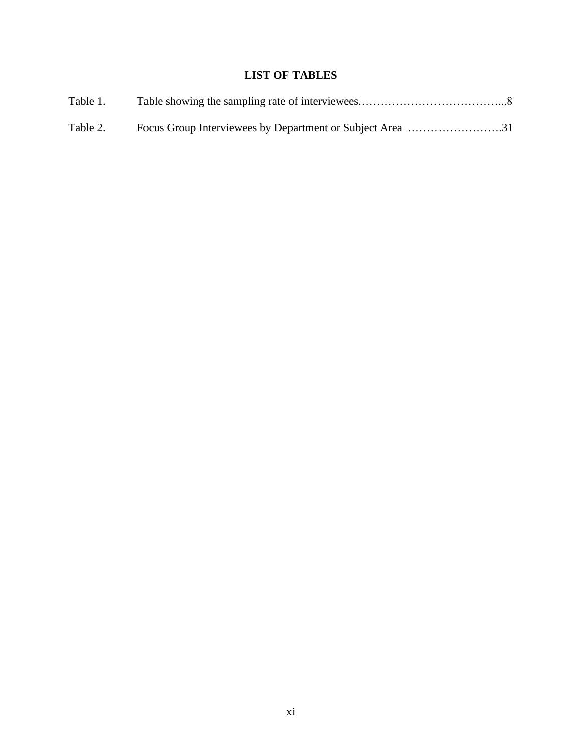## LIST OF TABLES

Table 1. Table showing the sampling rate of interviewees......................................8

Table 2. Focus Group Interviewees by Department or Subject Area .........................31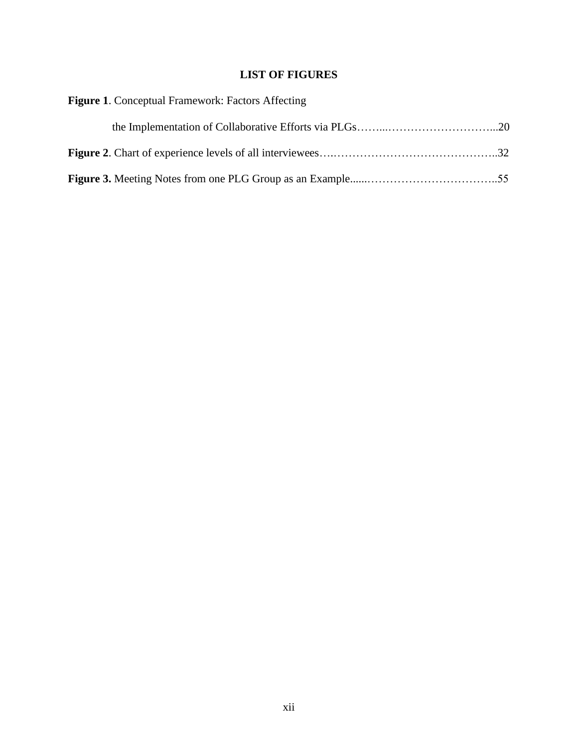## LIST OF FIGURES

**Figure 1**. Conceptual Framework: Factors Affecting the Implementation of Collaborative Efforts via PLGs……...………………………...20

**Figure 2**. Chart of experience levels of all interviewees….……………………………………..32

**Figure 3.** Meeting Notes from one PLG Group as an Example......……………………………..55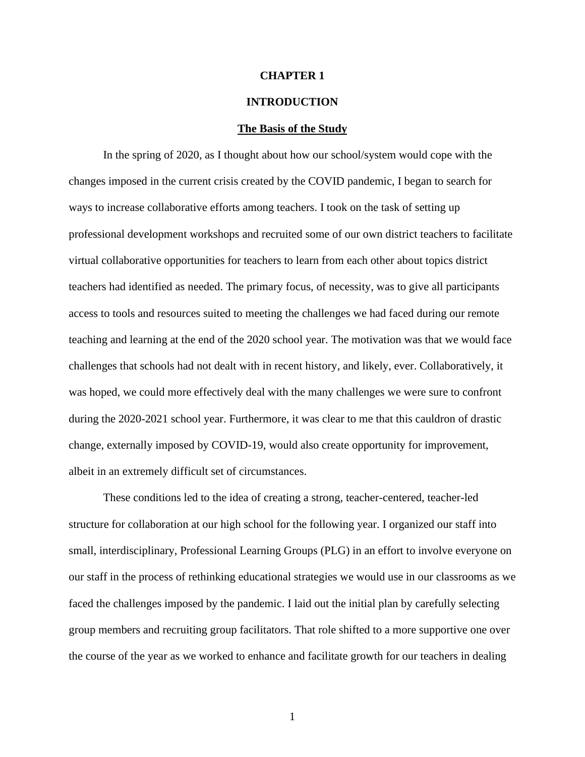# CHAPTER 1

# INTRODUCTION

## <u>The Basis of the Study</u>

In the spring of 2020, as I thought about how our school/system would cope with the changes imposed in the current crisis created by the COVID pandemic, I began to search for ways to increase collaborative efforts among teachers. I took on the task of setting up professional development workshops and recruited some of our own district teachers to facilitate virtual collaborative opportunities for teachers to learn from each other about topics district teachers had identified as needed. The primary focus, of necessity, was to give all participants access to tools and resources suited to meeting the challenges we had faced during our remote teaching and learning at the end of the 2020 school year. The motivation was that we would face challenges that schools had not dealt with in recent history, and likely, ever. Collaboratively, it was hoped, we could more effectively deal with the many challenges we were sure to confront during the 2020-2021 school year. Furthermore, it was clear to me that this cauldron of drastic change, externally imposed by COVID-19, would also create opportunity for improvement, albeit in an extremely difficult set of circumstances.

These conditions led to the idea of creating a strong, teacher-centered, teacher-led structure for collaboration at our high school for the following year. I organized our staff into small, interdisciplinary, Professional Learning Groups (PLG) in an effort to involve everyone on our staff in the process of rethinking educational strategies we would use in our classrooms as we faced the challenges imposed by the pandemic. I laid out the initial plan by carefully selecting group members and recruiting group facilitators. That role shifted to a more supportive one over the course of the year as we worked to enhance and facilitate growth for our teachers in dealing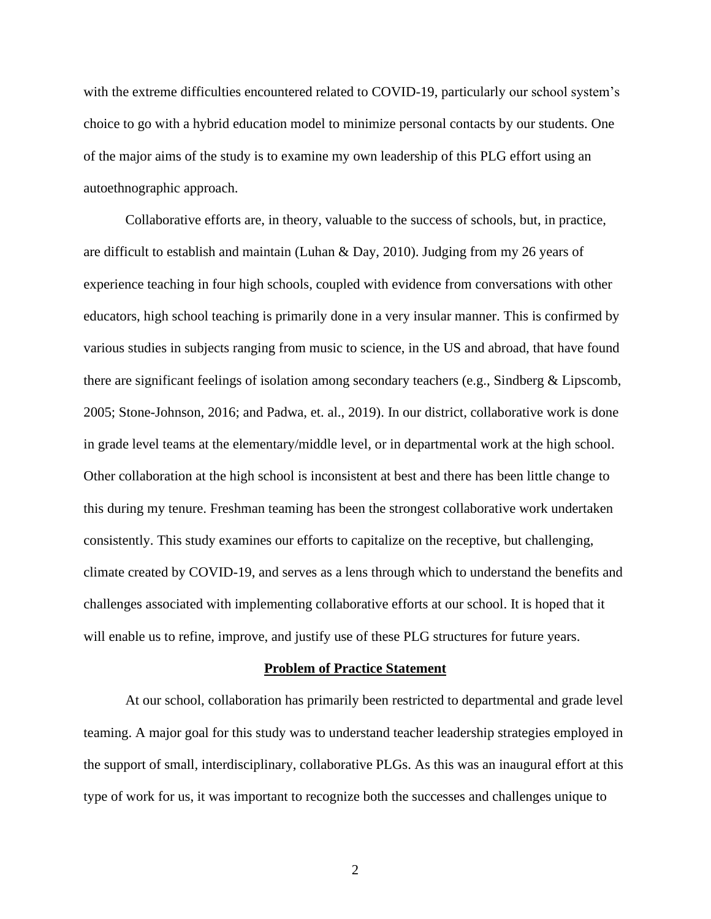with the extreme difficulties encountered related to COVID-19, particularly our school system's choice to go with a hybrid education model to minimize personal contacts by our students. One of the major aims of the study is to examine my own leadership of this PLG effort using an autoethnographic approach.

Collaborative efforts are, in theory, valuable to the success of schools, but, in practice, are difficult to establish and maintain (Luhan & Day, 2010). Judging from my 26 years of experience teaching in four high schools, coupled with evidence from conversations with other educators, high school teaching is primarily done in a very insular manner. This is confirmed by various studies in subjects ranging from music to science, in the US and abroad, that have found there are significant feelings of isolation among secondary teachers (e.g., Sindberg & Lipscomb, 2005; Stone-Johnson, 2016; and Padwa, et. al., 2019). In our district, collaborative work is done in grade level teams at the elementary/middle level, or in departmental work at the high school. Other collaboration at the high school is inconsistent at best and there has been little change to this during my tenure. Freshman teaming has been the strongest collaborative work undertaken consistently. This study examines our efforts to capitalize on the receptive, but challenging, climate created by COVID-19, and serves as a lens through which to understand the benefits and challenges associated with implementing collaborative efforts at our school. It is hoped that it will enable us to refine, improve, and justify use of these PLG structures for future years.

## Problem of Practice Statement

At our school, collaboration has primarily been restricted to departmental and grade level teaming. A major goal for this study was to understand teacher leadership strategies employed in the support of small, interdisciplinary, collaborative PLGs. As this was an inaugural effort at this type of work for us, it was important to recognize both the successes and challenges unique to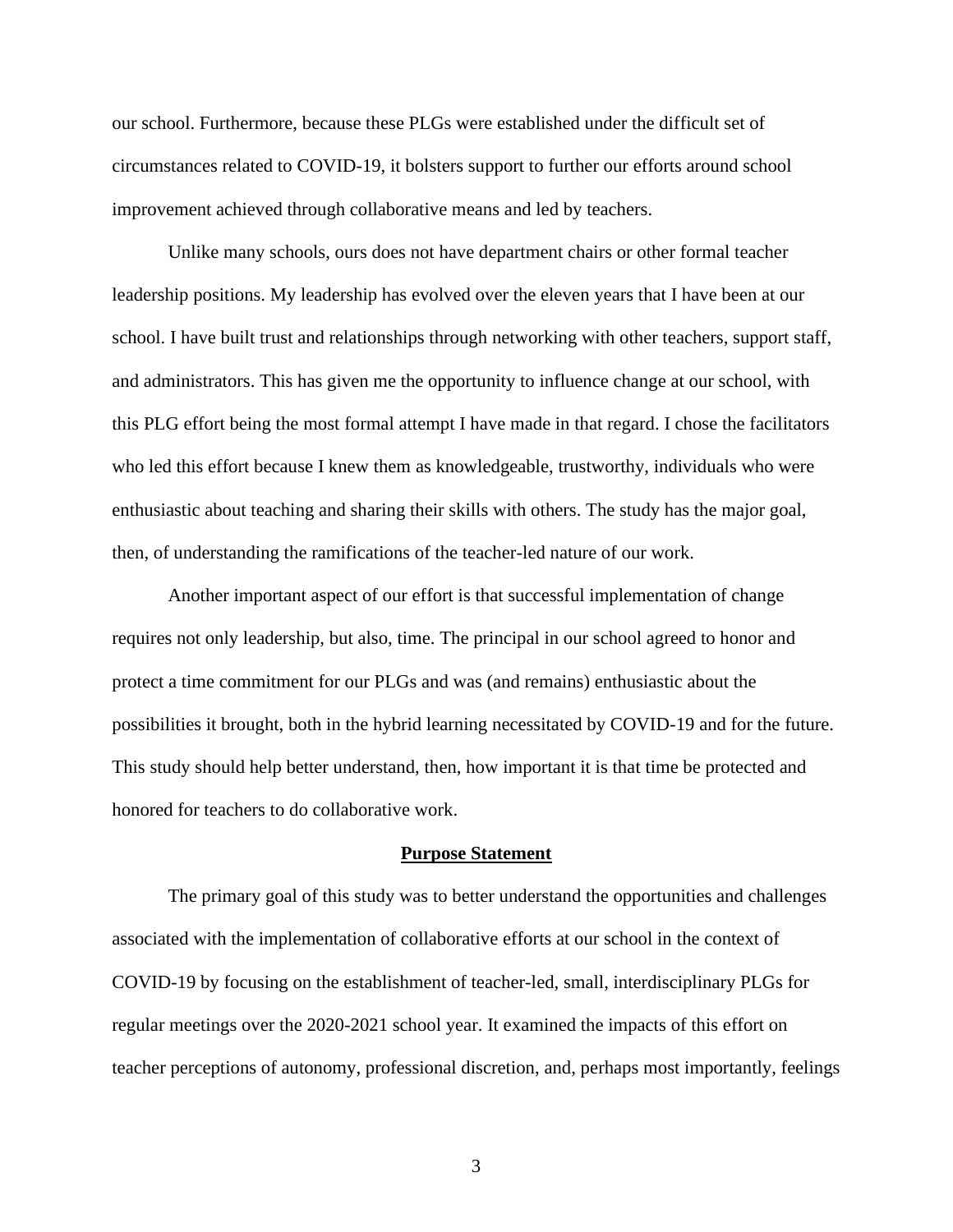our school. Furthermore, because these PLGs were established under the difficult set of circumstances related to COVID-19, it bolsters support to further our efforts around school improvement achieved through collaborative means and led by teachers.

Unlike many schools, ours does not have department chairs or other formal teacher leadership positions. My leadership has evolved over the eleven years that I have been at our school. I have built trust and relationships through networking with other teachers, support staff, and administrators. This has given me the opportunity to influence change at our school, with this PLG effort being the most formal attempt I have made in that regard. I chose the facilitators who led this effort because I knew them as knowledgeable, trustworthy, individuals who were enthusiastic about teaching and sharing their skills with others. The study has the major goal, then, of understanding the ramifications of the teacher-led nature of our work.

Another important aspect of our effort is that successful implementation of change requires not only leadership, but also, time. The principal in our school agreed to honor and protect a time commitment for our PLGs and was (and remains) enthusiastic about the possibilities it brought, both in the hybrid learning necessitated by COVID-19 and for the future. This study should help better understand, then, how important it is that time be protected and honored for teachers to do collaborative work.

## Purpose Statement

The primary goal of this study was to better understand the opportunities and challenges associated with the implementation of collaborative efforts at our school in the context of COVID-19 by focusing on the establishment of teacher-led, small, interdisciplinary PLGs for regular meetings over the 2020-2021 school year. It examined the impacts of this effort on teacher perceptions of autonomy, professional discretion, and, perhaps most importantly, feelings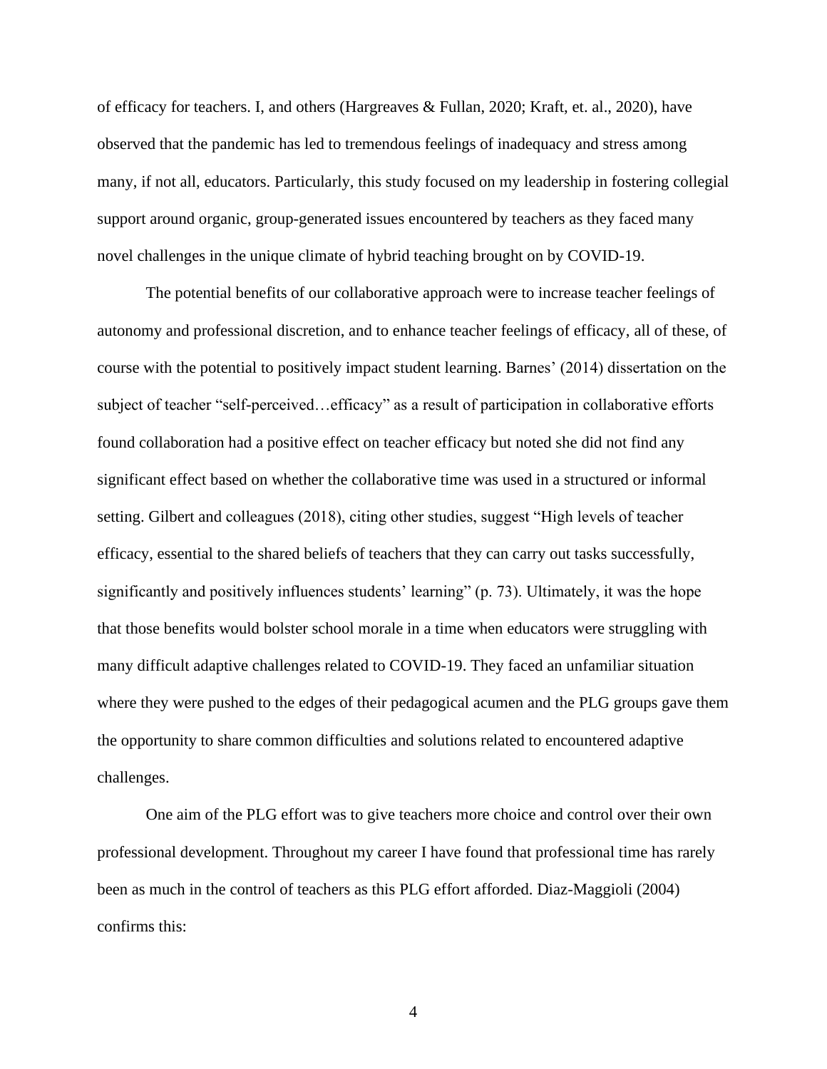of efficacy for teachers. I, and others (Hargreaves & Fullan, 2020; Kraft, et. al., 2020), have observed that the pandemic has led to tremendous feelings of inadequacy and stress among many, if not all, educators. Particularly, this study focused on my leadership in fostering collegial support around organic, group-generated issues encountered by teachers as they faced many novel challenges in the unique climate of hybrid teaching brought on by COVID-19.

The potential benefits of our collaborative approach were to increase teacher feelings of autonomy and professional discretion, and to enhance teacher feelings of efficacy, all of these, of course with the potential to positively impact student learning. Barnes' (2014) dissertation on the subject of teacher "self-perceived…efficacy" as a result of participation in collaborative efforts found collaboration had a positive effect on teacher efficacy but noted she did not find any significant effect based on whether the collaborative time was used in a structured or informal setting. Gilbert and colleagues (2018), citing other studies, suggest "High levels of teacher efficacy, essential to the shared beliefs of teachers that they can carry out tasks successfully, significantly and positively influences students' learning" (p. 73). Ultimately, it was the hope that those benefits would bolster school morale in a time when educators were struggling with many difficult adaptive challenges related to COVID-19. They faced an unfamiliar situation where they were pushed to the edges of their pedagogical acumen and the PLG groups gave them the opportunity to share common difficulties and solutions related to encountered adaptive challenges.

One aim of the PLG effort was to give teachers more choice and control over their own professional development. Throughout my career I have found that professional time has rarely been as much in the control of teachers as this PLG effort afforded. Diaz-Maggioli (2004) confirms this: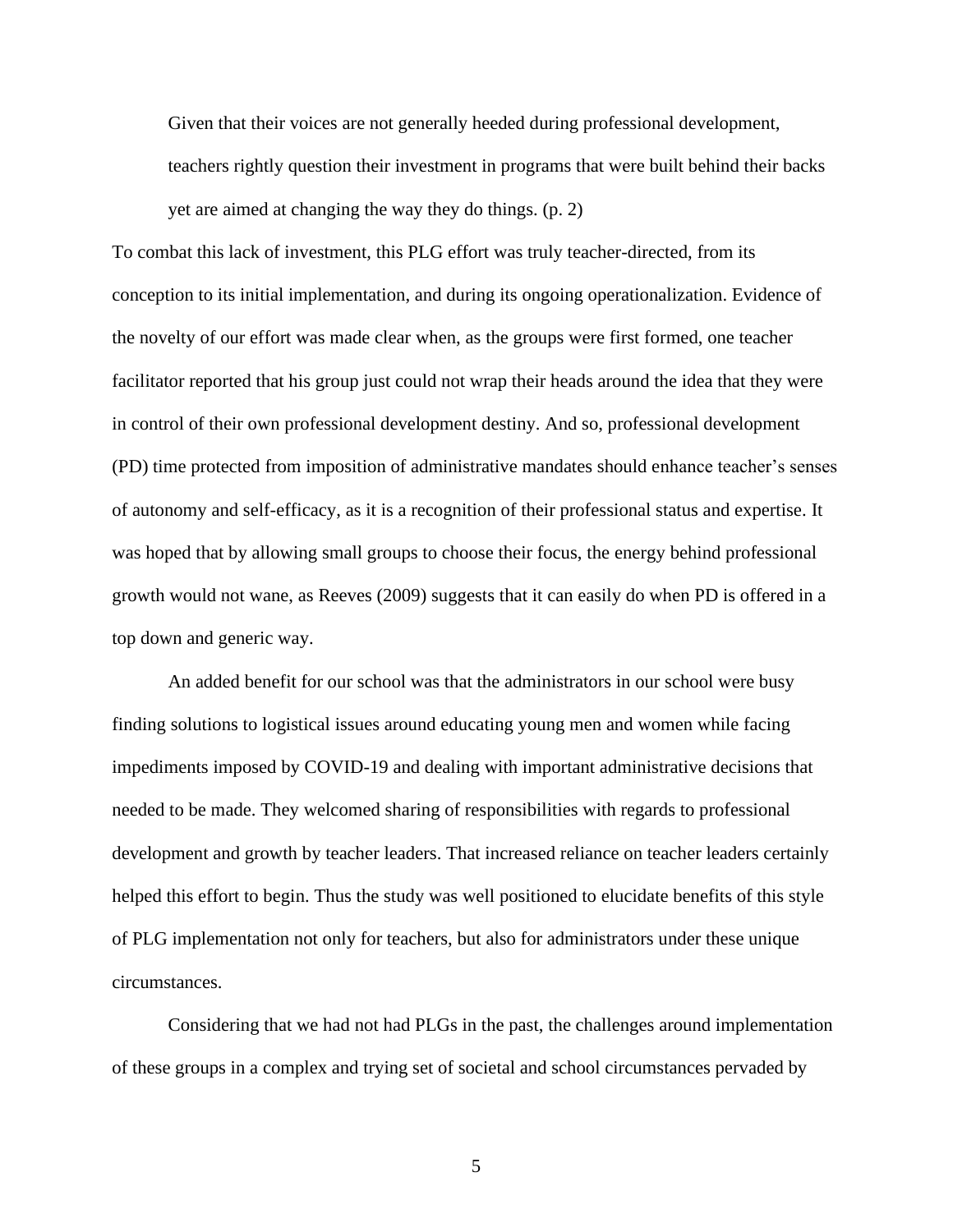> Given that their voices are not generally heeded during professional development, teachers rightly question their investment in programs that were built behind their backs yet are aimed at changing the way they do things. (p. 2)

To combat this lack of investment, this PLG effort was truly teacher-directed, from its conception to its initial implementation, and during its ongoing operationalization. Evidence of the novelty of our effort was made clear when, as the groups were first formed, one teacher facilitator reported that his group just could not wrap their heads around the idea that they were in control of their own professional development destiny. And so, professional development (PD) time protected from imposition of administrative mandates should enhance teacher's senses of autonomy and self-efficacy, as it is a recognition of their professional status and expertise. It was hoped that by allowing small groups to choose their focus, the energy behind professional growth would not wane, as Reeves (2009) suggests that it can easily do when PD is offered in a top down and generic way.

An added benefit for our school was that the administrators in our school were busy finding solutions to logistical issues around educating young men and women while facing impediments imposed by COVID-19 and dealing with important administrative decisions that needed to be made. They welcomed sharing of responsibilities with regards to professional development and growth by teacher leaders. That increased reliance on teacher leaders certainly helped this effort to begin. Thus the study was well positioned to elucidate benefits of this style of PLG implementation not only for teachers, but also for administrators under these unique circumstances.

Considering that we had not had PLGs in the past, the challenges around implementation of these groups in a complex and trying set of societal and school circumstances pervaded by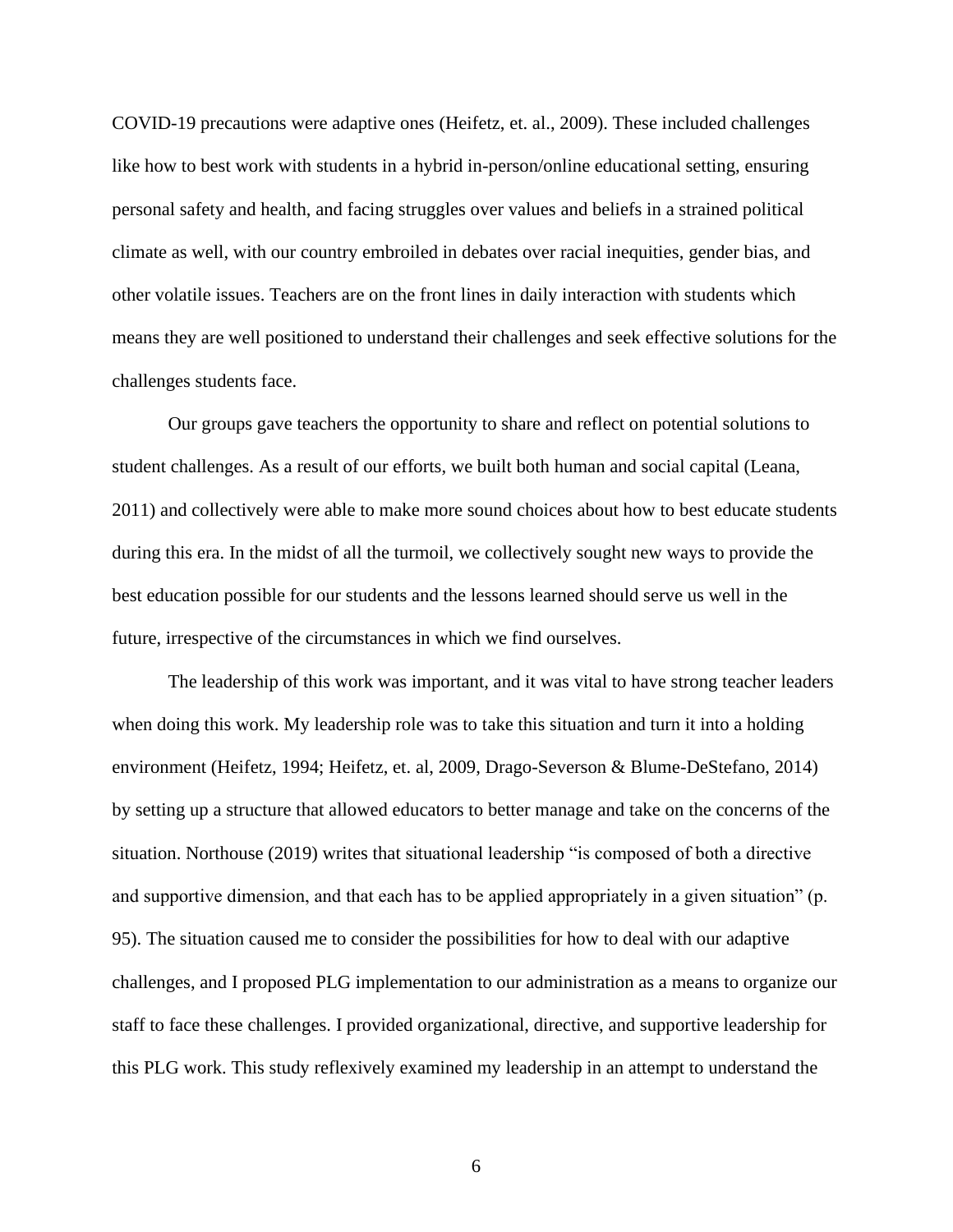COVID-19 precautions were adaptive ones (Heifetz, et. al., 2009). These included challenges like how to best work with students in a hybrid in-person/online educational setting, ensuring personal safety and health, and facing struggles over values and beliefs in a strained political climate as well, with our country embroiled in debates over racial inequities, gender bias, and other volatile issues. Teachers are on the front lines in daily interaction with students which means they are well positioned to understand their challenges and seek effective solutions for the challenges students face.

Our groups gave teachers the opportunity to share and reflect on potential solutions to student challenges. As a result of our efforts, we built both human and social capital (Leana, 2011) and collectively were able to make more sound choices about how to best educate students during this era. In the midst of all the turmoil, we collectively sought new ways to provide the best education possible for our students and the lessons learned should serve us well in the future, irrespective of the circumstances in which we find ourselves.

The leadership of this work was important, and it was vital to have strong teacher leaders when doing this work. My leadership role was to take this situation and turn it into a holding environment (Heifetz, 1994; Heifetz, et. al, 2009, Drago-Severson & Blume-DeStefano, 2014) by setting up a structure that allowed educators to better manage and take on the concerns of the situation. Northouse (2019) writes that situational leadership "is composed of both a directive and supportive dimension, and that each has to be applied appropriately in a given situation" (p. 95). The situation caused me to consider the possibilities for how to deal with our adaptive challenges, and I proposed PLG implementation to our administration as a means to organize our staff to face these challenges. I provided organizational, directive, and supportive leadership for this PLG work. This study reflexively examined my leadership in an attempt to understand the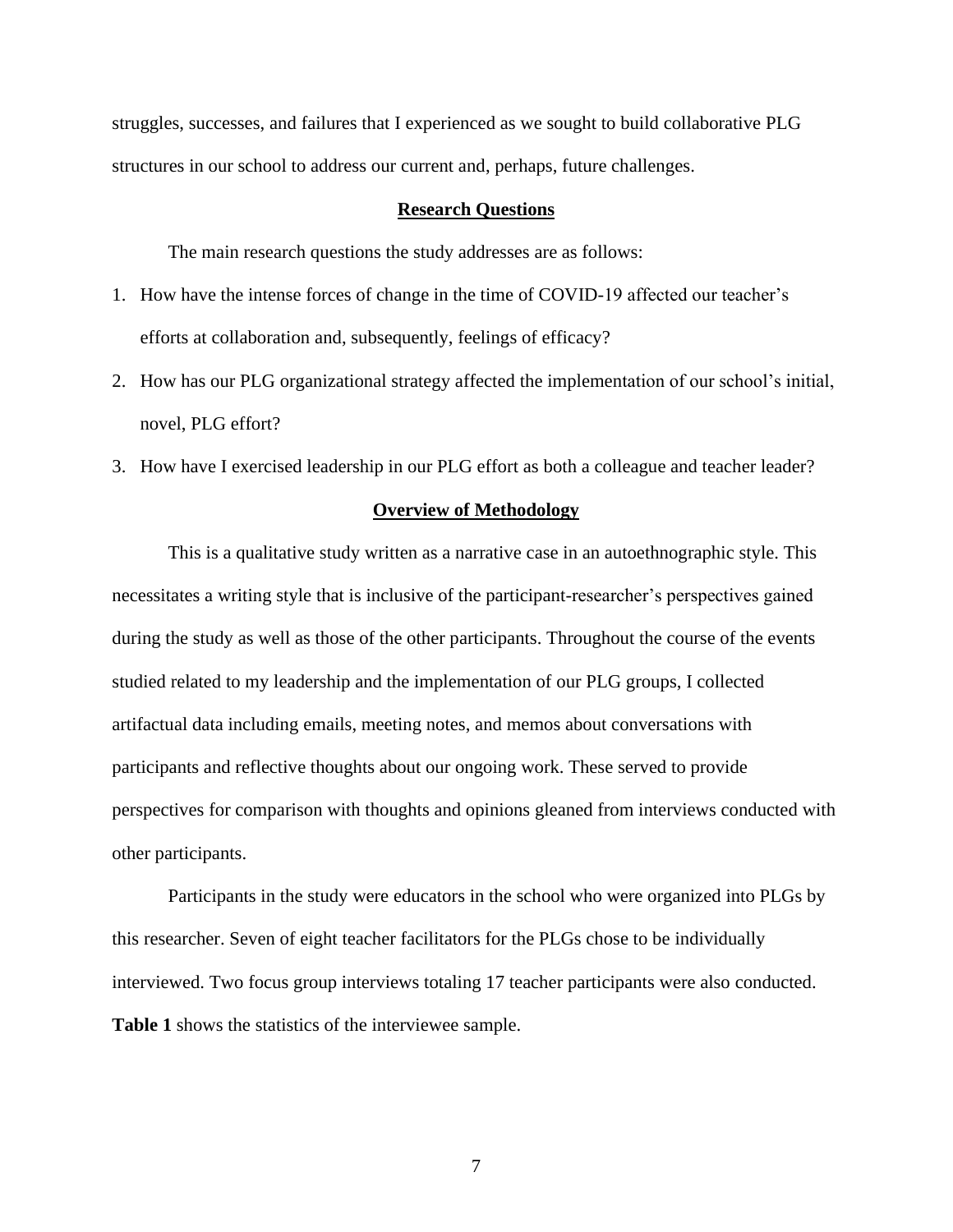struggles, successes, and failures that I experienced as we sought to build collaborative PLG structures in our school to address our current and, perhaps, future challenges.

## Research Questions

The main research questions the study addresses are as follows:

1. How have the intense forces of change in the time of COVID-19 affected our teacher's efforts at collaboration and, subsequently, feelings of efficacy?
2. How has our PLG organizational strategy affected the implementation of our school's initial, novel, PLG effort?
3. How have I exercised leadership in our PLG effort as both a colleague and teacher leader?

## Overview of Methodology

This is a qualitative study written as a narrative case in an autoethnographic style. This necessitates a writing style that is inclusive of the participant-researcher's perspectives gained during the study as well as those of the other participants. Throughout the course of the events studied related to my leadership and the implementation of our PLG groups, I collected artifactual data including emails, meeting notes, and memos about conversations with participants and reflective thoughts about our ongoing work. These served to provide perspectives for comparison with thoughts and opinions gleaned from interviews conducted with other participants.

Participants in the study were educators in the school who were organized into PLGs by this researcher. Seven of eight teacher facilitators for the PLGs chose to be individually interviewed. Two focus group interviews totaling 17 teacher participants were also conducted. **Table 1** shows the statistics of the interviewee sample.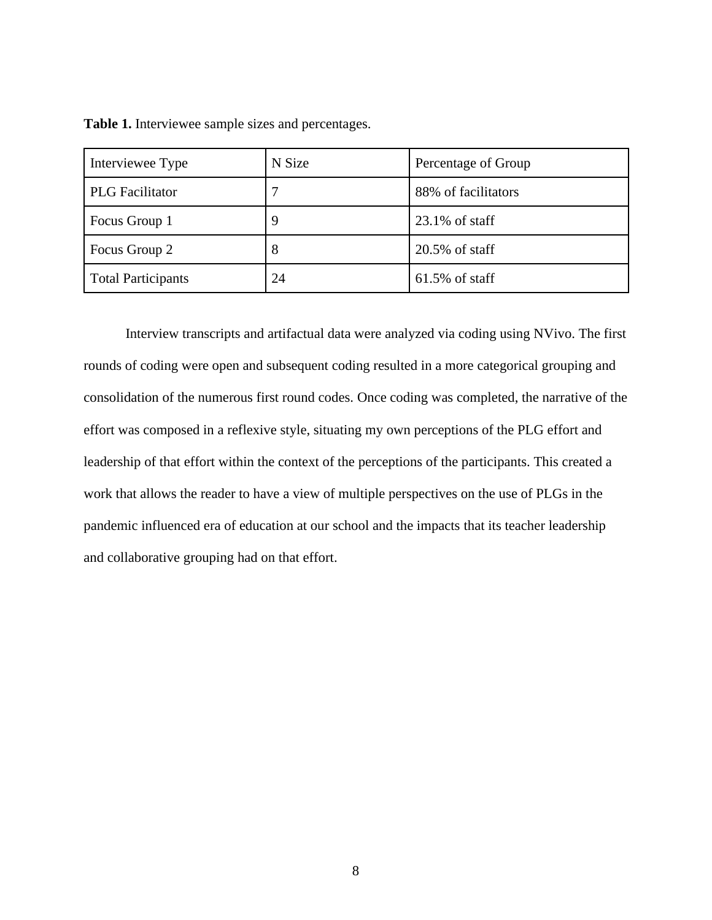**Table 1.** Interviewee sample sizes and percentages.

| Interviewee Type | N Size | Percentage of Group |
|---|---|---|
| PLG Facilitator | 7 | 88% of facilitators |
| Focus Group 1 | 9 | 23.1% of staff |
| Focus Group 2 | 8 | 20.5% of staff |
| Total Participants | 24 | 61.5% of staff |

Interview transcripts and artifactual data were analyzed via coding using NVivo. The first rounds of coding were open and subsequent coding resulted in a more categorical grouping and consolidation of the numerous first round codes. Once coding was completed, the narrative of the effort was composed in a reflexive style, situating my own perceptions of the PLG effort and leadership of that effort within the context of the perceptions of the participants. This created a work that allows the reader to have a view of multiple perspectives on the use of PLGs in the pandemic influenced era of education at our school and the impacts that its teacher leadership and collaborative grouping had on that effort.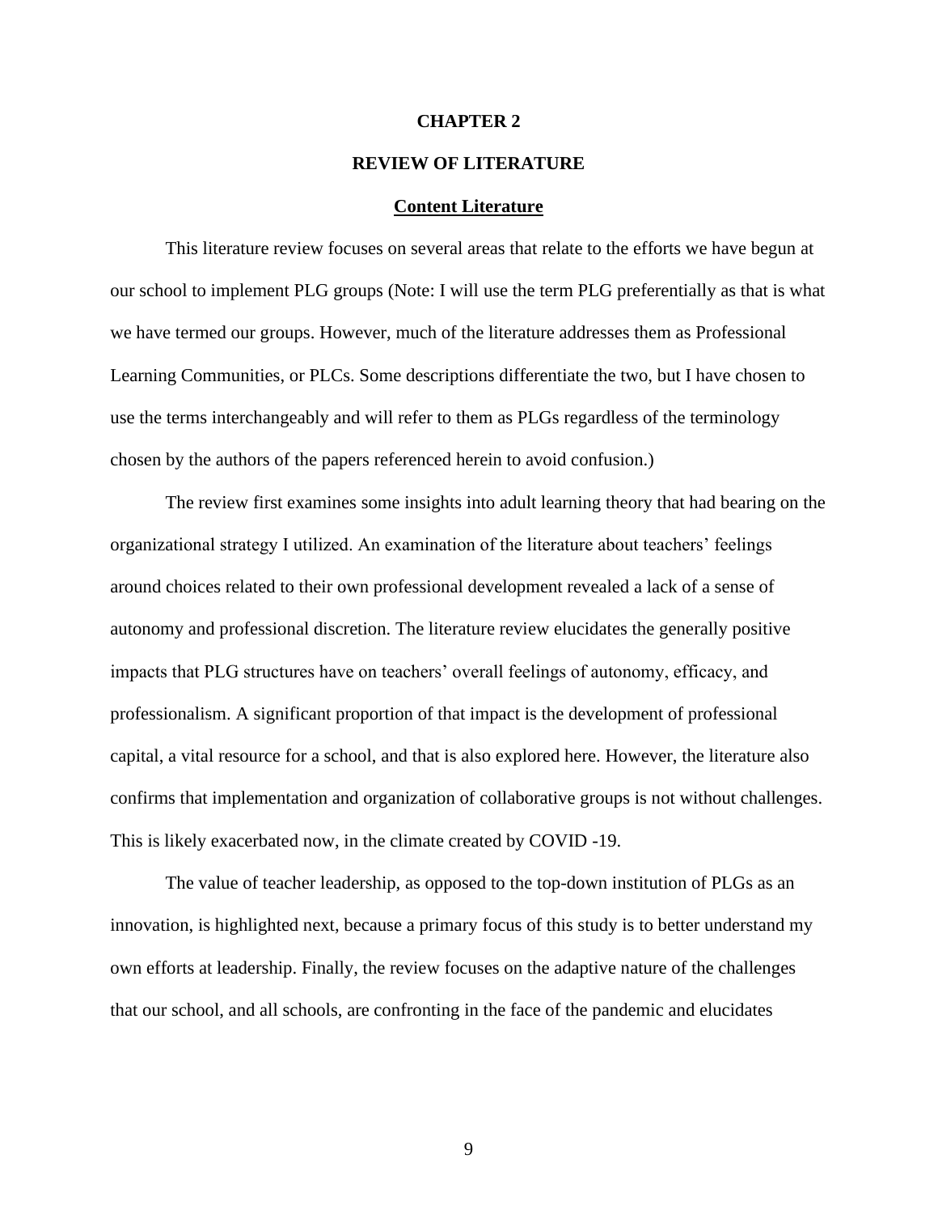# CHAPTER 2

# REVIEW OF LITERATURE

## Content Literature

This literature review focuses on several areas that relate to the efforts we have begun at our school to implement PLG groups (Note: I will use the term PLG preferentially as that is what we have termed our groups. However, much of the literature addresses them as Professional Learning Communities, or PLCs. Some descriptions differentiate the two, but I have chosen to use the terms interchangeably and will refer to them as PLGs regardless of the terminology chosen by the authors of the papers referenced herein to avoid confusion.)

The review first examines some insights into adult learning theory that had bearing on the organizational strategy I utilized. An examination of the literature about teachers' feelings around choices related to their own professional development revealed a lack of a sense of autonomy and professional discretion. The literature review elucidates the generally positive impacts that PLG structures have on teachers' overall feelings of autonomy, efficacy, and professionalism. A significant proportion of that impact is the development of professional capital, a vital resource for a school, and that is also explored here. However, the literature also confirms that implementation and organization of collaborative groups is not without challenges. This is likely exacerbated now, in the climate created by COVID -19.

The value of teacher leadership, as opposed to the top-down institution of PLGs as an innovation, is highlighted next, because a primary focus of this study is to better understand my own efforts at leadership. Finally, the review focuses on the adaptive nature of the challenges that our school, and all schools, are confronting in the face of the pandemic and elucidates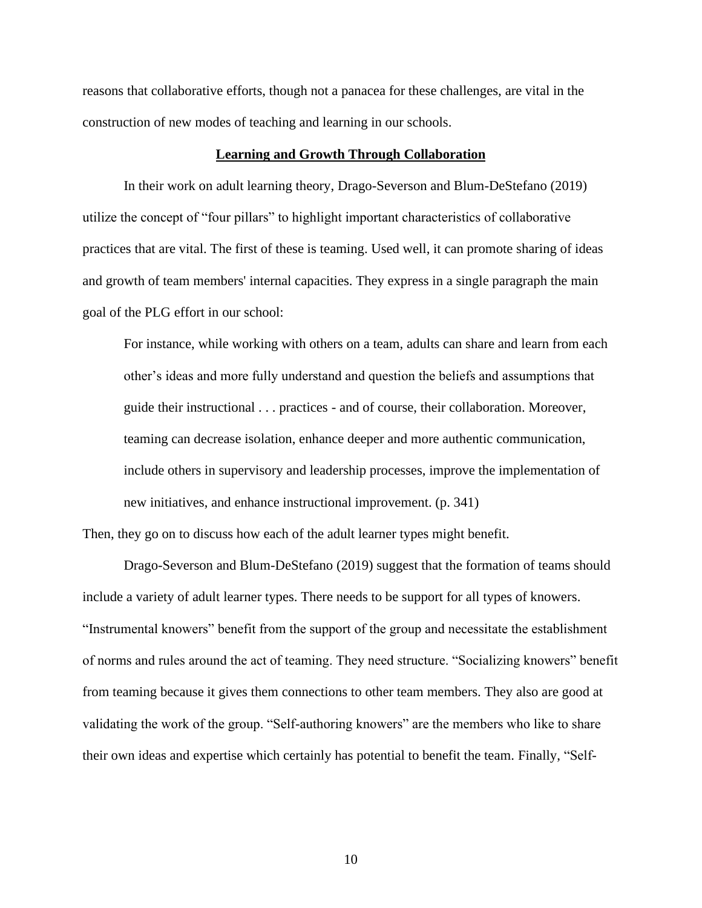reasons that collaborative efforts, though not a panacea for these challenges, are vital in the construction of new modes of teaching and learning in our schools.

## Learning and Growth Through Collaboration

In their work on adult learning theory, Drago-Severson and Blum-DeStefano (2019) utilize the concept of "four pillars" to highlight important characteristics of collaborative practices that are vital. The first of these is teaming. Used well, it can promote sharing of ideas and growth of team members' internal capacities. They express in a single paragraph the main goal of the PLG effort in our school:

> For instance, while working with others on a team, adults can share and learn from each other's ideas and more fully understand and question the beliefs and assumptions that guide their instructional . . . practices - and of course, their collaboration. Moreover, teaming can decrease isolation, enhance deeper and more authentic communication, include others in supervisory and leadership processes, improve the implementation of new initiatives, and enhance instructional improvement. (p. 341)

Then, they go on to discuss how each of the adult learner types might benefit.

Drago-Severson and Blum-DeStefano (2019) suggest that the formation of teams should include a variety of adult learner types. There needs to be support for all types of knowers. "Instrumental knowers" benefit from the support of the group and necessitate the establishment of norms and rules around the act of teaming. They need structure. "Socializing knowers" benefit from teaming because it gives them connections to other team members. They also are good at validating the work of the group. "Self-authoring knowers" are the members who like to share their own ideas and expertise which certainly has potential to benefit the team. Finally, "Self-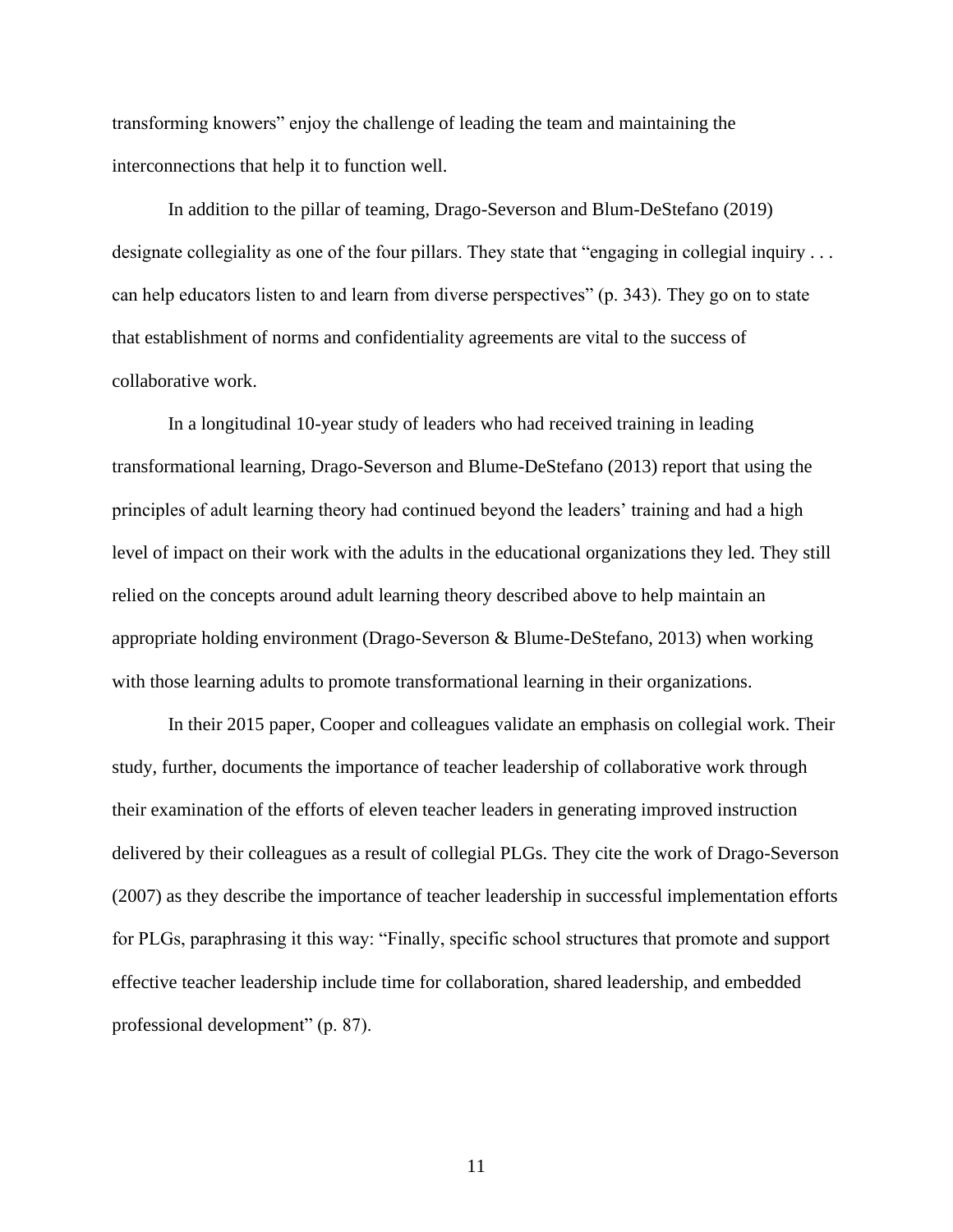transforming knowers" enjoy the challenge of leading the team and maintaining the interconnections that help it to function well.

In addition to the pillar of teaming, Drago-Severson and Blum-DeStefano (2019) designate collegiality as one of the four pillars. They state that "engaging in collegial inquiry . . . can help educators listen to and learn from diverse perspectives" (p. 343). They go on to state that establishment of norms and confidentiality agreements are vital to the success of collaborative work.

In a longitudinal 10-year study of leaders who had received training in leading transformational learning, Drago-Severson and Blume-DeStefano (2013) report that using the principles of adult learning theory had continued beyond the leaders' training and had a high level of impact on their work with the adults in the educational organizations they led. They still relied on the concepts around adult learning theory described above to help maintain an appropriate holding environment (Drago-Severson & Blume-DeStefano, 2013) when working with those learning adults to promote transformational learning in their organizations.

In their 2015 paper, Cooper and colleagues validate an emphasis on collegial work. Their study, further, documents the importance of teacher leadership of collaborative work through their examination of the efforts of eleven teacher leaders in generating improved instruction delivered by their colleagues as a result of collegial PLGs. They cite the work of Drago-Severson (2007) as they describe the importance of teacher leadership in successful implementation efforts for PLGs, paraphrasing it this way: "Finally, specific school structures that promote and support effective teacher leadership include time for collaboration, shared leadership, and embedded professional development" (p. 87).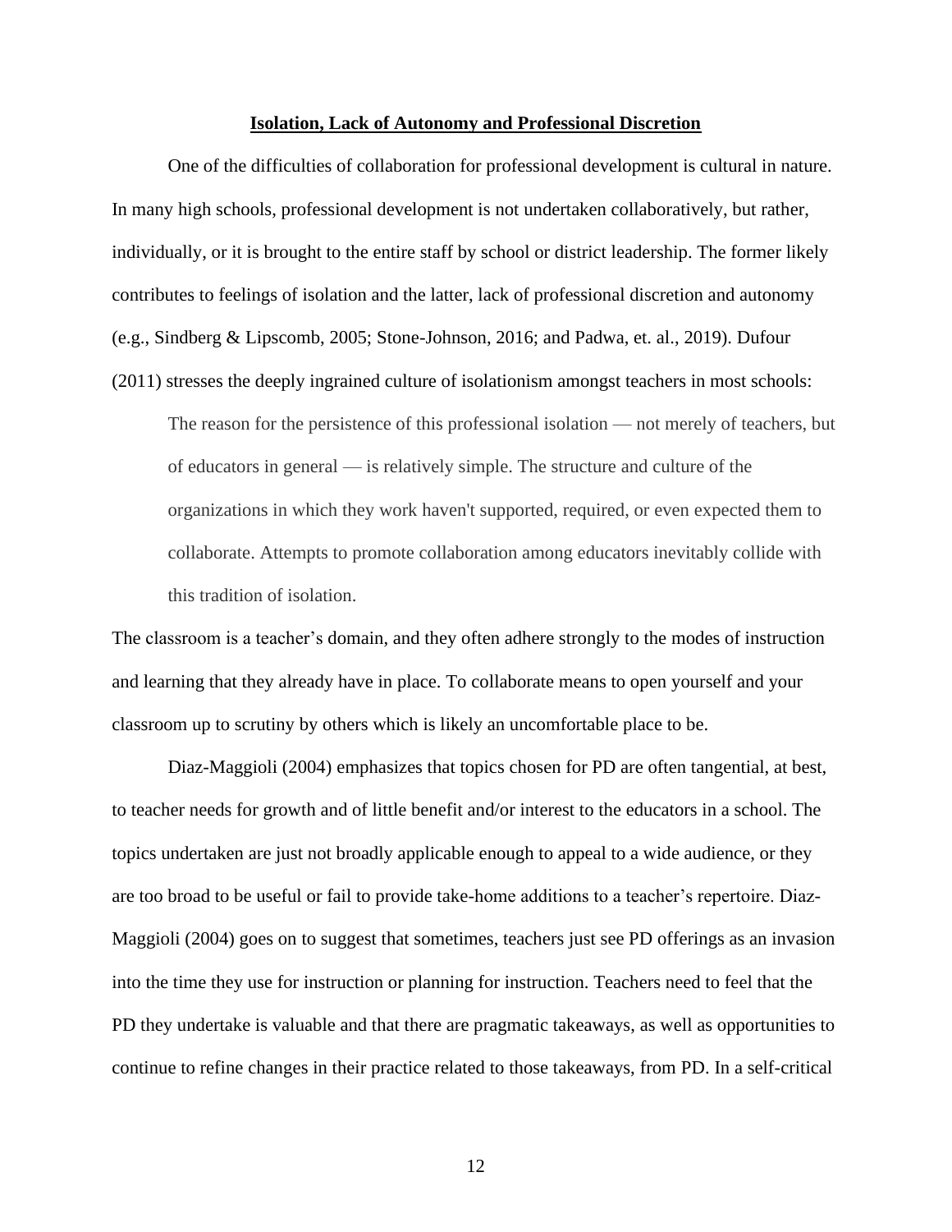**Isolation, Lack of Autonomy and Professional Discretion**

One of the difficulties of collaboration for professional development is cultural in nature. In many high schools, professional development is not undertaken collaboratively, but rather, individually, or it is brought to the entire staff by school or district leadership. The former likely contributes to feelings of isolation and the latter, lack of professional discretion and autonomy (e.g., Sindberg & Lipscomb, 2005; Stone-Johnson, 2016; and Padwa, et. al., 2019). Dufour (2011) stresses the deeply ingrained culture of isolationism amongst teachers in most schools:

> The reason for the persistence of this professional isolation — not merely of teachers, but of educators in general — is relatively simple. The structure and culture of the organizations in which they work haven't supported, required, or even expected them to collaborate. Attempts to promote collaboration among educators inevitably collide with this tradition of isolation.

The classroom is a teacher's domain, and they often adhere strongly to the modes of instruction and learning that they already have in place. To collaborate means to open yourself and your classroom up to scrutiny by others which is likely an uncomfortable place to be.

Diaz-Maggioli (2004) emphasizes that topics chosen for PD are often tangential, at best, to teacher needs for growth and of little benefit and/or interest to the educators in a school. The topics undertaken are just not broadly applicable enough to appeal to a wide audience, or they are too broad to be useful or fail to provide take-home additions to a teacher's repertoire. Diaz-Maggioli (2004) goes on to suggest that sometimes, teachers just see PD offerings as an invasion into the time they use for instruction or planning for instruction. Teachers need to feel that the PD they undertake is valuable and that there are pragmatic takeaways, as well as opportunities to continue to refine changes in their practice related to those takeaways, from PD. In a self-critical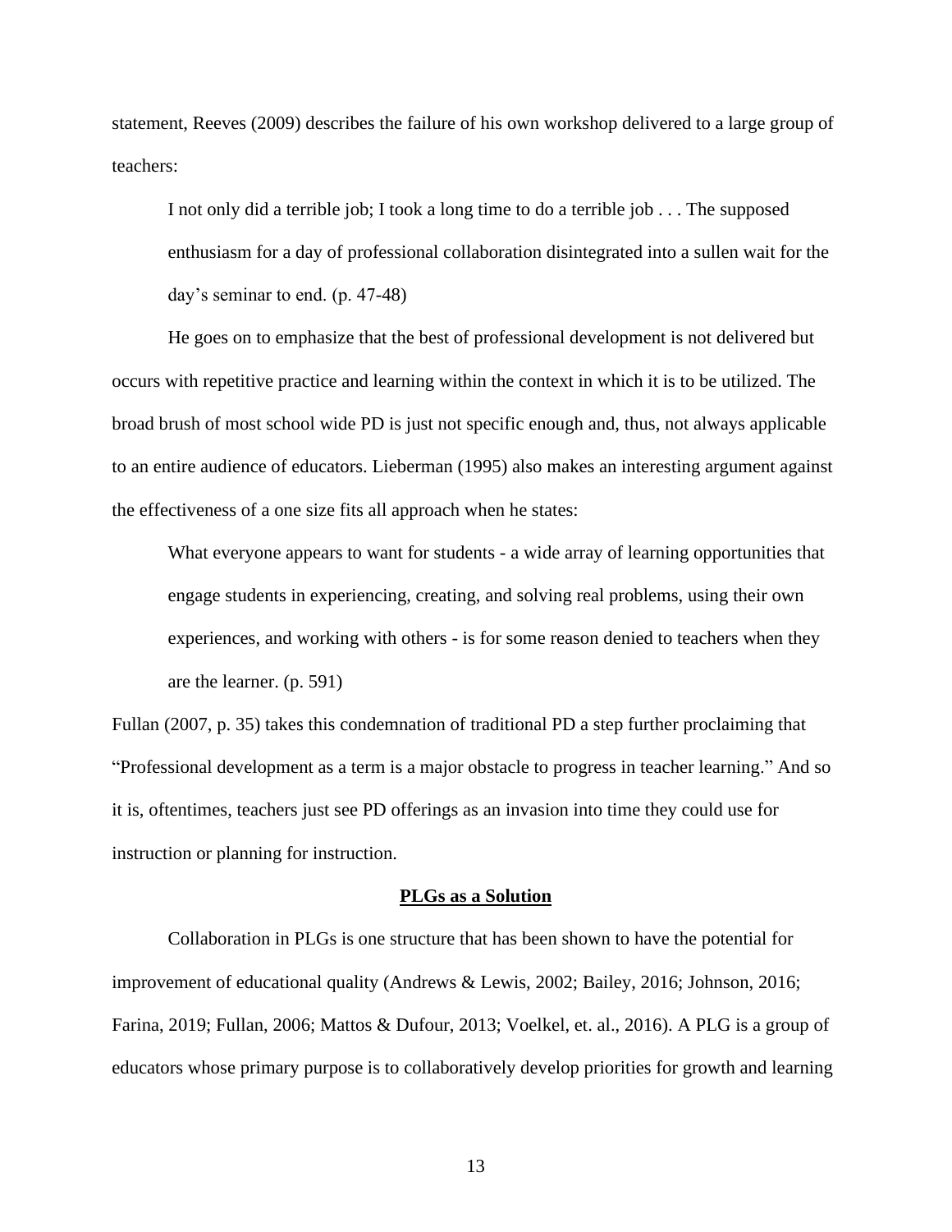statement, Reeves (2009) describes the failure of his own workshop delivered to a large group of teachers:

> I not only did a terrible job; I took a long time to do a terrible job . . . The supposed enthusiasm for a day of professional collaboration disintegrated into a sullen wait for the day's seminar to end. (p. 47-48)

He goes on to emphasize that the best of professional development is not delivered but occurs with repetitive practice and learning within the context in which it is to be utilized. The broad brush of most school wide PD is just not specific enough and, thus, not always applicable to an entire audience of educators. Lieberman (1995) also makes an interesting argument against the effectiveness of a one size fits all approach when he states:

> What everyone appears to want for students - a wide array of learning opportunities that engage students in experiencing, creating, and solving real problems, using their own experiences, and working with others - is for some reason denied to teachers when they are the learner. (p. 591)

Fullan (2007, p. 35) takes this condemnation of traditional PD a step further proclaiming that "Professional development as a term is a major obstacle to progress in teacher learning." And so it is, oftentimes, teachers just see PD offerings as an invasion into time they could use for instruction or planning for instruction.

## PLGs as a Solution

Collaboration in PLGs is one structure that has been shown to have the potential for improvement of educational quality (Andrews & Lewis, 2002; Bailey, 2016; Johnson, 2016; Farina, 2019; Fullan, 2006; Mattos & Dufour, 2013; Voelkel, et. al., 2016). A PLG is a group of educators whose primary purpose is to collaboratively develop priorities for growth and learning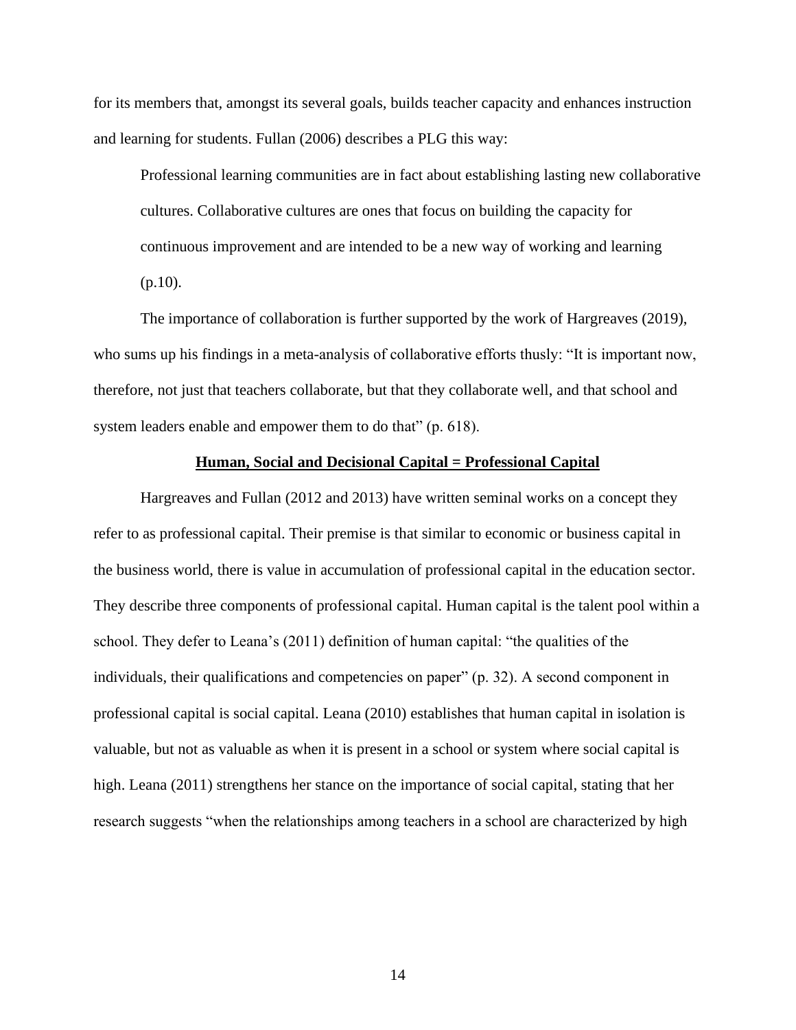for its members that, amongst its several goals, builds teacher capacity and enhances instruction and learning for students. Fullan (2006) describes a PLG this way:

> Professional learning communities are in fact about establishing lasting new collaborative cultures. Collaborative cultures are ones that focus on building the capacity for continuous improvement and are intended to be a new way of working and learning (p.10).

The importance of collaboration is further supported by the work of Hargreaves (2019), who sums up his findings in a meta-analysis of collaborative efforts thusly: “It is important now, therefore, not just that teachers collaborate, but that they collaborate well, and that school and system leaders enable and empower them to do that” (p. 618).

## Human, Social and Decisional Capital = Professional Capital

Hargreaves and Fullan (2012 and 2013) have written seminal works on a concept they refer to as professional capital. Their premise is that similar to economic or business capital in the business world, there is value in accumulation of professional capital in the education sector. They describe three components of professional capital. Human capital is the talent pool within a school. They defer to Leana’s (2011) definition of human capital: “the qualities of the individuals, their qualifications and competencies on paper” (p. 32). A second component in professional capital is social capital. Leana (2010) establishes that human capital in isolation is valuable, but not as valuable as when it is present in a school or system where social capital is high. Leana (2011) strengthens her stance on the importance of social capital, stating that her research suggests “when the relationships among teachers in a school are characterized by high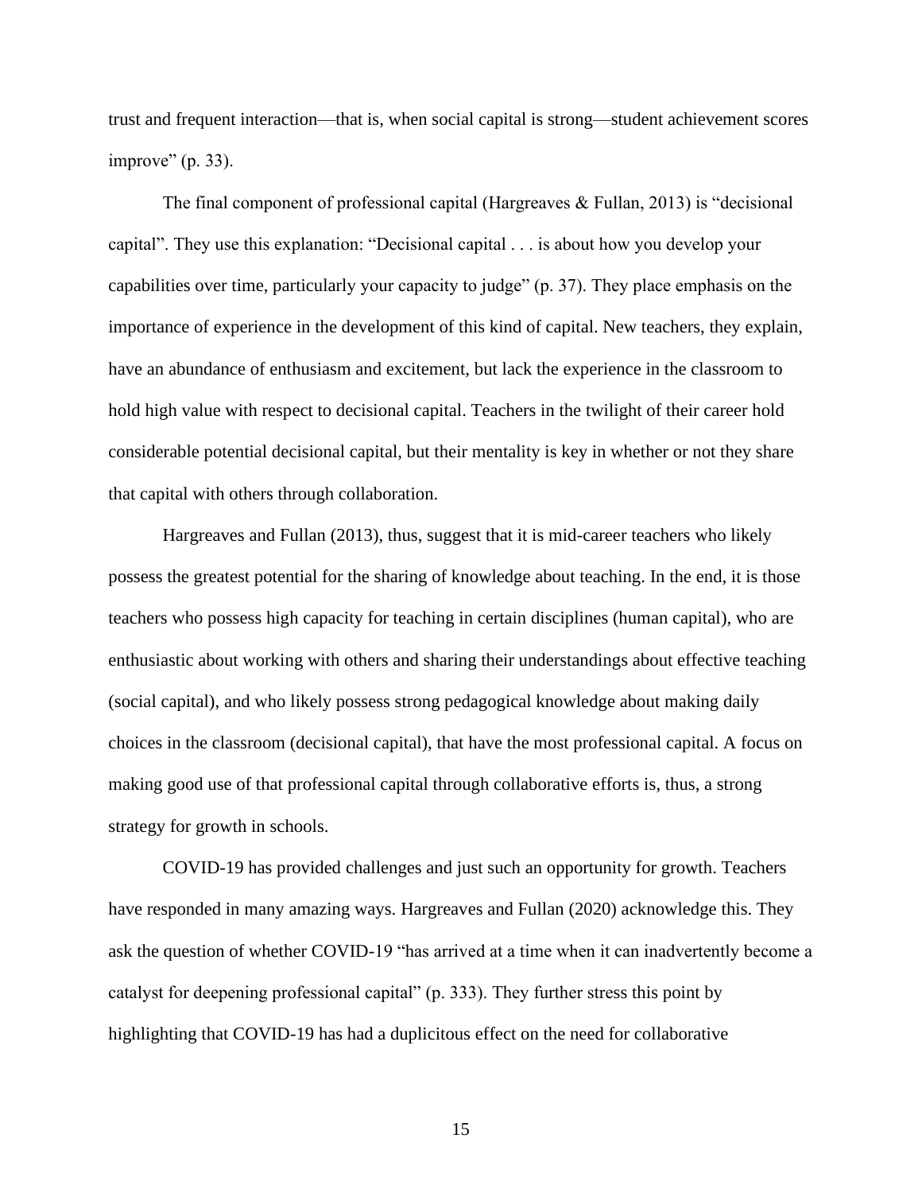trust and frequent interaction—that is, when social capital is strong—student achievement scores improve" (p. 33).

The final component of professional capital (Hargreaves & Fullan, 2013) is "decisional capital". They use this explanation: "Decisional capital . . . is about how you develop your capabilities over time, particularly your capacity to judge" (p. 37). They place emphasis on the importance of experience in the development of this kind of capital. New teachers, they explain, have an abundance of enthusiasm and excitement, but lack the experience in the classroom to hold high value with respect to decisional capital. Teachers in the twilight of their career hold considerable potential decisional capital, but their mentality is key in whether or not they share that capital with others through collaboration.

Hargreaves and Fullan (2013), thus, suggest that it is mid-career teachers who likely possess the greatest potential for the sharing of knowledge about teaching. In the end, it is those teachers who possess high capacity for teaching in certain disciplines (human capital), who are enthusiastic about working with others and sharing their understandings about effective teaching (social capital), and who likely possess strong pedagogical knowledge about making daily choices in the classroom (decisional capital), that have the most professional capital. A focus on making good use of that professional capital through collaborative efforts is, thus, a strong strategy for growth in schools.

COVID-19 has provided challenges and just such an opportunity for growth. Teachers have responded in many amazing ways. Hargreaves and Fullan (2020) acknowledge this. They ask the question of whether COVID-19 "has arrived at a time when it can inadvertently become a catalyst for deepening professional capital" (p. 333). They further stress this point by highlighting that COVID-19 has had a duplicitous effect on the need for collaborative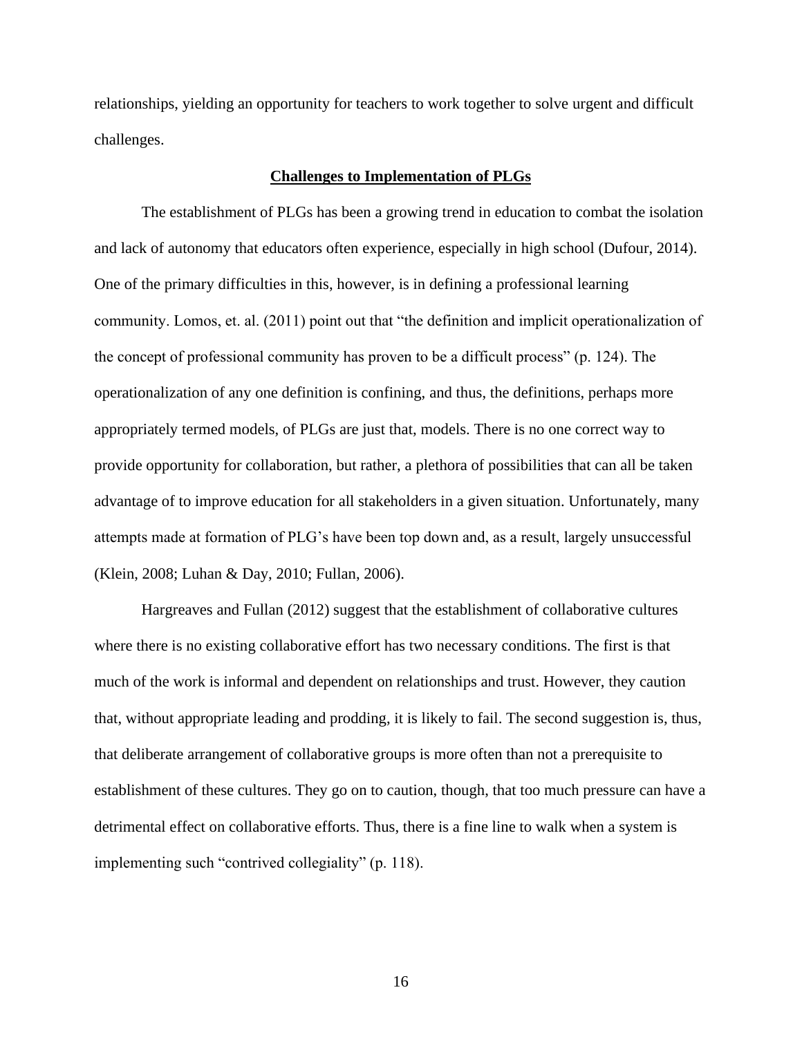relationships, yielding an opportunity for teachers to work together to solve urgent and difficult challenges.

## Challenges to Implementation of PLGs

The establishment of PLGs has been a growing trend in education to combat the isolation and lack of autonomy that educators often experience, especially in high school (Dufour, 2014). One of the primary difficulties in this, however, is in defining a professional learning community. Lomos, et. al. (2011) point out that "the definition and implicit operationalization of the concept of professional community has proven to be a difficult process" (p. 124). The operationalization of any one definition is confining, and thus, the definitions, perhaps more appropriately termed models, of PLGs are just that, models. There is no one correct way to provide opportunity for collaboration, but rather, a plethora of possibilities that can all be taken advantage of to improve education for all stakeholders in a given situation. Unfortunately, many attempts made at formation of PLG's have been top down and, as a result, largely unsuccessful (Klein, 2008; Luhan & Day, 2010; Fullan, 2006).

Hargreaves and Fullan (2012) suggest that the establishment of collaborative cultures where there is no existing collaborative effort has two necessary conditions. The first is that much of the work is informal and dependent on relationships and trust. However, they caution that, without appropriate leading and prodding, it is likely to fail. The second suggestion is, thus, that deliberate arrangement of collaborative groups is more often than not a prerequisite to establishment of these cultures. They go on to caution, though, that too much pressure can have a detrimental effect on collaborative efforts. Thus, there is a fine line to walk when a system is implementing such "contrived collegiality" (p. 118).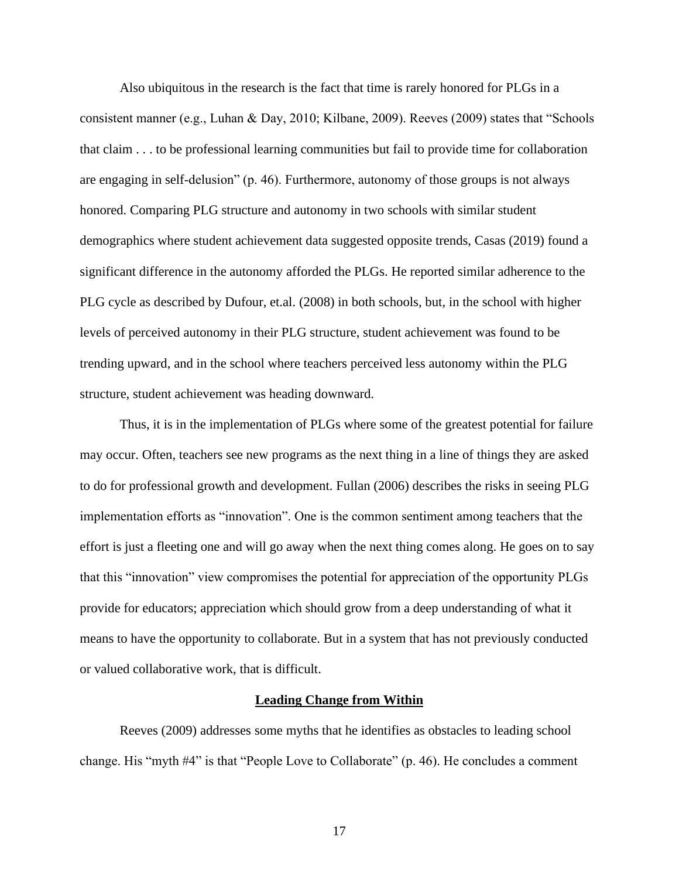Also ubiquitous in the research is the fact that time is rarely honored for PLGs in a consistent manner (e.g., Luhan & Day, 2010; Kilbane, 2009). Reeves (2009) states that "Schools that claim . . . to be professional learning communities but fail to provide time for collaboration are engaging in self-delusion" (p. 46). Furthermore, autonomy of those groups is not always honored. Comparing PLG structure and autonomy in two schools with similar student demographics where student achievement data suggested opposite trends, Casas (2019) found a significant difference in the autonomy afforded the PLGs. He reported similar adherence to the PLG cycle as described by Dufour, et.al. (2008) in both schools, but, in the school with higher levels of perceived autonomy in their PLG structure, student achievement was found to be trending upward, and in the school where teachers perceived less autonomy within the PLG structure, student achievement was heading downward.

Thus, it is in the implementation of PLGs where some of the greatest potential for failure may occur. Often, teachers see new programs as the next thing in a line of things they are asked to do for professional growth and development. Fullan (2006) describes the risks in seeing PLG implementation efforts as "innovation". One is the common sentiment among teachers that the effort is just a fleeting one and will go away when the next thing comes along. He goes on to say that this "innovation" view compromises the potential for appreciation of the opportunity PLGs provide for educators; appreciation which should grow from a deep understanding of what it means to have the opportunity to collaborate. But in a system that has not previously conducted or valued collaborative work, that is difficult.

## Leading Change from Within

Reeves (2009) addresses some myths that he identifies as obstacles to leading school change. His "myth #4" is that "People Love to Collaborate" (p. 46). He concludes a comment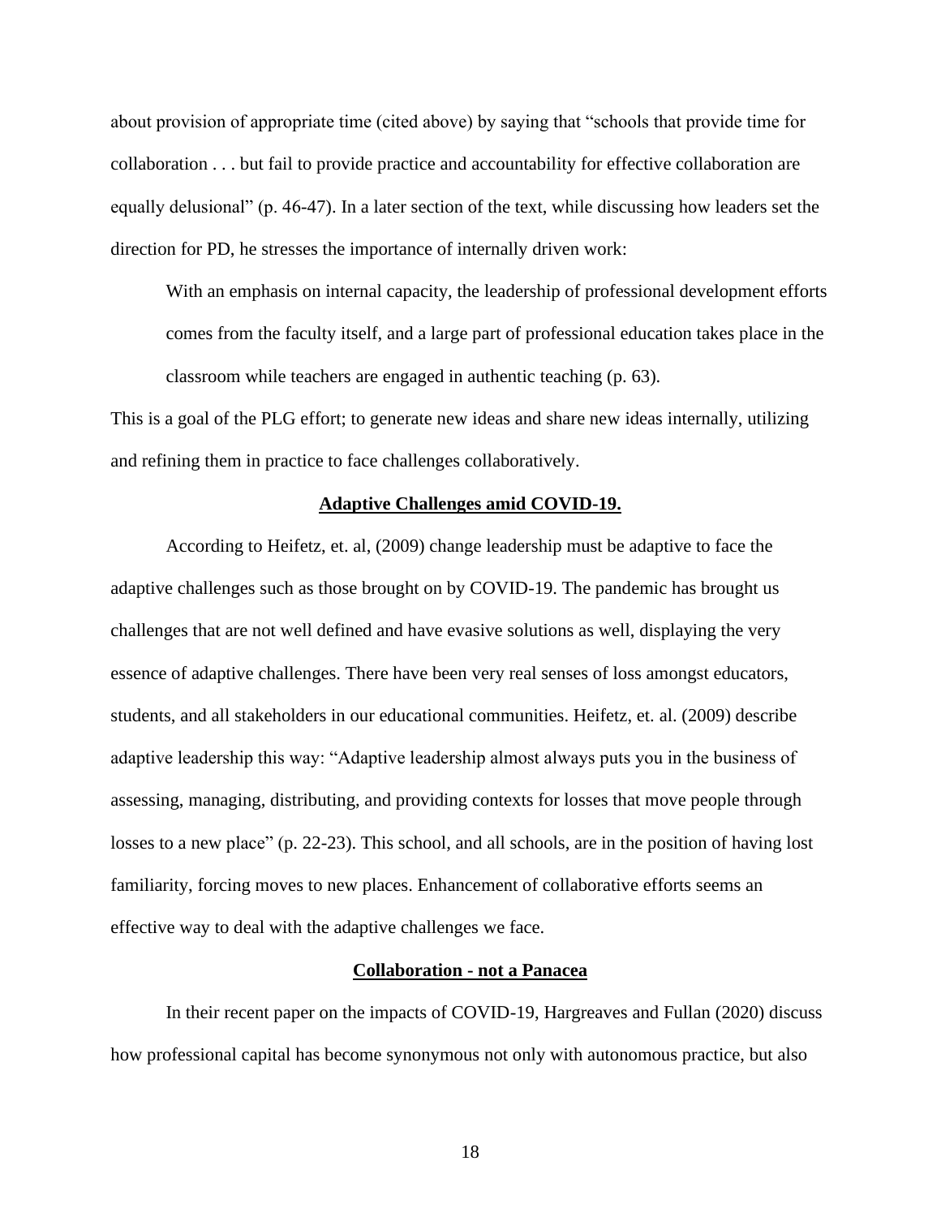about provision of appropriate time (cited above) by saying that "schools that provide time for collaboration . . . but fail to provide practice and accountability for effective collaboration are equally delusional" (p. 46-47). In a later section of the text, while discussing how leaders set the direction for PD, he stresses the importance of internally driven work:

> With an emphasis on internal capacity, the leadership of professional development efforts comes from the faculty itself, and a large part of professional education takes place in the classroom while teachers are engaged in authentic teaching (p. 63).

This is a goal of the PLG effort; to generate new ideas and share new ideas internally, utilizing and refining them in practice to face challenges collaboratively.

### Adaptive Challenges amid COVID-19.

According to Heifetz, et. al, (2009) change leadership must be adaptive to face the adaptive challenges such as those brought on by COVID-19. The pandemic has brought us challenges that are not well defined and have evasive solutions as well, displaying the very essence of adaptive challenges. There have been very real senses of loss amongst educators, students, and all stakeholders in our educational communities. Heifetz, et. al. (2009) describe adaptive leadership this way: "Adaptive leadership almost always puts you in the business of assessing, managing, distributing, and providing contexts for losses that move people through losses to a new place" (p. 22-23). This school, and all schools, are in the position of having lost familiarity, forcing moves to new places. Enhancement of collaborative efforts seems an effective way to deal with the adaptive challenges we face.

### Collaboration - not a Panacea

In their recent paper on the impacts of COVID-19, Hargreaves and Fullan (2020) discuss how professional capital has become synonymous not only with autonomous practice, but also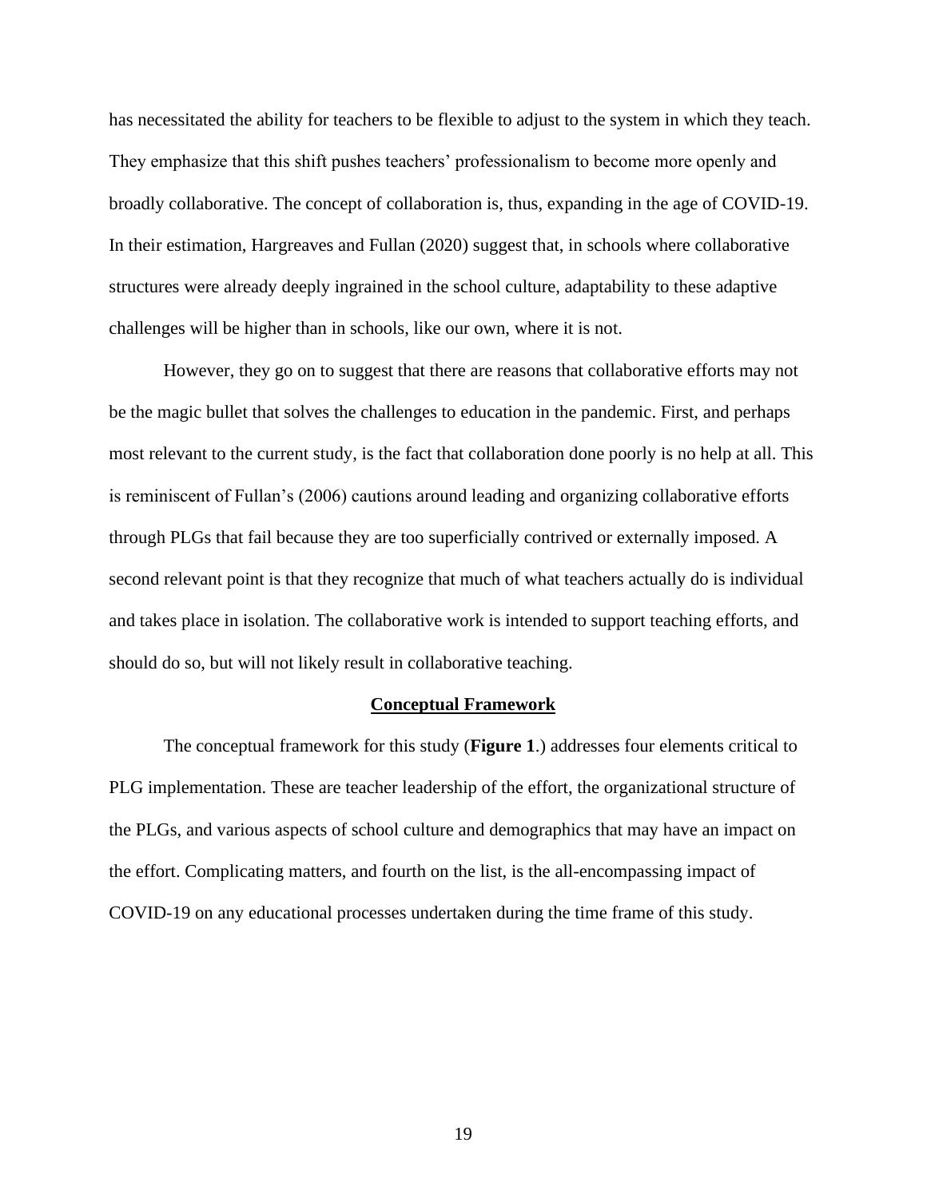has necessitated the ability for teachers to be flexible to adjust to the system in which they teach. They emphasize that this shift pushes teachers' professionalism to become more openly and broadly collaborative. The concept of collaboration is, thus, expanding in the age of COVID-19. In their estimation, Hargreaves and Fullan (2020) suggest that, in schools where collaborative structures were already deeply ingrained in the school culture, adaptability to these adaptive challenges will be higher than in schools, like our own, where it is not.

However, they go on to suggest that there are reasons that collaborative efforts may not be the magic bullet that solves the challenges to education in the pandemic. First, and perhaps most relevant to the current study, is the fact that collaboration done poorly is no help at all. This is reminiscent of Fullan's (2006) cautions around leading and organizing collaborative efforts through PLGs that fail because they are too superficially contrived or externally imposed. A second relevant point is that they recognize that much of what teachers actually do is individual and takes place in isolation. The collaborative work is intended to support teaching efforts, and should do so, but will not likely result in collaborative teaching.

## Conceptual Framework

The conceptual framework for this study (**Figure 1**.) addresses four elements critical to PLG implementation. These are teacher leadership of the effort, the organizational structure of the PLGs, and various aspects of school culture and demographics that may have an impact on the effort. Complicating matters, and fourth on the list, is the all-encompassing impact of COVID-19 on any educational processes undertaken during the time frame of this study.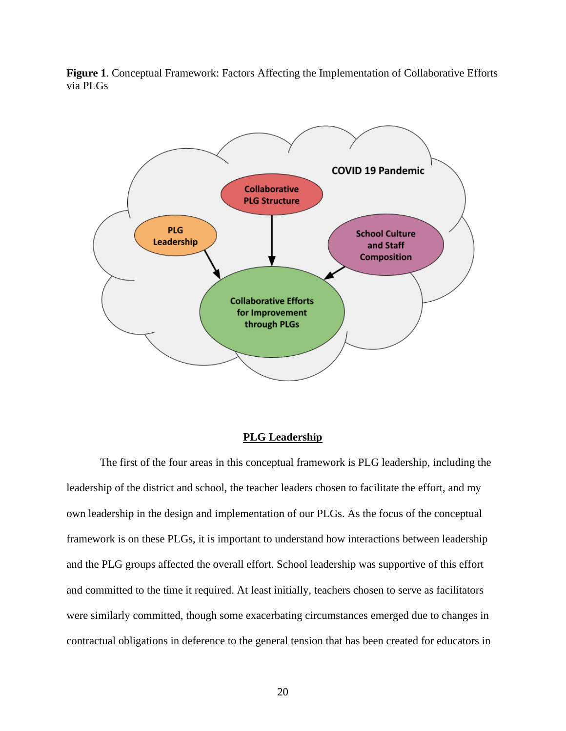**Figure 1**. Conceptual Framework: Factors Affecting the Implementation of Collaborative Efforts via PLGs

COVID 19 Pandemic

Collaborative PLG Structure

PLG Leadership

School Culture and Staff Composition

Collaborative Efforts for Improvement through PLGs

## PLG Leadership

The first of the four areas in this conceptual framework is PLG leadership, including the leadership of the district and school, the teacher leaders chosen to facilitate the effort, and my own leadership in the design and implementation of our PLGs. As the focus of the conceptual framework is on these PLGs, it is important to understand how interactions between leadership and the PLG groups affected the overall effort. School leadership was supportive of this effort and committed to the time it required. At least initially, teachers chosen to serve as facilitators were similarly committed, though some exacerbating circumstances emerged due to changes in contractual obligations in deference to the general tension that has been created for educators in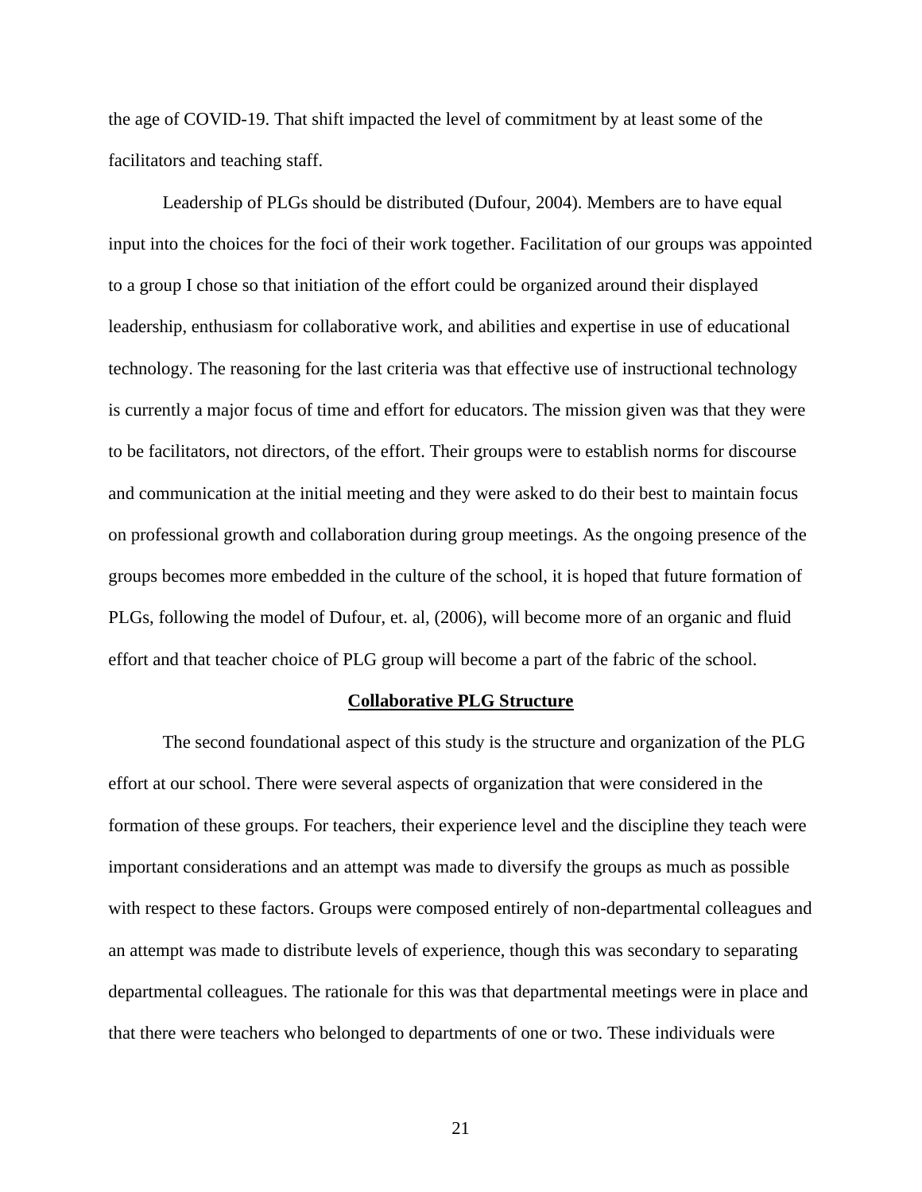the age of COVID-19. That shift impacted the level of commitment by at least some of the facilitators and teaching staff.

Leadership of PLGs should be distributed (Dufour, 2004). Members are to have equal input into the choices for the foci of their work together. Facilitation of our groups was appointed to a group I chose so that initiation of the effort could be organized around their displayed leadership, enthusiasm for collaborative work, and abilities and expertise in use of educational technology. The reasoning for the last criteria was that effective use of instructional technology is currently a major focus of time and effort for educators. The mission given was that they were to be facilitators, not directors, of the effort. Their groups were to establish norms for discourse and communication at the initial meeting and they were asked to do their best to maintain focus on professional growth and collaboration during group meetings. As the ongoing presence of the groups becomes more embedded in the culture of the school, it is hoped that future formation of PLGs, following the model of Dufour, et. al, (2006), will become more of an organic and fluid effort and that teacher choice of PLG group will become a part of the fabric of the school.

## Collaborative PLG Structure

The second foundational aspect of this study is the structure and organization of the PLG effort at our school. There were several aspects of organization that were considered in the formation of these groups. For teachers, their experience level and the discipline they teach were important considerations and an attempt was made to diversify the groups as much as possible with respect to these factors. Groups were composed entirely of non-departmental colleagues and an attempt was made to distribute levels of experience, though this was secondary to separating departmental colleagues. The rationale for this was that departmental meetings were in place and that there were teachers who belonged to departments of one or two. These individuals were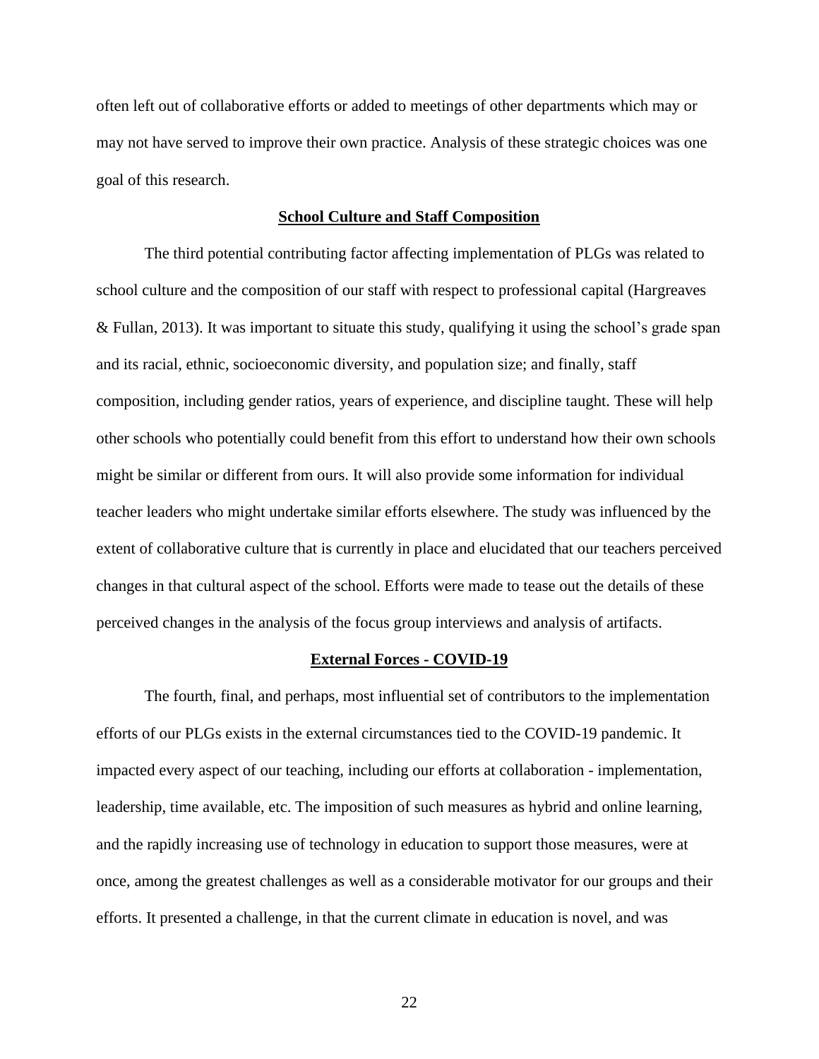often left out of collaborative efforts or added to meetings of other departments which may or may not have served to improve their own practice. Analysis of these strategic choices was one goal of this research.

### School Culture and Staff Composition

The third potential contributing factor affecting implementation of PLGs was related to school culture and the composition of our staff with respect to professional capital (Hargreaves & Fullan, 2013). It was important to situate this study, qualifying it using the school's grade span and its racial, ethnic, socioeconomic diversity, and population size; and finally, staff composition, including gender ratios, years of experience, and discipline taught. These will help other schools who potentially could benefit from this effort to understand how their own schools might be similar or different from ours. It will also provide some information for individual teacher leaders who might undertake similar efforts elsewhere. The study was influenced by the extent of collaborative culture that is currently in place and elucidated that our teachers perceived changes in that cultural aspect of the school. Efforts were made to tease out the details of these perceived changes in the analysis of the focus group interviews and analysis of artifacts.

### External Forces - COVID-19

The fourth, final, and perhaps, most influential set of contributors to the implementation efforts of our PLGs exists in the external circumstances tied to the COVID-19 pandemic. It impacted every aspect of our teaching, including our efforts at collaboration - implementation, leadership, time available, etc. The imposition of such measures as hybrid and online learning, and the rapidly increasing use of technology in education to support those measures, were at once, among the greatest challenges as well as a considerable motivator for our groups and their efforts. It presented a challenge, in that the current climate in education is novel, and was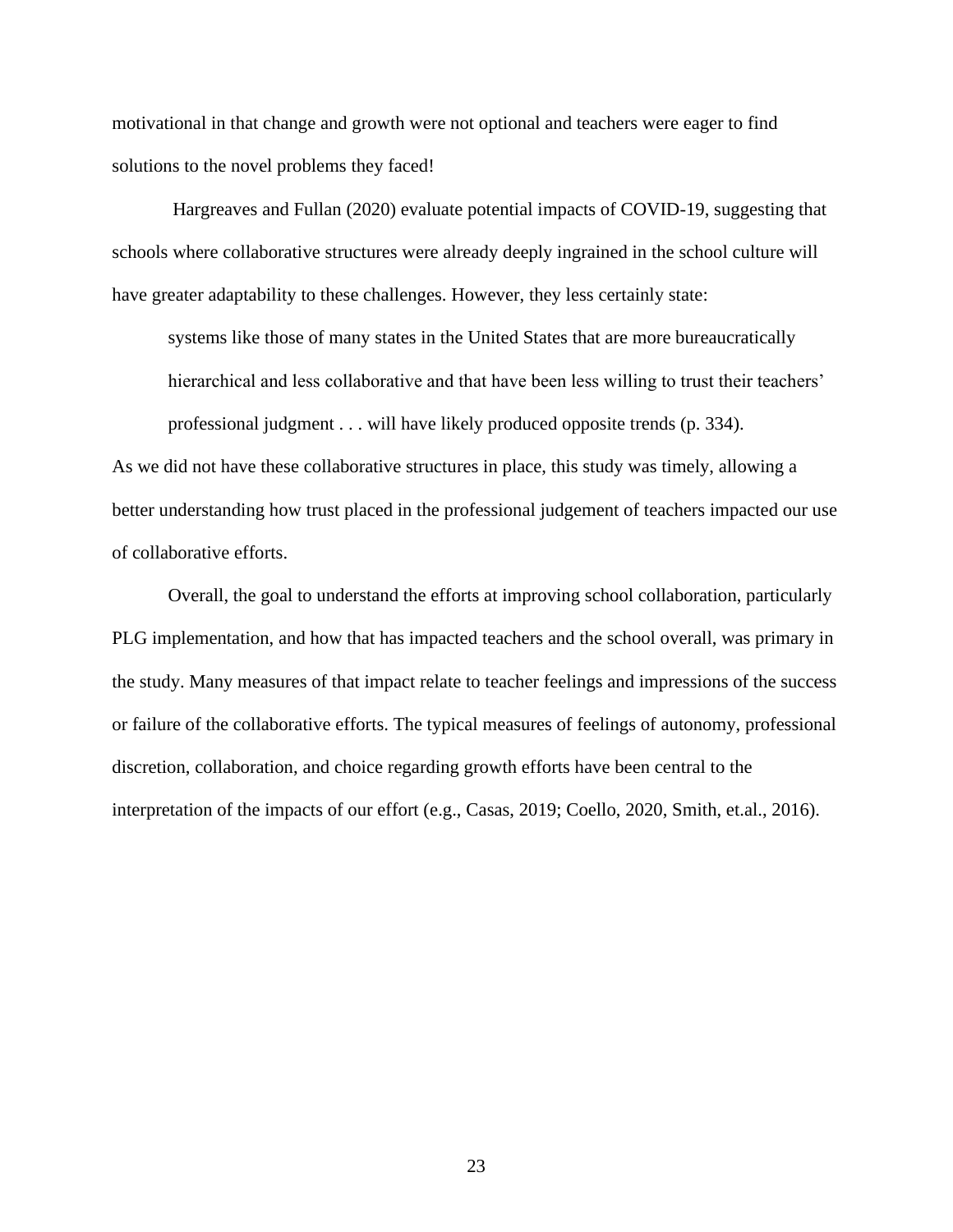motivational in that change and growth were not optional and teachers were eager to find solutions to the novel problems they faced!

Hargreaves and Fullan (2020) evaluate potential impacts of COVID-19, suggesting that schools where collaborative structures were already deeply ingrained in the school culture will have greater adaptability to these challenges. However, they less certainly state:

> systems like those of many states in the United States that are more bureaucratically hierarchical and less collaborative and that have been less willing to trust their teachers' professional judgment . . . will have likely produced opposite trends (p. 334).

As we did not have these collaborative structures in place, this study was timely, allowing a better understanding how trust placed in the professional judgement of teachers impacted our use of collaborative efforts.

Overall, the goal to understand the efforts at improving school collaboration, particularly PLG implementation, and how that has impacted teachers and the school overall, was primary in the study. Many measures of that impact relate to teacher feelings and impressions of the success or failure of the collaborative efforts. The typical measures of feelings of autonomy, professional discretion, collaboration, and choice regarding growth efforts have been central to the interpretation of the impacts of our effort (e.g., Casas, 2019; Coello, 2020, Smith, et.al., 2016).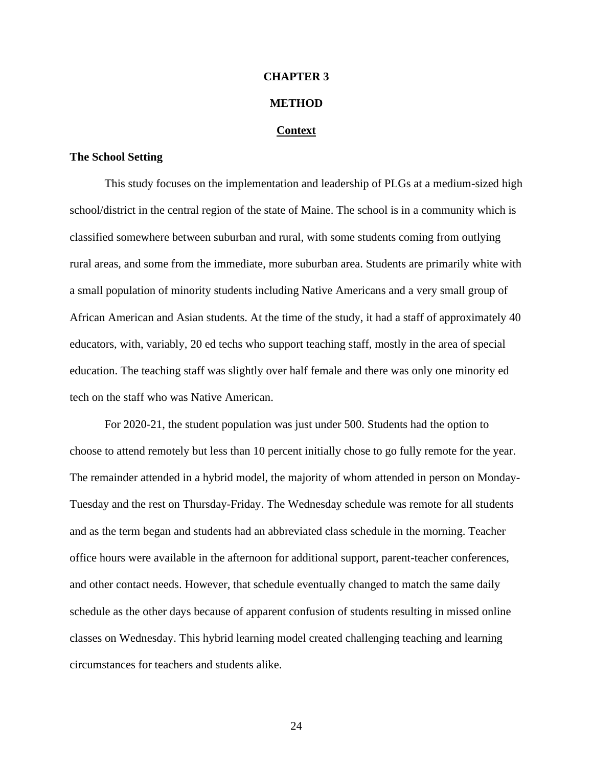# CHAPTER 3

# METHOD

## Context

### The School Setting

This study focuses on the implementation and leadership of PLGs at a medium-sized high school/district in the central region of the state of Maine. The school is in a community which is classified somewhere between suburban and rural, with some students coming from outlying rural areas, and some from the immediate, more suburban area. Students are primarily white with a small population of minority students including Native Americans and a very small group of African American and Asian students. At the time of the study, it had a staff of approximately 40 educators, with, variably, 20 ed techs who support teaching staff, mostly in the area of special education. The teaching staff was slightly over half female and there was only one minority ed tech on the staff who was Native American.

For 2020-21, the student population was just under 500. Students had the option to choose to attend remotely but less than 10 percent initially chose to go fully remote for the year. The remainder attended in a hybrid model, the majority of whom attended in person on Monday-Tuesday and the rest on Thursday-Friday. The Wednesday schedule was remote for all students and as the term began and students had an abbreviated class schedule in the morning. Teacher office hours were available in the afternoon for additional support, parent-teacher conferences, and other contact needs. However, that schedule eventually changed to match the same daily schedule as the other days because of apparent confusion of students resulting in missed online classes on Wednesday. This hybrid learning model created challenging teaching and learning circumstances for teachers and students alike.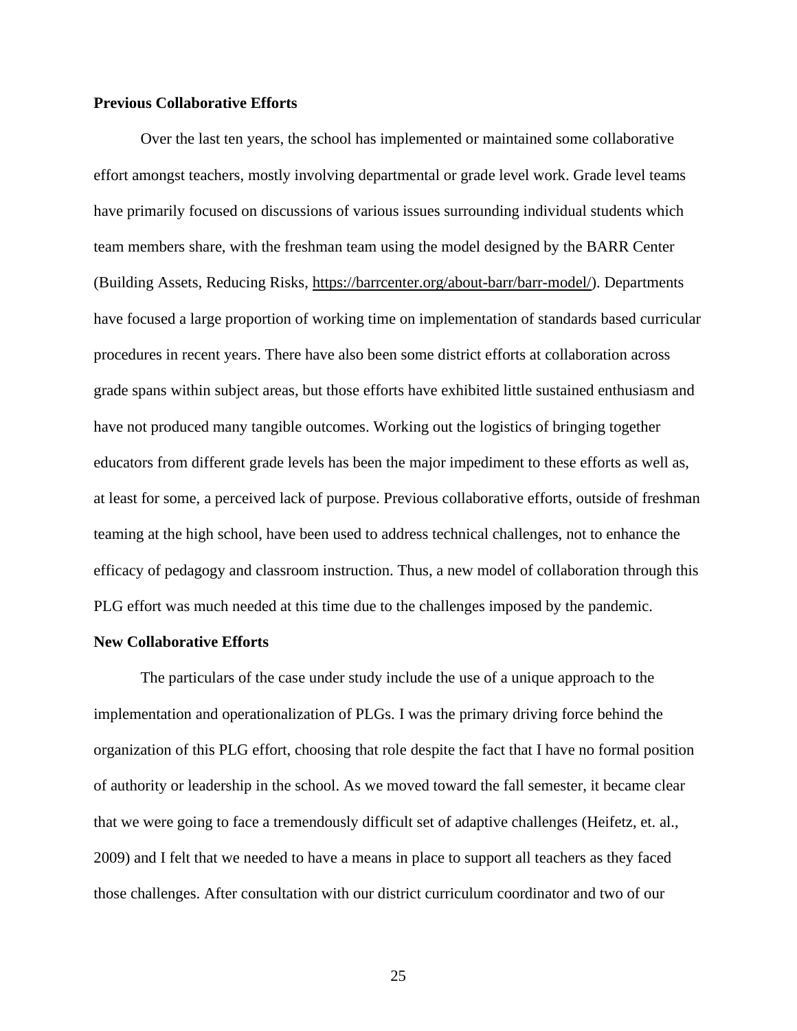**Previous Collaborative Efforts**

Over the last ten years, the school has implemented or maintained some collaborative effort amongst teachers, mostly involving departmental or grade level work. Grade level teams have primarily focused on discussions of various issues surrounding individual students which team members share, with the freshman team using the model designed by the BARR Center (Building Assets, Reducing Risks, https://barrcenter.org/about-barr/barr-model/). Departments have focused a large proportion of working time on implementation of standards based curricular procedures in recent years. There have also been some district efforts at collaboration across grade spans within subject areas, but those efforts have exhibited little sustained enthusiasm and have not produced many tangible outcomes. Working out the logistics of bringing together educators from different grade levels has been the major impediment to these efforts as well as, at least for some, a perceived lack of purpose. Previous collaborative efforts, outside of freshman teaming at the high school, have been used to address technical challenges, not to enhance the efficacy of pedagogy and classroom instruction. Thus, a new model of collaboration through this PLG effort was much needed at this time due to the challenges imposed by the pandemic.

**New Collaborative Efforts**

The particulars of the case under study include the use of a unique approach to the implementation and operationalization of PLGs. I was the primary driving force behind the organization of this PLG effort, choosing that role despite the fact that I have no formal position of authority or leadership in the school. As we moved toward the fall semester, it became clear that we were going to face a tremendously difficult set of adaptive challenges (Heifetz, et. al., 2009) and I felt that we needed to have a means in place to support all teachers as they faced those challenges. After consultation with our district curriculum coordinator and two of our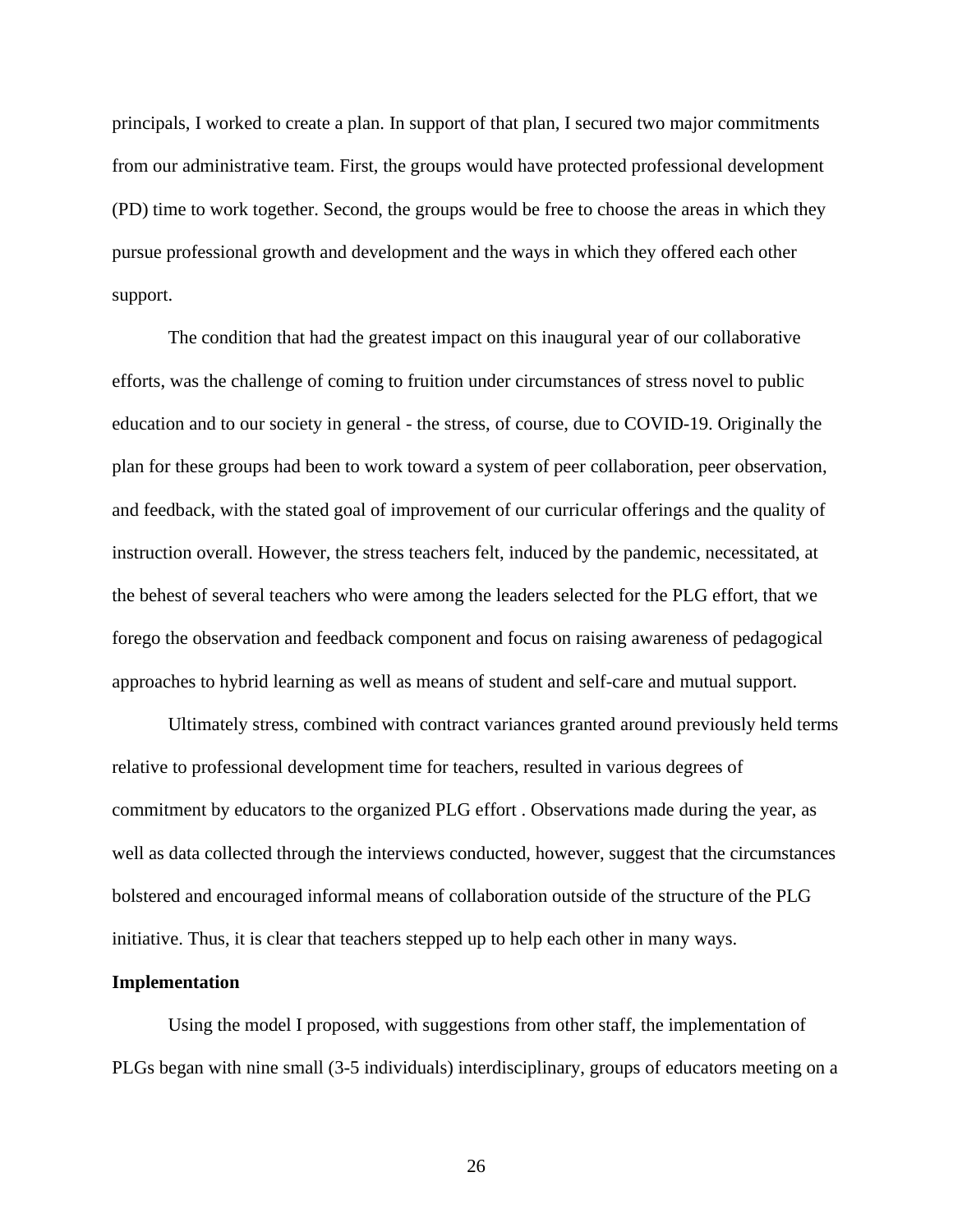principals, I worked to create a plan. In support of that plan, I secured two major commitments from our administrative team. First, the groups would have protected professional development (PD) time to work together. Second, the groups would be free to choose the areas in which they pursue professional growth and development and the ways in which they offered each other support.

The condition that had the greatest impact on this inaugural year of our collaborative efforts, was the challenge of coming to fruition under circumstances of stress novel to public education and to our society in general - the stress, of course, due to COVID-19. Originally the plan for these groups had been to work toward a system of peer collaboration, peer observation, and feedback, with the stated goal of improvement of our curricular offerings and the quality of instruction overall. However, the stress teachers felt, induced by the pandemic, necessitated, at the behest of several teachers who were among the leaders selected for the PLG effort, that we forego the observation and feedback component and focus on raising awareness of pedagogical approaches to hybrid learning as well as means of student and self-care and mutual support.

Ultimately stress, combined with contract variances granted around previously held terms relative to professional development time for teachers, resulted in various degrees of commitment by educators to the organized PLG effort . Observations made during the year, as well as data collected through the interviews conducted, however, suggest that the circumstances bolstered and encouraged informal means of collaboration outside of the structure of the PLG initiative. Thus, it is clear that teachers stepped up to help each other in many ways.

**Implementation**

Using the model I proposed, with suggestions from other staff, the implementation of PLGs began with nine small (3-5 individuals) interdisciplinary, groups of educators meeting on a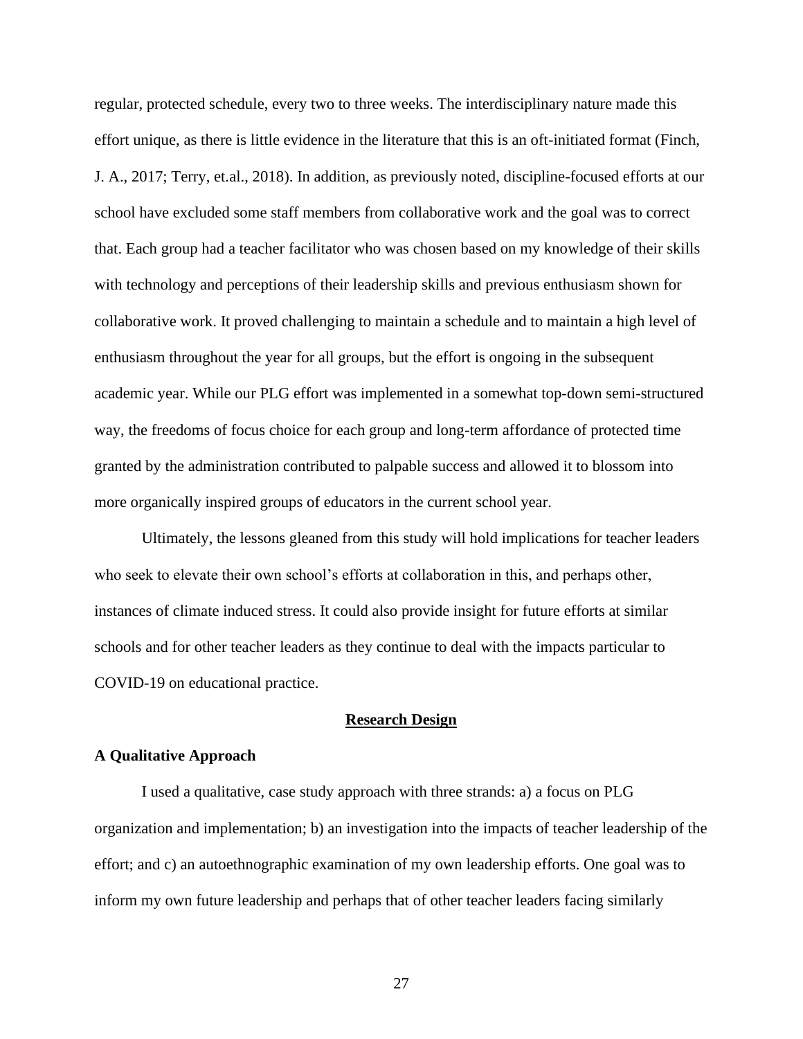regular, protected schedule, every two to three weeks. The interdisciplinary nature made this effort unique, as there is little evidence in the literature that this is an oft-initiated format (Finch, J. A., 2017; Terry, et.al., 2018). In addition, as previously noted, discipline-focused efforts at our school have excluded some staff members from collaborative work and the goal was to correct that. Each group had a teacher facilitator who was chosen based on my knowledge of their skills with technology and perceptions of their leadership skills and previous enthusiasm shown for collaborative work. It proved challenging to maintain a schedule and to maintain a high level of enthusiasm throughout the year for all groups, but the effort is ongoing in the subsequent academic year. While our PLG effort was implemented in a somewhat top-down semi-structured way, the freedoms of focus choice for each group and long-term affordance of protected time granted by the administration contributed to palpable success and allowed it to blossom into more organically inspired groups of educators in the current school year.

Ultimately, the lessons gleaned from this study will hold implications for teacher leaders who seek to elevate their own school's efforts at collaboration in this, and perhaps other, instances of climate induced stress. It could also provide insight for future efforts at similar schools and for other teacher leaders as they continue to deal with the impacts particular to COVID-19 on educational practice.

## Research Design

### A Qualitative Approach

I used a qualitative, case study approach with three strands: a) a focus on PLG organization and implementation; b) an investigation into the impacts of teacher leadership of the effort; and c) an autoethnographic examination of my own leadership efforts. One goal was to inform my own future leadership and perhaps that of other teacher leaders facing similarly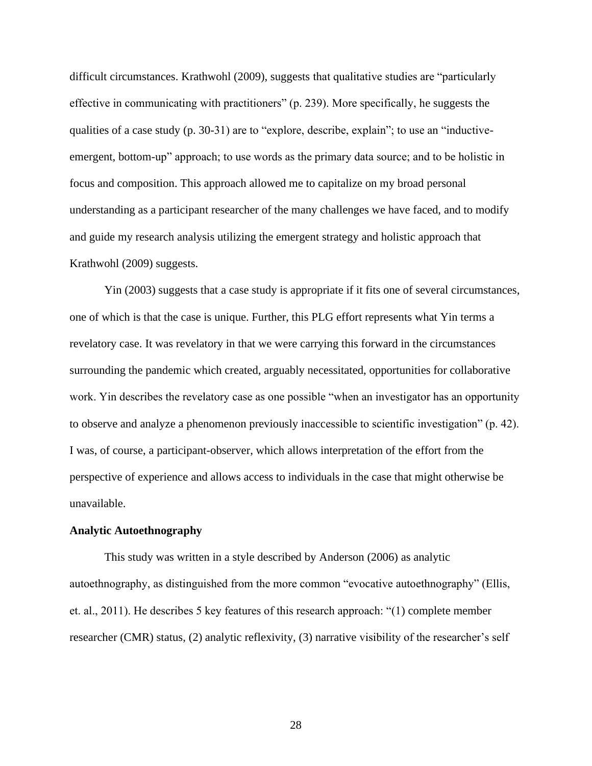difficult circumstances. Krathwohl (2009), suggests that qualitative studies are "particularly effective in communicating with practitioners" (p. 239). More specifically, he suggests the qualities of a case study (p. 30-31) are to "explore, describe, explain"; to use an "inductive-emergent, bottom-up" approach; to use words as the primary data source; and to be holistic in focus and composition. This approach allowed me to capitalize on my broad personal understanding as a participant researcher of the many challenges we have faced, and to modify and guide my research analysis utilizing the emergent strategy and holistic approach that Krathwohl (2009) suggests.

Yin (2003) suggests that a case study is appropriate if it fits one of several circumstances, one of which is that the case is unique. Further, this PLG effort represents what Yin terms a revelatory case. It was revelatory in that we were carrying this forward in the circumstances surrounding the pandemic which created, arguably necessitated, opportunities for collaborative work. Yin describes the revelatory case as one possible "when an investigator has an opportunity to observe and analyze a phenomenon previously inaccessible to scientific investigation" (p. 42). I was, of course, a participant-observer, which allows interpretation of the effort from the perspective of experience and allows access to individuals in the case that might otherwise be unavailable.

**Analytic Autoethnography**

This study was written in a style described by Anderson (2006) as analytic autoethnography, as distinguished from the more common "evocative autoethnography" (Ellis, et. al., 2011). He describes 5 key features of this research approach: "(1) complete member researcher (CMR) status, (2) analytic reflexivity, (3) narrative visibility of the researcher's self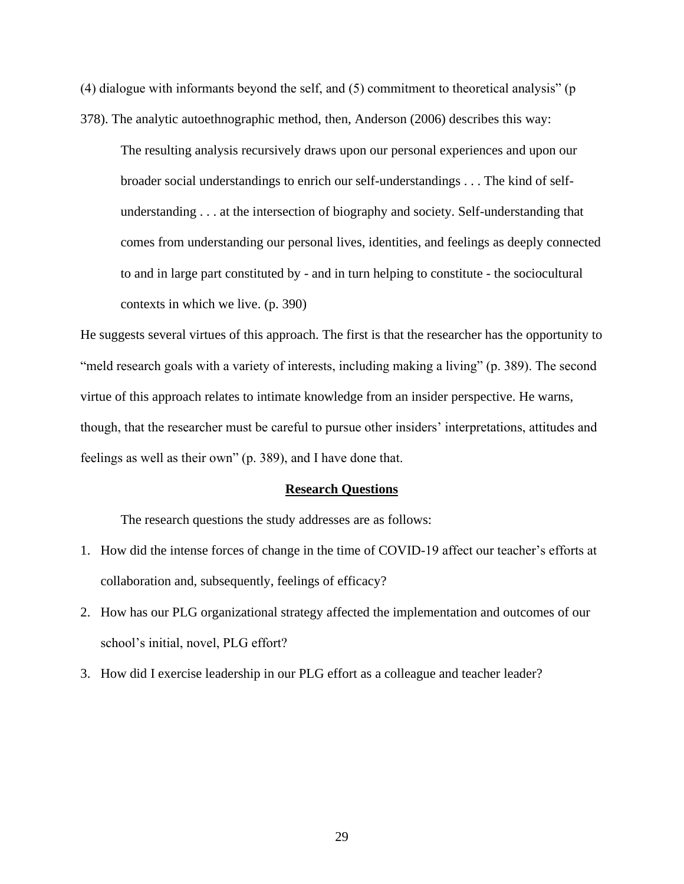(4) dialogue with informants beyond the self, and (5) commitment to theoretical analysis" (p 378). The analytic autoethnographic method, then, Anderson (2006) describes this way:

> The resulting analysis recursively draws upon our personal experiences and upon our broader social understandings to enrich our self-understandings . . . The kind of self-understanding . . . at the intersection of biography and society. Self-understanding that comes from understanding our personal lives, identities, and feelings as deeply connected to and in large part constituted by - and in turn helping to constitute - the sociocultural contexts in which we live. (p. 390)

He suggests several virtues of this approach. The first is that the researcher has the opportunity to "meld research goals with a variety of interests, including making a living" (p. 389). The second virtue of this approach relates to intimate knowledge from an insider perspective. He warns, though, that the researcher must be careful to pursue other insiders' interpretations, attitudes and feelings as well as their own" (p. 389), and I have done that.

## Research Questions

The research questions the study addresses are as follows:

1. How did the intense forces of change in the time of COVID-19 affect our teacher's efforts at collaboration and, subsequently, feelings of efficacy?
2. How has our PLG organizational strategy affected the implementation and outcomes of our school's initial, novel, PLG effort?
3. How did I exercise leadership in our PLG effort as a colleague and teacher leader?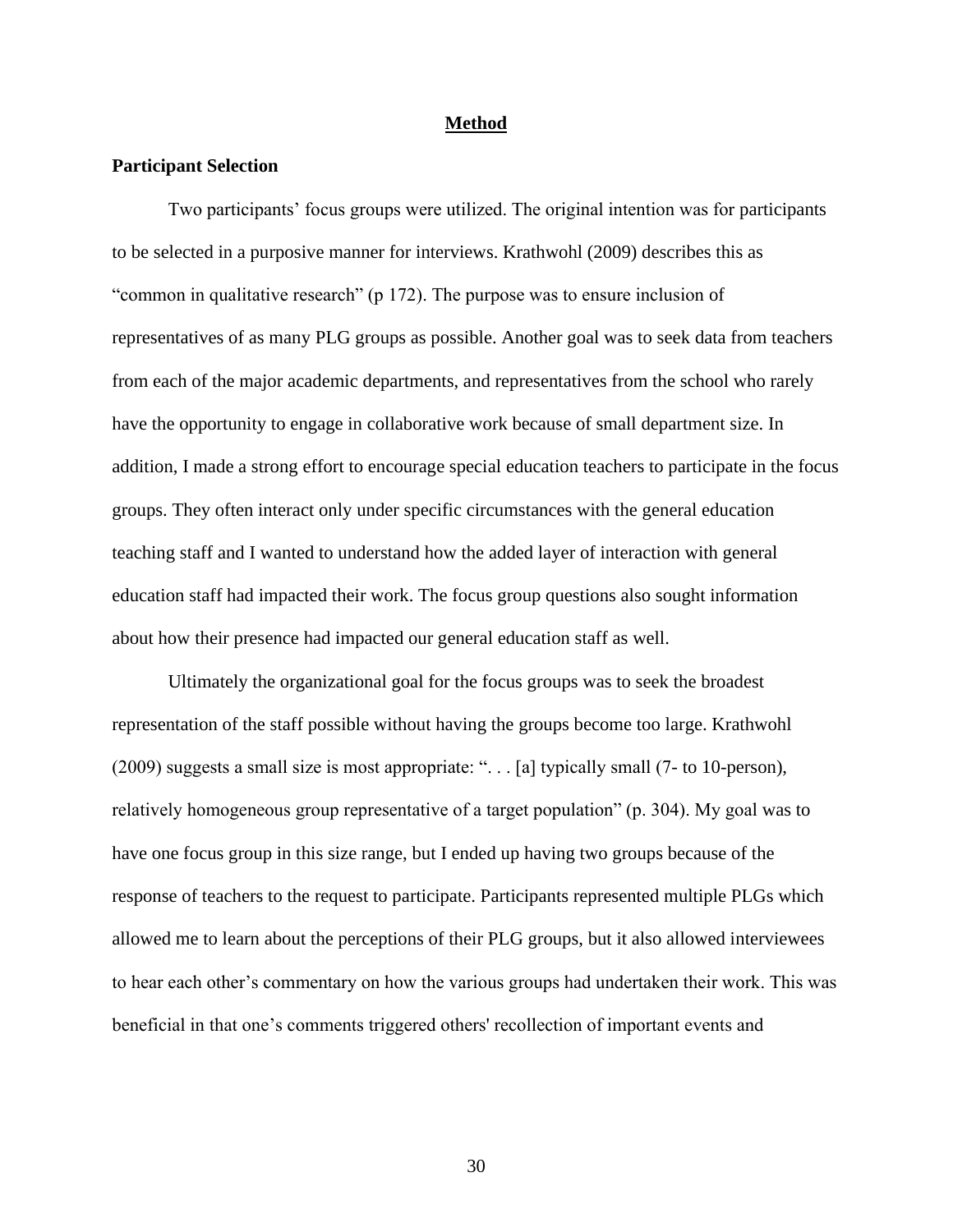# Method

## Participant Selection

Two participants' focus groups were utilized. The original intention was for participants to be selected in a purposive manner for interviews. Krathwohl (2009) describes this as "common in qualitative research" (p 172). The purpose was to ensure inclusion of representatives of as many PLG groups as possible. Another goal was to seek data from teachers from each of the major academic departments, and representatives from the school who rarely have the opportunity to engage in collaborative work because of small department size. In addition, I made a strong effort to encourage special education teachers to participate in the focus groups. They often interact only under specific circumstances with the general education teaching staff and I wanted to understand how the added layer of interaction with general education staff had impacted their work. The focus group questions also sought information about how their presence had impacted our general education staff as well.

Ultimately the organizational goal for the focus groups was to seek the broadest representation of the staff possible without having the groups become too large. Krathwohl (2009) suggests a small size is most appropriate: ". . . [a] typically small (7- to 10-person), relatively homogeneous group representative of a target population" (p. 304). My goal was to have one focus group in this size range, but I ended up having two groups because of the response of teachers to the request to participate. Participants represented multiple PLGs which allowed me to learn about the perceptions of their PLG groups, but it also allowed interviewees to hear each other's commentary on how the various groups had undertaken their work. This was beneficial in that one's comments triggered others' recollection of important events and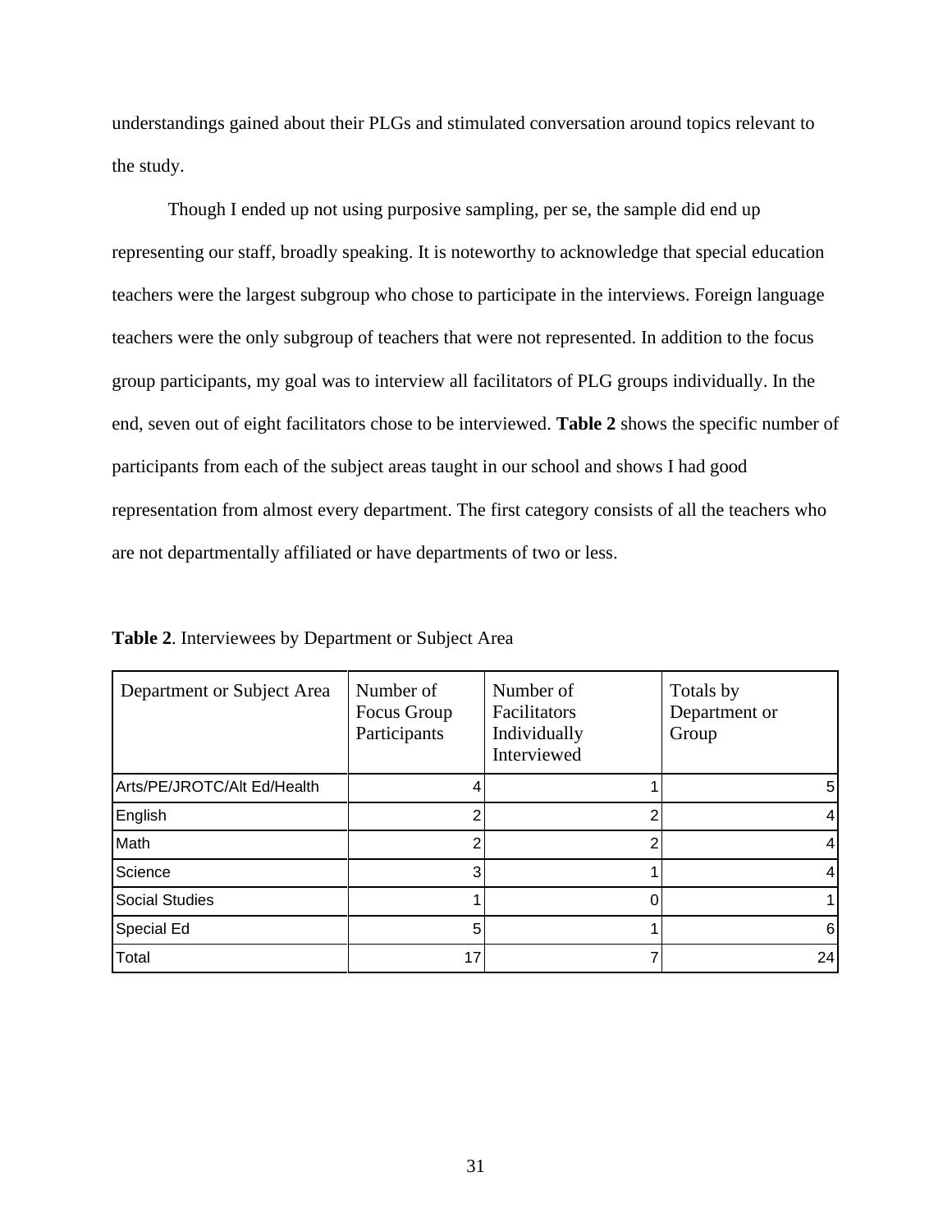understandings gained about their PLGs and stimulated conversation around topics relevant to the study.

Though I ended up not using purposive sampling, per se, the sample did end up representing our staff, broadly speaking. It is noteworthy to acknowledge that special education teachers were the largest subgroup who chose to participate in the interviews. Foreign language teachers were the only subgroup of teachers that were not represented. In addition to the focus group participants, my goal was to interview all facilitators of PLG groups individually. In the end, seven out of eight facilitators chose to be interviewed. **Table 2** shows the specific number of participants from each of the subject areas taught in our school and shows I had good representation from almost every department. The first category consists of all the teachers who are not departmentally affiliated or have departments of two or less.

**Table 2**. Interviewees by Department or Subject Area

| Department or Subject Area | Number of Focus Group Participants | Number of Facilitators Individually Interviewed | Totals by Department or Group |
|---|---|---|---|
| Arts/PE/JROTC/Alt Ed/Health | 4 | 1 | 5 |
| English | 2 | 2 | 4 |
| Math | 2 | 2 | 4 |
| Science | 3 | 1 | 4 |
| Social Studies | 1 | 0 | 1 |
| Special Ed | 5 | 1 | 6 |
| Total | 17 | 7 | 24 |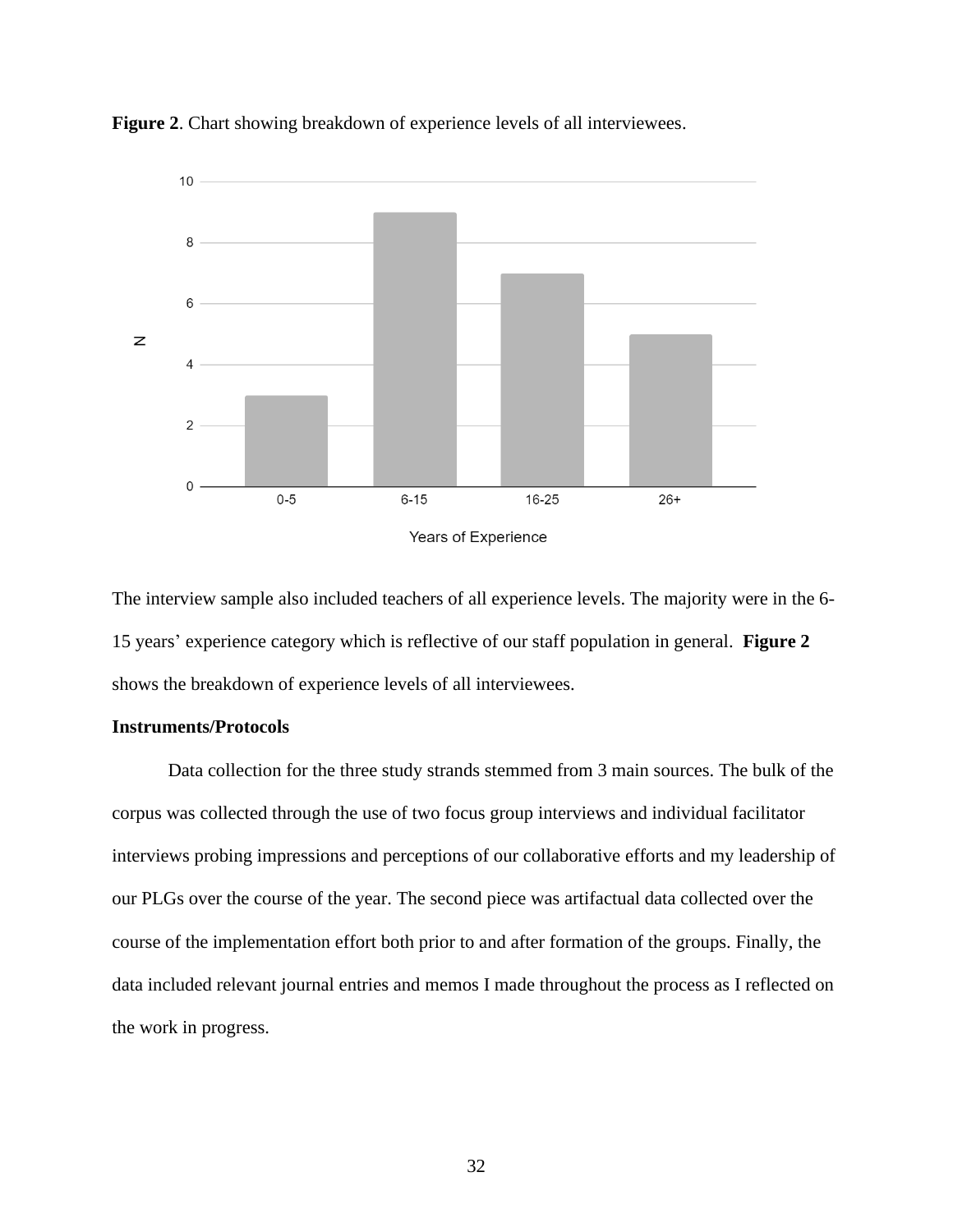**Figure 2**. Chart showing breakdown of experience levels of all interviewees.

The interview sample also included teachers of all experience levels. The majority were in the 6-15 years' experience category which is reflective of our staff population in general. **Figure 2** shows the breakdown of experience levels of all interviewees.

**Instruments/Protocols**

Data collection for the three study strands stemmed from 3 main sources. The bulk of the corpus was collected through the use of two focus group interviews and individual facilitator interviews probing impressions and perceptions of our collaborative efforts and my leadership of our PLGs over the course of the year. The second piece was artifactual data collected over the course of the implementation effort both prior to and after formation of the groups. Finally, the data included relevant journal entries and memos I made throughout the process as I reflected on the work in progress.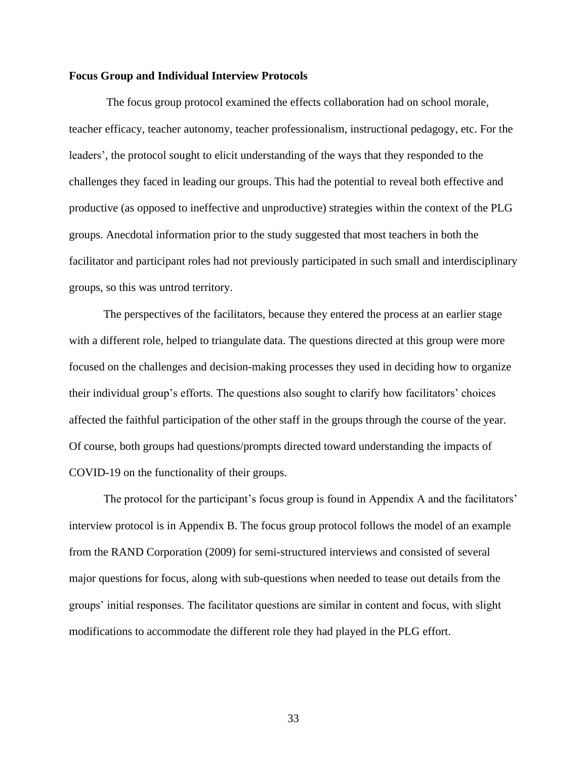**Focus Group and Individual Interview Protocols**

The focus group protocol examined the effects collaboration had on school morale, teacher efficacy, teacher autonomy, teacher professionalism, instructional pedagogy, etc. For the leaders', the protocol sought to elicit understanding of the ways that they responded to the challenges they faced in leading our groups. This had the potential to reveal both effective and productive (as opposed to ineffective and unproductive) strategies within the context of the PLG groups. Anecdotal information prior to the study suggested that most teachers in both the facilitator and participant roles had not previously participated in such small and interdisciplinary groups, so this was untrod territory.

The perspectives of the facilitators, because they entered the process at an earlier stage with a different role, helped to triangulate data. The questions directed at this group were more focused on the challenges and decision-making processes they used in deciding how to organize their individual group's efforts. The questions also sought to clarify how facilitators' choices affected the faithful participation of the other staff in the groups through the course of the year. Of course, both groups had questions/prompts directed toward understanding the impacts of COVID-19 on the functionality of their groups.

The protocol for the participant's focus group is found in Appendix A and the facilitators' interview protocol is in Appendix B. The focus group protocol follows the model of an example from the RAND Corporation (2009) for semi-structured interviews and consisted of several major questions for focus, along with sub-questions when needed to tease out details from the groups' initial responses. The facilitator questions are similar in content and focus, with slight modifications to accommodate the different role they had played in the PLG effort.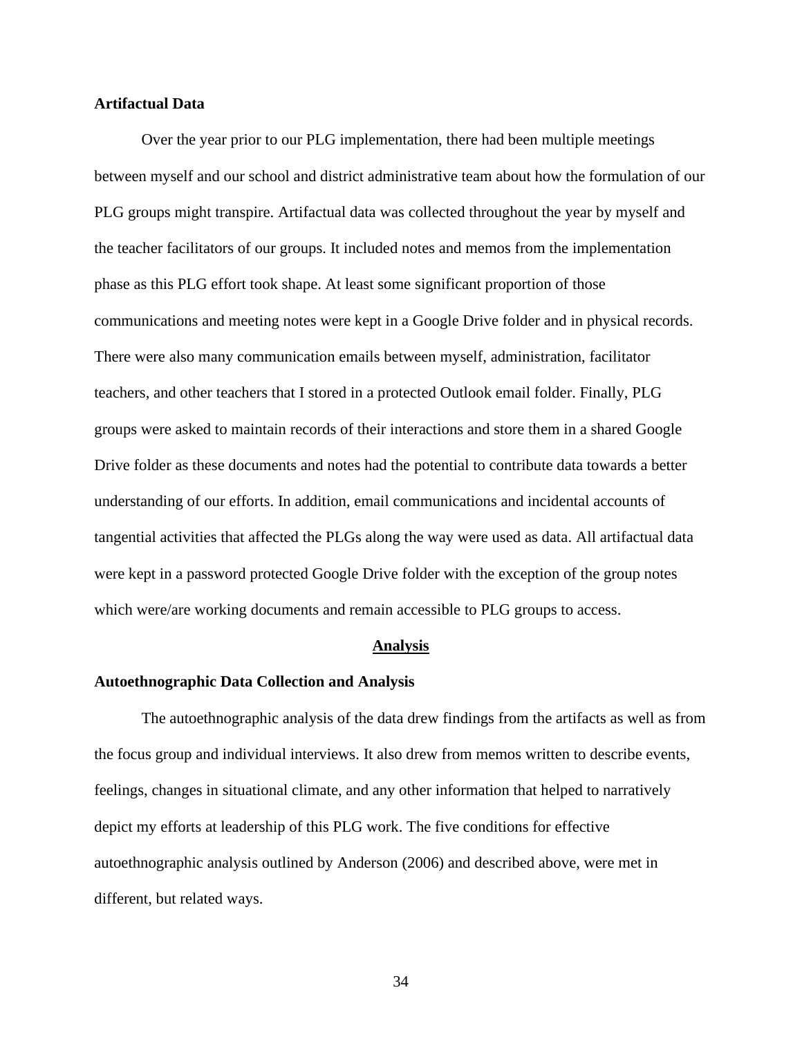### Artifactual Data

Over the year prior to our PLG implementation, there had been multiple meetings between myself and our school and district administrative team about how the formulation of our PLG groups might transpire. Artifactual data was collected throughout the year by myself and the teacher facilitators of our groups. It included notes and memos from the implementation phase as this PLG effort took shape. At least some significant proportion of those communications and meeting notes were kept in a Google Drive folder and in physical records. There were also many communication emails between myself, administration, facilitator teachers, and other teachers that I stored in a protected Outlook email folder. Finally, PLG groups were asked to maintain records of their interactions and store them in a shared Google Drive folder as these documents and notes had the potential to contribute data towards a better understanding of our efforts. In addition, email communications and incidental accounts of tangential activities that affected the PLGs along the way were used as data. All artifactual data were kept in a password protected Google Drive folder with the exception of the group notes which were/are working documents and remain accessible to PLG groups to access.

## Analysis

### Autoethnographic Data Collection and Analysis

The autoethnographic analysis of the data drew findings from the artifacts as well as from the focus group and individual interviews. It also drew from memos written to describe events, feelings, changes in situational climate, and any other information that helped to narratively depict my efforts at leadership of this PLG work. The five conditions for effective autoethnographic analysis outlined by Anderson (2006) and described above, were met in different, but related ways.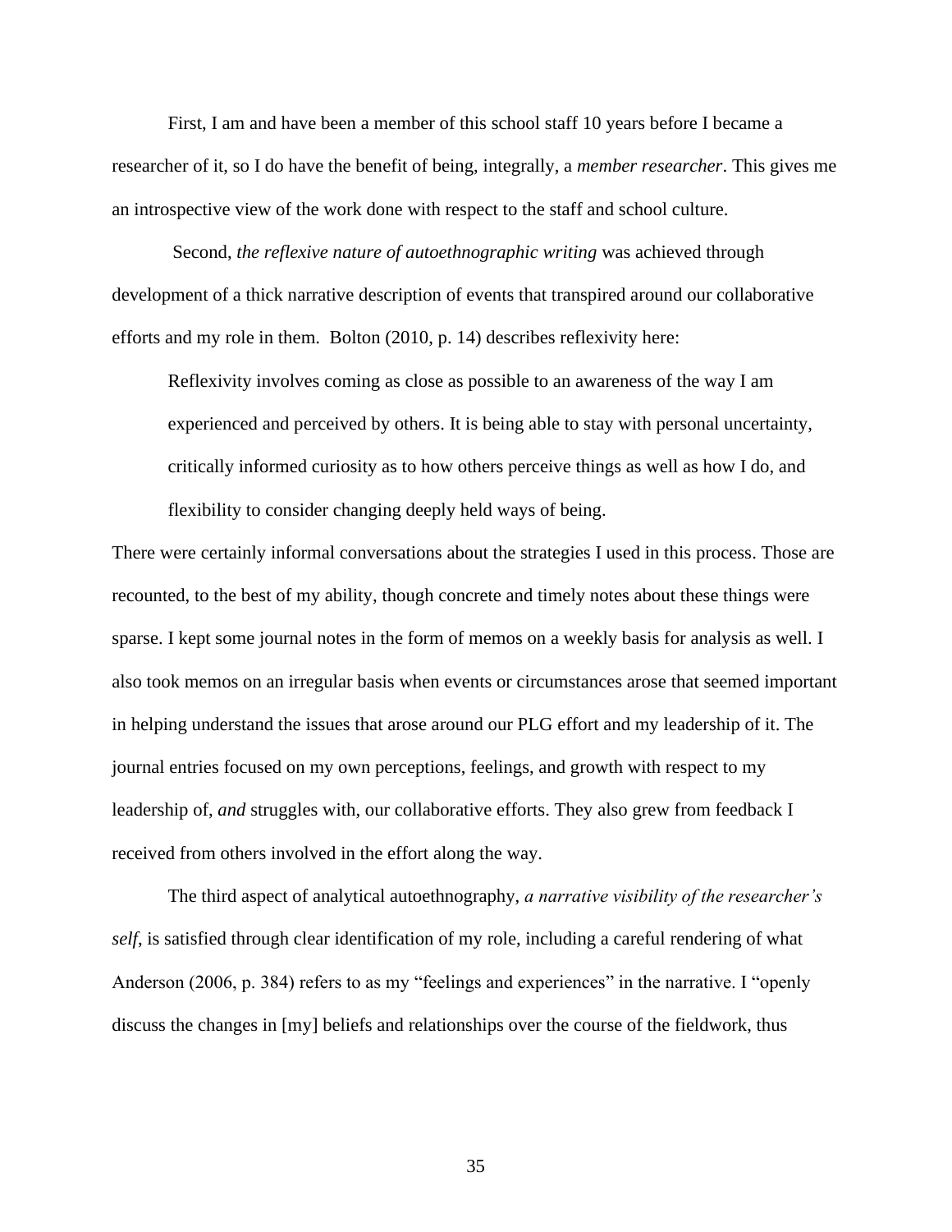First, I am and have been a member of this school staff 10 years before I became a researcher of it, so I do have the benefit of being, integrally, a *member researcher*. This gives me an introspective view of the work done with respect to the staff and school culture.

Second, *the reflexive nature of autoethnographic writing* was achieved through development of a thick narrative description of events that transpired around our collaborative efforts and my role in them. Bolton (2010, p. 14) describes reflexivity here:

> Reflexivity involves coming as close as possible to an awareness of the way I am experienced and perceived by others. It is being able to stay with personal uncertainty, critically informed curiosity as to how others perceive things as well as how I do, and flexibility to consider changing deeply held ways of being.

There were certainly informal conversations about the strategies I used in this process. Those are recounted, to the best of my ability, though concrete and timely notes about these things were sparse. I kept some journal notes in the form of memos on a weekly basis for analysis as well. I also took memos on an irregular basis when events or circumstances arose that seemed important in helping understand the issues that arose around our PLG effort and my leadership of it. The journal entries focused on my own perceptions, feelings, and growth with respect to my leadership of, *and* struggles with, our collaborative efforts. They also grew from feedback I received from others involved in the effort along the way.

The third aspect of analytical autoethnography, *a narrative visibility of the researcher's self*, is satisfied through clear identification of my role, including a careful rendering of what Anderson (2006, p. 384) refers to as my "feelings and experiences" in the narrative. I "openly discuss the changes in [my] beliefs and relationships over the course of the fieldwork, thus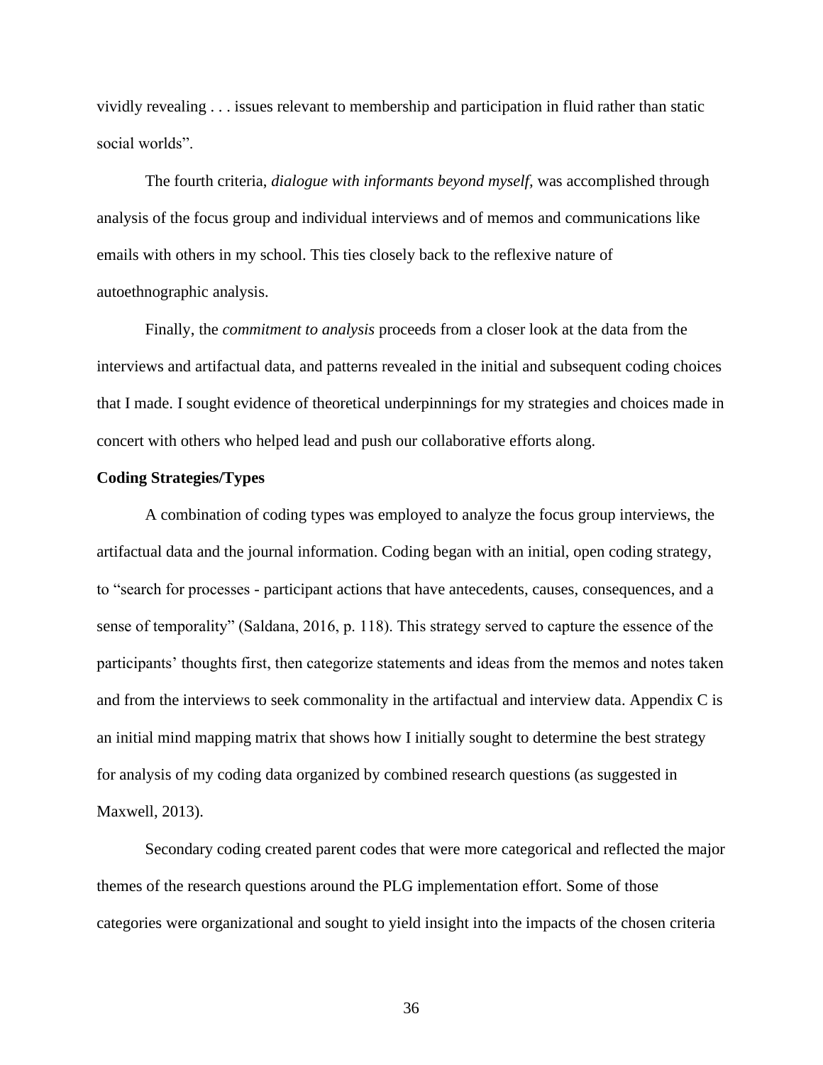vividly revealing . . . issues relevant to membership and participation in fluid rather than static social worlds".

The fourth criteria, *dialogue with informants beyond myself*, was accomplished through analysis of the focus group and individual interviews and of memos and communications like emails with others in my school. This ties closely back to the reflexive nature of autoethnographic analysis.

Finally, the *commitment to analysis* proceeds from a closer look at the data from the interviews and artifactual data, and patterns revealed in the initial and subsequent coding choices that I made. I sought evidence of theoretical underpinnings for my strategies and choices made in concert with others who helped lead and push our collaborative efforts along.

**Coding Strategies/Types**

A combination of coding types was employed to analyze the focus group interviews, the artifactual data and the journal information. Coding began with an initial, open coding strategy, to "search for processes - participant actions that have antecedents, causes, consequences, and a sense of temporality" (Saldana, 2016, p. 118). This strategy served to capture the essence of the participants' thoughts first, then categorize statements and ideas from the memos and notes taken and from the interviews to seek commonality in the artifactual and interview data. Appendix C is an initial mind mapping matrix that shows how I initially sought to determine the best strategy for analysis of my coding data organized by combined research questions (as suggested in Maxwell, 2013).

Secondary coding created parent codes that were more categorical and reflected the major themes of the research questions around the PLG implementation effort. Some of those categories were organizational and sought to yield insight into the impacts of the chosen criteria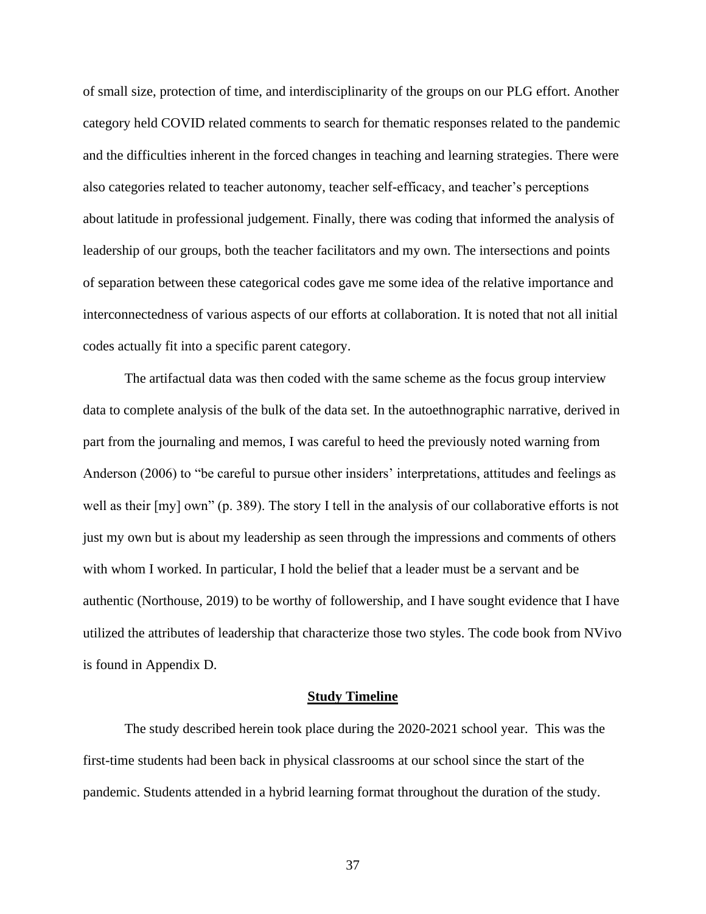of small size, protection of time, and interdisciplinarity of the groups on our PLG effort. Another category held COVID related comments to search for thematic responses related to the pandemic and the difficulties inherent in the forced changes in teaching and learning strategies. There were also categories related to teacher autonomy, teacher self-efficacy, and teacher's perceptions about latitude in professional judgement. Finally, there was coding that informed the analysis of leadership of our groups, both the teacher facilitators and my own. The intersections and points of separation between these categorical codes gave me some idea of the relative importance and interconnectedness of various aspects of our efforts at collaboration. It is noted that not all initial codes actually fit into a specific parent category.

The artifactual data was then coded with the same scheme as the focus group interview data to complete analysis of the bulk of the data set. In the autoethnographic narrative, derived in part from the journaling and memos, I was careful to heed the previously noted warning from Anderson (2006) to "be careful to pursue other insiders' interpretations, attitudes and feelings as well as their [my] own" (p. 389). The story I tell in the analysis of our collaborative efforts is not just my own but is about my leadership as seen through the impressions and comments of others with whom I worked. In particular, I hold the belief that a leader must be a servant and be authentic (Northouse, 2019) to be worthy of followership, and I have sought evidence that I have utilized the attributes of leadership that characterize those two styles. The code book from NVivo is found in Appendix D.

## Study Timeline

The study described herein took place during the 2020-2021 school year. This was the first-time students had been back in physical classrooms at our school since the start of the pandemic. Students attended in a hybrid learning format throughout the duration of the study.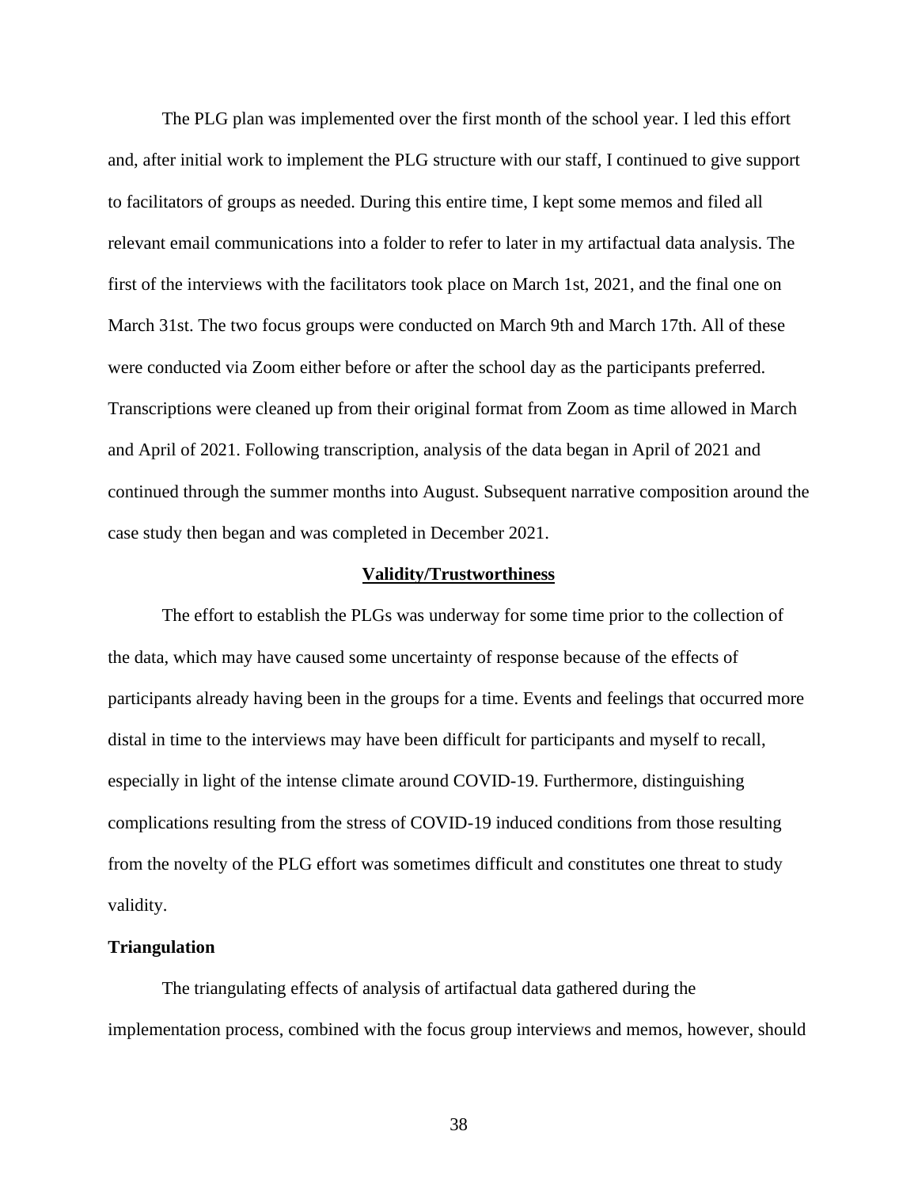The PLG plan was implemented over the first month of the school year. I led this effort and, after initial work to implement the PLG structure with our staff, I continued to give support to facilitators of groups as needed. During this entire time, I kept some memos and filed all relevant email communications into a folder to refer to later in my artifactual data analysis. The first of the interviews with the facilitators took place on March 1st, 2021, and the final one on March 31st. The two focus groups were conducted on March 9th and March 17th. All of these were conducted via Zoom either before or after the school day as the participants preferred. Transcriptions were cleaned up from their original format from Zoom as time allowed in March and April of 2021. Following transcription, analysis of the data began in April of 2021 and continued through the summer months into August. Subsequent narrative composition around the case study then began and was completed in December 2021.

## Validity/Trustworthiness

The effort to establish the PLGs was underway for some time prior to the collection of the data, which may have caused some uncertainty of response because of the effects of participants already having been in the groups for a time. Events and feelings that occurred more distal in time to the interviews may have been difficult for participants and myself to recall, especially in light of the intense climate around COVID-19. Furthermore, distinguishing complications resulting from the stress of COVID-19 induced conditions from those resulting from the novelty of the PLG effort was sometimes difficult and constitutes one threat to study validity.

### Triangulation

The triangulating effects of analysis of artifactual data gathered during the implementation process, combined with the focus group interviews and memos, however, should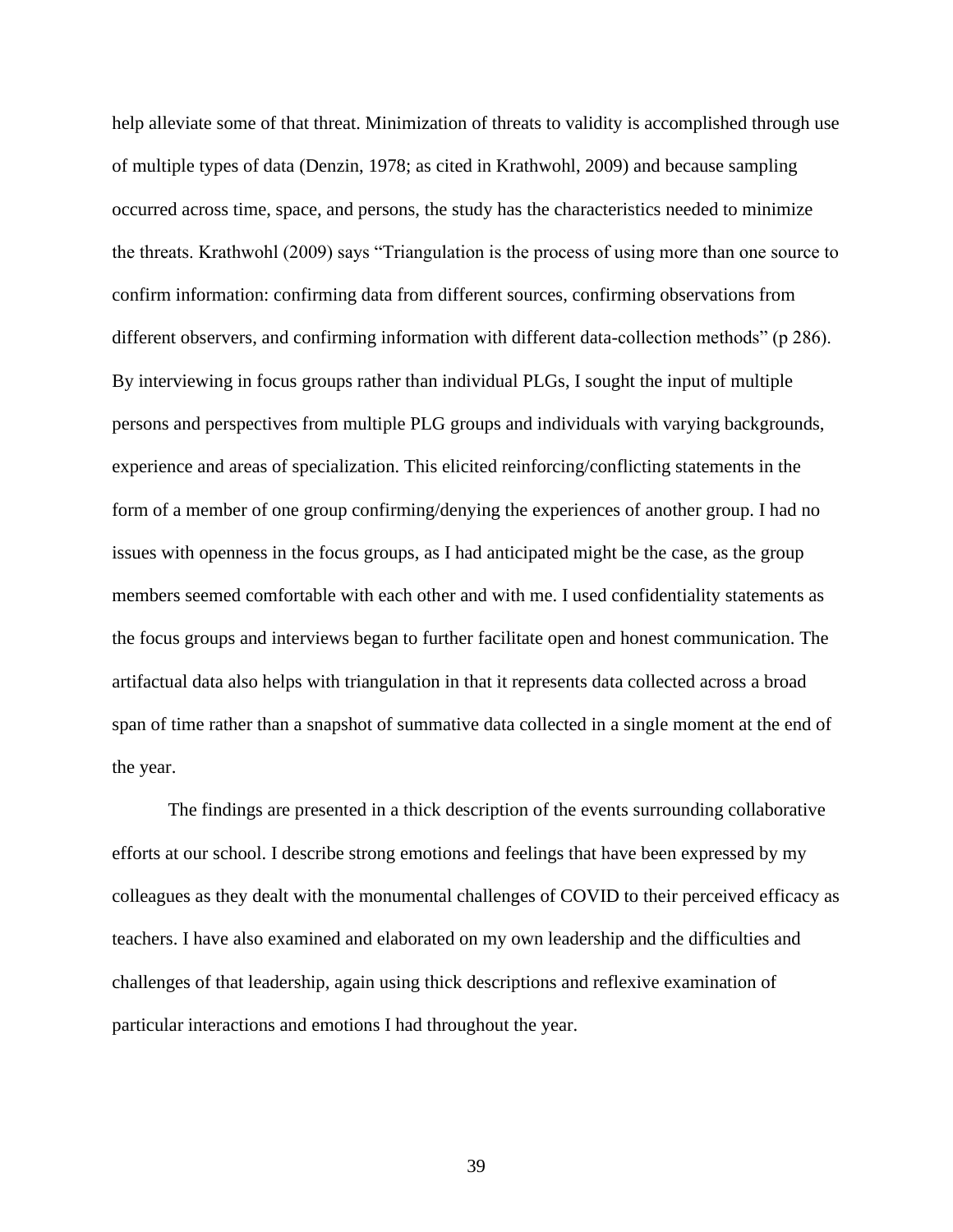help alleviate some of that threat. Minimization of threats to validity is accomplished through use of multiple types of data (Denzin, 1978; as cited in Krathwohl, 2009) and because sampling occurred across time, space, and persons, the study has the characteristics needed to minimize the threats. Krathwohl (2009) says "Triangulation is the process of using more than one source to confirm information: confirming data from different sources, confirming observations from different observers, and confirming information with different data-collection methods" (p 286). By interviewing in focus groups rather than individual PLGs, I sought the input of multiple persons and perspectives from multiple PLG groups and individuals with varying backgrounds, experience and areas of specialization. This elicited reinforcing/conflicting statements in the form of a member of one group confirming/denying the experiences of another group. I had no issues with openness in the focus groups, as I had anticipated might be the case, as the group members seemed comfortable with each other and with me. I used confidentiality statements as the focus groups and interviews began to further facilitate open and honest communication. The artifactual data also helps with triangulation in that it represents data collected across a broad span of time rather than a snapshot of summative data collected in a single moment at the end of the year.

The findings are presented in a thick description of the events surrounding collaborative efforts at our school. I describe strong emotions and feelings that have been expressed by my colleagues as they dealt with the monumental challenges of COVID to their perceived efficacy as teachers. I have also examined and elaborated on my own leadership and the difficulties and challenges of that leadership, again using thick descriptions and reflexive examination of particular interactions and emotions I had throughout the year.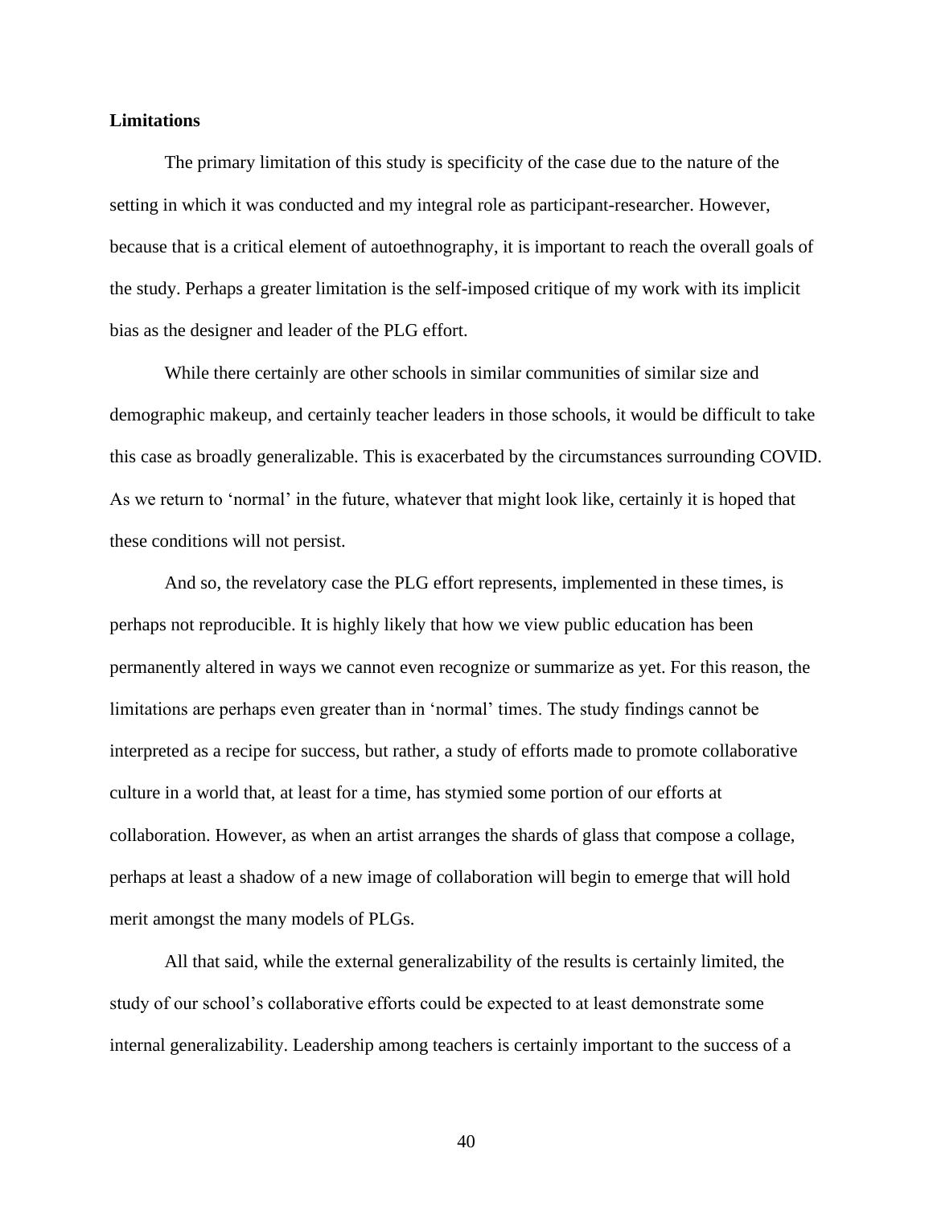**Limitations**

The primary limitation of this study is specificity of the case due to the nature of the setting in which it was conducted and my integral role as participant-researcher. However, because that is a critical element of autoethnography, it is important to reach the overall goals of the study. Perhaps a greater limitation is the self-imposed critique of my work with its implicit bias as the designer and leader of the PLG effort.

While there certainly are other schools in similar communities of similar size and demographic makeup, and certainly teacher leaders in those schools, it would be difficult to take this case as broadly generalizable. This is exacerbated by the circumstances surrounding COVID. As we return to 'normal' in the future, whatever that might look like, certainly it is hoped that these conditions will not persist.

And so, the revelatory case the PLG effort represents, implemented in these times, is perhaps not reproducible. It is highly likely that how we view public education has been permanently altered in ways we cannot even recognize or summarize as yet. For this reason, the limitations are perhaps even greater than in 'normal' times. The study findings cannot be interpreted as a recipe for success, but rather, a study of efforts made to promote collaborative culture in a world that, at least for a time, has stymied some portion of our efforts at collaboration. However, as when an artist arranges the shards of glass that compose a collage, perhaps at least a shadow of a new image of collaboration will begin to emerge that will hold merit amongst the many models of PLGs.

All that said, while the external generalizability of the results is certainly limited, the study of our school's collaborative efforts could be expected to at least demonstrate some internal generalizability. Leadership among teachers is certainly important to the success of a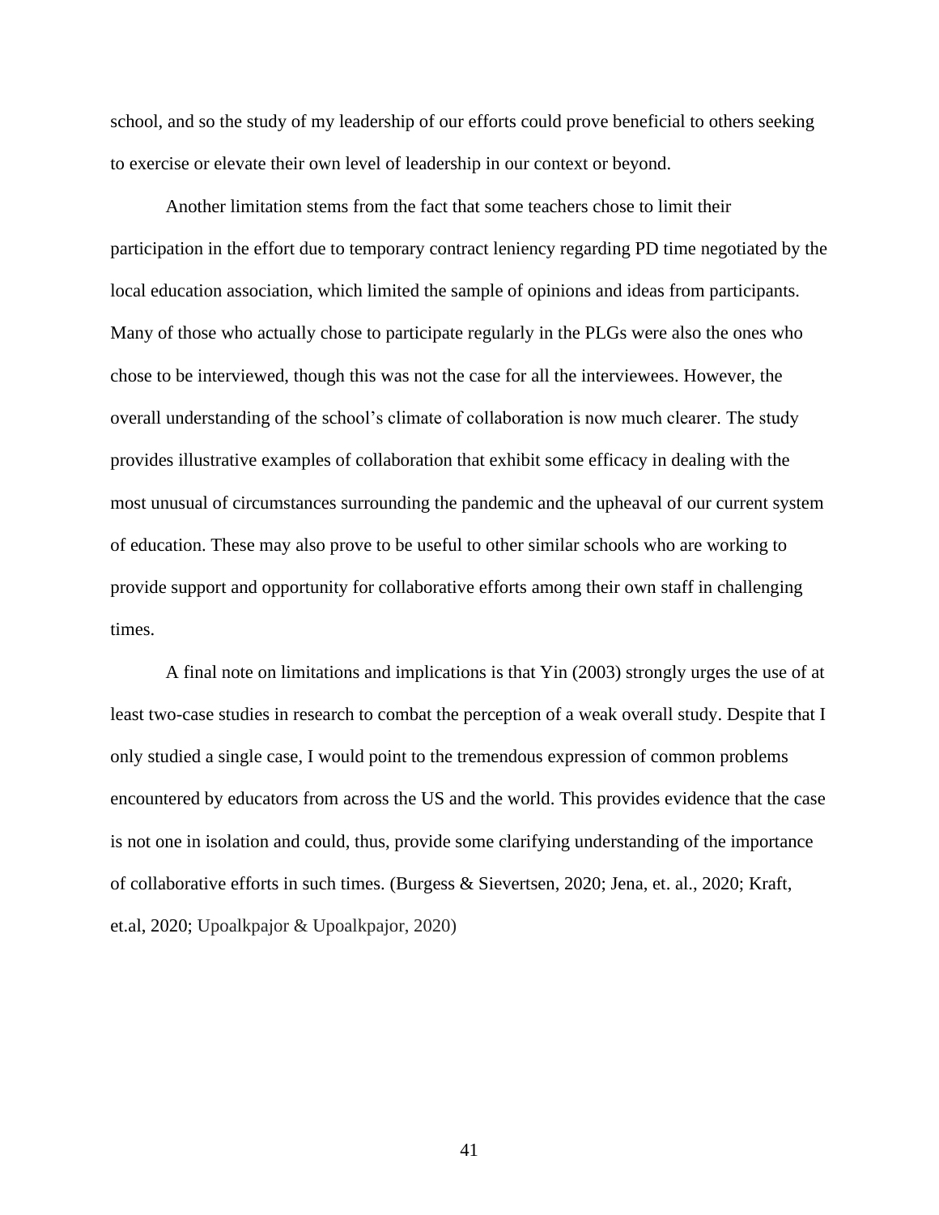school, and so the study of my leadership of our efforts could prove beneficial to others seeking to exercise or elevate their own level of leadership in our context or beyond.

Another limitation stems from the fact that some teachers chose to limit their participation in the effort due to temporary contract leniency regarding PD time negotiated by the local education association, which limited the sample of opinions and ideas from participants. Many of those who actually chose to participate regularly in the PLGs were also the ones who chose to be interviewed, though this was not the case for all the interviewees. However, the overall understanding of the school's climate of collaboration is now much clearer. The study provides illustrative examples of collaboration that exhibit some efficacy in dealing with the most unusual of circumstances surrounding the pandemic and the upheaval of our current system of education. These may also prove to be useful to other similar schools who are working to provide support and opportunity for collaborative efforts among their own staff in challenging times.

A final note on limitations and implications is that Yin (2003) strongly urges the use of at least two-case studies in research to combat the perception of a weak overall study. Despite that I only studied a single case, I would point to the tremendous expression of common problems encountered by educators from across the US and the world. This provides evidence that the case is not one in isolation and could, thus, provide some clarifying understanding of the importance of collaborative efforts in such times. (Burgess & Sievertsen, 2020; Jena, et. al., 2020; Kraft, et.al, 2020; Upoalkpajor & Upoalkpajor, 2020)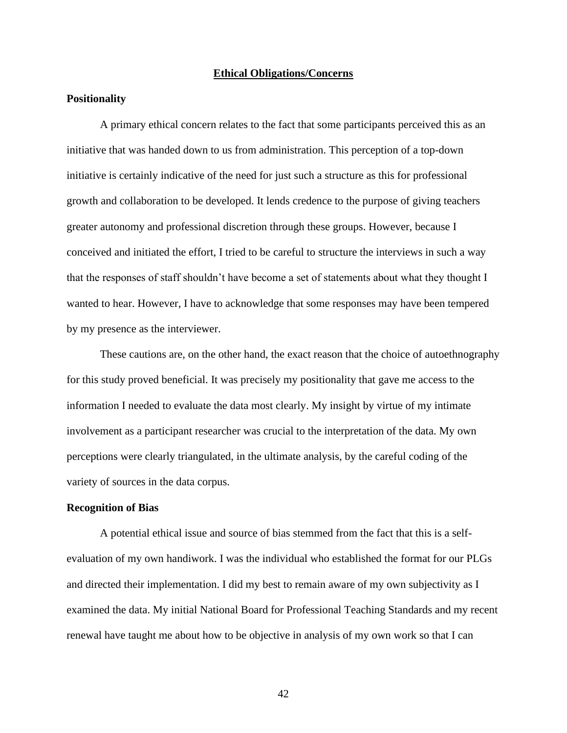## Ethical Obligations/Concerns

### Positionality

A primary ethical concern relates to the fact that some participants perceived this as an initiative that was handed down to us from administration. This perception of a top-down initiative is certainly indicative of the need for just such a structure as this for professional growth and collaboration to be developed. It lends credence to the purpose of giving teachers greater autonomy and professional discretion through these groups. However, because I conceived and initiated the effort, I tried to be careful to structure the interviews in such a way that the responses of staff shouldn't have become a set of statements about what they thought I wanted to hear. However, I have to acknowledge that some responses may have been tempered by my presence as the interviewer.

These cautions are, on the other hand, the exact reason that the choice of autoethnography for this study proved beneficial. It was precisely my positionality that gave me access to the information I needed to evaluate the data most clearly. My insight by virtue of my intimate involvement as a participant researcher was crucial to the interpretation of the data. My own perceptions were clearly triangulated, in the ultimate analysis, by the careful coding of the variety of sources in the data corpus.

### Recognition of Bias

A potential ethical issue and source of bias stemmed from the fact that this is a self-evaluation of my own handiwork. I was the individual who established the format for our PLGs and directed their implementation. I did my best to remain aware of my own subjectivity as I examined the data. My initial National Board for Professional Teaching Standards and my recent renewal have taught me about how to be objective in analysis of my own work so that I can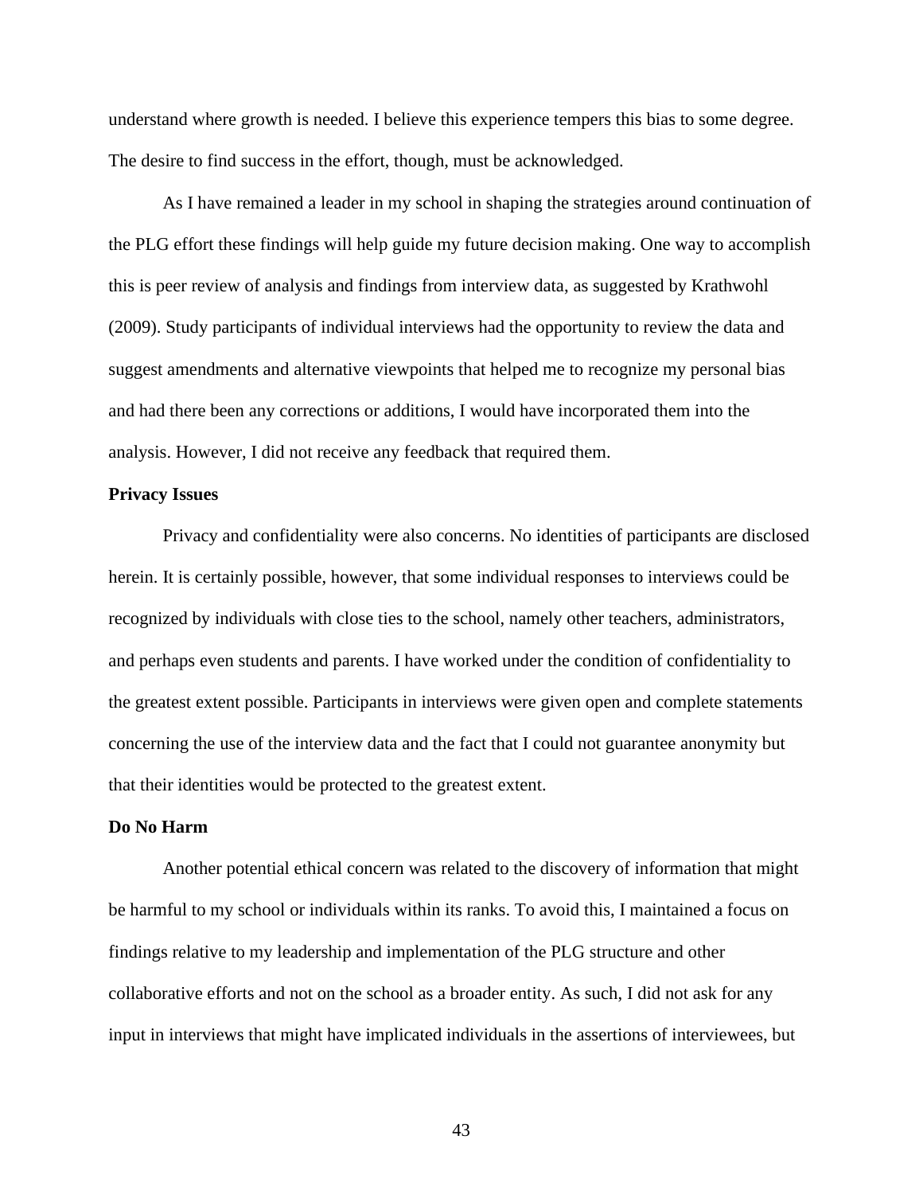understand where growth is needed. I believe this experience tempers this bias to some degree. The desire to find success in the effort, though, must be acknowledged.

As I have remained a leader in my school in shaping the strategies around continuation of the PLG effort these findings will help guide my future decision making. One way to accomplish this is peer review of analysis and findings from interview data, as suggested by Krathwohl (2009). Study participants of individual interviews had the opportunity to review the data and suggest amendments and alternative viewpoints that helped me to recognize my personal bias and had there been any corrections or additions, I would have incorporated them into the analysis. However, I did not receive any feedback that required them.

**Privacy Issues**

Privacy and confidentiality were also concerns. No identities of participants are disclosed herein. It is certainly possible, however, that some individual responses to interviews could be recognized by individuals with close ties to the school, namely other teachers, administrators, and perhaps even students and parents. I have worked under the condition of confidentiality to the greatest extent possible. Participants in interviews were given open and complete statements concerning the use of the interview data and the fact that I could not guarantee anonymity but that their identities would be protected to the greatest extent.

**Do No Harm**

Another potential ethical concern was related to the discovery of information that might be harmful to my school or individuals within its ranks. To avoid this, I maintained a focus on findings relative to my leadership and implementation of the PLG structure and other collaborative efforts and not on the school as a broader entity. As such, I did not ask for any input in interviews that might have implicated individuals in the assertions of interviewees, but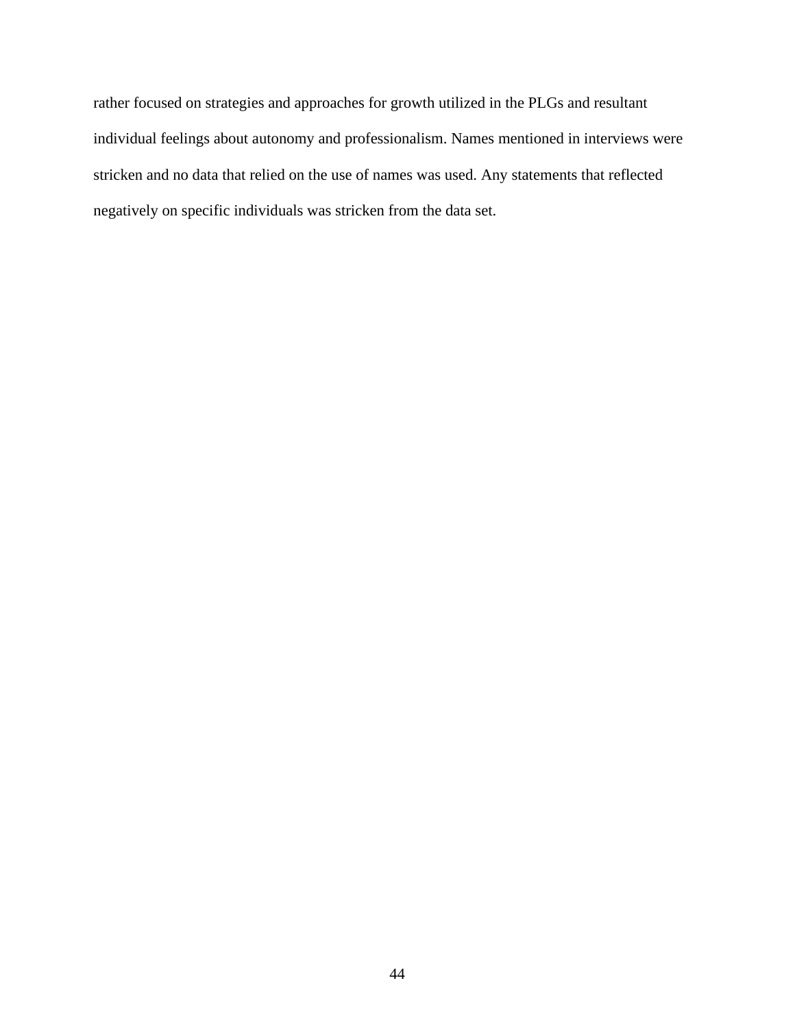rather focused on strategies and approaches for growth utilized in the PLGs and resultant individual feelings about autonomy and professionalism. Names mentioned in interviews were stricken and no data that relied on the use of names was used. Any statements that reflected negatively on specific individuals was stricken from the data set.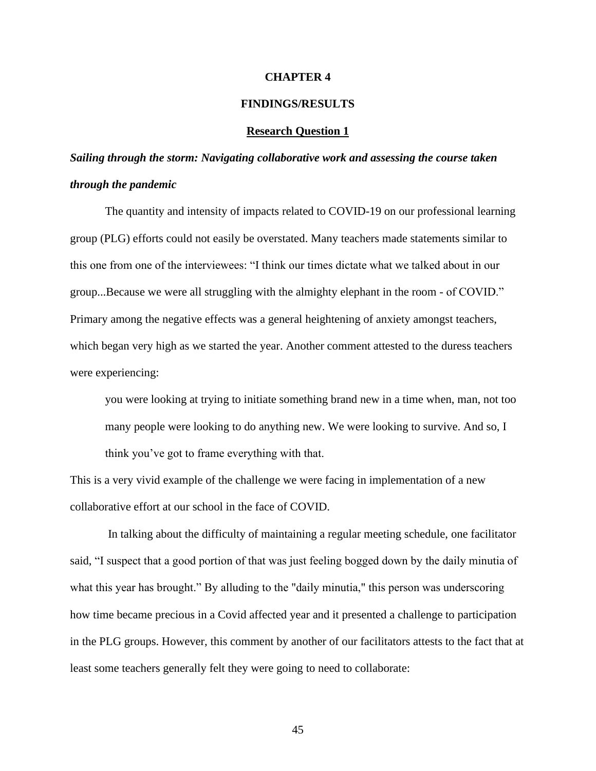# CHAPTER 4

# FINDINGS/RESULTS

## Research Question 1

### *Sailing through the storm: Navigating collaborative work and assessing the course taken through the pandemic*

The quantity and intensity of impacts related to COVID-19 on our professional learning group (PLG) efforts could not easily be overstated. Many teachers made statements similar to this one from one of the interviewees: "I think our times dictate what we talked about in our group...Because we were all struggling with the almighty elephant in the room - of COVID." Primary among the negative effects was a general heightening of anxiety amongst teachers, which began very high as we started the year. Another comment attested to the duress teachers were experiencing:

> you were looking at trying to initiate something brand new in a time when, man, not too many people were looking to do anything new. We were looking to survive. And so, I think you've got to frame everything with that.

This is a very vivid example of the challenge we were facing in implementation of a new collaborative effort at our school in the face of COVID.

In talking about the difficulty of maintaining a regular meeting schedule, one facilitator said, "I suspect that a good portion of that was just feeling bogged down by the daily minutia of what this year has brought." By alluding to the "daily minutia," this person was underscoring how time became precious in a Covid affected year and it presented a challenge to participation in the PLG groups. However, this comment by another of our facilitators attests to the fact that at least some teachers generally felt they were going to need to collaborate: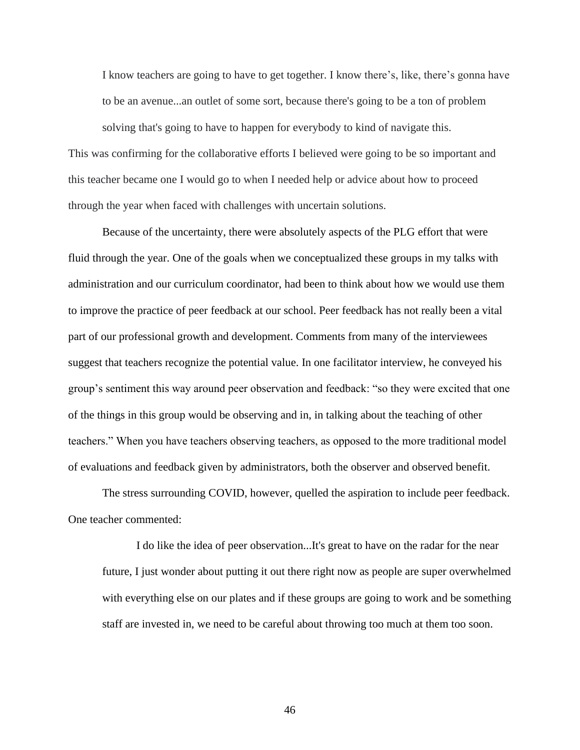> I know teachers are going to have to get together. I know there's, like, there's gonna have to be an avenue...an outlet of some sort, because there's going to be a ton of problem solving that's going to have to happen for everybody to kind of navigate this.

This was confirming for the collaborative efforts I believed were going to be so important and this teacher became one I would go to when I needed help or advice about how to proceed through the year when faced with challenges with uncertain solutions.

Because of the uncertainty, there were absolutely aspects of the PLG effort that were fluid through the year. One of the goals when we conceptualized these groups in my talks with administration and our curriculum coordinator, had been to think about how we would use them to improve the practice of peer feedback at our school. Peer feedback has not really been a vital part of our professional growth and development. Comments from many of the interviewees suggest that teachers recognize the potential value. In one facilitator interview, he conveyed his group's sentiment this way around peer observation and feedback: "so they were excited that one of the things in this group would be observing and in, in talking about the teaching of other teachers." When you have teachers observing teachers, as opposed to the more traditional model of evaluations and feedback given by administrators, both the observer and observed benefit.

The stress surrounding COVID, however, quelled the aspiration to include peer feedback. One teacher commented:

> I do like the idea of peer observation...It's great to have on the radar for the near future, I just wonder about putting it out there right now as people are super overwhelmed with everything else on our plates and if these groups are going to work and be something staff are invested in, we need to be careful about throwing too much at them too soon.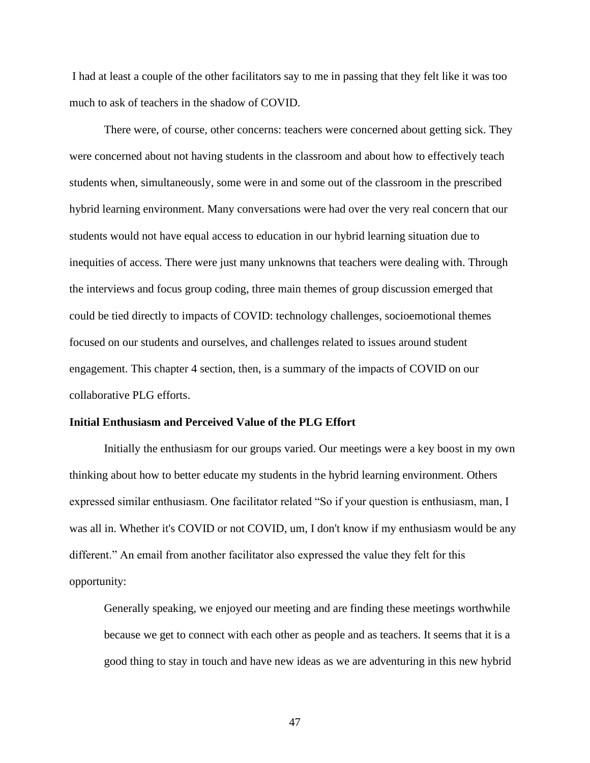I had at least a couple of the other facilitators say to me in passing that they felt like it was too much to ask of teachers in the shadow of COVID.

There were, of course, other concerns: teachers were concerned about getting sick. They were concerned about not having students in the classroom and about how to effectively teach students when, simultaneously, some were in and some out of the classroom in the prescribed hybrid learning environment. Many conversations were had over the very real concern that our students would not have equal access to education in our hybrid learning situation due to inequities of access. There were just many unknowns that teachers were dealing with. Through the interviews and focus group coding, three main themes of group discussion emerged that could be tied directly to impacts of COVID: technology challenges, socioemotional themes focused on our students and ourselves, and challenges related to issues around student engagement. This chapter 4 section, then, is a summary of the impacts of COVID on our collaborative PLG efforts.

**Initial Enthusiasm and Perceived Value of the PLG Effort**

Initially the enthusiasm for our groups varied. Our meetings were a key boost in my own thinking about how to better educate my students in the hybrid learning environment. Others expressed similar enthusiasm. One facilitator related "So if your question is enthusiasm, man, I was all in. Whether it's COVID or not COVID, um, I don't know if my enthusiasm would be any different." An email from another facilitator also expressed the value they felt for this opportunity:

> Generally speaking, we enjoyed our meeting and are finding these meetings worthwhile because we get to connect with each other as people and as teachers. It seems that it is a good thing to stay in touch and have new ideas as we are adventuring in this new hybrid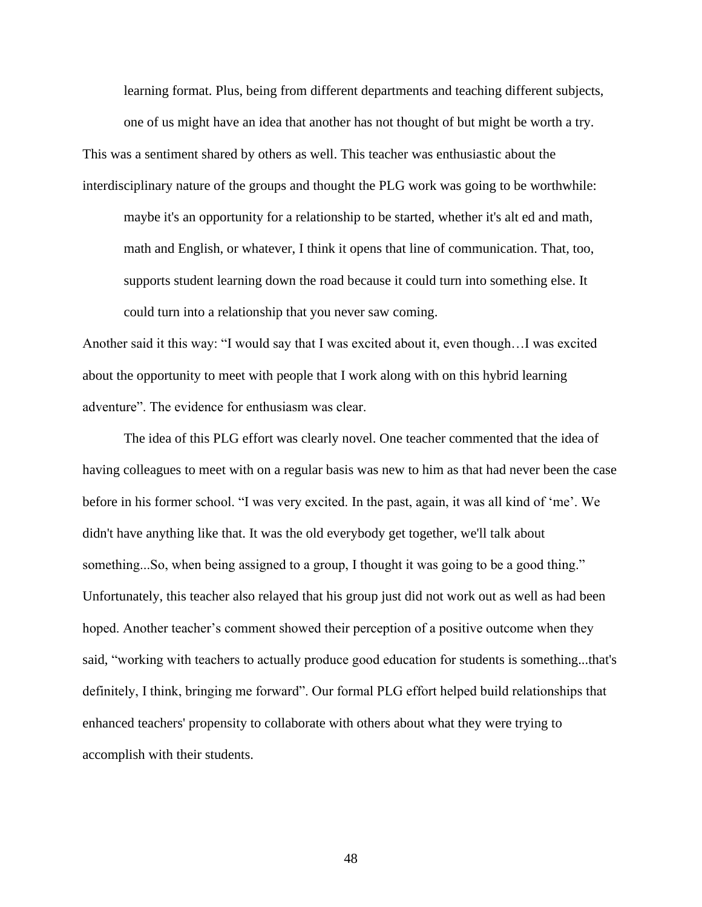> learning format. Plus, being from different departments and teaching different subjects, one of us might have an idea that another has not thought of but might be worth a try.

This was a sentiment shared by others as well. This teacher was enthusiastic about the interdisciplinary nature of the groups and thought the PLG work was going to be worthwhile:

> maybe it's an opportunity for a relationship to be started, whether it's alt ed and math, math and English, or whatever, I think it opens that line of communication. That, too, supports student learning down the road because it could turn into something else. It could turn into a relationship that you never saw coming.

Another said it this way: "I would say that I was excited about it, even though…I was excited about the opportunity to meet with people that I work along with on this hybrid learning adventure". The evidence for enthusiasm was clear.

The idea of this PLG effort was clearly novel. One teacher commented that the idea of having colleagues to meet with on a regular basis was new to him as that had never been the case before in his former school. "I was very excited. In the past, again, it was all kind of 'me'. We didn't have anything like that. It was the old everybody get together, we'll talk about something...So, when being assigned to a group, I thought it was going to be a good thing." Unfortunately, this teacher also relayed that his group just did not work out as well as had been hoped. Another teacher's comment showed their perception of a positive outcome when they said, "working with teachers to actually produce good education for students is something...that's definitely, I think, bringing me forward". Our formal PLG effort helped build relationships that enhanced teachers' propensity to collaborate with others about what they were trying to accomplish with their students.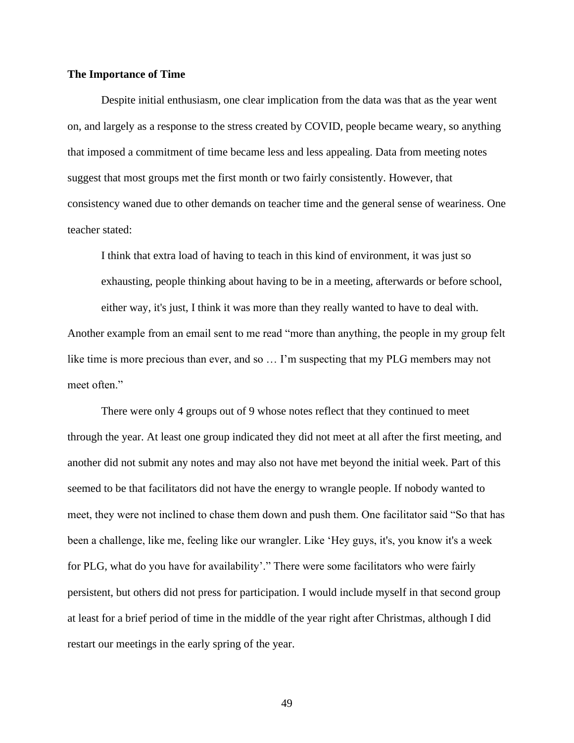**The Importance of Time**

Despite initial enthusiasm, one clear implication from the data was that as the year went on, and largely as a response to the stress created by COVID, people became weary, so anything that imposed a commitment of time became less and less appealing. Data from meeting notes suggest that most groups met the first month or two fairly consistently. However, that consistency waned due to other demands on teacher time and the general sense of weariness. One teacher stated:

> I think that extra load of having to teach in this kind of environment, it was just so exhausting, people thinking about having to be in a meeting, afterwards or before school, either way, it's just, I think it was more than they really wanted to have to deal with.

Another example from an email sent to me read "more than anything, the people in my group felt like time is more precious than ever, and so … I'm suspecting that my PLG members may not meet often."

There were only 4 groups out of 9 whose notes reflect that they continued to meet through the year. At least one group indicated they did not meet at all after the first meeting, and another did not submit any notes and may also not have met beyond the initial week. Part of this seemed to be that facilitators did not have the energy to wrangle people. If nobody wanted to meet, they were not inclined to chase them down and push them. One facilitator said "So that has been a challenge, like me, feeling like our wrangler. Like 'Hey guys, it's, you know it's a week for PLG, what do you have for availability'." There were some facilitators who were fairly persistent, but others did not press for participation. I would include myself in that second group at least for a brief period of time in the middle of the year right after Christmas, although I did restart our meetings in the early spring of the year.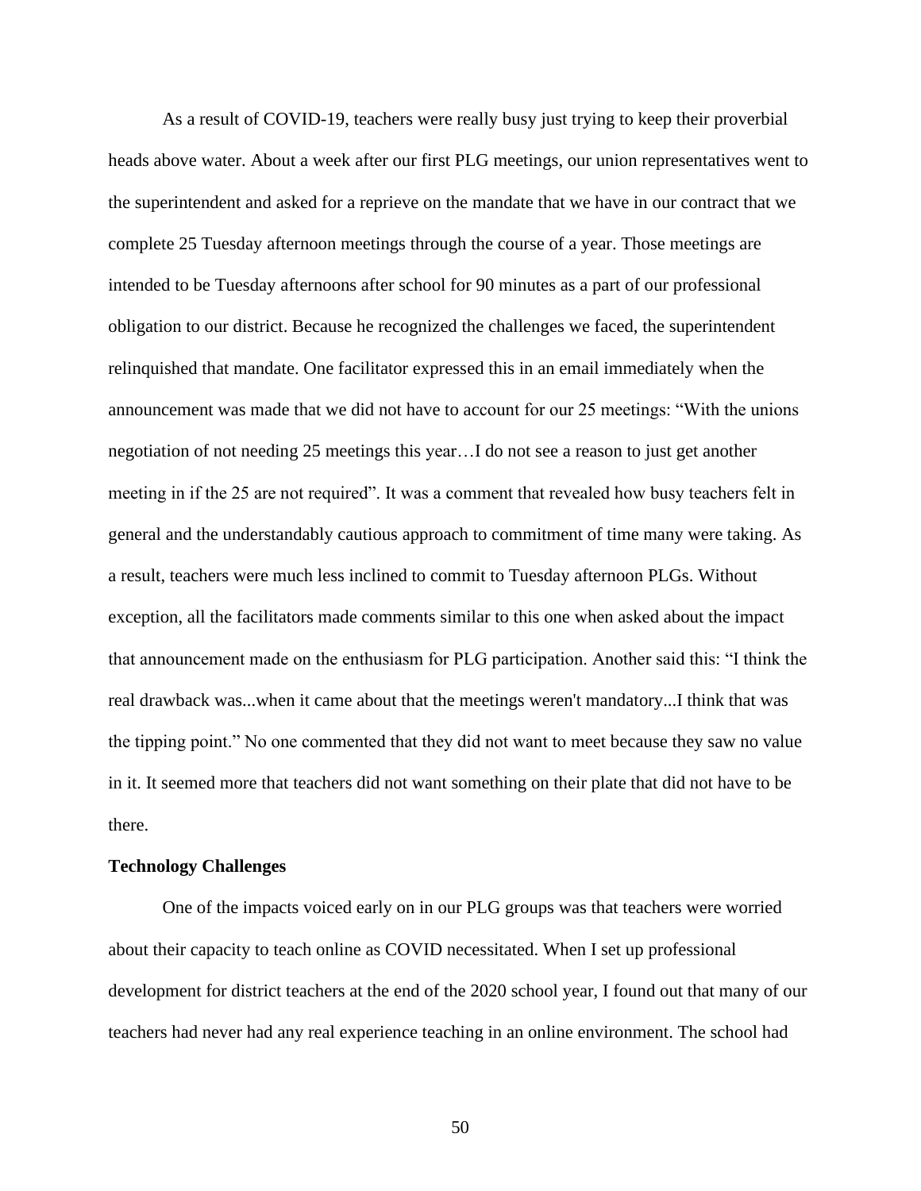As a result of COVID-19, teachers were really busy just trying to keep their proverbial heads above water. About a week after our first PLG meetings, our union representatives went to the superintendent and asked for a reprieve on the mandate that we have in our contract that we complete 25 Tuesday afternoon meetings through the course of a year. Those meetings are intended to be Tuesday afternoons after school for 90 minutes as a part of our professional obligation to our district. Because he recognized the challenges we faced, the superintendent relinquished that mandate. One facilitator expressed this in an email immediately when the announcement was made that we did not have to account for our 25 meetings: "With the unions negotiation of not needing 25 meetings this year…I do not see a reason to just get another meeting in if the 25 are not required". It was a comment that revealed how busy teachers felt in general and the understandably cautious approach to commitment of time many were taking. As a result, teachers were much less inclined to commit to Tuesday afternoon PLGs. Without exception, all the facilitators made comments similar to this one when asked about the impact that announcement made on the enthusiasm for PLG participation. Another said this: "I think the real drawback was...when it came about that the meetings weren't mandatory...I think that was the tipping point." No one commented that they did not want to meet because they saw no value in it. It seemed more that teachers did not want something on their plate that did not have to be there.

**Technology Challenges**

One of the impacts voiced early on in our PLG groups was that teachers were worried about their capacity to teach online as COVID necessitated. When I set up professional development for district teachers at the end of the 2020 school year, I found out that many of our teachers had never had any real experience teaching in an online environment. The school had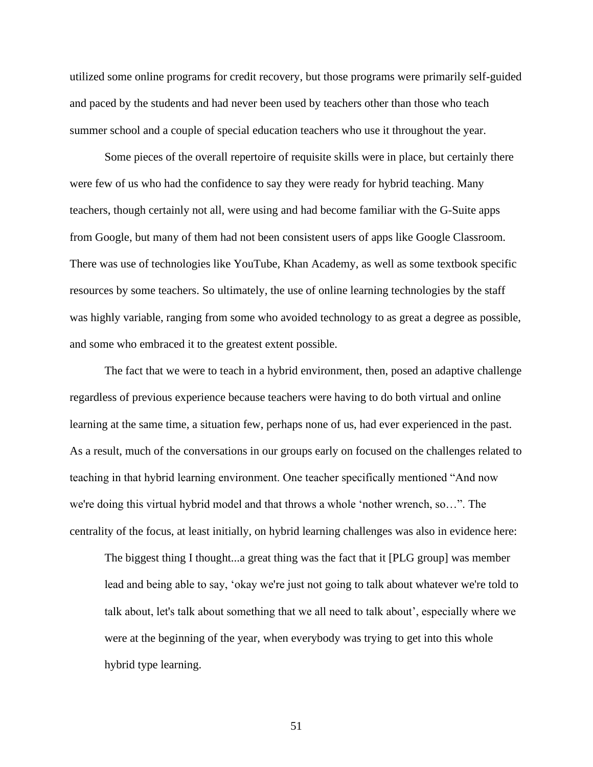utilized some online programs for credit recovery, but those programs were primarily self-guided and paced by the students and had never been used by teachers other than those who teach summer school and a couple of special education teachers who use it throughout the year.

Some pieces of the overall repertoire of requisite skills were in place, but certainly there were few of us who had the confidence to say they were ready for hybrid teaching. Many teachers, though certainly not all, were using and had become familiar with the G-Suite apps from Google, but many of them had not been consistent users of apps like Google Classroom. There was use of technologies like YouTube, Khan Academy, as well as some textbook specific resources by some teachers. So ultimately, the use of online learning technologies by the staff was highly variable, ranging from some who avoided technology to as great a degree as possible, and some who embraced it to the greatest extent possible.

The fact that we were to teach in a hybrid environment, then, posed an adaptive challenge regardless of previous experience because teachers were having to do both virtual and online learning at the same time, a situation few, perhaps none of us, had ever experienced in the past. As a result, much of the conversations in our groups early on focused on the challenges related to teaching in that hybrid learning environment. One teacher specifically mentioned "And now we're doing this virtual hybrid model and that throws a whole 'nother wrench, so…". The centrality of the focus, at least initially, on hybrid learning challenges was also in evidence here:

> The biggest thing I thought...a great thing was the fact that it [PLG group] was member lead and being able to say, 'okay we're just not going to talk about whatever we're told to talk about, let's talk about something that we all need to talk about', especially where we were at the beginning of the year, when everybody was trying to get into this whole hybrid type learning.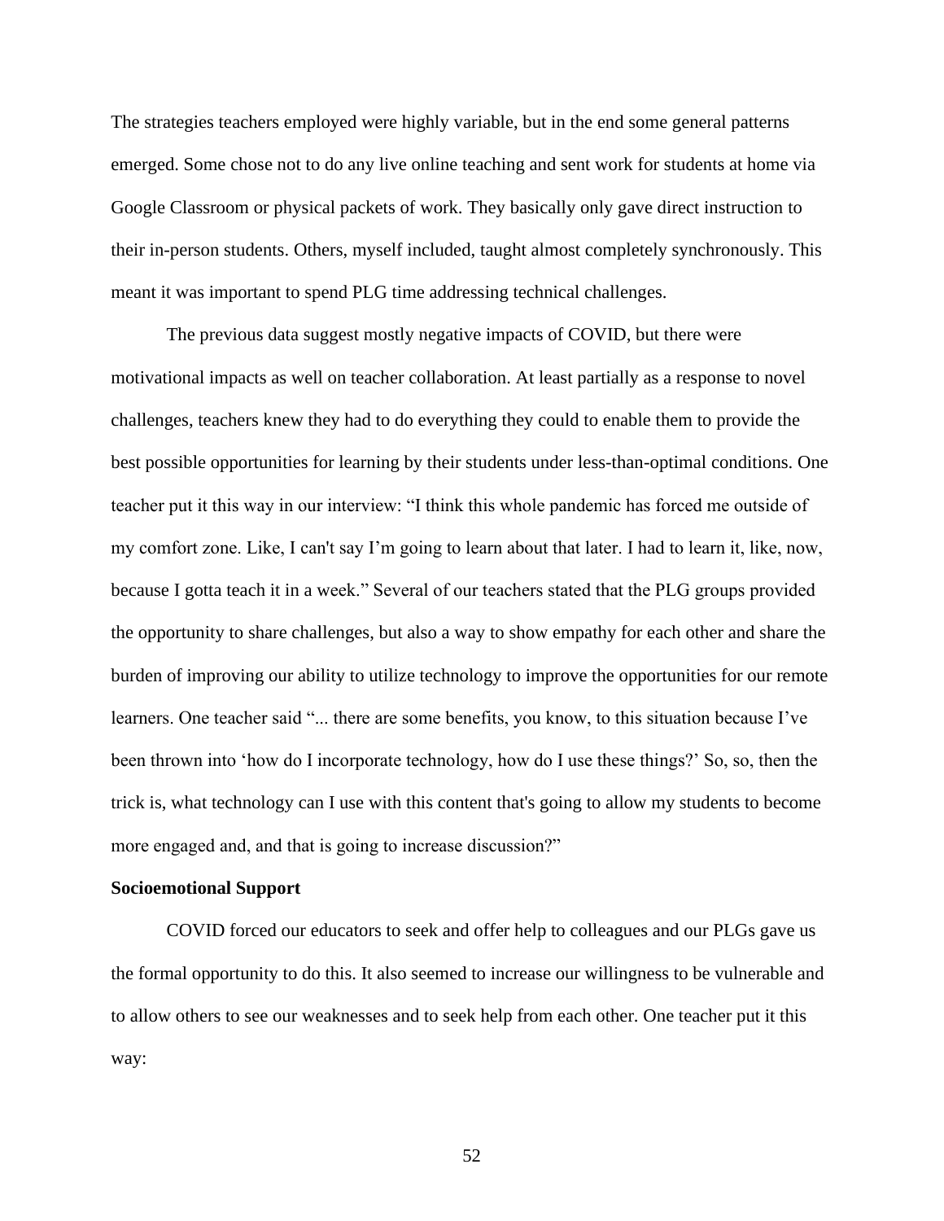The strategies teachers employed were highly variable, but in the end some general patterns emerged. Some chose not to do any live online teaching and sent work for students at home via Google Classroom or physical packets of work. They basically only gave direct instruction to their in-person students. Others, myself included, taught almost completely synchronously. This meant it was important to spend PLG time addressing technical challenges.

The previous data suggest mostly negative impacts of COVID, but there were motivational impacts as well on teacher collaboration. At least partially as a response to novel challenges, teachers knew they had to do everything they could to enable them to provide the best possible opportunities for learning by their students under less-than-optimal conditions. One teacher put it this way in our interview: "I think this whole pandemic has forced me outside of my comfort zone. Like, I can't say I'm going to learn about that later. I had to learn it, like, now, because I gotta teach it in a week." Several of our teachers stated that the PLG groups provided the opportunity to share challenges, but also a way to show empathy for each other and share the burden of improving our ability to utilize technology to improve the opportunities for our remote learners. One teacher said "... there are some benefits, you know, to this situation because I've been thrown into 'how do I incorporate technology, how do I use these things?' So, so, then the trick is, what technology can I use with this content that's going to allow my students to become more engaged and, and that is going to increase discussion?"

**Socioemotional Support**

COVID forced our educators to seek and offer help to colleagues and our PLGs gave us the formal opportunity to do this. It also seemed to increase our willingness to be vulnerable and to allow others to see our weaknesses and to seek help from each other. One teacher put it this way: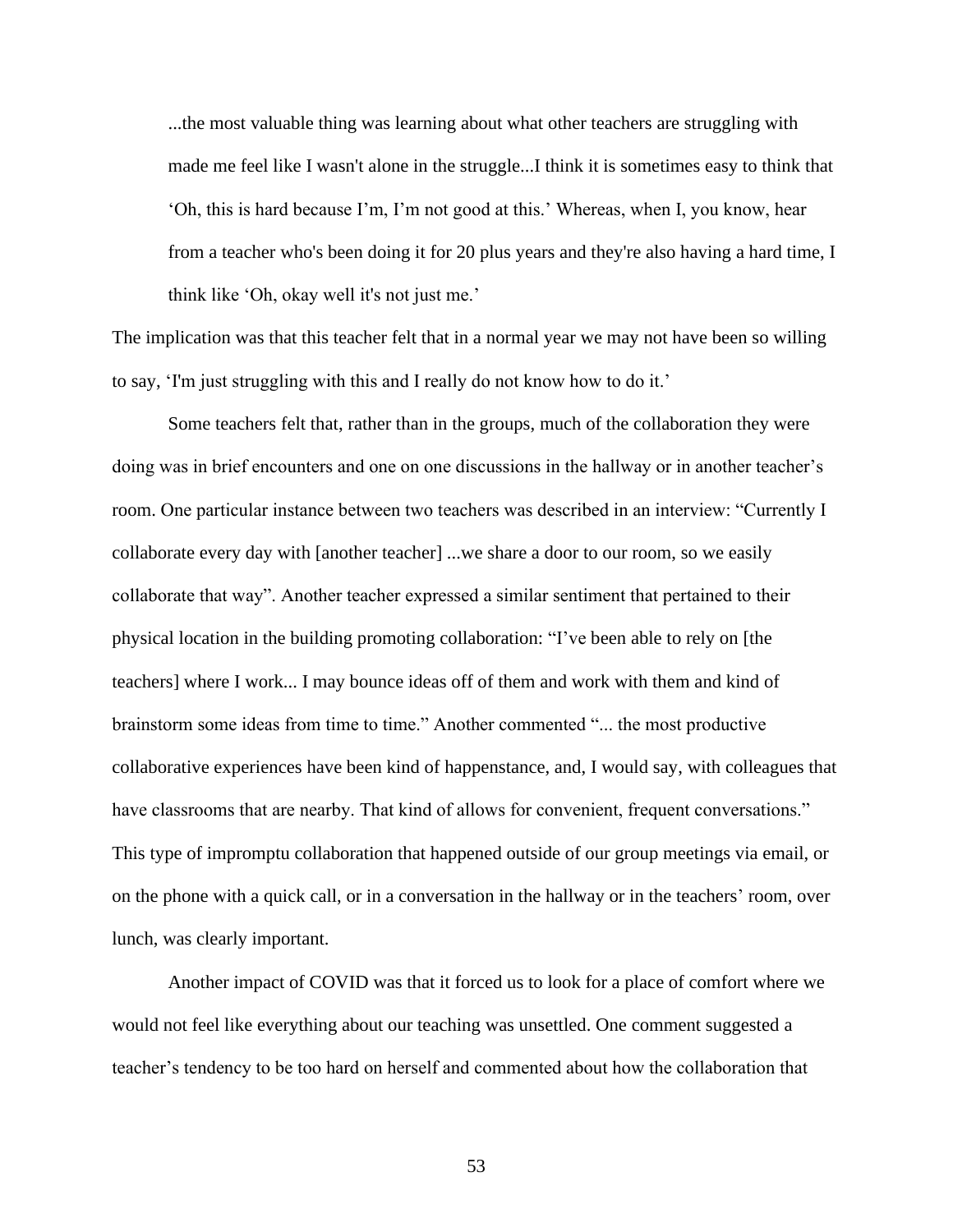> ...the most valuable thing was learning about what other teachers are struggling with made me feel like I wasn't alone in the struggle...I think it is sometimes easy to think that 'Oh, this is hard because I'm, I'm not good at this.' Whereas, when I, you know, hear from a teacher who's been doing it for 20 plus years and they're also having a hard time, I think like 'Oh, okay well it's not just me.'

The implication was that this teacher felt that in a normal year we may not have been so willing to say, 'I'm just struggling with this and I really do not know how to do it.'

Some teachers felt that, rather than in the groups, much of the collaboration they were doing was in brief encounters and one on one discussions in the hallway or in another teacher's room. One particular instance between two teachers was described in an interview: "Currently I collaborate every day with [another teacher] ...we share a door to our room, so we easily collaborate that way". Another teacher expressed a similar sentiment that pertained to their physical location in the building promoting collaboration: "I've been able to rely on [the teachers] where I work... I may bounce ideas off of them and work with them and kind of brainstorm some ideas from time to time." Another commented "... the most productive collaborative experiences have been kind of happenstance, and, I would say, with colleagues that have classrooms that are nearby. That kind of allows for convenient, frequent conversations." This type of impromptu collaboration that happened outside of our group meetings via email, or on the phone with a quick call, or in a conversation in the hallway or in the teachers' room, over lunch, was clearly important.

Another impact of COVID was that it forced us to look for a place of comfort where we would not feel like everything about our teaching was unsettled. One comment suggested a teacher's tendency to be too hard on herself and commented about how the collaboration that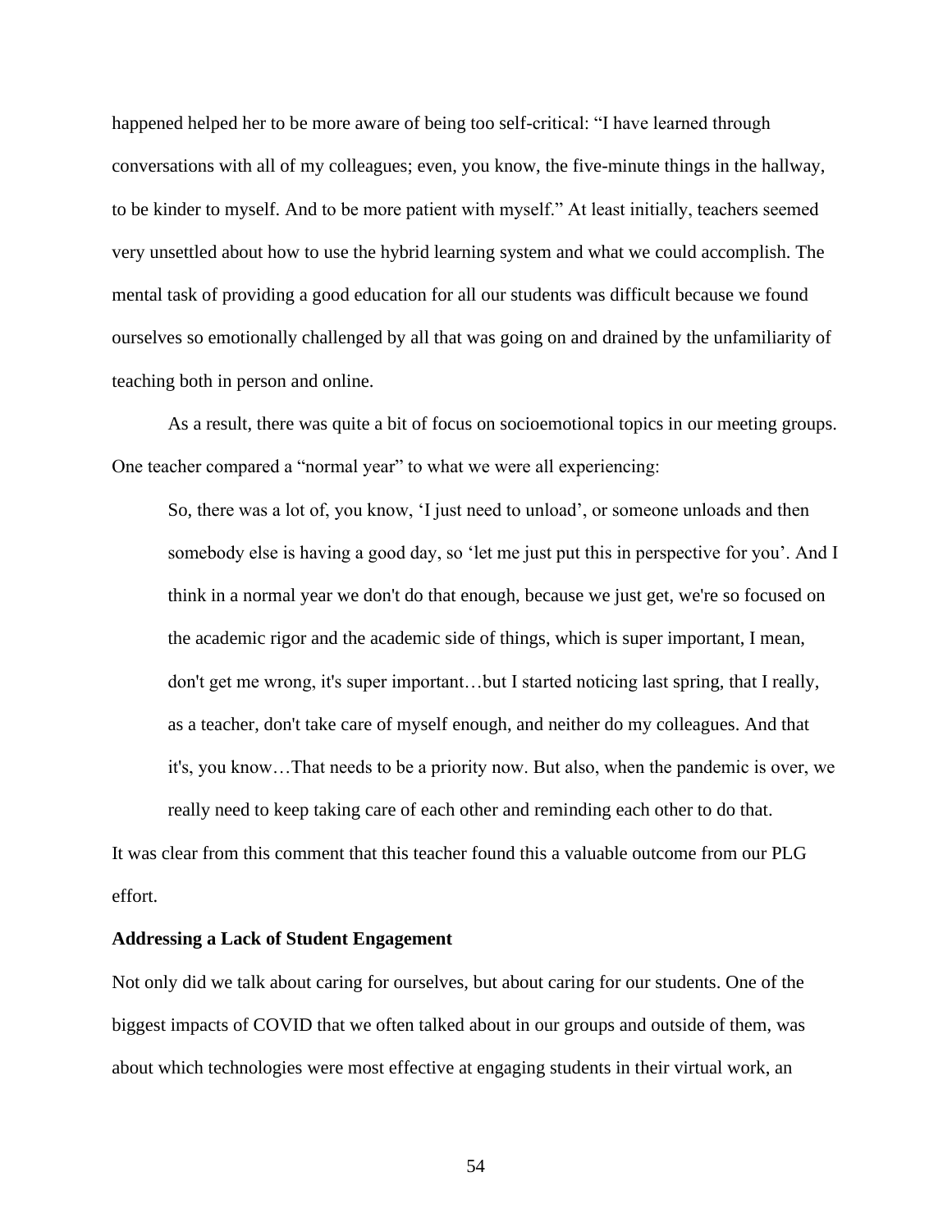happened helped her to be more aware of being too self-critical: "I have learned through conversations with all of my colleagues; even, you know, the five-minute things in the hallway, to be kinder to myself. And to be more patient with myself." At least initially, teachers seemed very unsettled about how to use the hybrid learning system and what we could accomplish. The mental task of providing a good education for all our students was difficult because we found ourselves so emotionally challenged by all that was going on and drained by the unfamiliarity of teaching both in person and online.

As a result, there was quite a bit of focus on socioemotional topics in our meeting groups. One teacher compared a "normal year" to what we were all experiencing:

> So, there was a lot of, you know, 'I just need to unload', or someone unloads and then somebody else is having a good day, so 'let me just put this in perspective for you'. And I think in a normal year we don't do that enough, because we just get, we're so focused on the academic rigor and the academic side of things, which is super important, I mean, don't get me wrong, it's super important…but I started noticing last spring, that I really, as a teacher, don't take care of myself enough, and neither do my colleagues. And that it's, you know…That needs to be a priority now. But also, when the pandemic is over, we really need to keep taking care of each other and reminding each other to do that.

It was clear from this comment that this teacher found this a valuable outcome from our PLG effort.

**Addressing a Lack of Student Engagement**

Not only did we talk about caring for ourselves, but about caring for our students. One of the biggest impacts of COVID that we often talked about in our groups and outside of them, was about which technologies were most effective at engaging students in their virtual work, an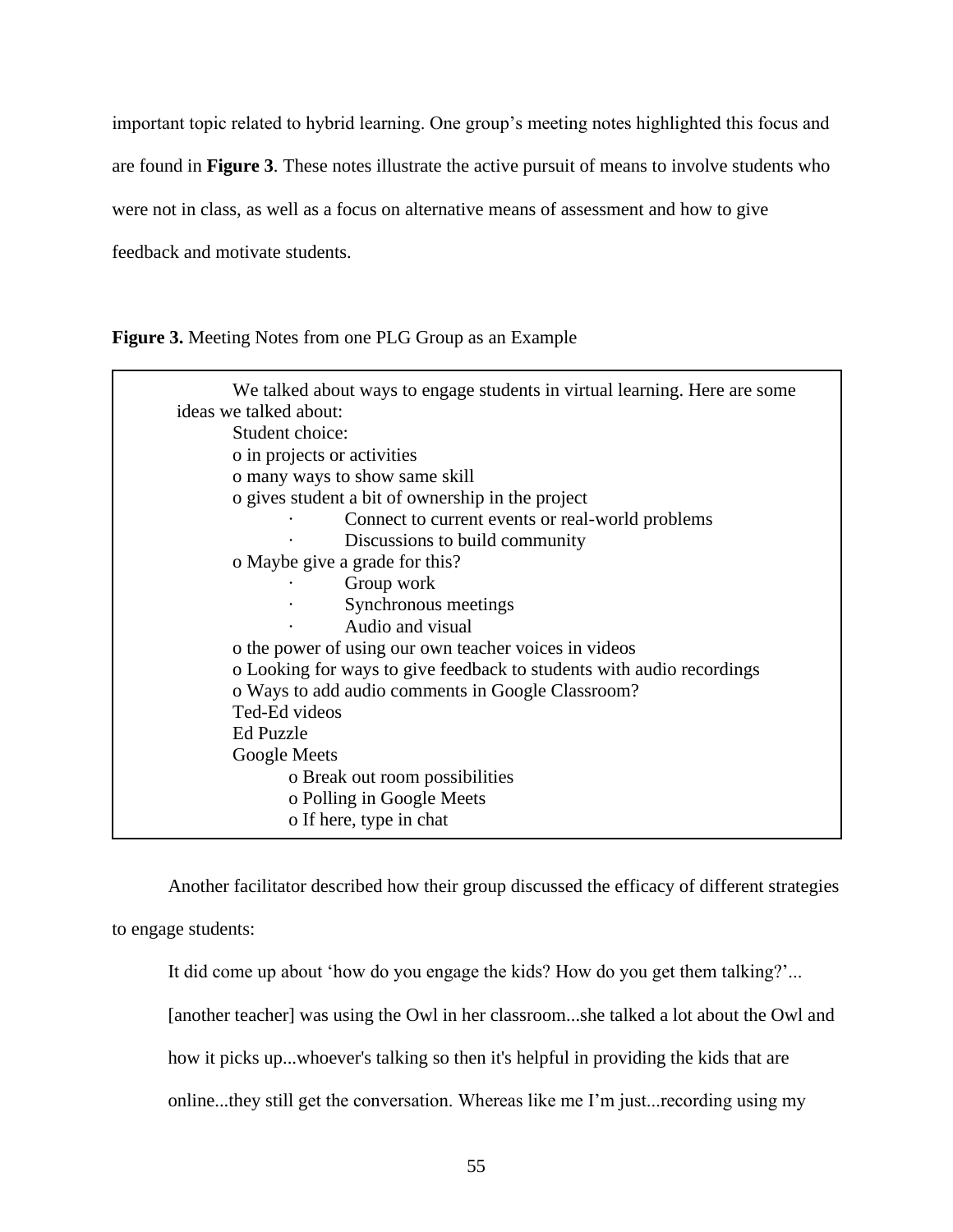important topic related to hybrid learning. One group's meeting notes highlighted this focus and are found in **Figure 3**. These notes illustrate the active pursuit of means to involve students who were not in class, as well as a focus on alternative means of assessment and how to give feedback and motivate students.

**Figure 3.** Meeting Notes from one PLG Group as an Example

> We talked about ways to engage students in virtual learning. Here are some ideas we talked about:
>
> Student choice:
>
> - o in projects or activities
> - o many ways to show same skill
> - o gives student a bit of ownership in the project
>     - · Connect to current events or real-world problems
>     - · Discussions to build community
> - o Maybe give a grade for this?
>     - · Group work
>     - · Synchronous meetings
>     - · Audio and visual
> - o the power of using our own teacher voices in videos
> - o Looking for ways to give feedback to students with audio recordings
> - o Ways to add audio comments in Google Classroom?
>
> Ted-Ed videos
>
> Ed Puzzle
>
> Google Meets
>
> - o Break out room possibilities
> - o Polling in Google Meets
> - o If here, type in chat

Another facilitator described how their group discussed the efficacy of different strategies to engage students:

> It did come up about 'how do you engage the kids? How do you get them talking?'... [another teacher] was using the Owl in her classroom...she talked a lot about the Owl and how it picks up...whoever's talking so then it's helpful in providing the kids that are online...they still get the conversation. Whereas like me I'm just...recording using my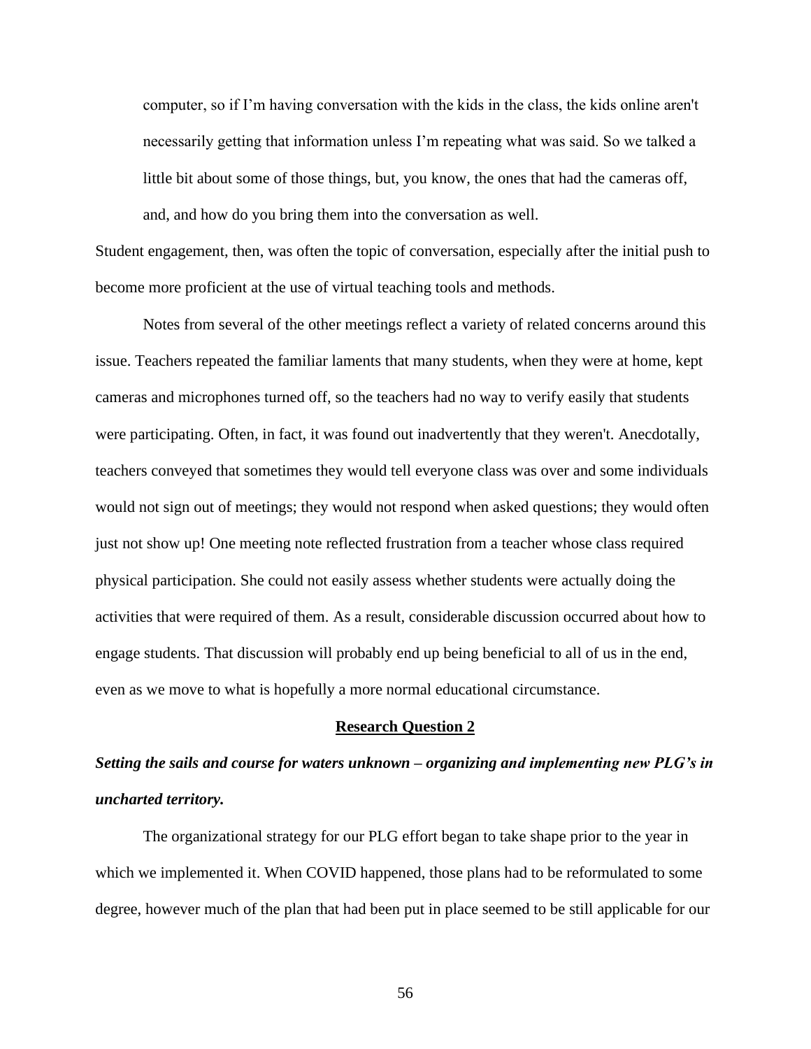> computer, so if I'm having conversation with the kids in the class, the kids online aren't necessarily getting that information unless I'm repeating what was said. So we talked a little bit about some of those things, but, you know, the ones that had the cameras off, and, and how do you bring them into the conversation as well.

Student engagement, then, was often the topic of conversation, especially after the initial push to become more proficient at the use of virtual teaching tools and methods.

Notes from several of the other meetings reflect a variety of related concerns around this issue. Teachers repeated the familiar laments that many students, when they were at home, kept cameras and microphones turned off, so the teachers had no way to verify easily that students were participating. Often, in fact, it was found out inadvertently that they weren't. Anecdotally, teachers conveyed that sometimes they would tell everyone class was over and some individuals would not sign out of meetings; they would not respond when asked questions; they would often just not show up! One meeting note reflected frustration from a teacher whose class required physical participation. She could not easily assess whether students were actually doing the activities that were required of them. As a result, considerable discussion occurred about how to engage students. That discussion will probably end up being beneficial to all of us in the end, even as we move to what is hopefully a more normal educational circumstance.

## Research Question 2

### *Setting the sails and course for waters unknown – organizing and implementing new PLG's in uncharted territory.*

The organizational strategy for our PLG effort began to take shape prior to the year in which we implemented it. When COVID happened, those plans had to be reformulated to some degree, however much of the plan that had been put in place seemed to be still applicable for our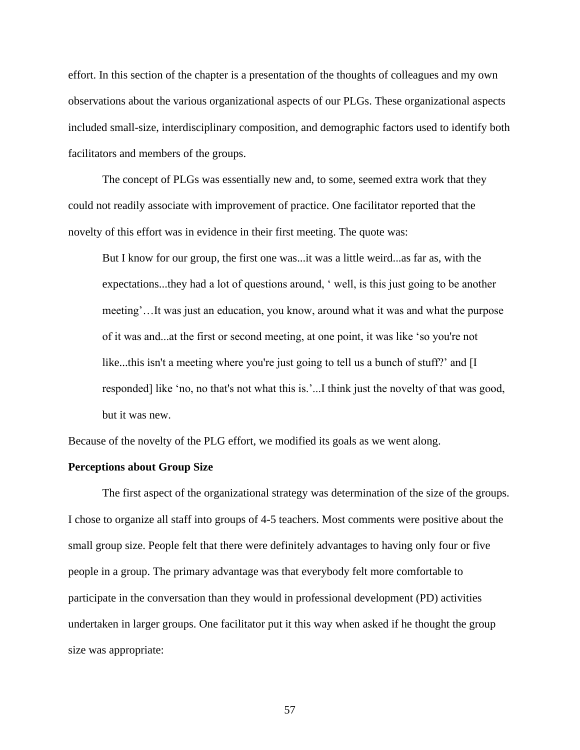effort. In this section of the chapter is a presentation of the thoughts of colleagues and my own observations about the various organizational aspects of our PLGs. These organizational aspects included small-size, interdisciplinary composition, and demographic factors used to identify both facilitators and members of the groups.

The concept of PLGs was essentially new and, to some, seemed extra work that they could not readily associate with improvement of practice. One facilitator reported that the novelty of this effort was in evidence in their first meeting. The quote was:

> But I know for our group, the first one was...it was a little weird...as far as, with the expectations...they had a lot of questions around, ‘ well, is this just going to be another meeting’…It was just an education, you know, around what it was and what the purpose of it was and...at the first or second meeting, at one point, it was like ‘so you're not like...this isn't a meeting where you're just going to tell us a bunch of stuff?’ and [I responded] like ‘no, no that's not what this is.’...I think just the novelty of that was good, but it was new.

Because of the novelty of the PLG effort, we modified its goals as we went along.

**Perceptions about Group Size**

The first aspect of the organizational strategy was determination of the size of the groups. I chose to organize all staff into groups of 4-5 teachers. Most comments were positive about the small group size. People felt that there were definitely advantages to having only four or five people in a group. The primary advantage was that everybody felt more comfortable to participate in the conversation than they would in professional development (PD) activities undertaken in larger groups. One facilitator put it this way when asked if he thought the group size was appropriate: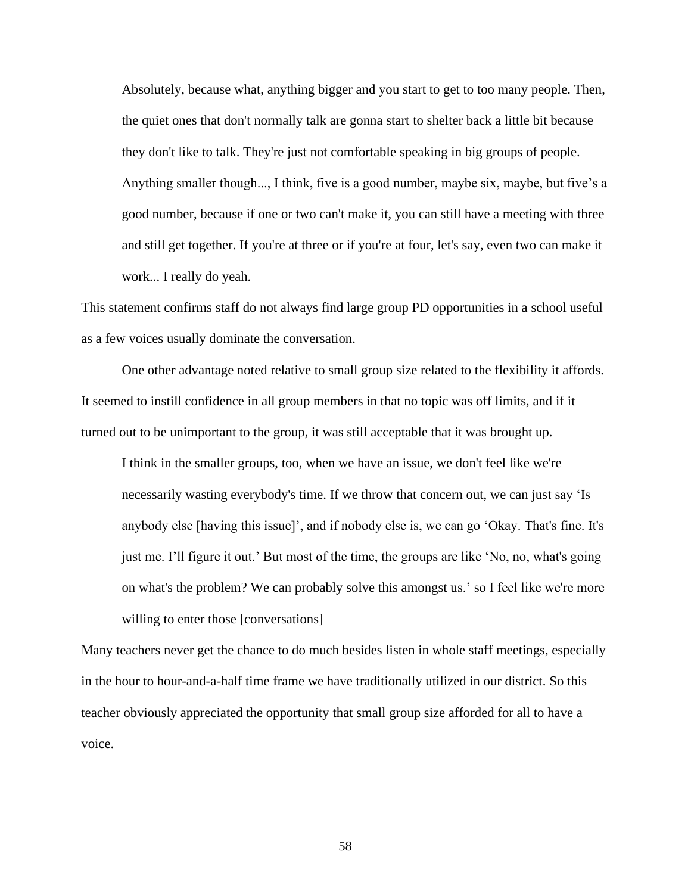> Absolutely, because what, anything bigger and you start to get to too many people. Then, the quiet ones that don't normally talk are gonna start to shelter back a little bit because they don't like to talk. They're just not comfortable speaking in big groups of people. Anything smaller though..., I think, five is a good number, maybe six, maybe, but five's a good number, because if one or two can't make it, you can still have a meeting with three and still get together. If you're at three or if you're at four, let's say, even two can make it work... I really do yeah.

This statement confirms staff do not always find large group PD opportunities in a school useful as a few voices usually dominate the conversation.

One other advantage noted relative to small group size related to the flexibility it affords. It seemed to instill confidence in all group members in that no topic was off limits, and if it turned out to be unimportant to the group, it was still acceptable that it was brought up.

> I think in the smaller groups, too, when we have an issue, we don't feel like we're necessarily wasting everybody's time. If we throw that concern out, we can just say 'Is anybody else [having this issue]', and if nobody else is, we can go 'Okay. That's fine. It's just me. I'll figure it out.' But most of the time, the groups are like 'No, no, what's going on what's the problem? We can probably solve this amongst us.' so I feel like we're more willing to enter those [conversations]

Many teachers never get the chance to do much besides listen in whole staff meetings, especially in the hour to hour-and-a-half time frame we have traditionally utilized in our district. So this teacher obviously appreciated the opportunity that small group size afforded for all to have a voice.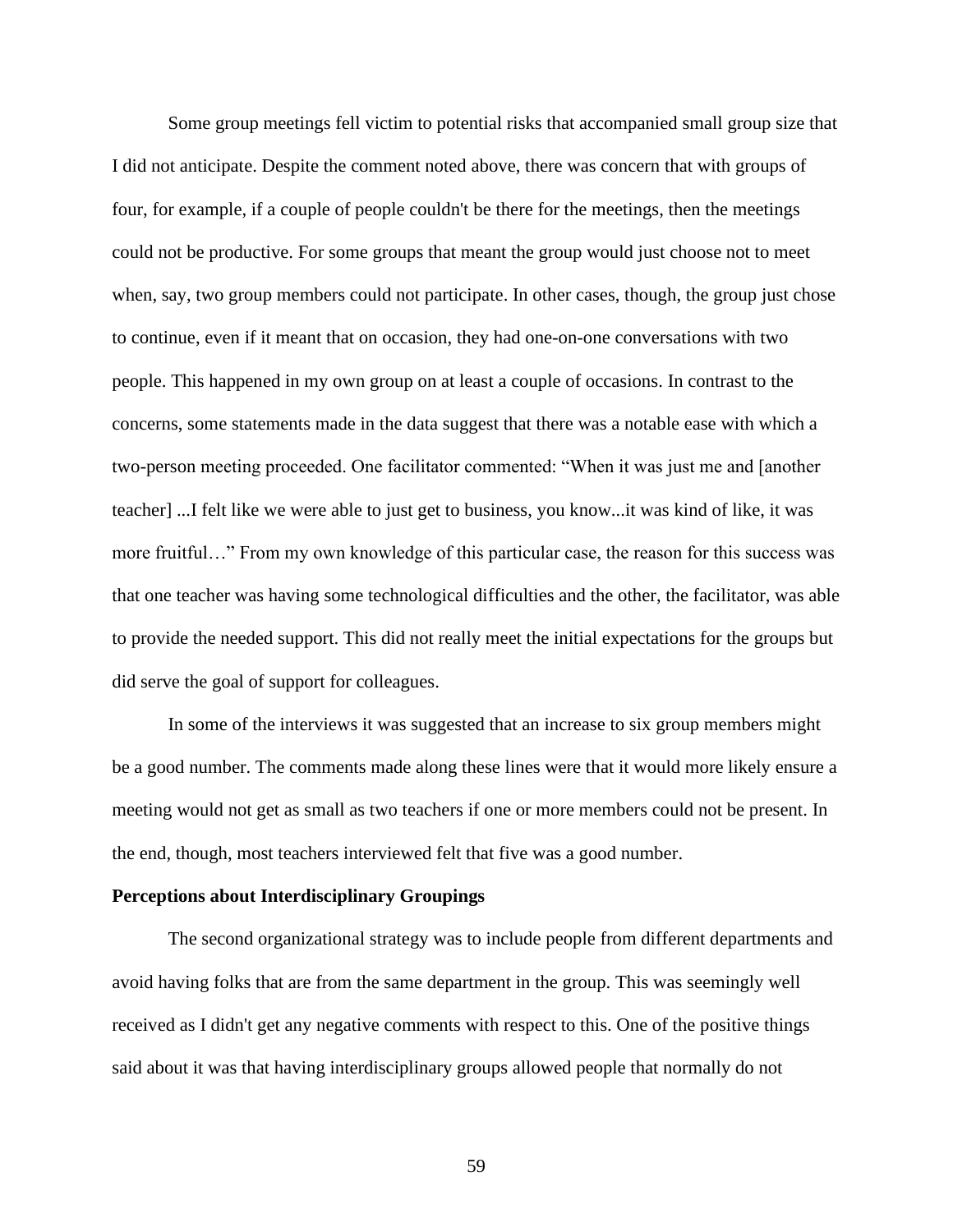Some group meetings fell victim to potential risks that accompanied small group size that I did not anticipate. Despite the comment noted above, there was concern that with groups of four, for example, if a couple of people couldn't be there for the meetings, then the meetings could not be productive. For some groups that meant the group would just choose not to meet when, say, two group members could not participate. In other cases, though, the group just chose to continue, even if it meant that on occasion, they had one-on-one conversations with two people. This happened in my own group on at least a couple of occasions. In contrast to the concerns, some statements made in the data suggest that there was a notable ease with which a two-person meeting proceeded. One facilitator commented: "When it was just me and [another teacher] ...I felt like we were able to just get to business, you know...it was kind of like, it was more fruitful…" From my own knowledge of this particular case, the reason for this success was that one teacher was having some technological difficulties and the other, the facilitator, was able to provide the needed support. This did not really meet the initial expectations for the groups but did serve the goal of support for colleagues.

In some of the interviews it was suggested that an increase to six group members might be a good number. The comments made along these lines were that it would more likely ensure a meeting would not get as small as two teachers if one or more members could not be present. In the end, though, most teachers interviewed felt that five was a good number.

**Perceptions about Interdisciplinary Groupings**

The second organizational strategy was to include people from different departments and avoid having folks that are from the same department in the group. This was seemingly well received as I didn't get any negative comments with respect to this. One of the positive things said about it was that having interdisciplinary groups allowed people that normally do not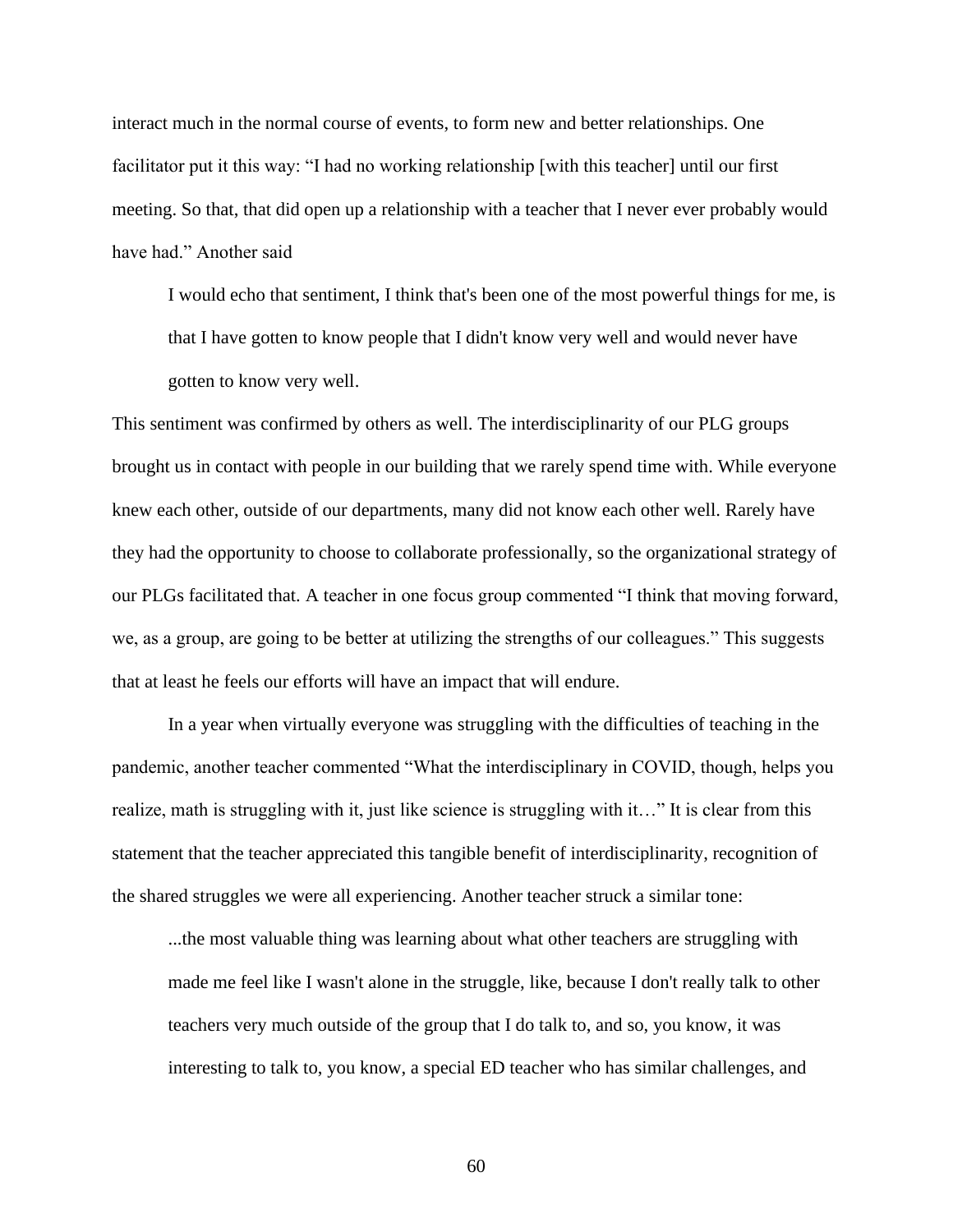interact much in the normal course of events, to form new and better relationships. One facilitator put it this way: “I had no working relationship [with this teacher] until our first meeting. So that, that did open up a relationship with a teacher that I never ever probably would have had.” Another said

> I would echo that sentiment, I think that's been one of the most powerful things for me, is that I have gotten to know people that I didn't know very well and would never have gotten to know very well.

This sentiment was confirmed by others as well. The interdisciplinarity of our PLG groups brought us in contact with people in our building that we rarely spend time with. While everyone knew each other, outside of our departments, many did not know each other well. Rarely have they had the opportunity to choose to collaborate professionally, so the organizational strategy of our PLGs facilitated that. A teacher in one focus group commented “I think that moving forward, we, as a group, are going to be better at utilizing the strengths of our colleagues.” This suggests that at least he feels our efforts will have an impact that will endure.

In a year when virtually everyone was struggling with the difficulties of teaching in the pandemic, another teacher commented “What the interdisciplinary in COVID, though, helps you realize, math is struggling with it, just like science is struggling with it…” It is clear from this statement that the teacher appreciated this tangible benefit of interdisciplinarity, recognition of the shared struggles we were all experiencing. Another teacher struck a similar tone:

> ...the most valuable thing was learning about what other teachers are struggling with made me feel like I wasn't alone in the struggle, like, because I don't really talk to other teachers very much outside of the group that I do talk to, and so, you know, it was interesting to talk to, you know, a special ED teacher who has similar challenges, and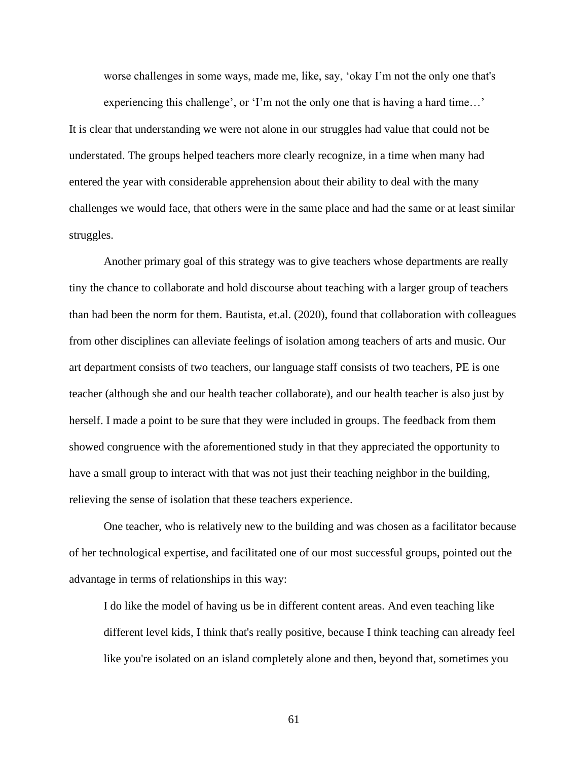> worse challenges in some ways, made me, like, say, 'okay I'm not the only one that's experiencing this challenge', or 'I'm not the only one that is having a hard time…'

It is clear that understanding we were not alone in our struggles had value that could not be understated. The groups helped teachers more clearly recognize, in a time when many had entered the year with considerable apprehension about their ability to deal with the many challenges we would face, that others were in the same place and had the same or at least similar struggles.

Another primary goal of this strategy was to give teachers whose departments are really tiny the chance to collaborate and hold discourse about teaching with a larger group of teachers than had been the norm for them. Bautista, et.al. (2020), found that collaboration with colleagues from other disciplines can alleviate feelings of isolation among teachers of arts and music. Our art department consists of two teachers, our language staff consists of two teachers, PE is one teacher (although she and our health teacher collaborate), and our health teacher is also just by herself. I made a point to be sure that they were included in groups. The feedback from them showed congruence with the aforementioned study in that they appreciated the opportunity to have a small group to interact with that was not just their teaching neighbor in the building, relieving the sense of isolation that these teachers experience.

One teacher, who is relatively new to the building and was chosen as a facilitator because of her technological expertise, and facilitated one of our most successful groups, pointed out the advantage in terms of relationships in this way:

> I do like the model of having us be in different content areas. And even teaching like different level kids, I think that's really positive, because I think teaching can already feel like you're isolated on an island completely alone and then, beyond that, sometimes you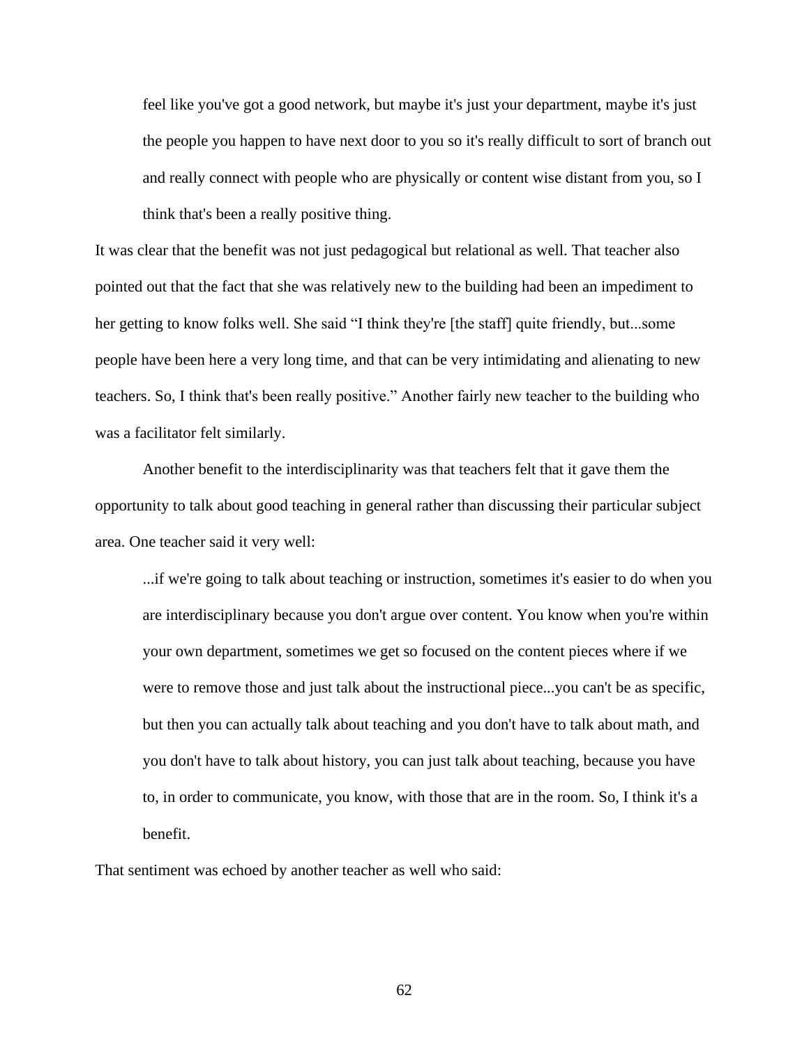> feel like you've got a good network, but maybe it's just your department, maybe it's just the people you happen to have next door to you so it's really difficult to sort of branch out and really connect with people who are physically or content wise distant from you, so I think that's been a really positive thing.

It was clear that the benefit was not just pedagogical but relational as well. That teacher also pointed out that the fact that she was relatively new to the building had been an impediment to her getting to know folks well. She said "I think they're [the staff] quite friendly, but...some people have been here a very long time, and that can be very intimidating and alienating to new teachers. So, I think that's been really positive." Another fairly new teacher to the building who was a facilitator felt similarly.

Another benefit to the interdisciplinarity was that teachers felt that it gave them the opportunity to talk about good teaching in general rather than discussing their particular subject area. One teacher said it very well:

> ...if we're going to talk about teaching or instruction, sometimes it's easier to do when you are interdisciplinary because you don't argue over content. You know when you're within your own department, sometimes we get so focused on the content pieces where if we were to remove those and just talk about the instructional piece...you can't be as specific, but then you can actually talk about teaching and you don't have to talk about math, and you don't have to talk about history, you can just talk about teaching, because you have to, in order to communicate, you know, with those that are in the room. So, I think it's a benefit.

That sentiment was echoed by another teacher as well who said: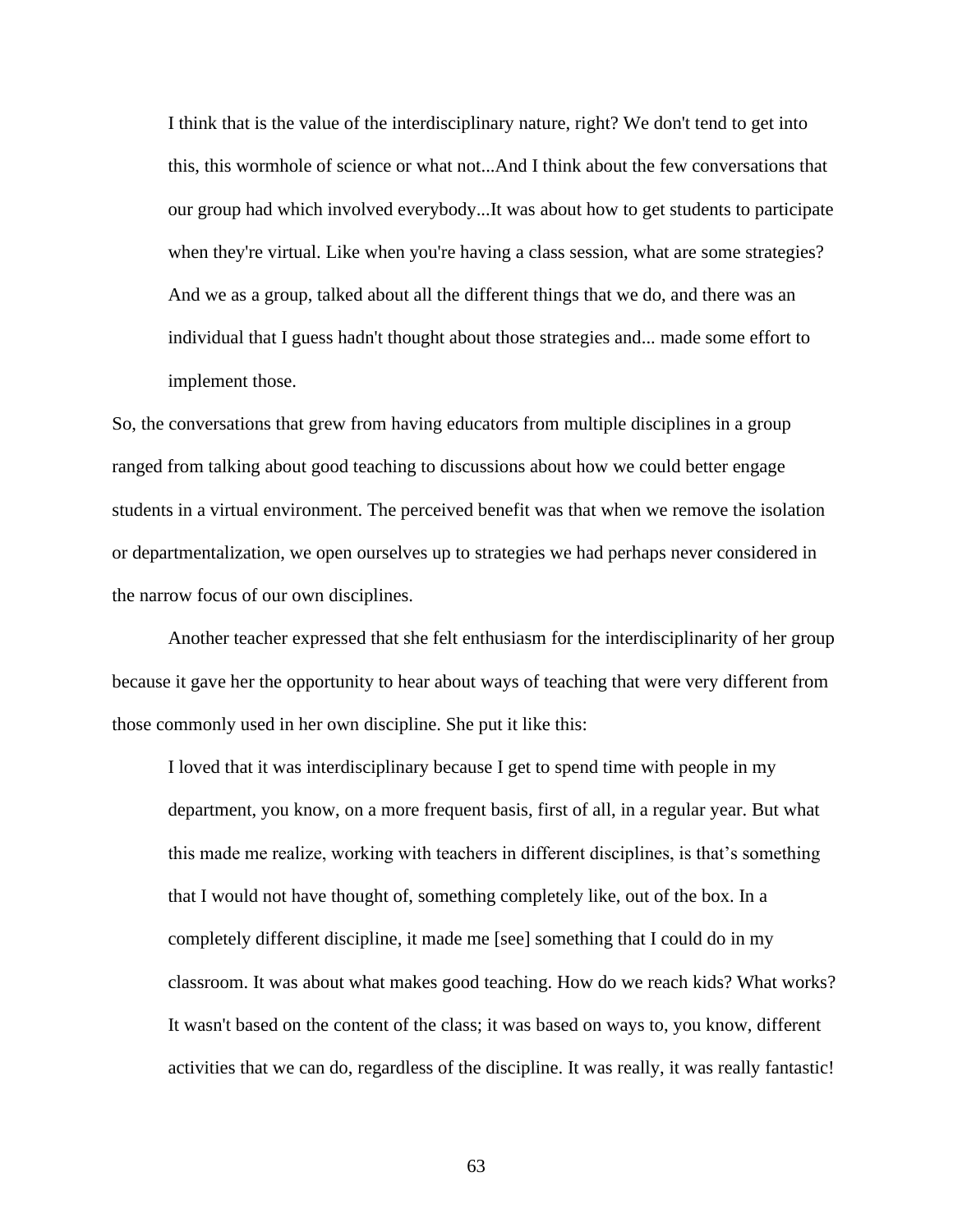> I think that is the value of the interdisciplinary nature, right? We don't tend to get into this, this wormhole of science or what not...And I think about the few conversations that our group had which involved everybody...It was about how to get students to participate when they're virtual. Like when you're having a class session, what are some strategies? And we as a group, talked about all the different things that we do, and there was an individual that I guess hadn't thought about those strategies and... made some effort to implement those.

So, the conversations that grew from having educators from multiple disciplines in a group ranged from talking about good teaching to discussions about how we could better engage students in a virtual environment. The perceived benefit was that when we remove the isolation or departmentalization, we open ourselves up to strategies we had perhaps never considered in the narrow focus of our own disciplines.

Another teacher expressed that she felt enthusiasm for the interdisciplinarity of her group because it gave her the opportunity to hear about ways of teaching that were very different from those commonly used in her own discipline. She put it like this:

> I loved that it was interdisciplinary because I get to spend time with people in my department, you know, on a more frequent basis, first of all, in a regular year. But what this made me realize, working with teachers in different disciplines, is that's something that I would not have thought of, something completely like, out of the box. In a completely different discipline, it made me [see] something that I could do in my classroom. It was about what makes good teaching. How do we reach kids? What works? It wasn't based on the content of the class; it was based on ways to, you know, different activities that we can do, regardless of the discipline. It was really, it was really fantastic!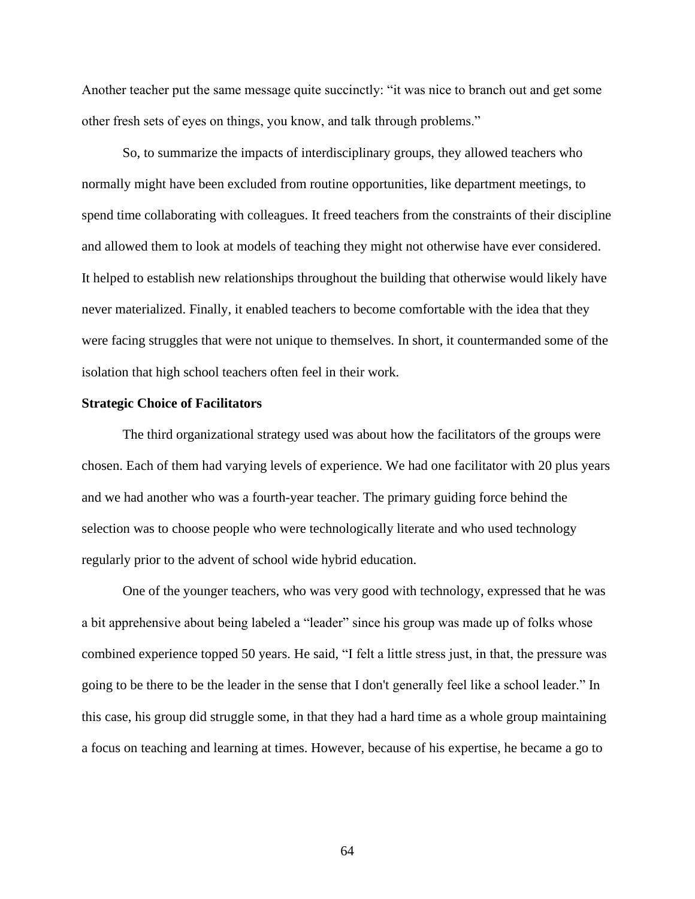Another teacher put the same message quite succinctly: "it was nice to branch out and get some other fresh sets of eyes on things, you know, and talk through problems."

So, to summarize the impacts of interdisciplinary groups, they allowed teachers who normally might have been excluded from routine opportunities, like department meetings, to spend time collaborating with colleagues. It freed teachers from the constraints of their discipline and allowed them to look at models of teaching they might not otherwise have ever considered. It helped to establish new relationships throughout the building that otherwise would likely have never materialized. Finally, it enabled teachers to become comfortable with the idea that they were facing struggles that were not unique to themselves. In short, it countermanded some of the isolation that high school teachers often feel in their work.

**Strategic Choice of Facilitators**

The third organizational strategy used was about how the facilitators of the groups were chosen. Each of them had varying levels of experience. We had one facilitator with 20 plus years and we had another who was a fourth-year teacher. The primary guiding force behind the selection was to choose people who were technologically literate and who used technology regularly prior to the advent of school wide hybrid education.

One of the younger teachers, who was very good with technology, expressed that he was a bit apprehensive about being labeled a "leader" since his group was made up of folks whose combined experience topped 50 years. He said, "I felt a little stress just, in that, the pressure was going to be there to be the leader in the sense that I don't generally feel like a school leader." In this case, his group did struggle some, in that they had a hard time as a whole group maintaining a focus on teaching and learning at times. However, because of his expertise, he became a go to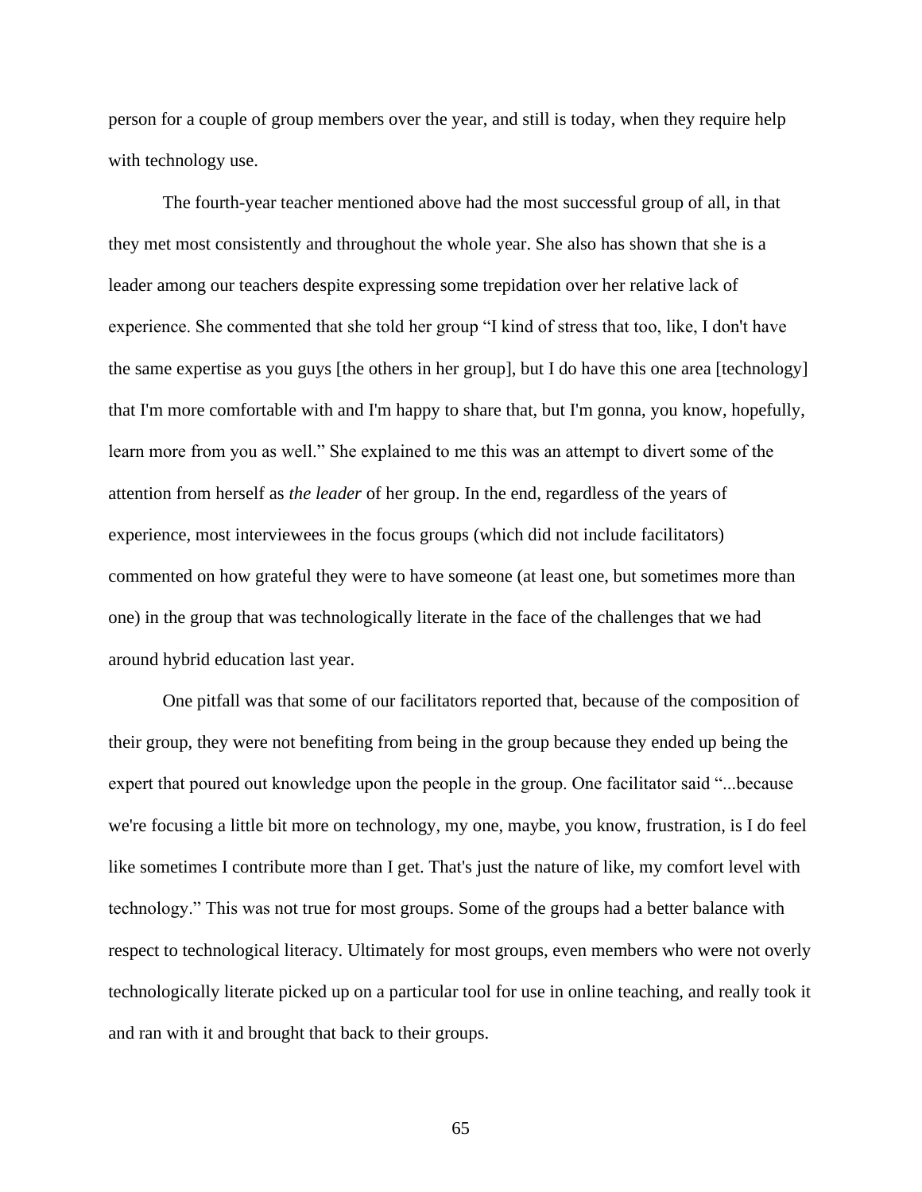person for a couple of group members over the year, and still is today, when they require help with technology use.

The fourth-year teacher mentioned above had the most successful group of all, in that they met most consistently and throughout the whole year. She also has shown that she is a leader among our teachers despite expressing some trepidation over her relative lack of experience. She commented that she told her group "I kind of stress that too, like, I don't have the same expertise as you guys [the others in her group], but I do have this one area [technology] that I'm more comfortable with and I'm happy to share that, but I'm gonna, you know, hopefully, learn more from you as well." She explained to me this was an attempt to divert some of the attention from herself as *the leader* of her group. In the end, regardless of the years of experience, most interviewees in the focus groups (which did not include facilitators) commented on how grateful they were to have someone (at least one, but sometimes more than one) in the group that was technologically literate in the face of the challenges that we had around hybrid education last year.

One pitfall was that some of our facilitators reported that, because of the composition of their group, they were not benefiting from being in the group because they ended up being the expert that poured out knowledge upon the people in the group. One facilitator said "...because we're focusing a little bit more on technology, my one, maybe, you know, frustration, is I do feel like sometimes I contribute more than I get. That's just the nature of like, my comfort level with technology." This was not true for most groups. Some of the groups had a better balance with respect to technological literacy. Ultimately for most groups, even members who were not overly technologically literate picked up on a particular tool for use in online teaching, and really took it and ran with it and brought that back to their groups.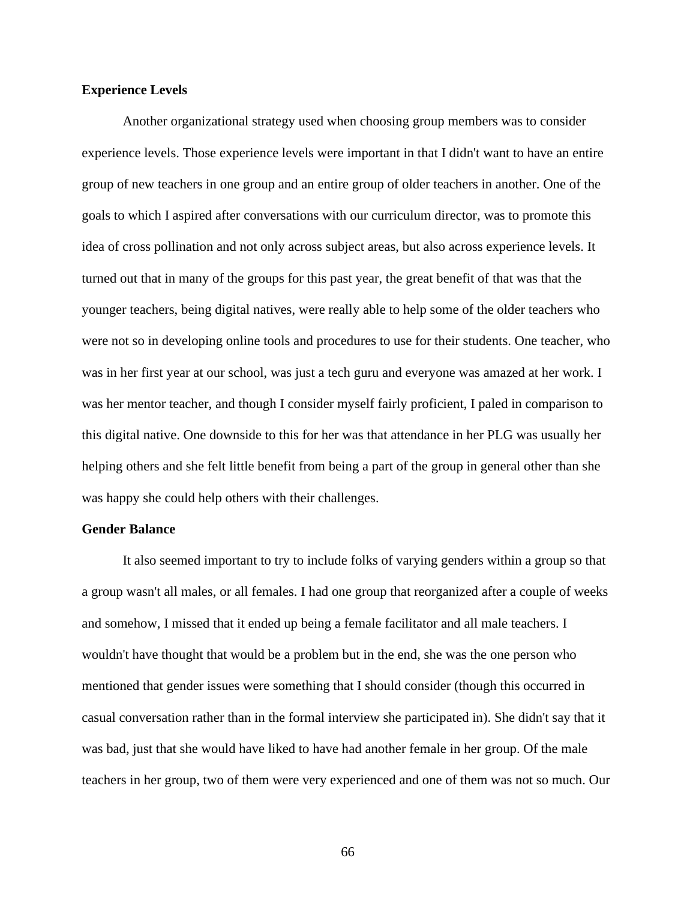### Experience Levels

Another organizational strategy used when choosing group members was to consider experience levels. Those experience levels were important in that I didn't want to have an entire group of new teachers in one group and an entire group of older teachers in another. One of the goals to which I aspired after conversations with our curriculum director, was to promote this idea of cross pollination and not only across subject areas, but also across experience levels. It turned out that in many of the groups for this past year, the great benefit of that was that the younger teachers, being digital natives, were really able to help some of the older teachers who were not so in developing online tools and procedures to use for their students. One teacher, who was in her first year at our school, was just a tech guru and everyone was amazed at her work. I was her mentor teacher, and though I consider myself fairly proficient, I paled in comparison to this digital native. One downside to this for her was that attendance in her PLG was usually her helping others and she felt little benefit from being a part of the group in general other than she was happy she could help others with their challenges.

### Gender Balance

It also seemed important to try to include folks of varying genders within a group so that a group wasn't all males, or all females. I had one group that reorganized after a couple of weeks and somehow, I missed that it ended up being a female facilitator and all male teachers. I wouldn't have thought that would be a problem but in the end, she was the one person who mentioned that gender issues were something that I should consider (though this occurred in casual conversation rather than in the formal interview she participated in). She didn't say that it was bad, just that she would have liked to have had another female in her group. Of the male teachers in her group, two of them were very experienced and one of them was not so much. Our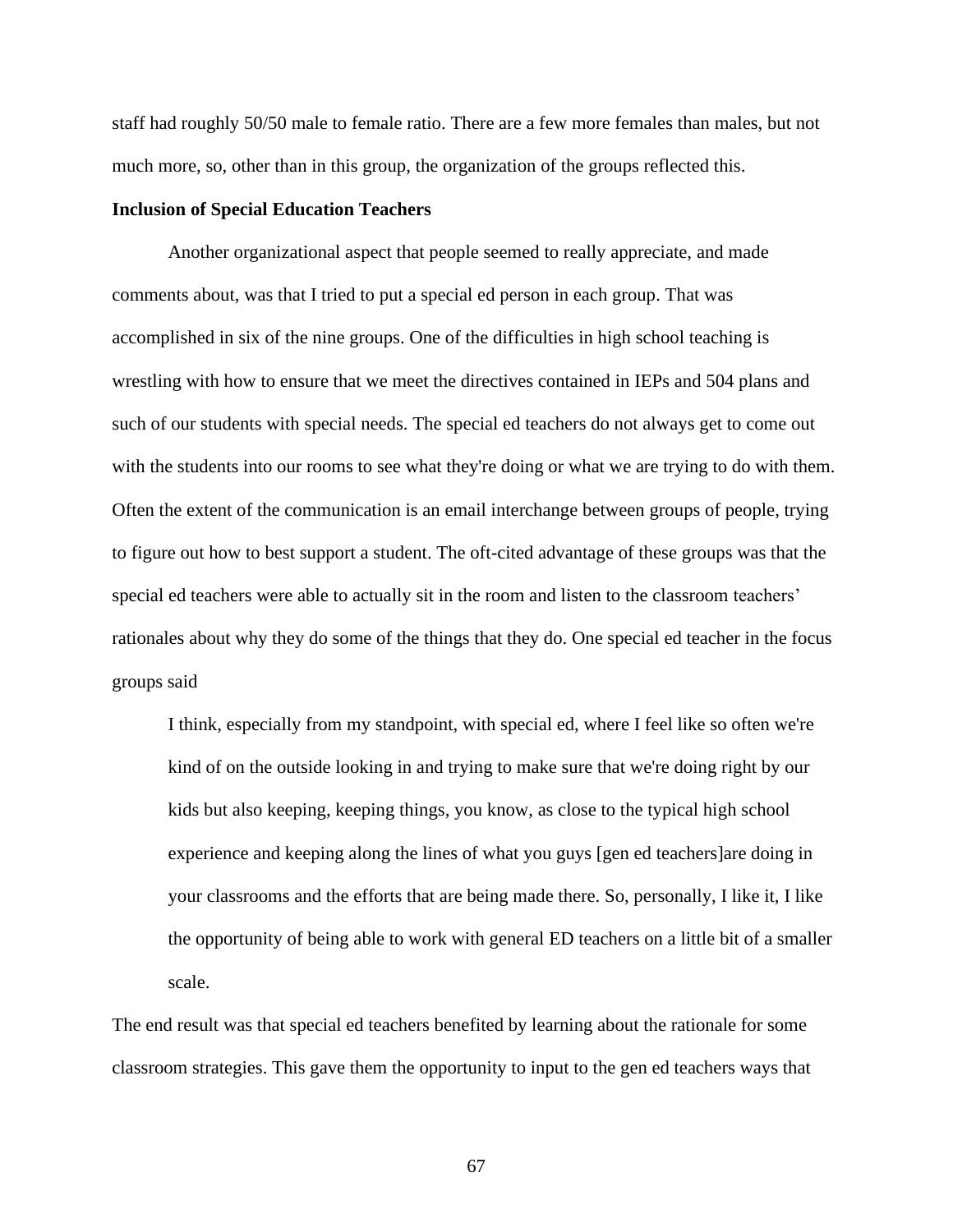staff had roughly 50/50 male to female ratio. There are a few more females than males, but not much more, so, other than in this group, the organization of the groups reflected this.

**Inclusion of Special Education Teachers**

Another organizational aspect that people seemed to really appreciate, and made comments about, was that I tried to put a special ed person in each group. That was accomplished in six of the nine groups. One of the difficulties in high school teaching is wrestling with how to ensure that we meet the directives contained in IEPs and 504 plans and such of our students with special needs. The special ed teachers do not always get to come out with the students into our rooms to see what they're doing or what we are trying to do with them. Often the extent of the communication is an email interchange between groups of people, trying to figure out how to best support a student. The oft-cited advantage of these groups was that the special ed teachers were able to actually sit in the room and listen to the classroom teachers' rationales about why they do some of the things that they do. One special ed teacher in the focus groups said

> I think, especially from my standpoint, with special ed, where I feel like so often we're kind of on the outside looking in and trying to make sure that we're doing right by our kids but also keeping, keeping things, you know, as close to the typical high school experience and keeping along the lines of what you guys [gen ed teachers]are doing in your classrooms and the efforts that are being made there. So, personally, I like it, I like the opportunity of being able to work with general ED teachers on a little bit of a smaller scale.

The end result was that special ed teachers benefited by learning about the rationale for some classroom strategies. This gave them the opportunity to input to the gen ed teachers ways that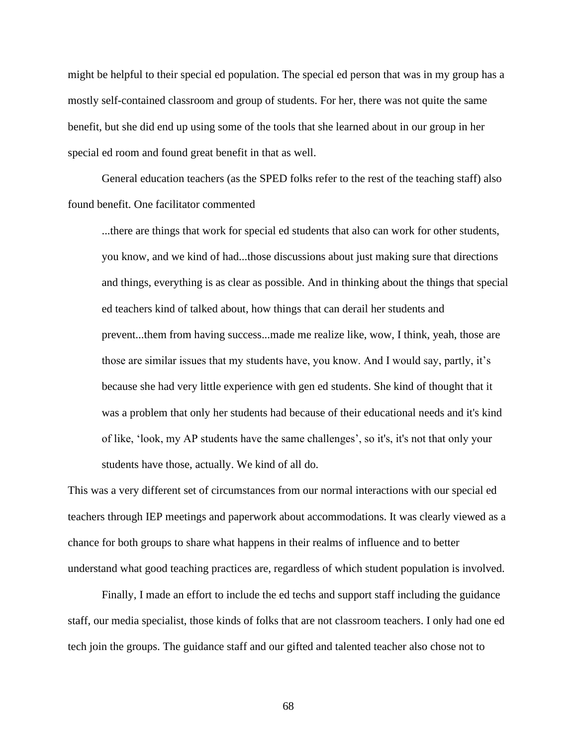might be helpful to their special ed population. The special ed person that was in my group has a mostly self-contained classroom and group of students. For her, there was not quite the same benefit, but she did end up using some of the tools that she learned about in our group in her special ed room and found great benefit in that as well.

General education teachers (as the SPED folks refer to the rest of the teaching staff) also found benefit. One facilitator commented

> ...there are things that work for special ed students that also can work for other students, you know, and we kind of had...those discussions about just making sure that directions and things, everything is as clear as possible. And in thinking about the things that special ed teachers kind of talked about, how things that can derail her students and prevent...them from having success...made me realize like, wow, I think, yeah, those are those are similar issues that my students have, you know. And I would say, partly, it's because she had very little experience with gen ed students. She kind of thought that it was a problem that only her students had because of their educational needs and it's kind of like, 'look, my AP students have the same challenges', so it's, it's not that only your students have those, actually. We kind of all do.

This was a very different set of circumstances from our normal interactions with our special ed teachers through IEP meetings and paperwork about accommodations. It was clearly viewed as a chance for both groups to share what happens in their realms of influence and to better understand what good teaching practices are, regardless of which student population is involved.

Finally, I made an effort to include the ed techs and support staff including the guidance staff, our media specialist, those kinds of folks that are not classroom teachers. I only had one ed tech join the groups. The guidance staff and our gifted and talented teacher also chose not to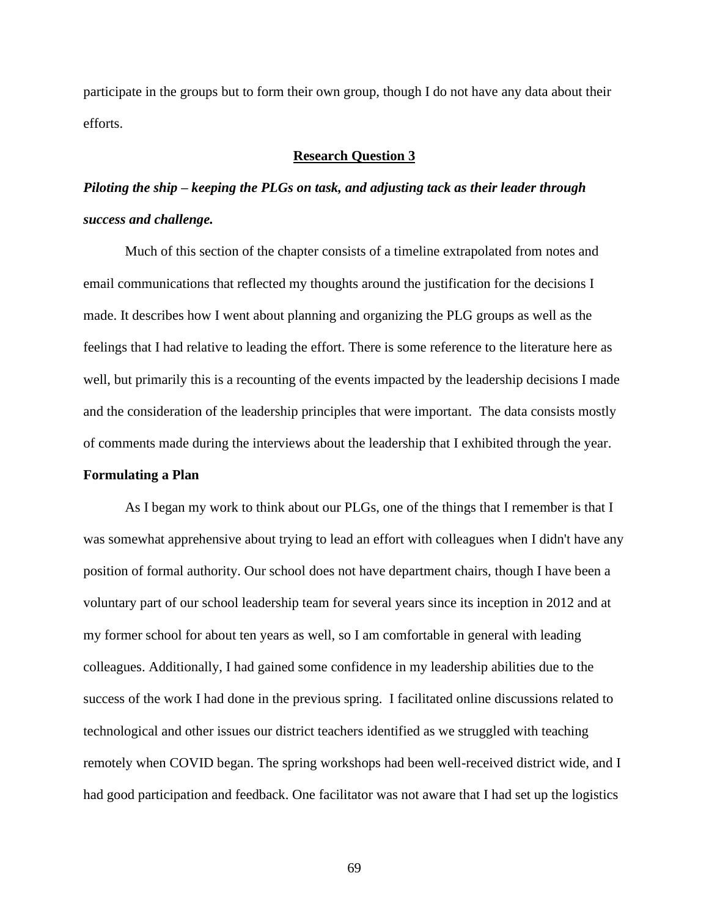participate in the groups but to form their own group, though I do not have any data about their efforts.

## Research Question 3

***Piloting the ship – keeping the PLGs on task, and adjusting tack as their leader through success and challenge.***

Much of this section of the chapter consists of a timeline extrapolated from notes and email communications that reflected my thoughts around the justification for the decisions I made. It describes how I went about planning and organizing the PLG groups as well as the feelings that I had relative to leading the effort. There is some reference to the literature here as well, but primarily this is a recounting of the events impacted by the leadership decisions I made and the consideration of the leadership principles that were important. The data consists mostly of comments made during the interviews about the leadership that I exhibited through the year.

### Formulating a Plan

As I began my work to think about our PLGs, one of the things that I remember is that I was somewhat apprehensive about trying to lead an effort with colleagues when I didn't have any position of formal authority. Our school does not have department chairs, though I have been a voluntary part of our school leadership team for several years since its inception in 2012 and at my former school for about ten years as well, so I am comfortable in general with leading colleagues. Additionally, I had gained some confidence in my leadership abilities due to the success of the work I had done in the previous spring. I facilitated online discussions related to technological and other issues our district teachers identified as we struggled with teaching remotely when COVID began. The spring workshops had been well-received district wide, and I had good participation and feedback. One facilitator was not aware that I had set up the logistics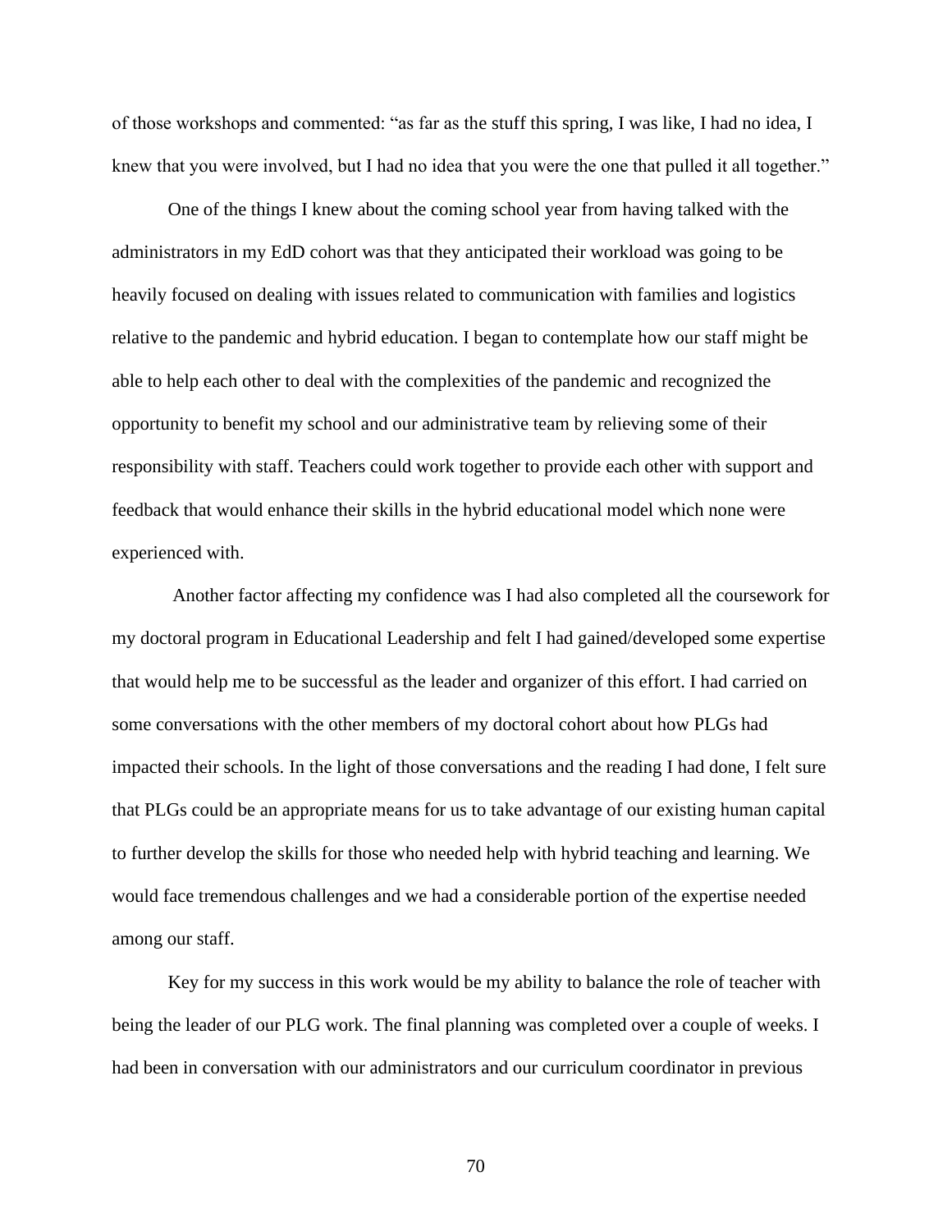of those workshops and commented: "as far as the stuff this spring, I was like, I had no idea, I knew that you were involved, but I had no idea that you were the one that pulled it all together."

One of the things I knew about the coming school year from having talked with the administrators in my EdD cohort was that they anticipated their workload was going to be heavily focused on dealing with issues related to communication with families and logistics relative to the pandemic and hybrid education. I began to contemplate how our staff might be able to help each other to deal with the complexities of the pandemic and recognized the opportunity to benefit my school and our administrative team by relieving some of their responsibility with staff. Teachers could work together to provide each other with support and feedback that would enhance their skills in the hybrid educational model which none were experienced with.

Another factor affecting my confidence was I had also completed all the coursework for my doctoral program in Educational Leadership and felt I had gained/developed some expertise that would help me to be successful as the leader and organizer of this effort. I had carried on some conversations with the other members of my doctoral cohort about how PLGs had impacted their schools. In the light of those conversations and the reading I had done, I felt sure that PLGs could be an appropriate means for us to take advantage of our existing human capital to further develop the skills for those who needed help with hybrid teaching and learning. We would face tremendous challenges and we had a considerable portion of the expertise needed among our staff.

Key for my success in this work would be my ability to balance the role of teacher with being the leader of our PLG work. The final planning was completed over a couple of weeks. I had been in conversation with our administrators and our curriculum coordinator in previous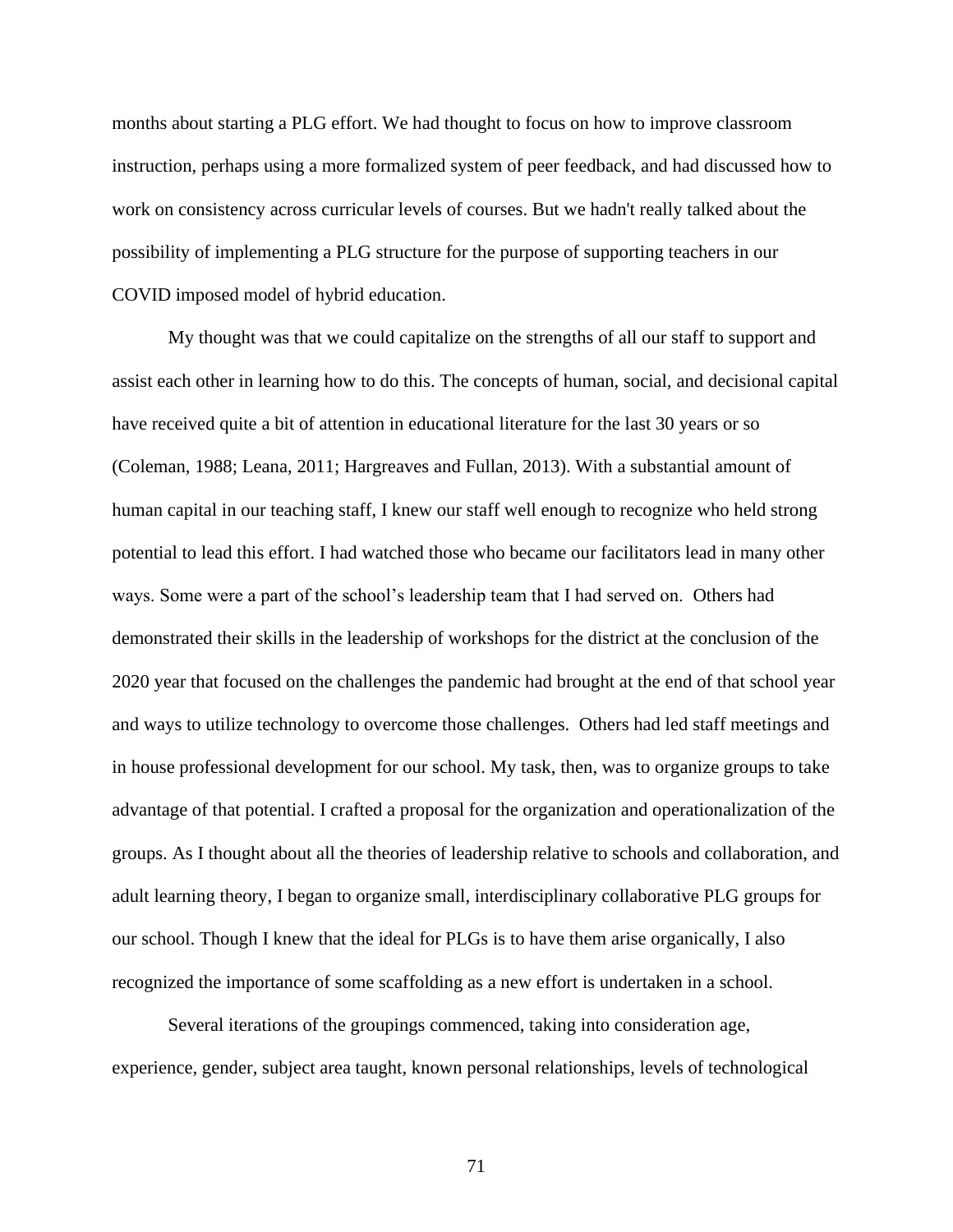months about starting a PLG effort. We had thought to focus on how to improve classroom instruction, perhaps using a more formalized system of peer feedback, and had discussed how to work on consistency across curricular levels of courses. But we hadn't really talked about the possibility of implementing a PLG structure for the purpose of supporting teachers in our COVID imposed model of hybrid education.

My thought was that we could capitalize on the strengths of all our staff to support and assist each other in learning how to do this. The concepts of human, social, and decisional capital have received quite a bit of attention in educational literature for the last 30 years or so (Coleman, 1988; Leana, 2011; Hargreaves and Fullan, 2013). With a substantial amount of human capital in our teaching staff, I knew our staff well enough to recognize who held strong potential to lead this effort. I had watched those who became our facilitators lead in many other ways. Some were a part of the school's leadership team that I had served on. Others had demonstrated their skills in the leadership of workshops for the district at the conclusion of the 2020 year that focused on the challenges the pandemic had brought at the end of that school year and ways to utilize technology to overcome those challenges. Others had led staff meetings and in house professional development for our school. My task, then, was to organize groups to take advantage of that potential. I crafted a proposal for the organization and operationalization of the groups. As I thought about all the theories of leadership relative to schools and collaboration, and adult learning theory, I began to organize small, interdisciplinary collaborative PLG groups for our school. Though I knew that the ideal for PLGs is to have them arise organically, I also recognized the importance of some scaffolding as a new effort is undertaken in a school.

Several iterations of the groupings commenced, taking into consideration age, experience, gender, subject area taught, known personal relationships, levels of technological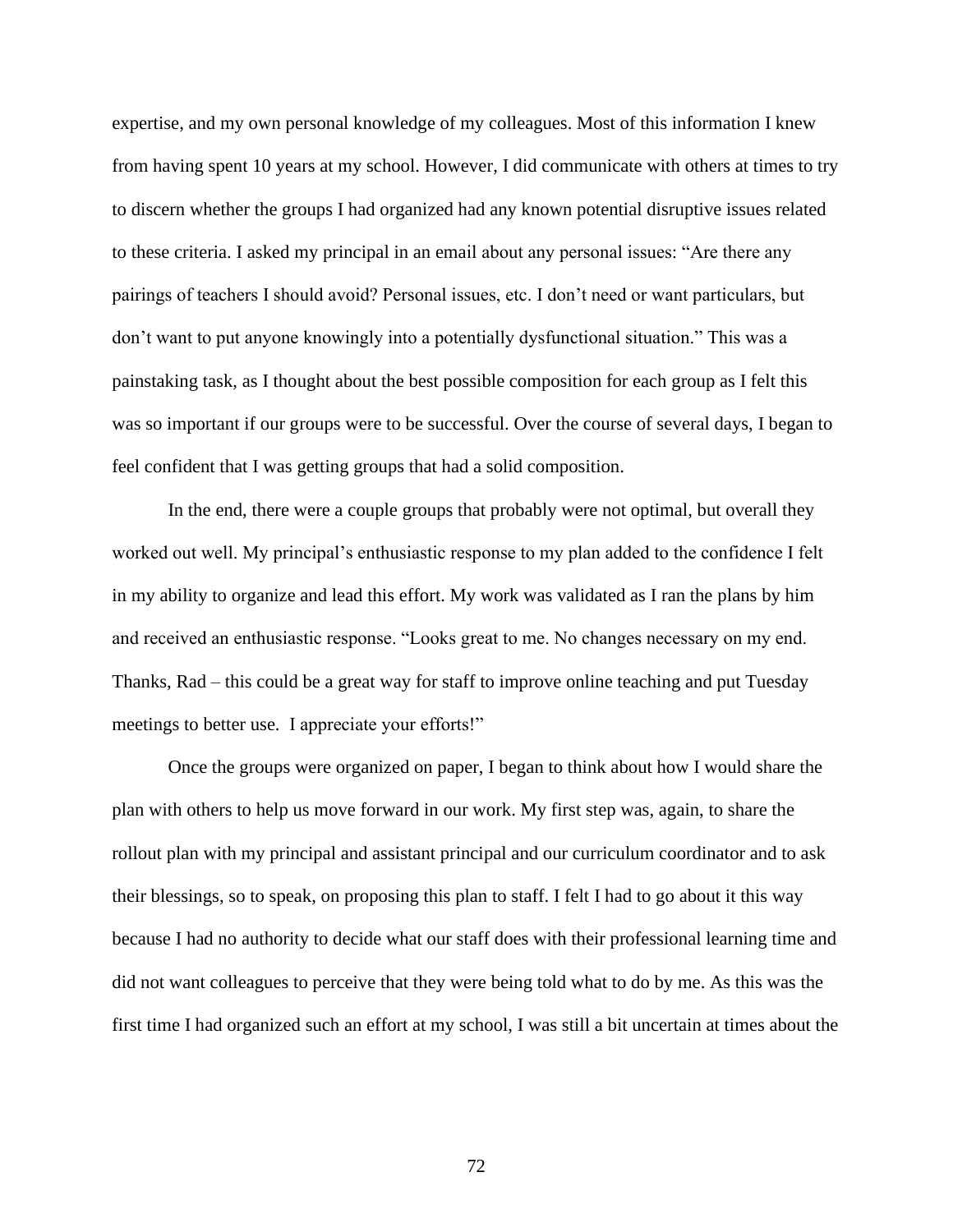expertise, and my own personal knowledge of my colleagues. Most of this information I knew from having spent 10 years at my school. However, I did communicate with others at times to try to discern whether the groups I had organized had any known potential disruptive issues related to these criteria. I asked my principal in an email about any personal issues: "Are there any pairings of teachers I should avoid? Personal issues, etc. I don't need or want particulars, but don't want to put anyone knowingly into a potentially dysfunctional situation." This was a painstaking task, as I thought about the best possible composition for each group as I felt this was so important if our groups were to be successful. Over the course of several days, I began to feel confident that I was getting groups that had a solid composition.

In the end, there were a couple groups that probably were not optimal, but overall they worked out well. My principal's enthusiastic response to my plan added to the confidence I felt in my ability to organize and lead this effort. My work was validated as I ran the plans by him and received an enthusiastic response. "Looks great to me. No changes necessary on my end. Thanks, Rad – this could be a great way for staff to improve online teaching and put Tuesday meetings to better use. I appreciate your efforts!"

Once the groups were organized on paper, I began to think about how I would share the plan with others to help us move forward in our work. My first step was, again, to share the rollout plan with my principal and assistant principal and our curriculum coordinator and to ask their blessings, so to speak, on proposing this plan to staff. I felt I had to go about it this way because I had no authority to decide what our staff does with their professional learning time and did not want colleagues to perceive that they were being told what to do by me. As this was the first time I had organized such an effort at my school, I was still a bit uncertain at times about the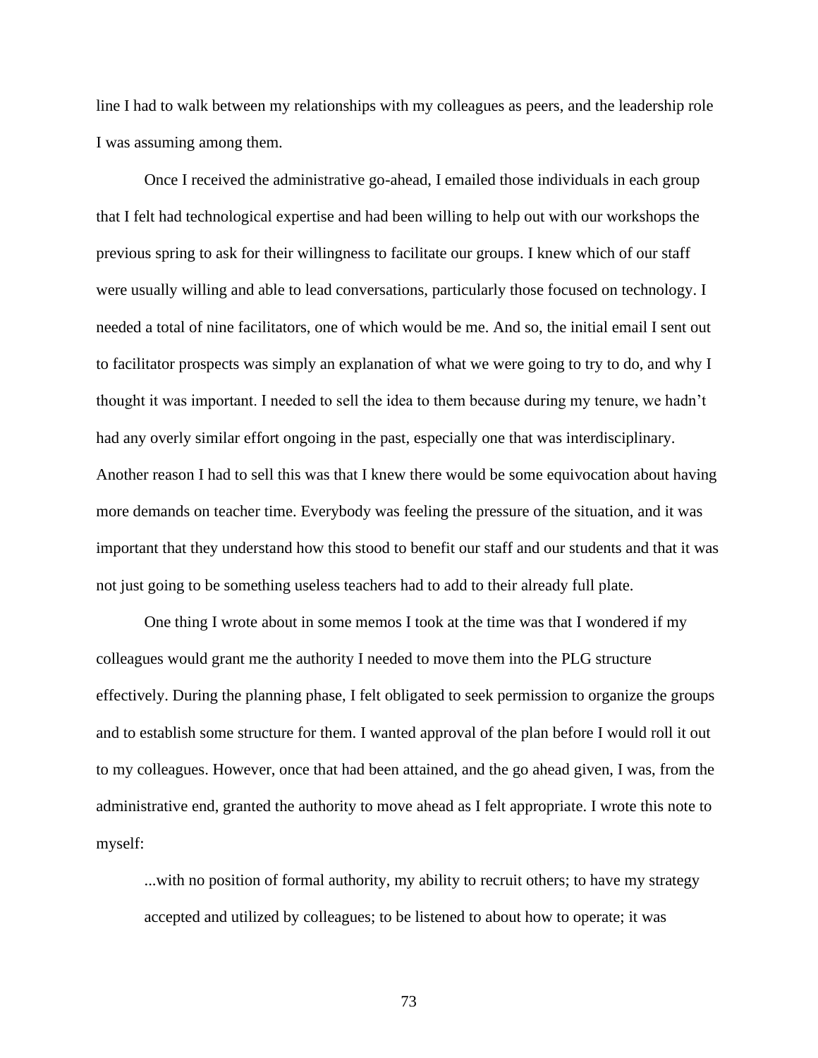line I had to walk between my relationships with my colleagues as peers, and the leadership role I was assuming among them.

Once I received the administrative go-ahead, I emailed those individuals in each group that I felt had technological expertise and had been willing to help out with our workshops the previous spring to ask for their willingness to facilitate our groups. I knew which of our staff were usually willing and able to lead conversations, particularly those focused on technology. I needed a total of nine facilitators, one of which would be me. And so, the initial email I sent out to facilitator prospects was simply an explanation of what we were going to try to do, and why I thought it was important. I needed to sell the idea to them because during my tenure, we hadn't had any overly similar effort ongoing in the past, especially one that was interdisciplinary. Another reason I had to sell this was that I knew there would be some equivocation about having more demands on teacher time. Everybody was feeling the pressure of the situation, and it was important that they understand how this stood to benefit our staff and our students and that it was not just going to be something useless teachers had to add to their already full plate.

One thing I wrote about in some memos I took at the time was that I wondered if my colleagues would grant me the authority I needed to move them into the PLG structure effectively. During the planning phase, I felt obligated to seek permission to organize the groups and to establish some structure for them. I wanted approval of the plan before I would roll it out to my colleagues. However, once that had been attained, and the go ahead given, I was, from the administrative end, granted the authority to move ahead as I felt appropriate. I wrote this note to myself:

> ...with no position of formal authority, my ability to recruit others; to have my strategy accepted and utilized by colleagues; to be listened to about how to operate; it was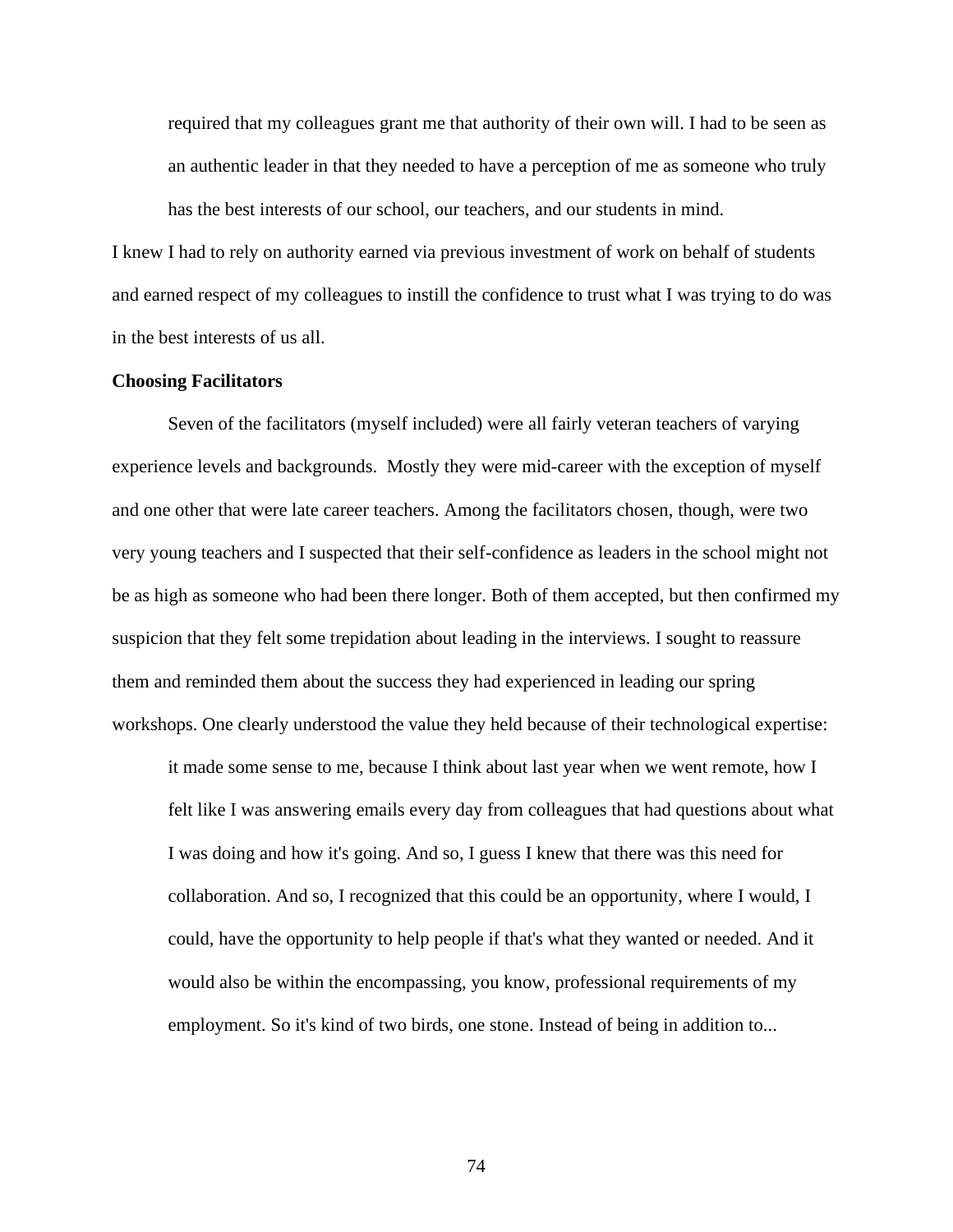> required that my colleagues grant me that authority of their own will. I had to be seen as an authentic leader in that they needed to have a perception of me as someone who truly has the best interests of our school, our teachers, and our students in mind.

I knew I had to rely on authority earned via previous investment of work on behalf of students and earned respect of my colleagues to instill the confidence to trust what I was trying to do was in the best interests of us all.

**Choosing Facilitators**

Seven of the facilitators (myself included) were all fairly veteran teachers of varying experience levels and backgrounds. Mostly they were mid-career with the exception of myself and one other that were late career teachers. Among the facilitators chosen, though, were two very young teachers and I suspected that their self-confidence as leaders in the school might not be as high as someone who had been there longer. Both of them accepted, but then confirmed my suspicion that they felt some trepidation about leading in the interviews. I sought to reassure them and reminded them about the success they had experienced in leading our spring workshops. One clearly understood the value they held because of their technological expertise:

> it made some sense to me, because I think about last year when we went remote, how I felt like I was answering emails every day from colleagues that had questions about what I was doing and how it's going. And so, I guess I knew that there was this need for collaboration. And so, I recognized that this could be an opportunity, where I would, I could, have the opportunity to help people if that's what they wanted or needed. And it would also be within the encompassing, you know, professional requirements of my employment. So it's kind of two birds, one stone. Instead of being in addition to...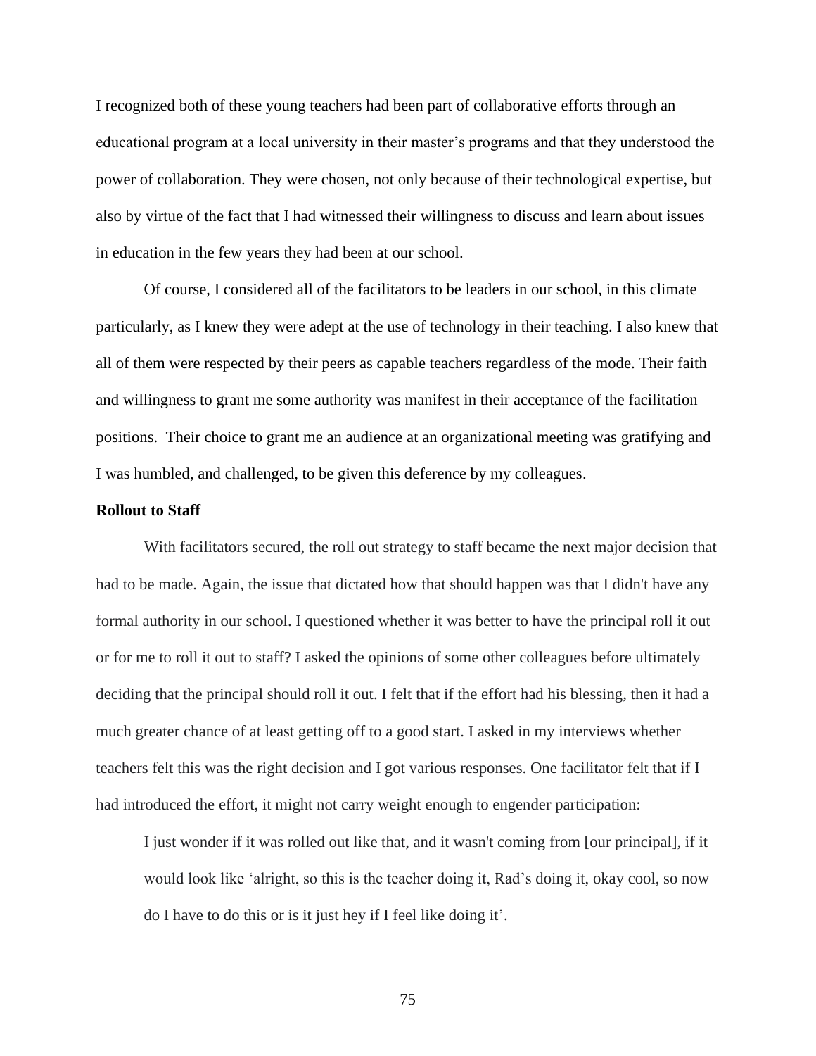I recognized both of these young teachers had been part of collaborative efforts through an educational program at a local university in their master's programs and that they understood the power of collaboration. They were chosen, not only because of their technological expertise, but also by virtue of the fact that I had witnessed their willingness to discuss and learn about issues in education in the few years they had been at our school.

Of course, I considered all of the facilitators to be leaders in our school, in this climate particularly, as I knew they were adept at the use of technology in their teaching. I also knew that all of them were respected by their peers as capable teachers regardless of the mode. Their faith and willingness to grant me some authority was manifest in their acceptance of the facilitation positions. Their choice to grant me an audience at an organizational meeting was gratifying and I was humbled, and challenged, to be given this deference by my colleagues.

**Rollout to Staff**

With facilitators secured, the roll out strategy to staff became the next major decision that had to be made. Again, the issue that dictated how that should happen was that I didn't have any formal authority in our school. I questioned whether it was better to have the principal roll it out or for me to roll it out to staff? I asked the opinions of some other colleagues before ultimately deciding that the principal should roll it out. I felt that if the effort had his blessing, then it had a much greater chance of at least getting off to a good start. I asked in my interviews whether teachers felt this was the right decision and I got various responses. One facilitator felt that if I had introduced the effort, it might not carry weight enough to engender participation:

> I just wonder if it was rolled out like that, and it wasn't coming from [our principal], if it would look like 'alright, so this is the teacher doing it, Rad's doing it, okay cool, so now do I have to do this or is it just hey if I feel like doing it'.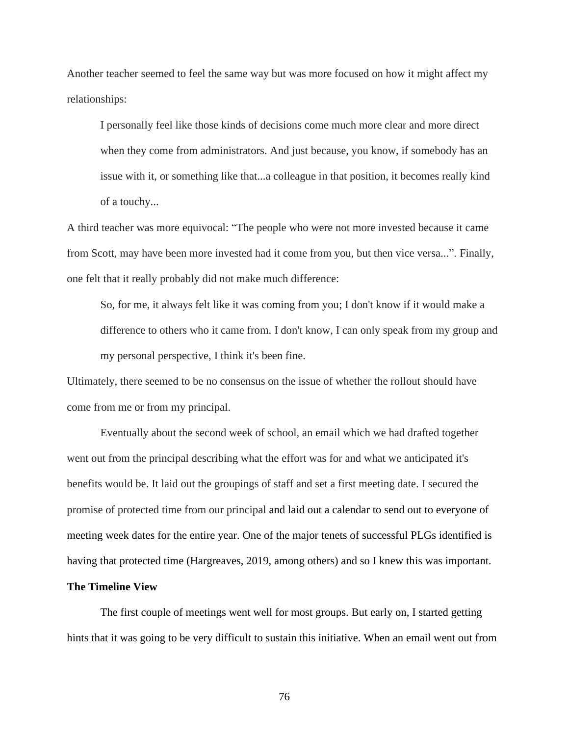Another teacher seemed to feel the same way but was more focused on how it might affect my relationships:

> I personally feel like those kinds of decisions come much more clear and more direct when they come from administrators. And just because, you know, if somebody has an issue with it, or something like that...a colleague in that position, it becomes really kind of a touchy...

A third teacher was more equivocal: "The people who were not more invested because it came from Scott, may have been more invested had it come from you, but then vice versa...". Finally, one felt that it really probably did not make much difference:

> So, for me, it always felt like it was coming from you; I don't know if it would make a difference to others who it came from. I don't know, I can only speak from my group and my personal perspective, I think it's been fine.

Ultimately, there seemed to be no consensus on the issue of whether the rollout should have come from me or from my principal.

Eventually about the second week of school, an email which we had drafted together went out from the principal describing what the effort was for and what we anticipated it's benefits would be. It laid out the groupings of staff and set a first meeting date. I secured the promise of protected time from our principal and laid out a calendar to send out to everyone of meeting week dates for the entire year. One of the major tenets of successful PLGs identified is having that protected time (Hargreaves, 2019, among others) and so I knew this was important.

**The Timeline View**

The first couple of meetings went well for most groups. But early on, I started getting hints that it was going to be very difficult to sustain this initiative. When an email went out from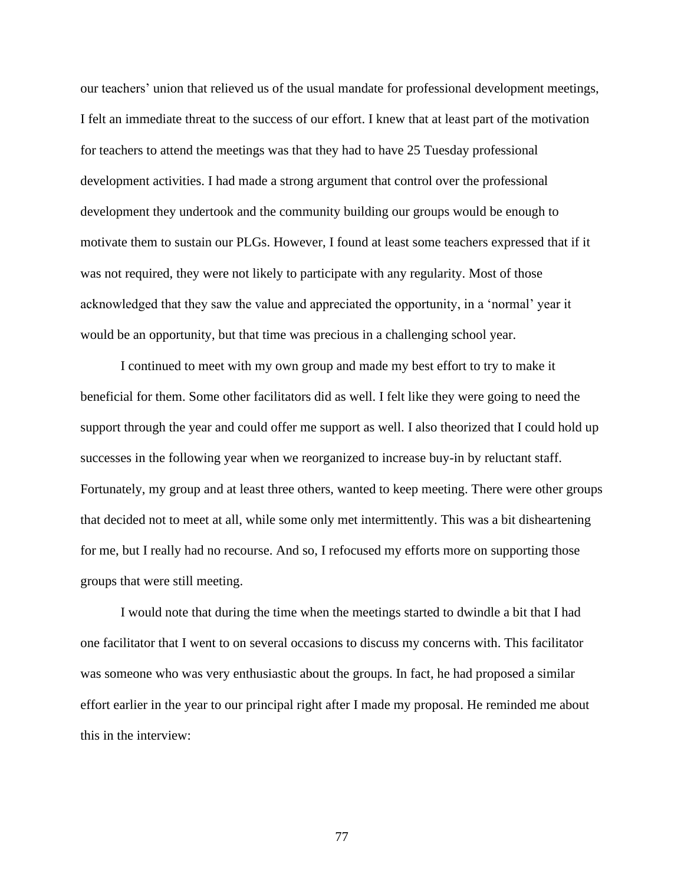our teachers' union that relieved us of the usual mandate for professional development meetings, I felt an immediate threat to the success of our effort. I knew that at least part of the motivation for teachers to attend the meetings was that they had to have 25 Tuesday professional development activities. I had made a strong argument that control over the professional development they undertook and the community building our groups would be enough to motivate them to sustain our PLGs. However, I found at least some teachers expressed that if it was not required, they were not likely to participate with any regularity. Most of those acknowledged that they saw the value and appreciated the opportunity, in a 'normal' year it would be an opportunity, but that time was precious in a challenging school year.

I continued to meet with my own group and made my best effort to try to make it beneficial for them. Some other facilitators did as well. I felt like they were going to need the support through the year and could offer me support as well. I also theorized that I could hold up successes in the following year when we reorganized to increase buy-in by reluctant staff. Fortunately, my group and at least three others, wanted to keep meeting. There were other groups that decided not to meet at all, while some only met intermittently. This was a bit disheartening for me, but I really had no recourse. And so, I refocused my efforts more on supporting those groups that were still meeting.

I would note that during the time when the meetings started to dwindle a bit that I had one facilitator that I went to on several occasions to discuss my concerns with. This facilitator was someone who was very enthusiastic about the groups. In fact, he had proposed a similar effort earlier in the year to our principal right after I made my proposal. He reminded me about this in the interview: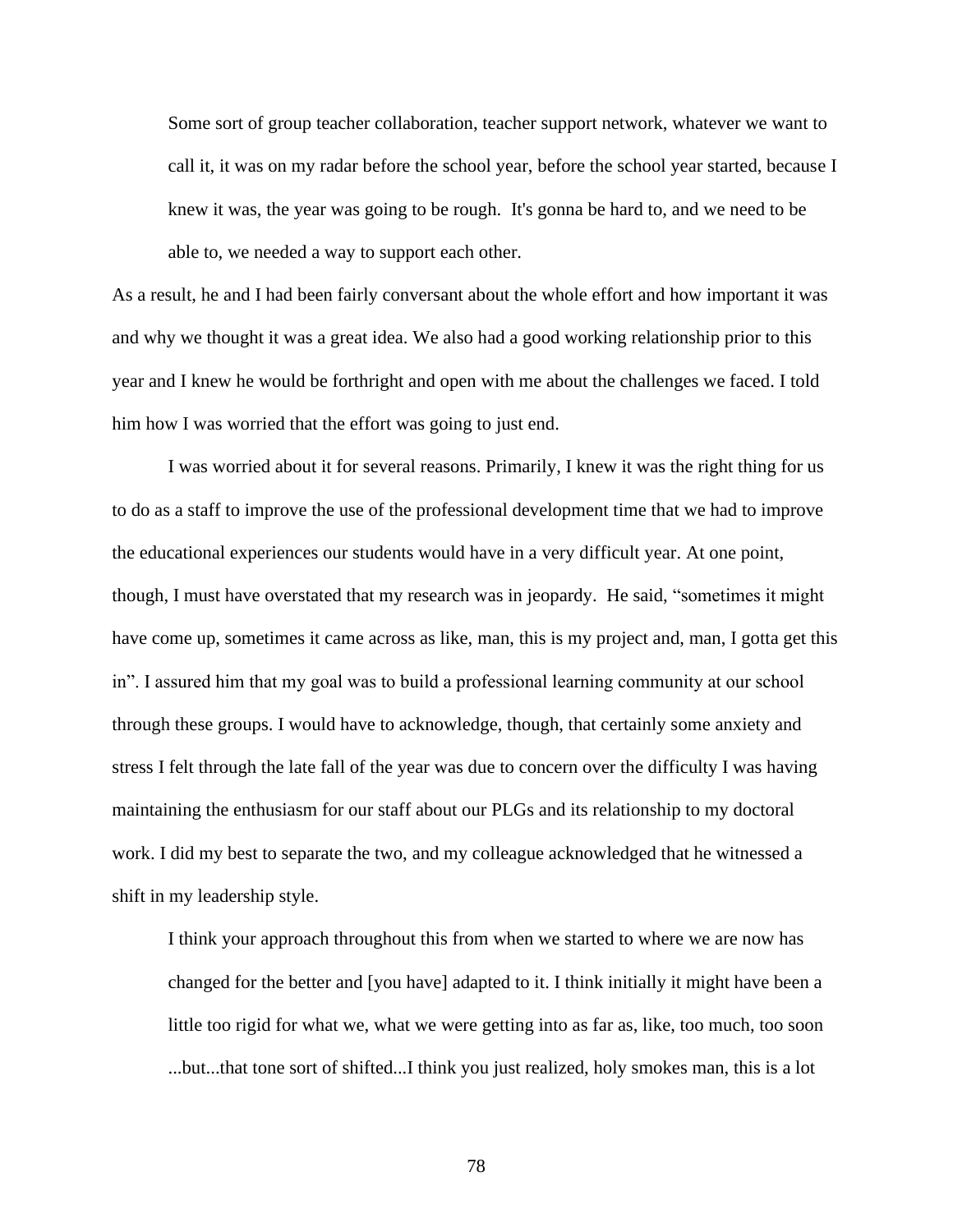> Some sort of group teacher collaboration, teacher support network, whatever we want to call it, it was on my radar before the school year, before the school year started, because I knew it was, the year was going to be rough. It's gonna be hard to, and we need to be able to, we needed a way to support each other.

As a result, he and I had been fairly conversant about the whole effort and how important it was and why we thought it was a great idea. We also had a good working relationship prior to this year and I knew he would be forthright and open with me about the challenges we faced. I told him how I was worried that the effort was going to just end.

I was worried about it for several reasons. Primarily, I knew it was the right thing for us to do as a staff to improve the use of the professional development time that we had to improve the educational experiences our students would have in a very difficult year. At one point, though, I must have overstated that my research was in jeopardy. He said, "sometimes it might have come up, sometimes it came across as like, man, this is my project and, man, I gotta get this in". I assured him that my goal was to build a professional learning community at our school through these groups. I would have to acknowledge, though, that certainly some anxiety and stress I felt through the late fall of the year was due to concern over the difficulty I was having maintaining the enthusiasm for our staff about our PLGs and its relationship to my doctoral work. I did my best to separate the two, and my colleague acknowledged that he witnessed a shift in my leadership style.

> I think your approach throughout this from when we started to where we are now has changed for the better and [you have] adapted to it. I think initially it might have been a little too rigid for what we, what we were getting into as far as, like, too much, too soon ...but...that tone sort of shifted...I think you just realized, holy smokes man, this is a lot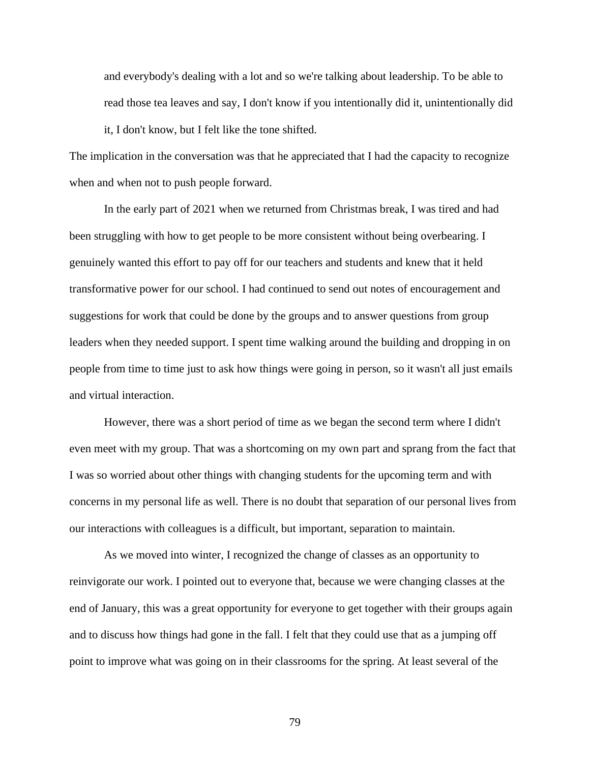> and everybody's dealing with a lot and so we're talking about leadership. To be able to read those tea leaves and say, I don't know if you intentionally did it, unintentionally did it, I don't know, but I felt like the tone shifted.

The implication in the conversation was that he appreciated that I had the capacity to recognize when and when not to push people forward.

In the early part of 2021 when we returned from Christmas break, I was tired and had been struggling with how to get people to be more consistent without being overbearing. I genuinely wanted this effort to pay off for our teachers and students and knew that it held transformative power for our school. I had continued to send out notes of encouragement and suggestions for work that could be done by the groups and to answer questions from group leaders when they needed support. I spent time walking around the building and dropping in on people from time to time just to ask how things were going in person, so it wasn't all just emails and virtual interaction.

However, there was a short period of time as we began the second term where I didn't even meet with my group. That was a shortcoming on my own part and sprang from the fact that I was so worried about other things with changing students for the upcoming term and with concerns in my personal life as well. There is no doubt that separation of our personal lives from our interactions with colleagues is a difficult, but important, separation to maintain.

As we moved into winter, I recognized the change of classes as an opportunity to reinvigorate our work. I pointed out to everyone that, because we were changing classes at the end of January, this was a great opportunity for everyone to get together with their groups again and to discuss how things had gone in the fall. I felt that they could use that as a jumping off point to improve what was going on in their classrooms for the spring. At least several of the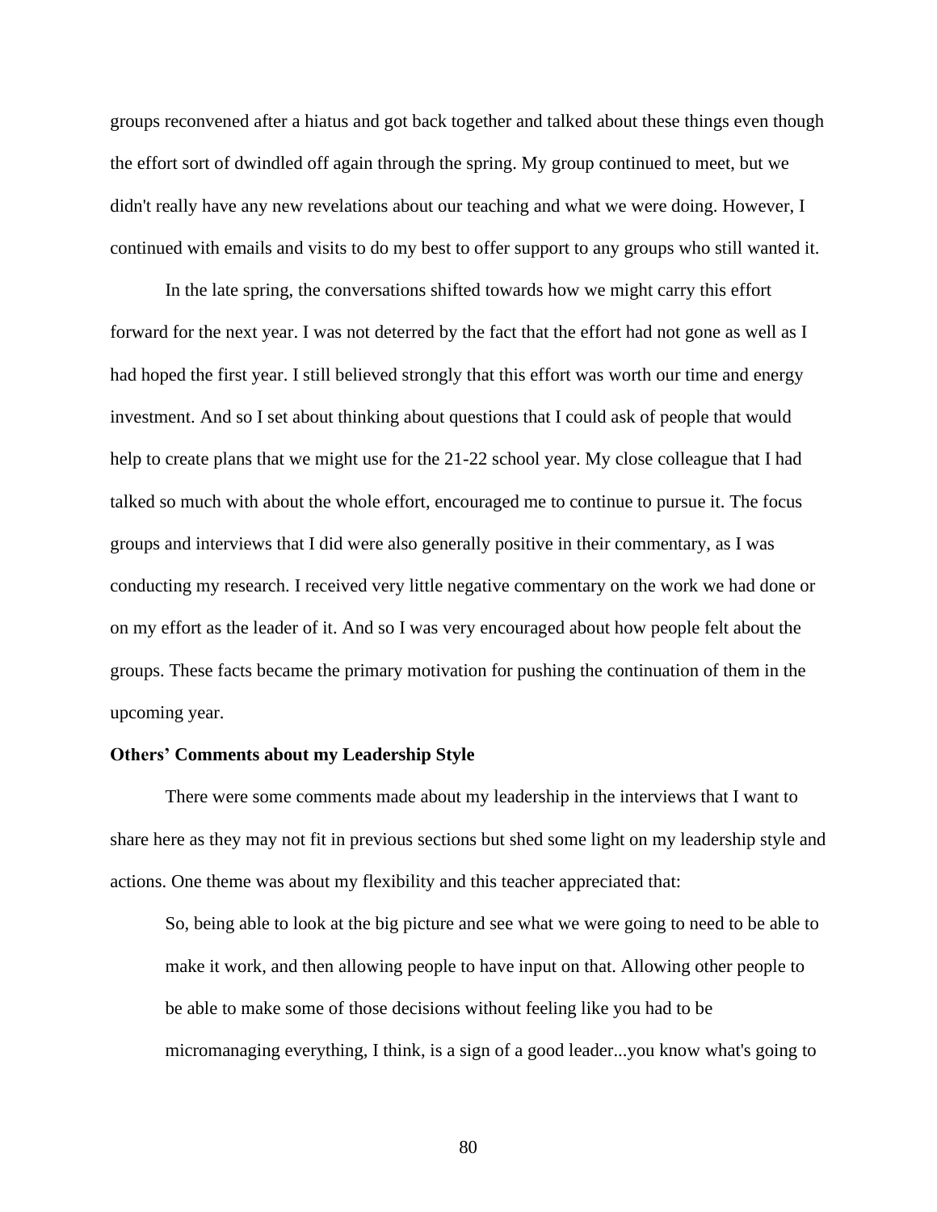groups reconvened after a hiatus and got back together and talked about these things even though the effort sort of dwindled off again through the spring. My group continued to meet, but we didn't really have any new revelations about our teaching and what we were doing. However, I continued with emails and visits to do my best to offer support to any groups who still wanted it.

In the late spring, the conversations shifted towards how we might carry this effort forward for the next year. I was not deterred by the fact that the effort had not gone as well as I had hoped the first year. I still believed strongly that this effort was worth our time and energy investment. And so I set about thinking about questions that I could ask of people that would help to create plans that we might use for the 21-22 school year. My close colleague that I had talked so much with about the whole effort, encouraged me to continue to pursue it. The focus groups and interviews that I did were also generally positive in their commentary, as I was conducting my research. I received very little negative commentary on the work we had done or on my effort as the leader of it. And so I was very encouraged about how people felt about the groups. These facts became the primary motivation for pushing the continuation of them in the upcoming year.

**Others' Comments about my Leadership Style**

There were some comments made about my leadership in the interviews that I want to share here as they may not fit in previous sections but shed some light on my leadership style and actions. One theme was about my flexibility and this teacher appreciated that:

> So, being able to look at the big picture and see what we were going to need to be able to make it work, and then allowing people to have input on that. Allowing other people to be able to make some of those decisions without feeling like you had to be micromanaging everything, I think, is a sign of a good leader...you know what's going to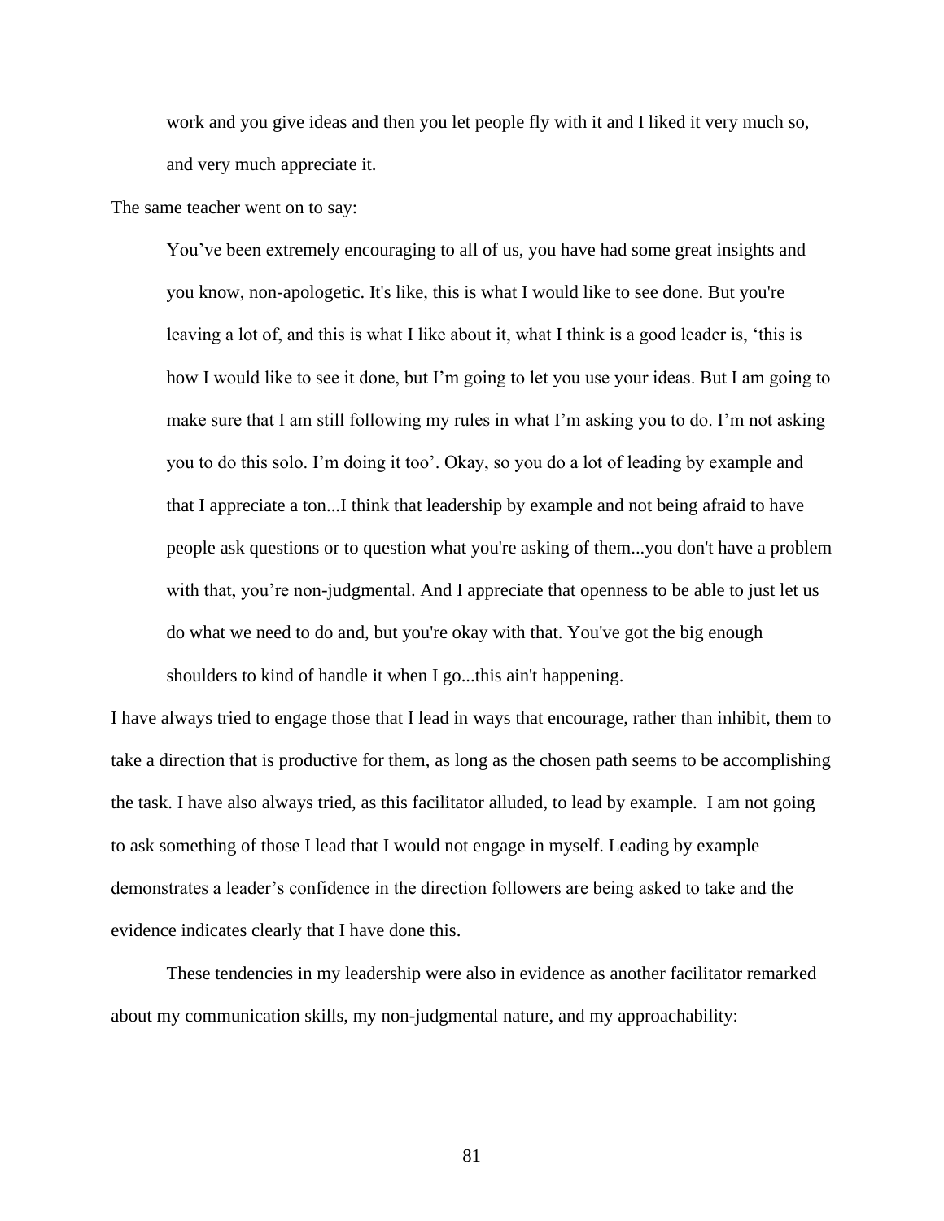> work and you give ideas and then you let people fly with it and I liked it very much so, and very much appreciate it.

The same teacher went on to say:

> You've been extremely encouraging to all of us, you have had some great insights and you know, non-apologetic. It's like, this is what I would like to see done. But you're leaving a lot of, and this is what I like about it, what I think is a good leader is, 'this is how I would like to see it done, but I'm going to let you use your ideas. But I am going to make sure that I am still following my rules in what I'm asking you to do. I'm not asking you to do this solo. I'm doing it too'. Okay, so you do a lot of leading by example and that I appreciate a ton...I think that leadership by example and not being afraid to have people ask questions or to question what you're asking of them...you don't have a problem with that, you're non-judgmental. And I appreciate that openness to be able to just let us do what we need to do and, but you're okay with that. You've got the big enough shoulders to kind of handle it when I go...this ain't happening.

I have always tried to engage those that I lead in ways that encourage, rather than inhibit, them to take a direction that is productive for them, as long as the chosen path seems to be accomplishing the task. I have also always tried, as this facilitator alluded, to lead by example. I am not going to ask something of those I lead that I would not engage in myself. Leading by example demonstrates a leader's confidence in the direction followers are being asked to take and the evidence indicates clearly that I have done this.

These tendencies in my leadership were also in evidence as another facilitator remarked about my communication skills, my non-judgmental nature, and my approachability: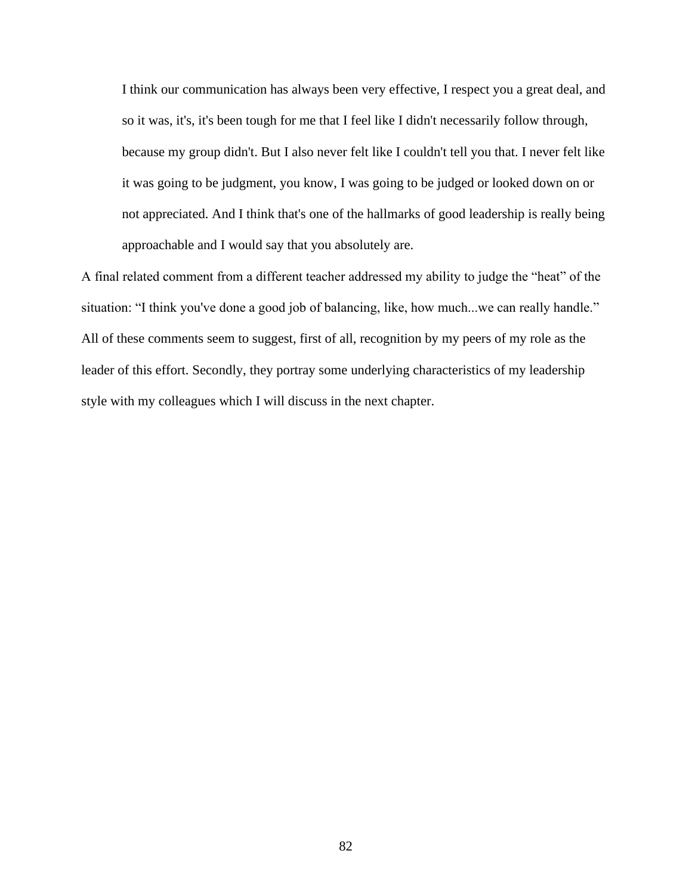> I think our communication has always been very effective, I respect you a great deal, and so it was, it's, it's been tough for me that I feel like I didn't necessarily follow through, because my group didn't. But I also never felt like I couldn't tell you that. I never felt like it was going to be judgment, you know, I was going to be judged or looked down on or not appreciated. And I think that's one of the hallmarks of good leadership is really being approachable and I would say that you absolutely are.

A final related comment from a different teacher addressed my ability to judge the "heat" of the situation: "I think you've done a good job of balancing, like, how much...we can really handle." All of these comments seem to suggest, first of all, recognition by my peers of my role as the leader of this effort. Secondly, they portray some underlying characteristics of my leadership style with my colleagues which I will discuss in the next chapter.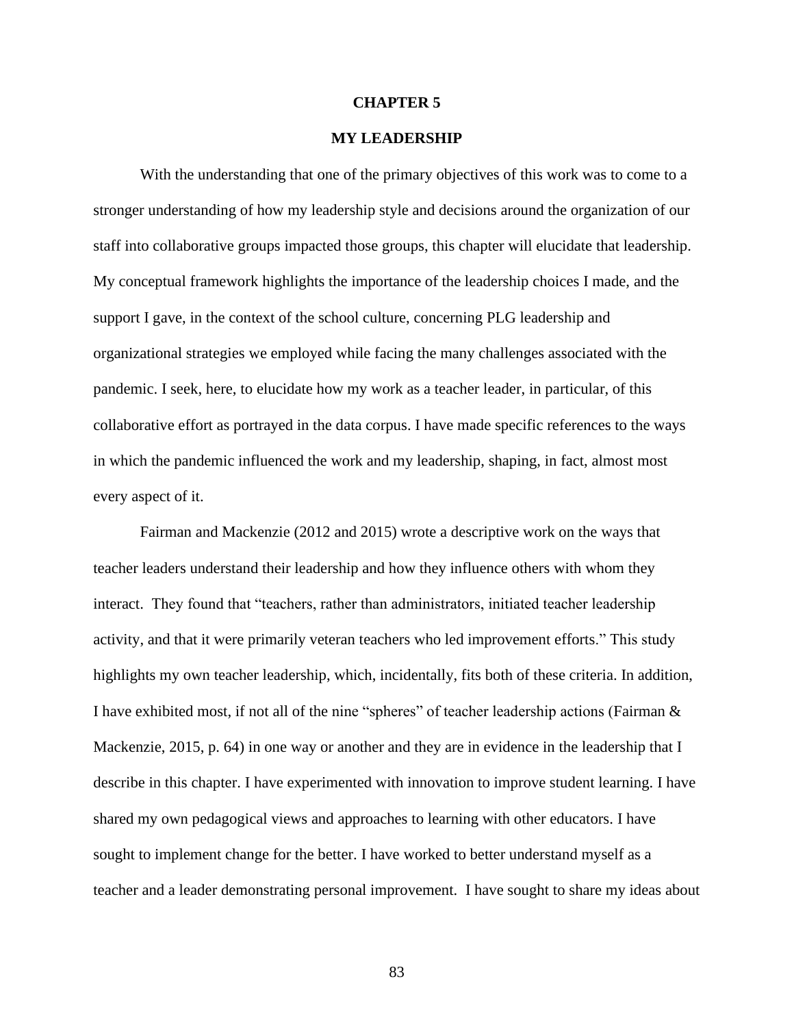# CHAPTER 5

# MY LEADERSHIP

With the understanding that one of the primary objectives of this work was to come to a stronger understanding of how my leadership style and decisions around the organization of our staff into collaborative groups impacted those groups, this chapter will elucidate that leadership. My conceptual framework highlights the importance of the leadership choices I made, and the support I gave, in the context of the school culture, concerning PLG leadership and organizational strategies we employed while facing the many challenges associated with the pandemic. I seek, here, to elucidate how my work as a teacher leader, in particular, of this collaborative effort as portrayed in the data corpus. I have made specific references to the ways in which the pandemic influenced the work and my leadership, shaping, in fact, almost most every aspect of it.

Fairman and Mackenzie (2012 and 2015) wrote a descriptive work on the ways that teacher leaders understand their leadership and how they influence others with whom they interact. They found that "teachers, rather than administrators, initiated teacher leadership activity, and that it were primarily veteran teachers who led improvement efforts." This study highlights my own teacher leadership, which, incidentally, fits both of these criteria. In addition, I have exhibited most, if not all of the nine "spheres" of teacher leadership actions (Fairman & Mackenzie, 2015, p. 64) in one way or another and they are in evidence in the leadership that I describe in this chapter. I have experimented with innovation to improve student learning. I have shared my own pedagogical views and approaches to learning with other educators. I have sought to implement change for the better. I have worked to better understand myself as a teacher and a leader demonstrating personal improvement. I have sought to share my ideas about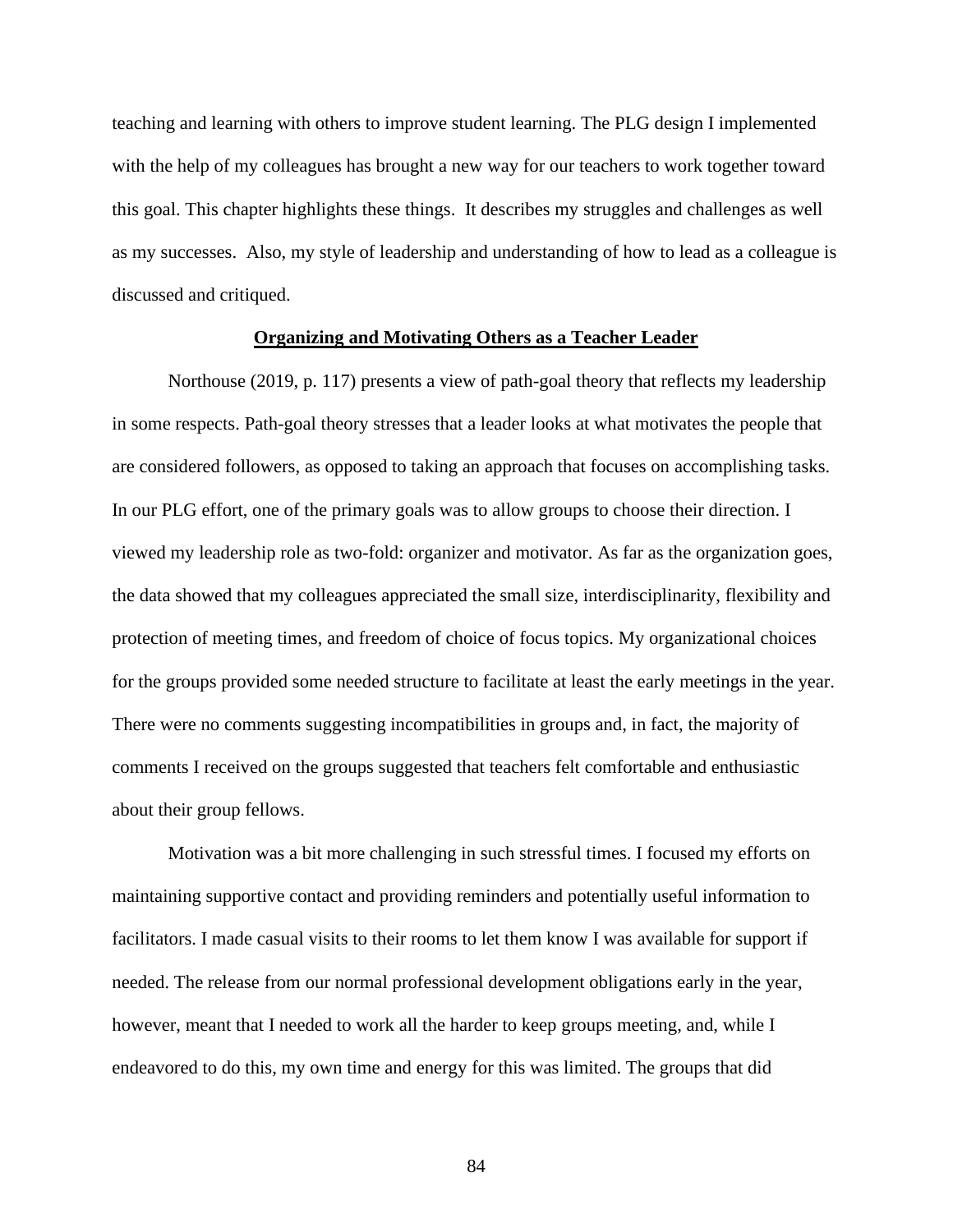teaching and learning with others to improve student learning. The PLG design I implemented with the help of my colleagues has brought a new way for our teachers to work together toward this goal. This chapter highlights these things. It describes my struggles and challenges as well as my successes. Also, my style of leadership and understanding of how to lead as a colleague is discussed and critiqued.

## **Organizing and Motivating Others as a Teacher Leader**

Northouse (2019, p. 117) presents a view of path-goal theory that reflects my leadership in some respects. Path-goal theory stresses that a leader looks at what motivates the people that are considered followers, as opposed to taking an approach that focuses on accomplishing tasks. In our PLG effort, one of the primary goals was to allow groups to choose their direction. I viewed my leadership role as two-fold: organizer and motivator. As far as the organization goes, the data showed that my colleagues appreciated the small size, interdisciplinarity, flexibility and protection of meeting times, and freedom of choice of focus topics. My organizational choices for the groups provided some needed structure to facilitate at least the early meetings in the year. There were no comments suggesting incompatibilities in groups and, in fact, the majority of comments I received on the groups suggested that teachers felt comfortable and enthusiastic about their group fellows.

Motivation was a bit more challenging in such stressful times. I focused my efforts on maintaining supportive contact and providing reminders and potentially useful information to facilitators. I made casual visits to their rooms to let them know I was available for support if needed. The release from our normal professional development obligations early in the year, however, meant that I needed to work all the harder to keep groups meeting, and, while I endeavored to do this, my own time and energy for this was limited. The groups that did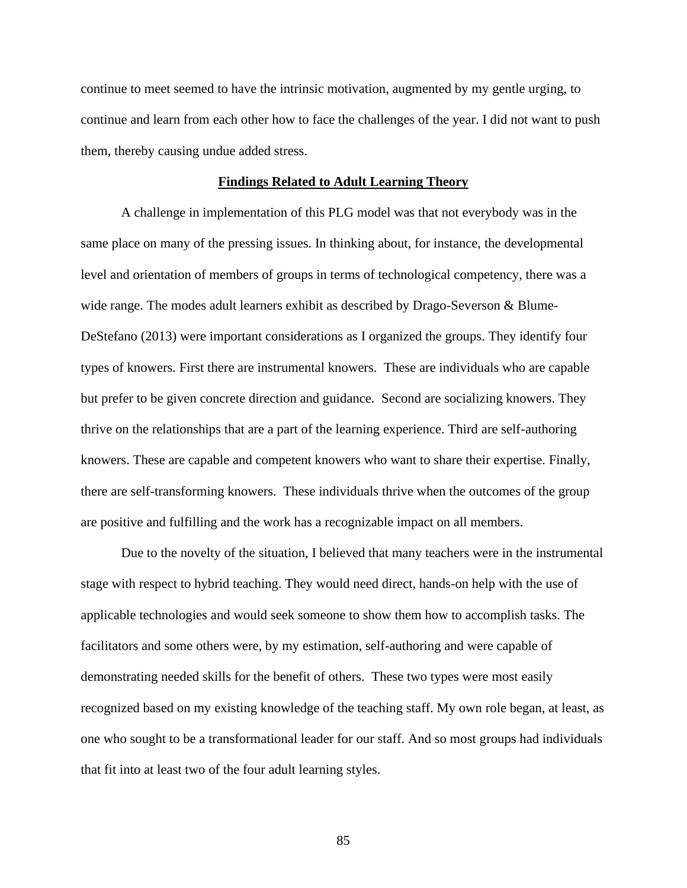continue to meet seemed to have the intrinsic motivation, augmented by my gentle urging, to continue and learn from each other how to face the challenges of the year. I did not want to push them, thereby causing undue added stress.

## Findings Related to Adult Learning Theory

A challenge in implementation of this PLG model was that not everybody was in the same place on many of the pressing issues. In thinking about, for instance, the developmental level and orientation of members of groups in terms of technological competency, there was a wide range. The modes adult learners exhibit as described by Drago-Severson & Blume-DeStefano (2013) were important considerations as I organized the groups. They identify four types of knowers. First there are instrumental knowers. These are individuals who are capable but prefer to be given concrete direction and guidance. Second are socializing knowers. They thrive on the relationships that are a part of the learning experience. Third are self-authoring knowers. These are capable and competent knowers who want to share their expertise. Finally, there are self-transforming knowers. These individuals thrive when the outcomes of the group are positive and fulfilling and the work has a recognizable impact on all members.

Due to the novelty of the situation, I believed that many teachers were in the instrumental stage with respect to hybrid teaching. They would need direct, hands-on help with the use of applicable technologies and would seek someone to show them how to accomplish tasks. The facilitators and some others were, by my estimation, self-authoring and were capable of demonstrating needed skills for the benefit of others. These two types were most easily recognized based on my existing knowledge of the teaching staff. My own role began, at least, as one who sought to be a transformational leader for our staff. And so most groups had individuals that fit into at least two of the four adult learning styles.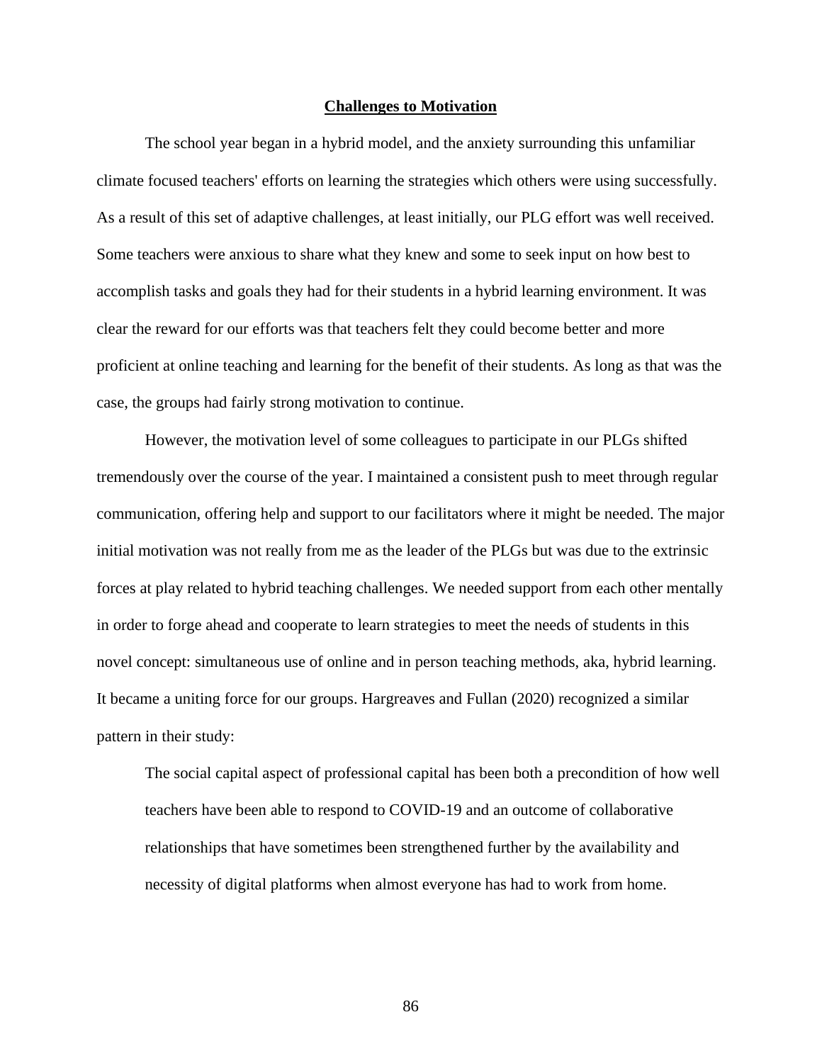## Challenges to Motivation

The school year began in a hybrid model, and the anxiety surrounding this unfamiliar climate focused teachers' efforts on learning the strategies which others were using successfully. As a result of this set of adaptive challenges, at least initially, our PLG effort was well received. Some teachers were anxious to share what they knew and some to seek input on how best to accomplish tasks and goals they had for their students in a hybrid learning environment. It was clear the reward for our efforts was that teachers felt they could become better and more proficient at online teaching and learning for the benefit of their students. As long as that was the case, the groups had fairly strong motivation to continue.

However, the motivation level of some colleagues to participate in our PLGs shifted tremendously over the course of the year. I maintained a consistent push to meet through regular communication, offering help and support to our facilitators where it might be needed. The major initial motivation was not really from me as the leader of the PLGs but was due to the extrinsic forces at play related to hybrid teaching challenges. We needed support from each other mentally in order to forge ahead and cooperate to learn strategies to meet the needs of students in this novel concept: simultaneous use of online and in person teaching methods, aka, hybrid learning. It became a uniting force for our groups. Hargreaves and Fullan (2020) recognized a similar pattern in their study:

> The social capital aspect of professional capital has been both a precondition of how well teachers have been able to respond to COVID-19 and an outcome of collaborative relationships that have sometimes been strengthened further by the availability and necessity of digital platforms when almost everyone has had to work from home.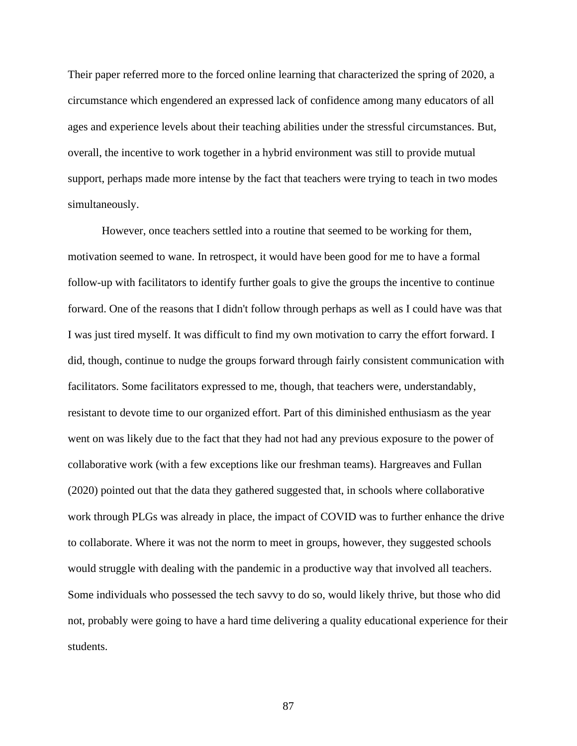Their paper referred more to the forced online learning that characterized the spring of 2020, a circumstance which engendered an expressed lack of confidence among many educators of all ages and experience levels about their teaching abilities under the stressful circumstances. But, overall, the incentive to work together in a hybrid environment was still to provide mutual support, perhaps made more intense by the fact that teachers were trying to teach in two modes simultaneously.

However, once teachers settled into a routine that seemed to be working for them, motivation seemed to wane. In retrospect, it would have been good for me to have a formal follow-up with facilitators to identify further goals to give the groups the incentive to continue forward. One of the reasons that I didn't follow through perhaps as well as I could have was that I was just tired myself. It was difficult to find my own motivation to carry the effort forward. I did, though, continue to nudge the groups forward through fairly consistent communication with facilitators. Some facilitators expressed to me, though, that teachers were, understandably, resistant to devote time to our organized effort. Part of this diminished enthusiasm as the year went on was likely due to the fact that they had not had any previous exposure to the power of collaborative work (with a few exceptions like our freshman teams). Hargreaves and Fullan (2020) pointed out that the data they gathered suggested that, in schools where collaborative work through PLGs was already in place, the impact of COVID was to further enhance the drive to collaborate. Where it was not the norm to meet in groups, however, they suggested schools would struggle with dealing with the pandemic in a productive way that involved all teachers. Some individuals who possessed the tech savvy to do so, would likely thrive, but those who did not, probably were going to have a hard time delivering a quality educational experience for their students.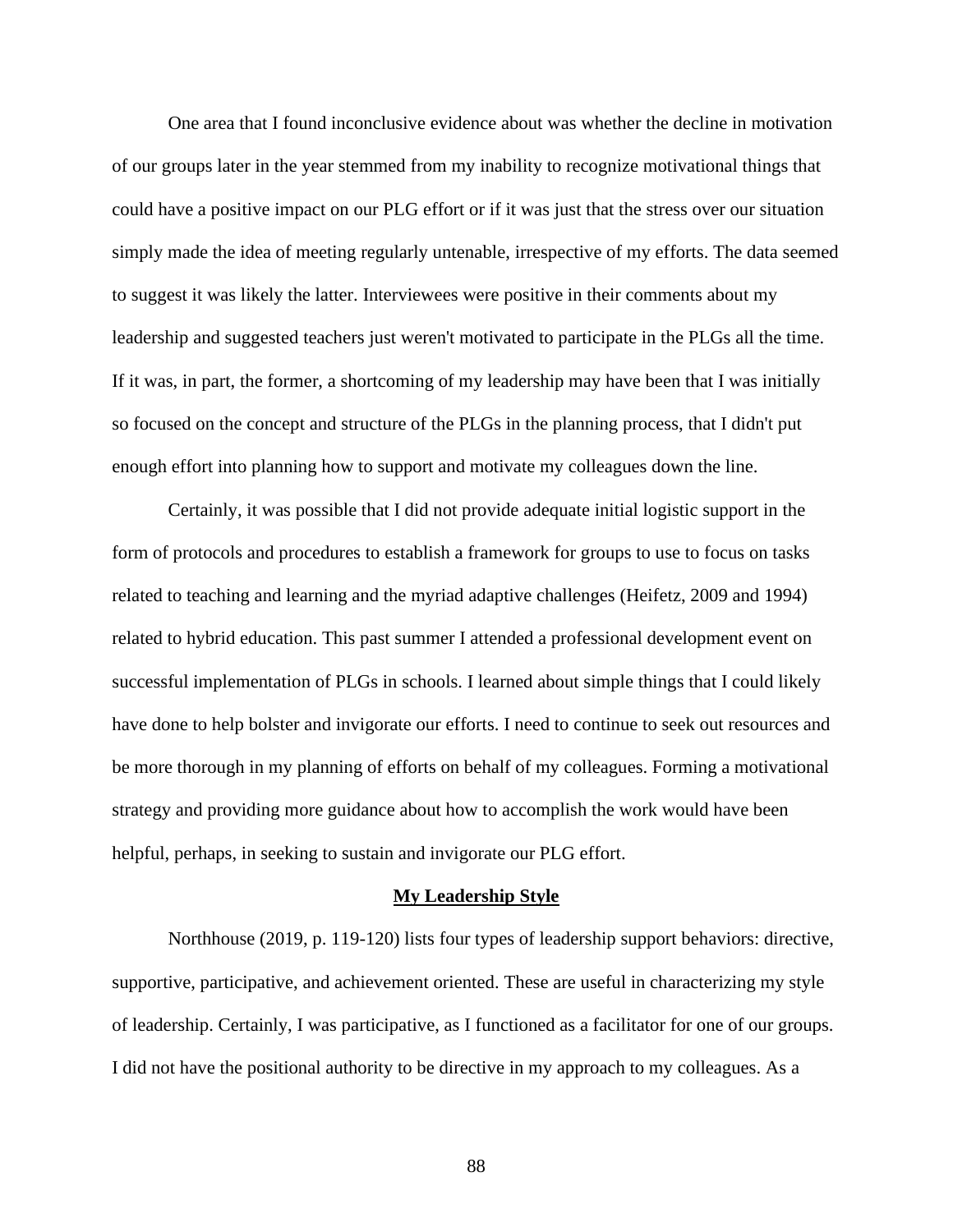One area that I found inconclusive evidence about was whether the decline in motivation of our groups later in the year stemmed from my inability to recognize motivational things that could have a positive impact on our PLG effort or if it was just that the stress over our situation simply made the idea of meeting regularly untenable, irrespective of my efforts. The data seemed to suggest it was likely the latter. Interviewees were positive in their comments about my leadership and suggested teachers just weren't motivated to participate in the PLGs all the time. If it was, in part, the former, a shortcoming of my leadership may have been that I was initially so focused on the concept and structure of the PLGs in the planning process, that I didn't put enough effort into planning how to support and motivate my colleagues down the line.

Certainly, it was possible that I did not provide adequate initial logistic support in the form of protocols and procedures to establish a framework for groups to use to focus on tasks related to teaching and learning and the myriad adaptive challenges (Heifetz, 2009 and 1994) related to hybrid education. This past summer I attended a professional development event on successful implementation of PLGs in schools. I learned about simple things that I could likely have done to help bolster and invigorate our efforts. I need to continue to seek out resources and be more thorough in my planning of efforts on behalf of my colleagues. Forming a motivational strategy and providing more guidance about how to accomplish the work would have been helpful, perhaps, in seeking to sustain and invigorate our PLG effort.

## **My Leadership Style**

Northhouse (2019, p. 119-120) lists four types of leadership support behaviors: directive, supportive, participative, and achievement oriented. These are useful in characterizing my style of leadership. Certainly, I was participative, as I functioned as a facilitator for one of our groups. I did not have the positional authority to be directive in my approach to my colleagues. As a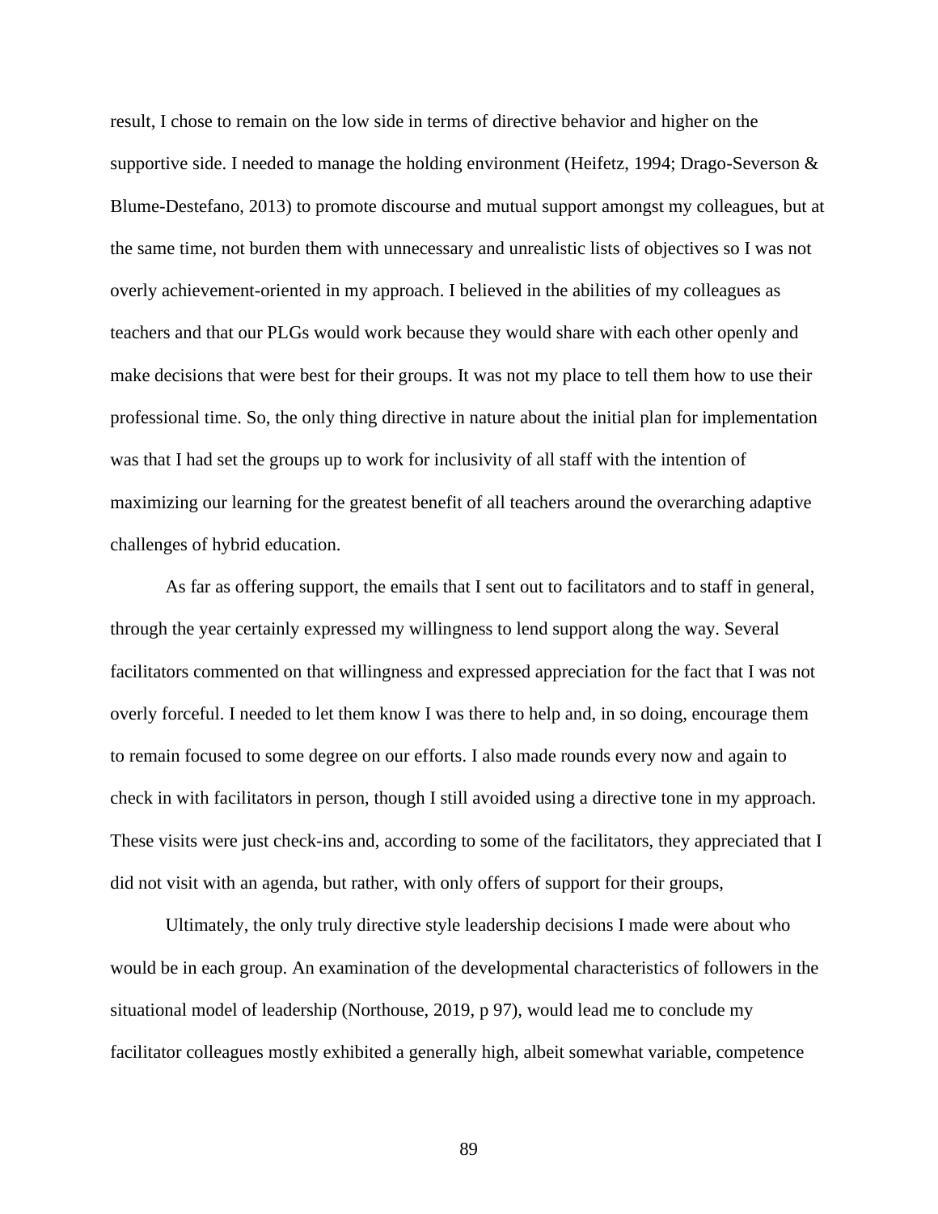result, I chose to remain on the low side in terms of directive behavior and higher on the supportive side. I needed to manage the holding environment (Heifetz, 1994; Drago-Severson & Blume-Destefano, 2013) to promote discourse and mutual support amongst my colleagues, but at the same time, not burden them with unnecessary and unrealistic lists of objectives so I was not overly achievement-oriented in my approach. I believed in the abilities of my colleagues as teachers and that our PLGs would work because they would share with each other openly and make decisions that were best for their groups. It was not my place to tell them how to use their professional time. So, the only thing directive in nature about the initial plan for implementation was that I had set the groups up to work for inclusivity of all staff with the intention of maximizing our learning for the greatest benefit of all teachers around the overarching adaptive challenges of hybrid education.

As far as offering support, the emails that I sent out to facilitators and to staff in general, through the year certainly expressed my willingness to lend support along the way. Several facilitators commented on that willingness and expressed appreciation for the fact that I was not overly forceful. I needed to let them know I was there to help and, in so doing, encourage them to remain focused to some degree on our efforts. I also made rounds every now and again to check in with facilitators in person, though I still avoided using a directive tone in my approach. These visits were just check-ins and, according to some of the facilitators, they appreciated that I did not visit with an agenda, but rather, with only offers of support for their groups,

Ultimately, the only truly directive style leadership decisions I made were about who would be in each group. An examination of the developmental characteristics of followers in the situational model of leadership (Northouse, 2019, p 97), would lead me to conclude my facilitator colleagues mostly exhibited a generally high, albeit somewhat variable, competence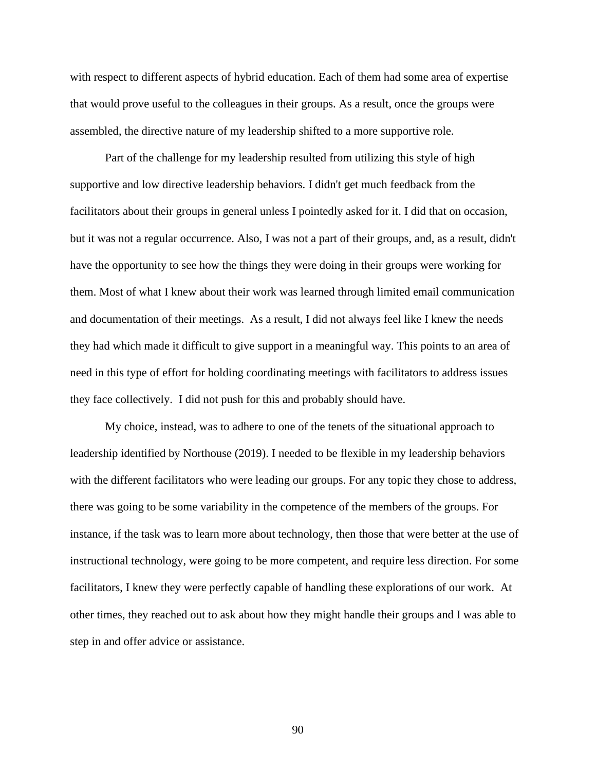with respect to different aspects of hybrid education. Each of them had some area of expertise that would prove useful to the colleagues in their groups. As a result, once the groups were assembled, the directive nature of my leadership shifted to a more supportive role.

Part of the challenge for my leadership resulted from utilizing this style of high supportive and low directive leadership behaviors. I didn't get much feedback from the facilitators about their groups in general unless I pointedly asked for it. I did that on occasion, but it was not a regular occurrence. Also, I was not a part of their groups, and, as a result, didn't have the opportunity to see how the things they were doing in their groups were working for them. Most of what I knew about their work was learned through limited email communication and documentation of their meetings. As a result, I did not always feel like I knew the needs they had which made it difficult to give support in a meaningful way. This points to an area of need in this type of effort for holding coordinating meetings with facilitators to address issues they face collectively. I did not push for this and probably should have.

My choice, instead, was to adhere to one of the tenets of the situational approach to leadership identified by Northouse (2019). I needed to be flexible in my leadership behaviors with the different facilitators who were leading our groups. For any topic they chose to address, there was going to be some variability in the competence of the members of the groups. For instance, if the task was to learn more about technology, then those that were better at the use of instructional technology, were going to be more competent, and require less direction. For some facilitators, I knew they were perfectly capable of handling these explorations of our work. At other times, they reached out to ask about how they might handle their groups and I was able to step in and offer advice or assistance.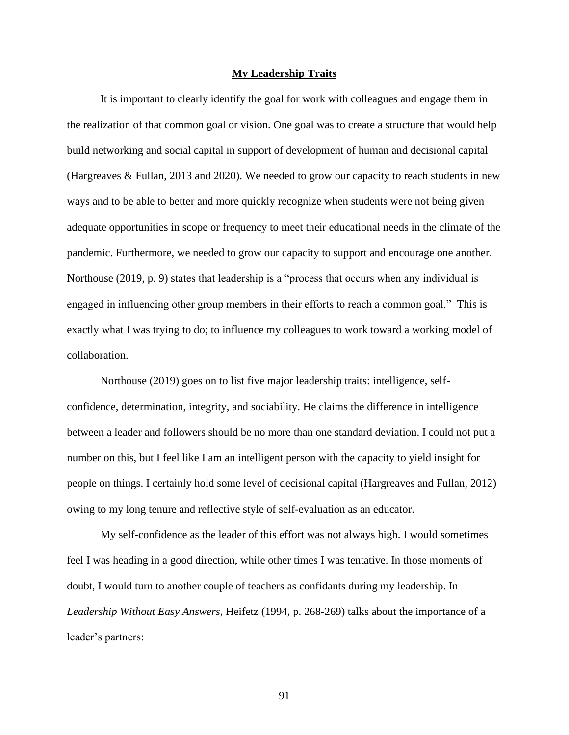## My Leadership Traits

It is important to clearly identify the goal for work with colleagues and engage them in the realization of that common goal or vision. One goal was to create a structure that would help build networking and social capital in support of development of human and decisional capital (Hargreaves & Fullan, 2013 and 2020). We needed to grow our capacity to reach students in new ways and to be able to better and more quickly recognize when students were not being given adequate opportunities in scope or frequency to meet their educational needs in the climate of the pandemic. Furthermore, we needed to grow our capacity to support and encourage one another. Northouse (2019, p. 9) states that leadership is a "process that occurs when any individual is engaged in influencing other group members in their efforts to reach a common goal." This is exactly what I was trying to do; to influence my colleagues to work toward a working model of collaboration.

Northouse (2019) goes on to list five major leadership traits: intelligence, self-confidence, determination, integrity, and sociability. He claims the difference in intelligence between a leader and followers should be no more than one standard deviation. I could not put a number on this, but I feel like I am an intelligent person with the capacity to yield insight for people on things. I certainly hold some level of decisional capital (Hargreaves and Fullan, 2012) owing to my long tenure and reflective style of self-evaluation as an educator.

My self-confidence as the leader of this effort was not always high. I would sometimes feel I was heading in a good direction, while other times I was tentative. In those moments of doubt, I would turn to another couple of teachers as confidants during my leadership. In *Leadership Without Easy Answers*, Heifetz (1994, p. 268-269) talks about the importance of a leader's partners: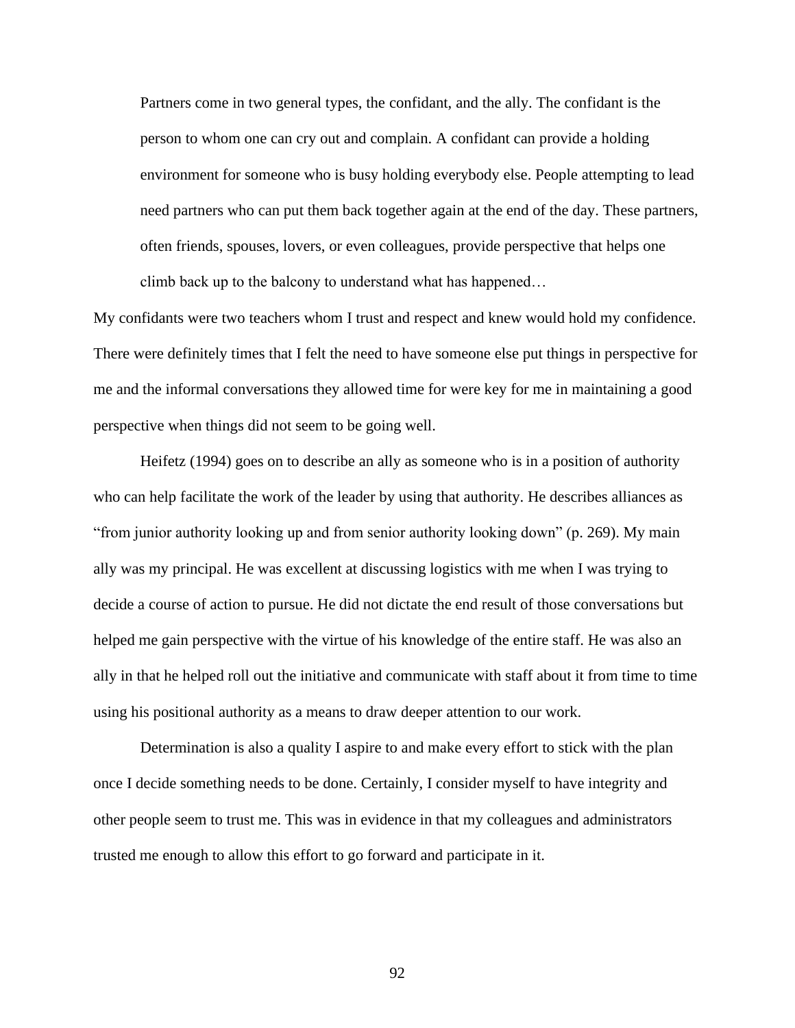> Partners come in two general types, the confidant, and the ally. The confidant is the person to whom one can cry out and complain. A confidant can provide a holding environment for someone who is busy holding everybody else. People attempting to lead need partners who can put them back together again at the end of the day. These partners, often friends, spouses, lovers, or even colleagues, provide perspective that helps one climb back up to the balcony to understand what has happened…

My confidants were two teachers whom I trust and respect and knew would hold my confidence. There were definitely times that I felt the need to have someone else put things in perspective for me and the informal conversations they allowed time for were key for me in maintaining a good perspective when things did not seem to be going well.

Heifetz (1994) goes on to describe an ally as someone who is in a position of authority who can help facilitate the work of the leader by using that authority. He describes alliances as "from junior authority looking up and from senior authority looking down" (p. 269). My main ally was my principal. He was excellent at discussing logistics with me when I was trying to decide a course of action to pursue. He did not dictate the end result of those conversations but helped me gain perspective with the virtue of his knowledge of the entire staff. He was also an ally in that he helped roll out the initiative and communicate with staff about it from time to time using his positional authority as a means to draw deeper attention to our work.

Determination is also a quality I aspire to and make every effort to stick with the plan once I decide something needs to be done. Certainly, I consider myself to have integrity and other people seem to trust me. This was in evidence in that my colleagues and administrators trusted me enough to allow this effort to go forward and participate in it.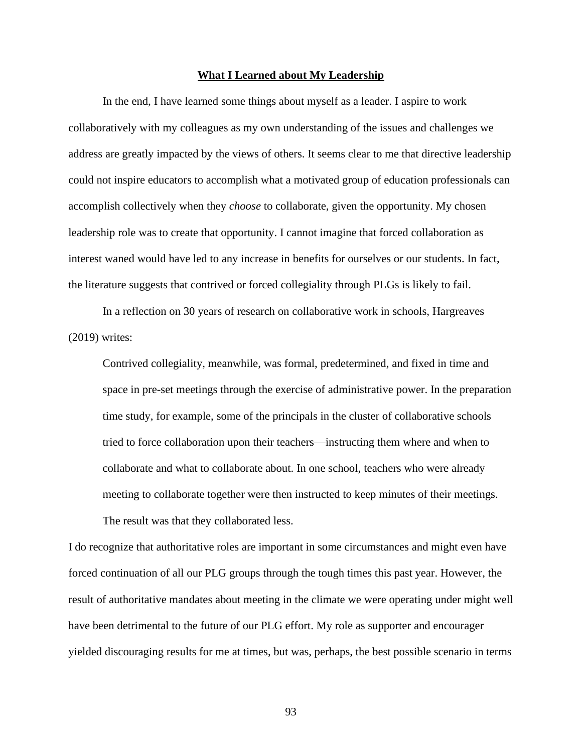## **What I Learned about My Leadership**

In the end, I have learned some things about myself as a leader. I aspire to work collaboratively with my colleagues as my own understanding of the issues and challenges we address are greatly impacted by the views of others. It seems clear to me that directive leadership could not inspire educators to accomplish what a motivated group of education professionals can accomplish collectively when they *choose* to collaborate, given the opportunity. My chosen leadership role was to create that opportunity. I cannot imagine that forced collaboration as interest waned would have led to any increase in benefits for ourselves or our students. In fact, the literature suggests that contrived or forced collegiality through PLGs is likely to fail.

In a reflection on 30 years of research on collaborative work in schools, Hargreaves (2019) writes:

> Contrived collegiality, meanwhile, was formal, predetermined, and fixed in time and space in pre-set meetings through the exercise of administrative power. In the preparation time study, for example, some of the principals in the cluster of collaborative schools tried to force collaboration upon their teachers—instructing them where and when to collaborate and what to collaborate about. In one school, teachers who were already meeting to collaborate together were then instructed to keep minutes of their meetings. The result was that they collaborated less.

I do recognize that authoritative roles are important in some circumstances and might even have forced continuation of all our PLG groups through the tough times this past year. However, the result of authoritative mandates about meeting in the climate we were operating under might well have been detrimental to the future of our PLG effort. My role as supporter and encourager yielded discouraging results for me at times, but was, perhaps, the best possible scenario in terms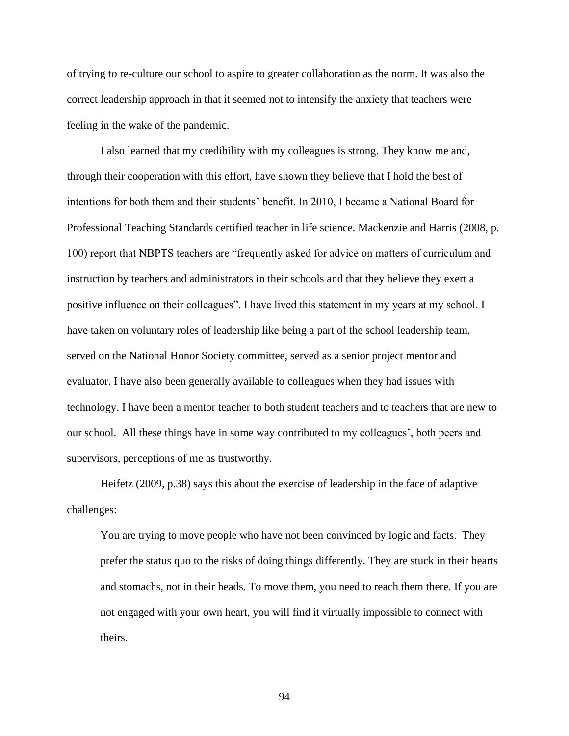of trying to re-culture our school to aspire to greater collaboration as the norm. It was also the correct leadership approach in that it seemed not to intensify the anxiety that teachers were feeling in the wake of the pandemic.

I also learned that my credibility with my colleagues is strong. They know me and, through their cooperation with this effort, have shown they believe that I hold the best of intentions for both them and their students' benefit. In 2010, I became a National Board for Professional Teaching Standards certified teacher in life science. Mackenzie and Harris (2008, p. 100) report that NBPTS teachers are "frequently asked for advice on matters of curriculum and instruction by teachers and administrators in their schools and that they believe they exert a positive influence on their colleagues". I have lived this statement in my years at my school. I have taken on voluntary roles of leadership like being a part of the school leadership team, served on the National Honor Society committee, served as a senior project mentor and evaluator. I have also been generally available to colleagues when they had issues with technology. I have been a mentor teacher to both student teachers and to teachers that are new to our school. All these things have in some way contributed to my colleagues', both peers and supervisors, perceptions of me as trustworthy.

Heifetz (2009, p.38) says this about the exercise of leadership in the face of adaptive challenges:

> You are trying to move people who have not been convinced by logic and facts. They prefer the status quo to the risks of doing things differently. They are stuck in their hearts and stomachs, not in their heads. To move them, you need to reach them there. If you are not engaged with your own heart, you will find it virtually impossible to connect with theirs.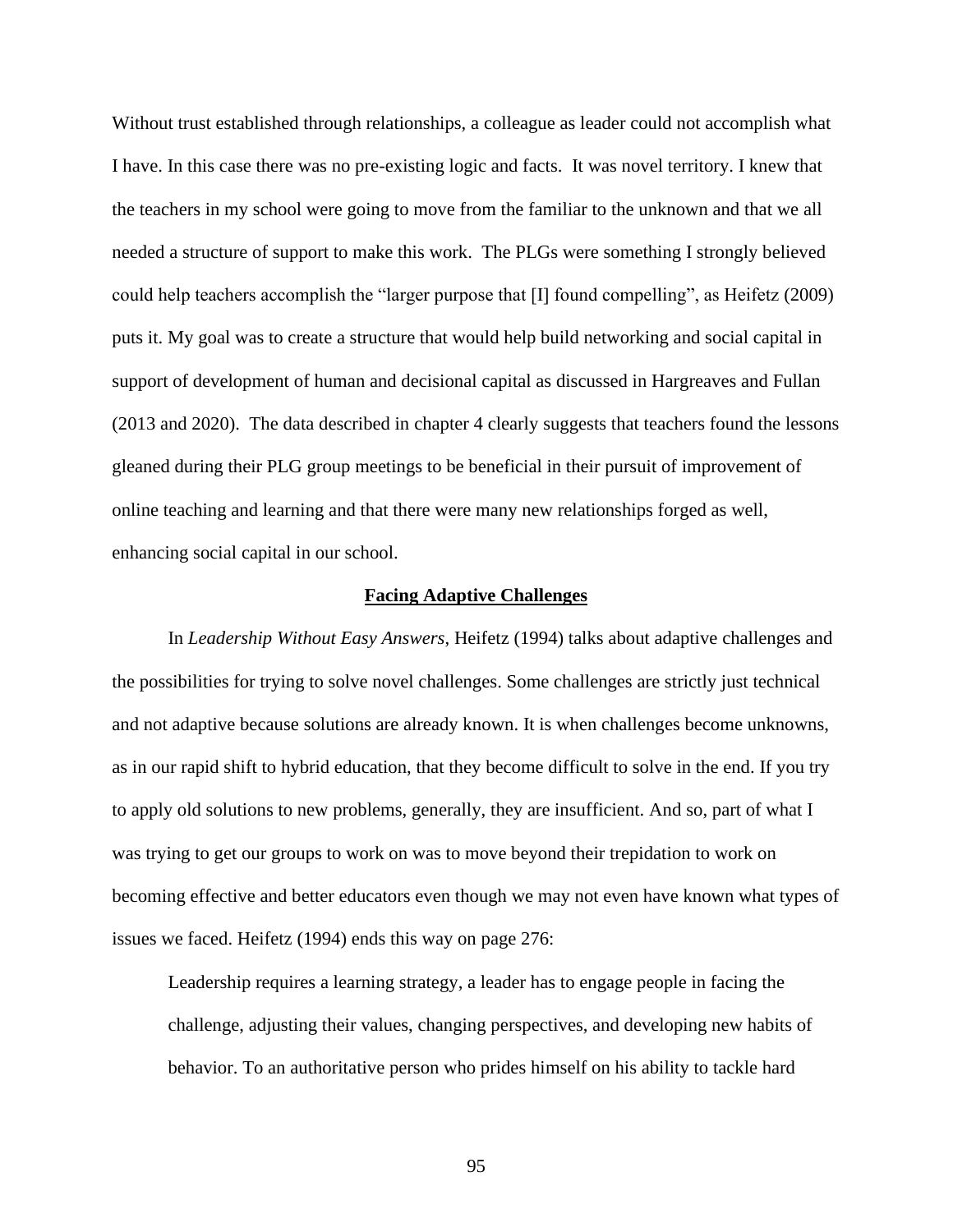Without trust established through relationships, a colleague as leader could not accomplish what I have. In this case there was no pre-existing logic and facts. It was novel territory. I knew that the teachers in my school were going to move from the familiar to the unknown and that we all needed a structure of support to make this work. The PLGs were something I strongly believed could help teachers accomplish the "larger purpose that [I] found compelling", as Heifetz (2009) puts it. My goal was to create a structure that would help build networking and social capital in support of development of human and decisional capital as discussed in Hargreaves and Fullan (2013 and 2020). The data described in chapter 4 clearly suggests that teachers found the lessons gleaned during their PLG group meetings to be beneficial in their pursuit of improvement of online teaching and learning and that there were many new relationships forged as well, enhancing social capital in our school.

## Facing Adaptive Challenges

In *Leadership Without Easy Answers*, Heifetz (1994) talks about adaptive challenges and the possibilities for trying to solve novel challenges. Some challenges are strictly just technical and not adaptive because solutions are already known. It is when challenges become unknowns, as in our rapid shift to hybrid education, that they become difficult to solve in the end. If you try to apply old solutions to new problems, generally, they are insufficient. And so, part of what I was trying to get our groups to work on was to move beyond their trepidation to work on becoming effective and better educators even though we may not even have known what types of issues we faced. Heifetz (1994) ends this way on page 276:

> Leadership requires a learning strategy, a leader has to engage people in facing the challenge, adjusting their values, changing perspectives, and developing new habits of behavior. To an authoritative person who prides himself on his ability to tackle hard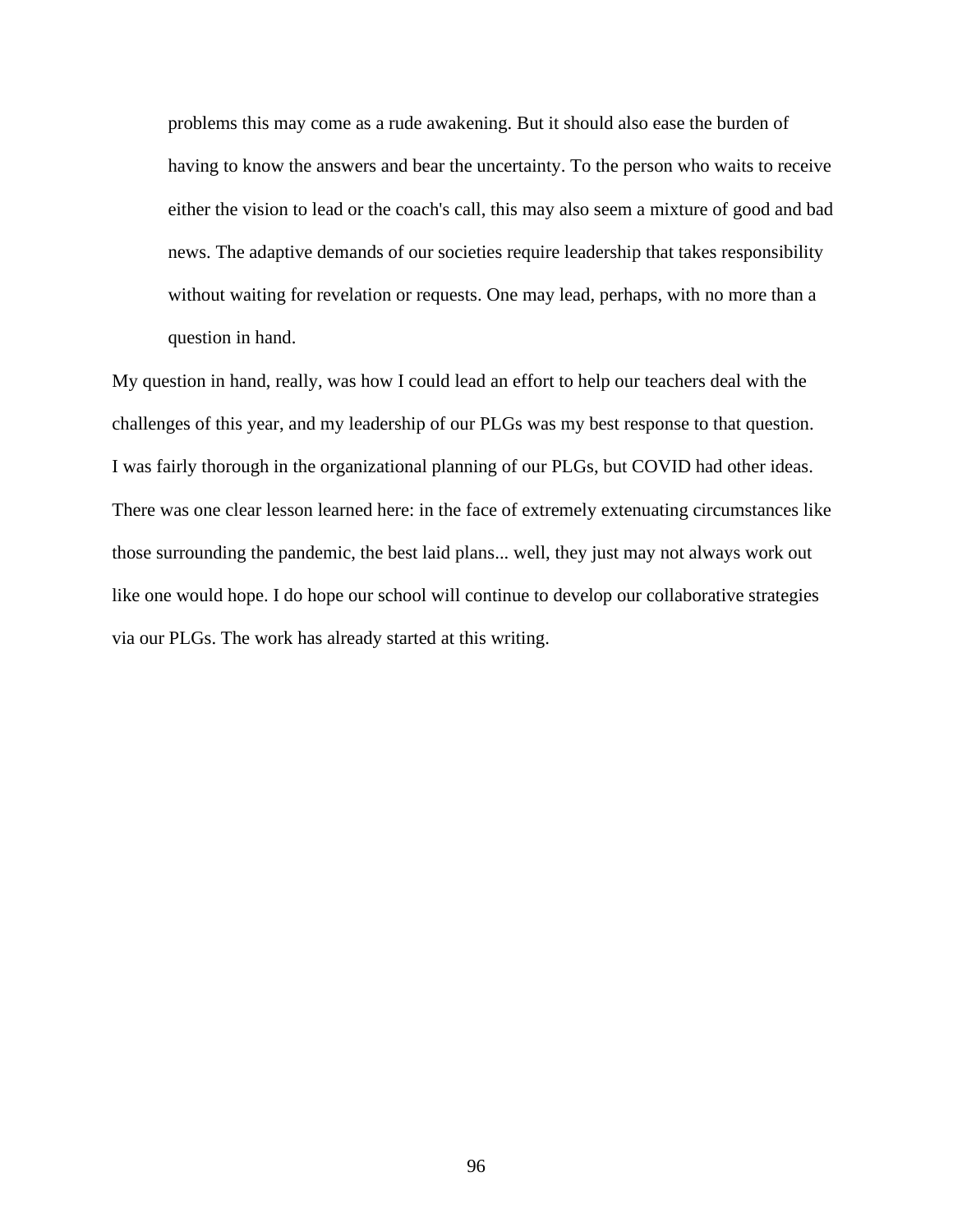> problems this may come as a rude awakening. But it should also ease the burden of having to know the answers and bear the uncertainty. To the person who waits to receive either the vision to lead or the coach's call, this may also seem a mixture of good and bad news. The adaptive demands of our societies require leadership that takes responsibility without waiting for revelation or requests. One may lead, perhaps, with no more than a question in hand.

My question in hand, really, was how I could lead an effort to help our teachers deal with the challenges of this year, and my leadership of our PLGs was my best response to that question. I was fairly thorough in the organizational planning of our PLGs, but COVID had other ideas. There was one clear lesson learned here: in the face of extremely extenuating circumstances like those surrounding the pandemic, the best laid plans... well, they just may not always work out like one would hope. I do hope our school will continue to develop our collaborative strategies via our PLGs. The work has already started at this writing.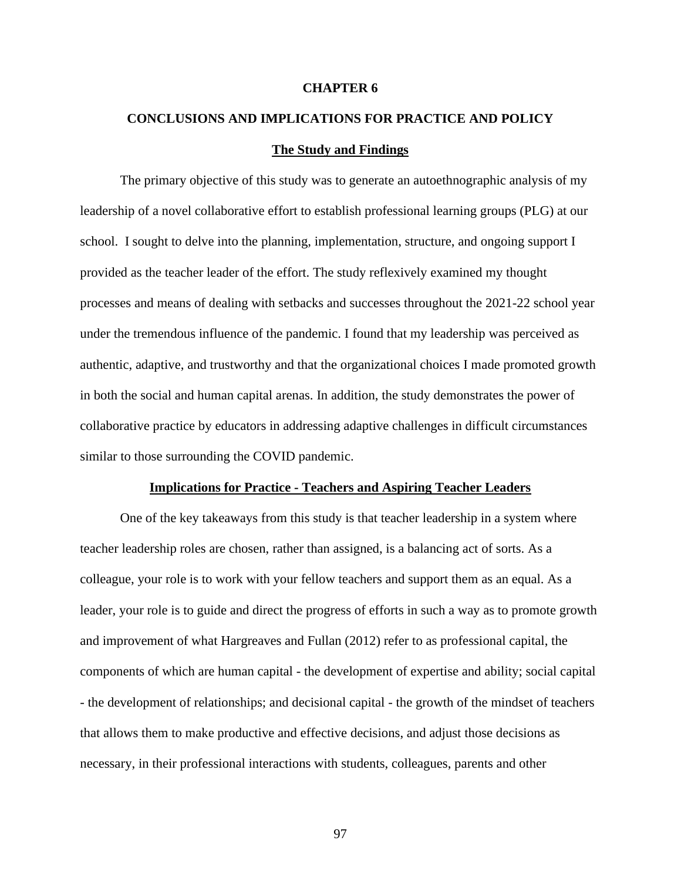# CHAPTER 6

# CONCLUSIONS AND IMPLICATIONS FOR PRACTICE AND POLICY

## The Study and Findings

The primary objective of this study was to generate an autoethnographic analysis of my leadership of a novel collaborative effort to establish professional learning groups (PLG) at our school. I sought to delve into the planning, implementation, structure, and ongoing support I provided as the teacher leader of the effort. The study reflexively examined my thought processes and means of dealing with setbacks and successes throughout the 2021-22 school year under the tremendous influence of the pandemic. I found that my leadership was perceived as authentic, adaptive, and trustworthy and that the organizational choices I made promoted growth in both the social and human capital arenas. In addition, the study demonstrates the power of collaborative practice by educators in addressing adaptive challenges in difficult circumstances similar to those surrounding the COVID pandemic.

## Implications for Practice - Teachers and Aspiring Teacher Leaders

One of the key takeaways from this study is that teacher leadership in a system where teacher leadership roles are chosen, rather than assigned, is a balancing act of sorts. As a colleague, your role is to work with your fellow teachers and support them as an equal. As a leader, your role is to guide and direct the progress of efforts in such a way as to promote growth and improvement of what Hargreaves and Fullan (2012) refer to as professional capital, the components of which are human capital - the development of expertise and ability; social capital - the development of relationships; and decisional capital - the growth of the mindset of teachers that allows them to make productive and effective decisions, and adjust those decisions as necessary, in their professional interactions with students, colleagues, parents and other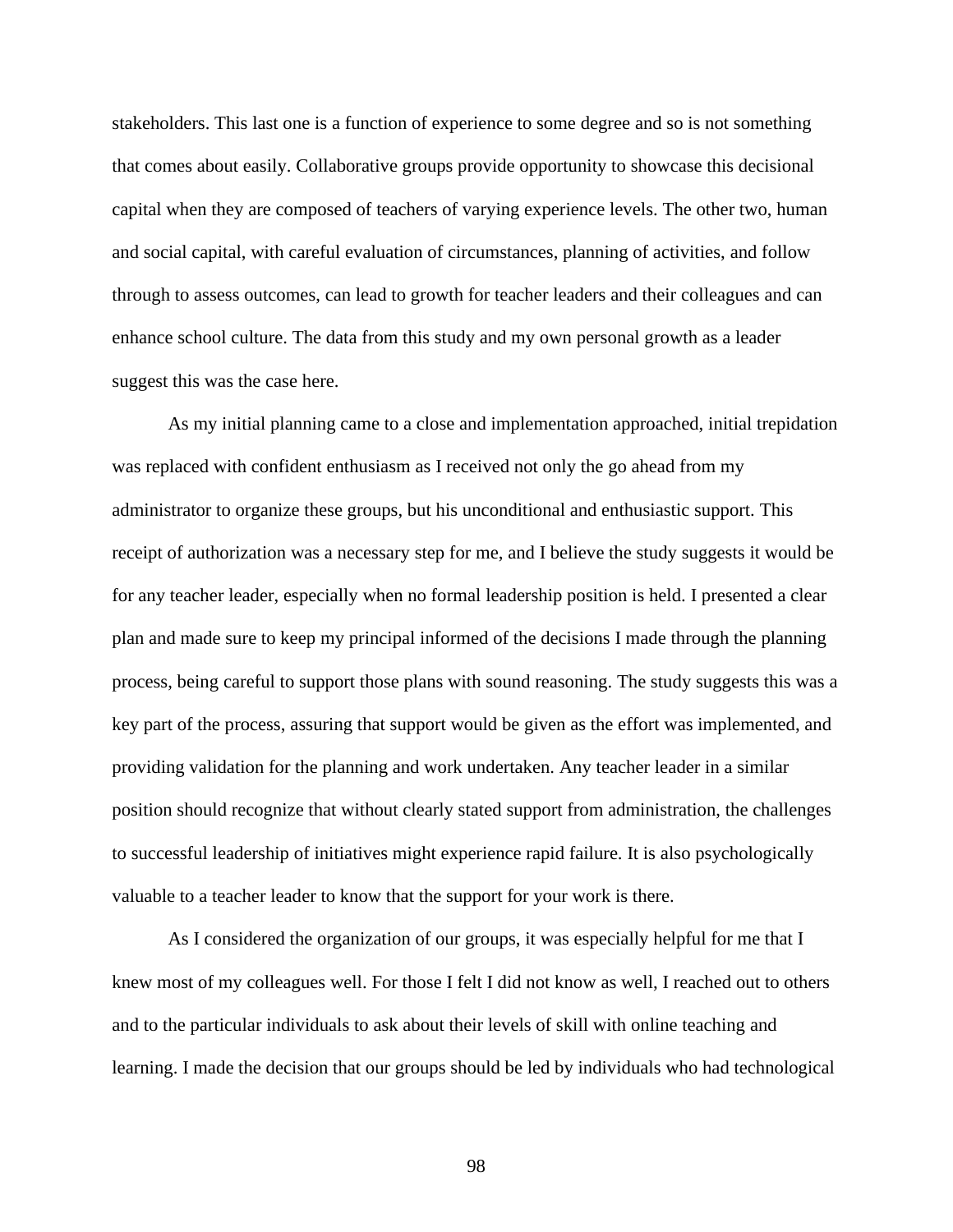stakeholders. This last one is a function of experience to some degree and so is not something that comes about easily. Collaborative groups provide opportunity to showcase this decisional capital when they are composed of teachers of varying experience levels. The other two, human and social capital, with careful evaluation of circumstances, planning of activities, and follow through to assess outcomes, can lead to growth for teacher leaders and their colleagues and can enhance school culture. The data from this study and my own personal growth as a leader suggest this was the case here.

As my initial planning came to a close and implementation approached, initial trepidation was replaced with confident enthusiasm as I received not only the go ahead from my administrator to organize these groups, but his unconditional and enthusiastic support. This receipt of authorization was a necessary step for me, and I believe the study suggests it would be for any teacher leader, especially when no formal leadership position is held. I presented a clear plan and made sure to keep my principal informed of the decisions I made through the planning process, being careful to support those plans with sound reasoning. The study suggests this was a key part of the process, assuring that support would be given as the effort was implemented, and providing validation for the planning and work undertaken. Any teacher leader in a similar position should recognize that without clearly stated support from administration, the challenges to successful leadership of initiatives might experience rapid failure. It is also psychologically valuable to a teacher leader to know that the support for your work is there.

As I considered the organization of our groups, it was especially helpful for me that I knew most of my colleagues well. For those I felt I did not know as well, I reached out to others and to the particular individuals to ask about their levels of skill with online teaching and learning. I made the decision that our groups should be led by individuals who had technological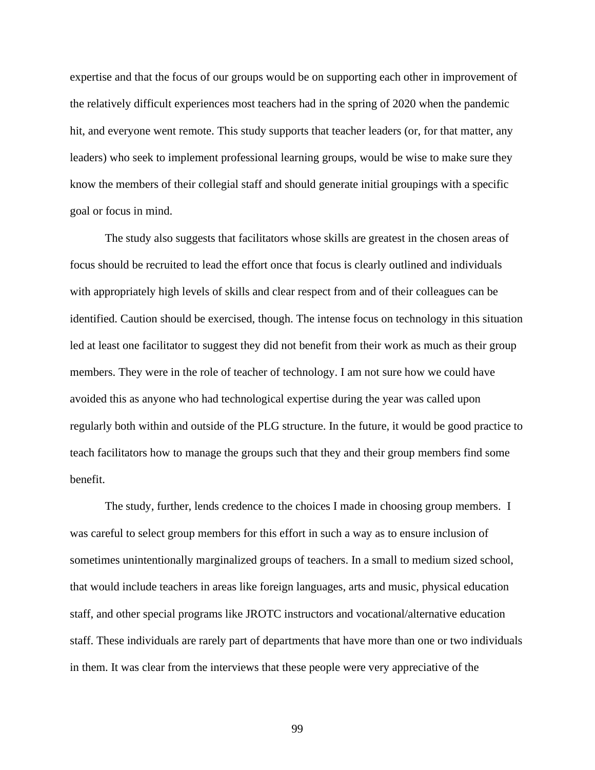expertise and that the focus of our groups would be on supporting each other in improvement of the relatively difficult experiences most teachers had in the spring of 2020 when the pandemic hit, and everyone went remote. This study supports that teacher leaders (or, for that matter, any leaders) who seek to implement professional learning groups, would be wise to make sure they know the members of their collegial staff and should generate initial groupings with a specific goal or focus in mind.

The study also suggests that facilitators whose skills are greatest in the chosen areas of focus should be recruited to lead the effort once that focus is clearly outlined and individuals with appropriately high levels of skills and clear respect from and of their colleagues can be identified. Caution should be exercised, though. The intense focus on technology in this situation led at least one facilitator to suggest they did not benefit from their work as much as their group members. They were in the role of teacher of technology. I am not sure how we could have avoided this as anyone who had technological expertise during the year was called upon regularly both within and outside of the PLG structure. In the future, it would be good practice to teach facilitators how to manage the groups such that they and their group members find some benefit.

The study, further, lends credence to the choices I made in choosing group members. I was careful to select group members for this effort in such a way as to ensure inclusion of sometimes unintentionally marginalized groups of teachers. In a small to medium sized school, that would include teachers in areas like foreign languages, arts and music, physical education staff, and other special programs like JROTC instructors and vocational/alternative education staff. These individuals are rarely part of departments that have more than one or two individuals in them. It was clear from the interviews that these people were very appreciative of the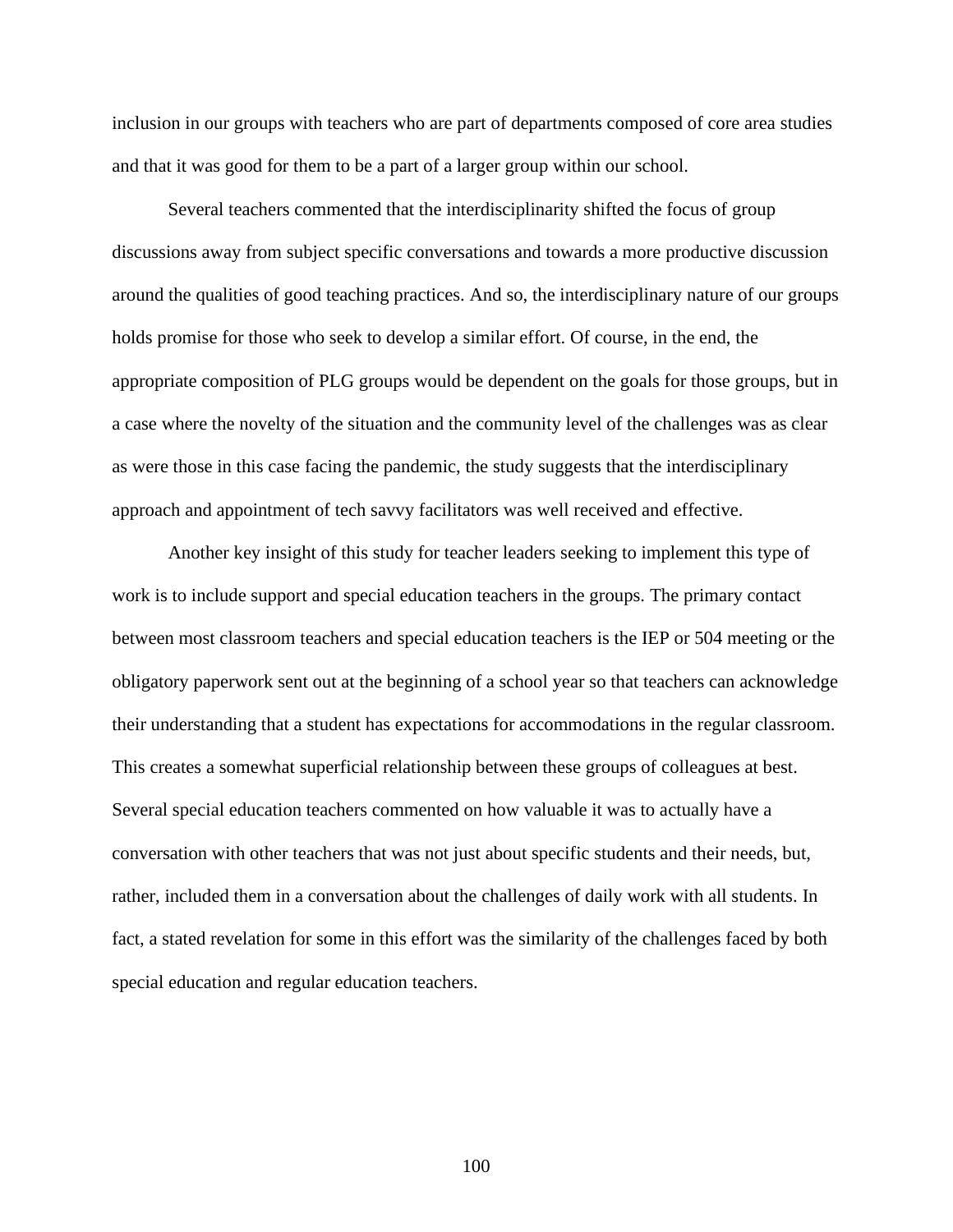inclusion in our groups with teachers who are part of departments composed of core area studies and that it was good for them to be a part of a larger group within our school.

Several teachers commented that the interdisciplinarity shifted the focus of group discussions away from subject specific conversations and towards a more productive discussion around the qualities of good teaching practices. And so, the interdisciplinary nature of our groups holds promise for those who seek to develop a similar effort. Of course, in the end, the appropriate composition of PLG groups would be dependent on the goals for those groups, but in a case where the novelty of the situation and the community level of the challenges was as clear as were those in this case facing the pandemic, the study suggests that the interdisciplinary approach and appointment of tech savvy facilitators was well received and effective.

Another key insight of this study for teacher leaders seeking to implement this type of work is to include support and special education teachers in the groups. The primary contact between most classroom teachers and special education teachers is the IEP or 504 meeting or the obligatory paperwork sent out at the beginning of a school year so that teachers can acknowledge their understanding that a student has expectations for accommodations in the regular classroom. This creates a somewhat superficial relationship between these groups of colleagues at best. Several special education teachers commented on how valuable it was to actually have a conversation with other teachers that was not just about specific students and their needs, but, rather, included them in a conversation about the challenges of daily work with all students. In fact, a stated revelation for some in this effort was the similarity of the challenges faced by both special education and regular education teachers.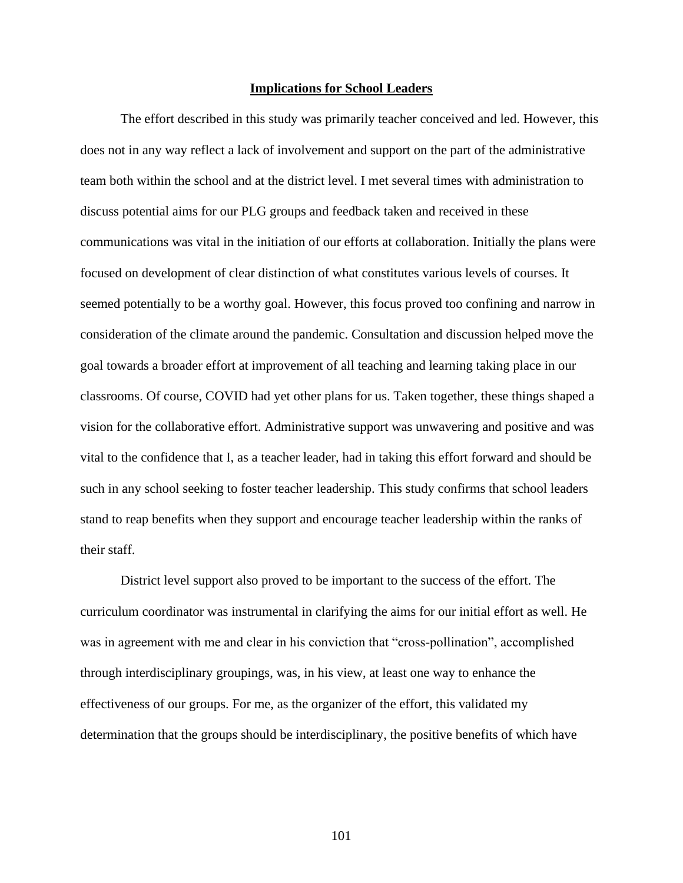## Implications for School Leaders

The effort described in this study was primarily teacher conceived and led. However, this does not in any way reflect a lack of involvement and support on the part of the administrative team both within the school and at the district level. I met several times with administration to discuss potential aims for our PLG groups and feedback taken and received in these communications was vital in the initiation of our efforts at collaboration. Initially the plans were focused on development of clear distinction of what constitutes various levels of courses. It seemed potentially to be a worthy goal. However, this focus proved too confining and narrow in consideration of the climate around the pandemic. Consultation and discussion helped move the goal towards a broader effort at improvement of all teaching and learning taking place in our classrooms. Of course, COVID had yet other plans for us. Taken together, these things shaped a vision for the collaborative effort. Administrative support was unwavering and positive and was vital to the confidence that I, as a teacher leader, had in taking this effort forward and should be such in any school seeking to foster teacher leadership. This study confirms that school leaders stand to reap benefits when they support and encourage teacher leadership within the ranks of their staff.

District level support also proved to be important to the success of the effort. The curriculum coordinator was instrumental in clarifying the aims for our initial effort as well. He was in agreement with me and clear in his conviction that "cross-pollination", accomplished through interdisciplinary groupings, was, in his view, at least one way to enhance the effectiveness of our groups. For me, as the organizer of the effort, this validated my determination that the groups should be interdisciplinary, the positive benefits of which have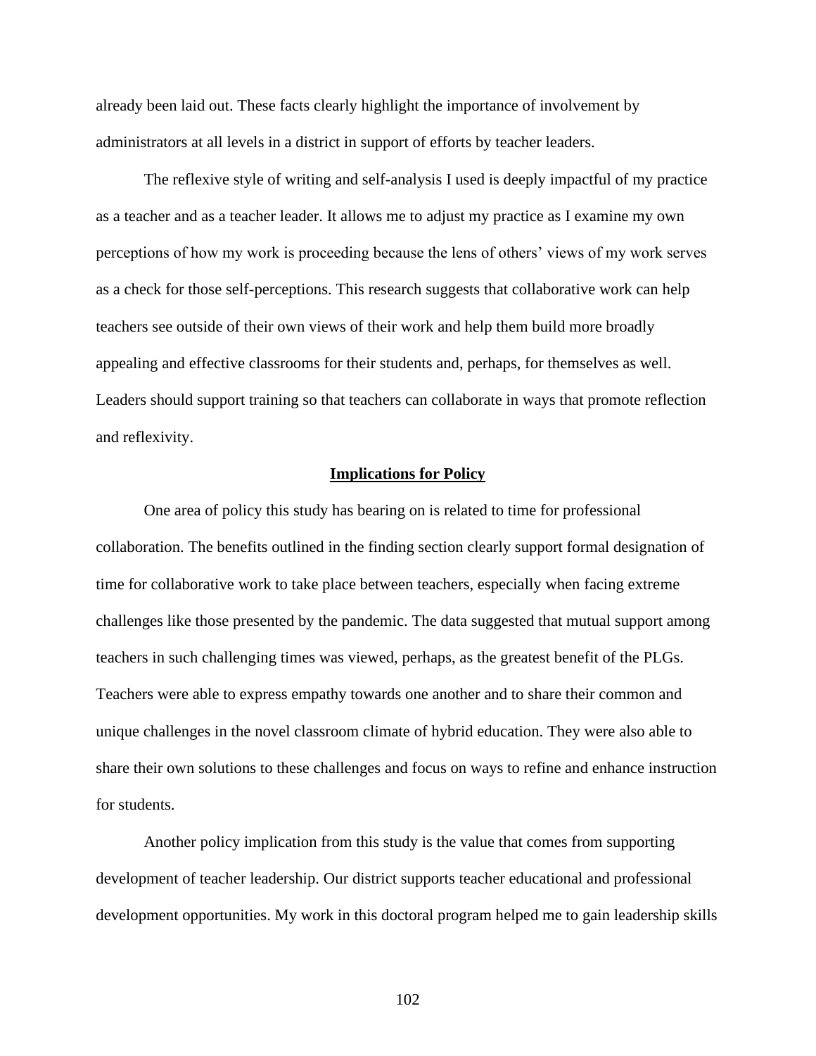already been laid out. These facts clearly highlight the importance of involvement by administrators at all levels in a district in support of efforts by teacher leaders.

The reflexive style of writing and self-analysis I used is deeply impactful of my practice as a teacher and as a teacher leader. It allows me to adjust my practice as I examine my own perceptions of how my work is proceeding because the lens of others' views of my work serves as a check for those self-perceptions. This research suggests that collaborative work can help teachers see outside of their own views of their work and help them build more broadly appealing and effective classrooms for their students and, perhaps, for themselves as well. Leaders should support training so that teachers can collaborate in ways that promote reflection and reflexivity.

## Implications for Policy

One area of policy this study has bearing on is related to time for professional collaboration. The benefits outlined in the finding section clearly support formal designation of time for collaborative work to take place between teachers, especially when facing extreme challenges like those presented by the pandemic. The data suggested that mutual support among teachers in such challenging times was viewed, perhaps, as the greatest benefit of the PLGs. Teachers were able to express empathy towards one another and to share their common and unique challenges in the novel classroom climate of hybrid education. They were also able to share their own solutions to these challenges and focus on ways to refine and enhance instruction for students.

Another policy implication from this study is the value that comes from supporting development of teacher leadership. Our district supports teacher educational and professional development opportunities. My work in this doctoral program helped me to gain leadership skills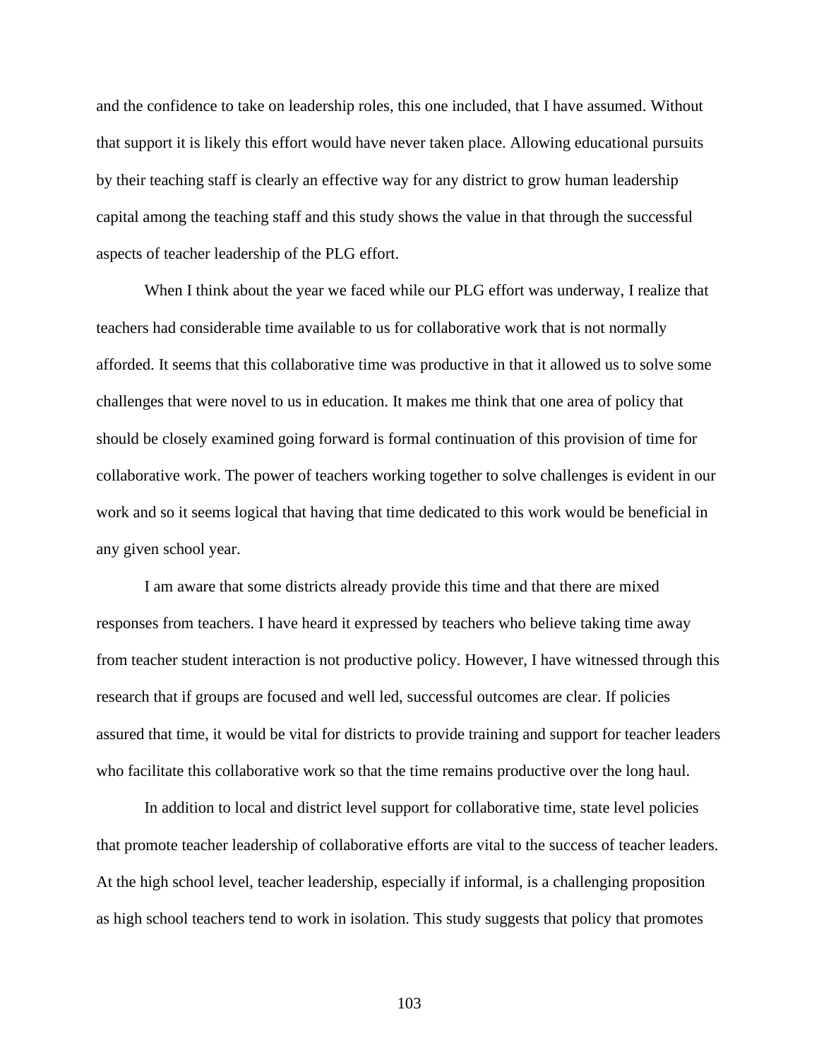and the confidence to take on leadership roles, this one included, that I have assumed. Without that support it is likely this effort would have never taken place. Allowing educational pursuits by their teaching staff is clearly an effective way for any district to grow human leadership capital among the teaching staff and this study shows the value in that through the successful aspects of teacher leadership of the PLG effort.

When I think about the year we faced while our PLG effort was underway, I realize that teachers had considerable time available to us for collaborative work that is not normally afforded. It seems that this collaborative time was productive in that it allowed us to solve some challenges that were novel to us in education. It makes me think that one area of policy that should be closely examined going forward is formal continuation of this provision of time for collaborative work. The power of teachers working together to solve challenges is evident in our work and so it seems logical that having that time dedicated to this work would be beneficial in any given school year.

I am aware that some districts already provide this time and that there are mixed responses from teachers. I have heard it expressed by teachers who believe taking time away from teacher student interaction is not productive policy. However, I have witnessed through this research that if groups are focused and well led, successful outcomes are clear. If policies assured that time, it would be vital for districts to provide training and support for teacher leaders who facilitate this collaborative work so that the time remains productive over the long haul.

In addition to local and district level support for collaborative time, state level policies that promote teacher leadership of collaborative efforts are vital to the success of teacher leaders. At the high school level, teacher leadership, especially if informal, is a challenging proposition as high school teachers tend to work in isolation. This study suggests that policy that promotes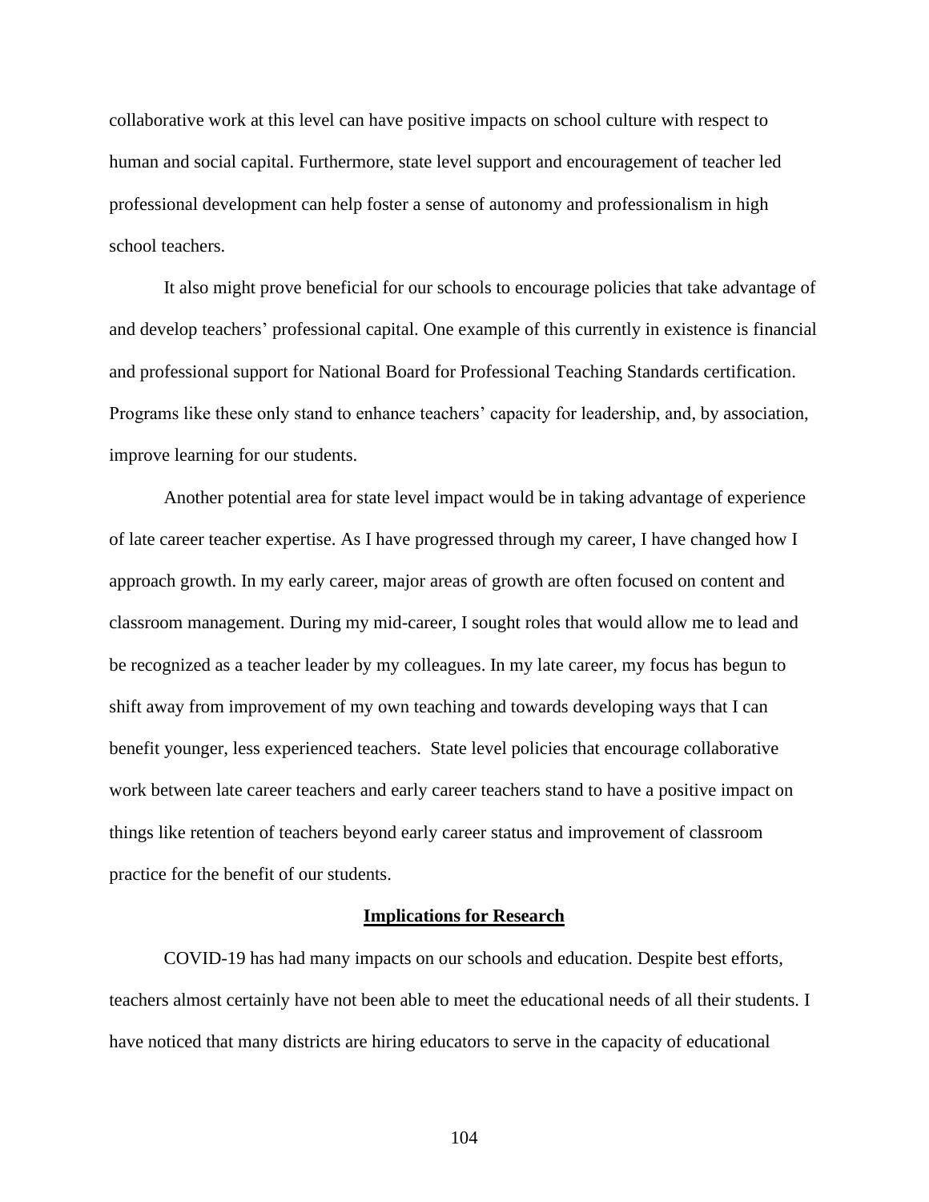collaborative work at this level can have positive impacts on school culture with respect to human and social capital. Furthermore, state level support and encouragement of teacher led professional development can help foster a sense of autonomy and professionalism in high school teachers.

It also might prove beneficial for our schools to encourage policies that take advantage of and develop teachers' professional capital. One example of this currently in existence is financial and professional support for National Board for Professional Teaching Standards certification. Programs like these only stand to enhance teachers' capacity for leadership, and, by association, improve learning for our students.

Another potential area for state level impact would be in taking advantage of experience of late career teacher expertise. As I have progressed through my career, I have changed how I approach growth. In my early career, major areas of growth are often focused on content and classroom management. During my mid-career, I sought roles that would allow me to lead and be recognized as a teacher leader by my colleagues. In my late career, my focus has begun to shift away from improvement of my own teaching and towards developing ways that I can benefit younger, less experienced teachers. State level policies that encourage collaborative work between late career teachers and early career teachers stand to have a positive impact on things like retention of teachers beyond early career status and improvement of classroom practice for the benefit of our students.

## Implications for Research

COVID-19 has had many impacts on our schools and education. Despite best efforts, teachers almost certainly have not been able to meet the educational needs of all their students. I have noticed that many districts are hiring educators to serve in the capacity of educational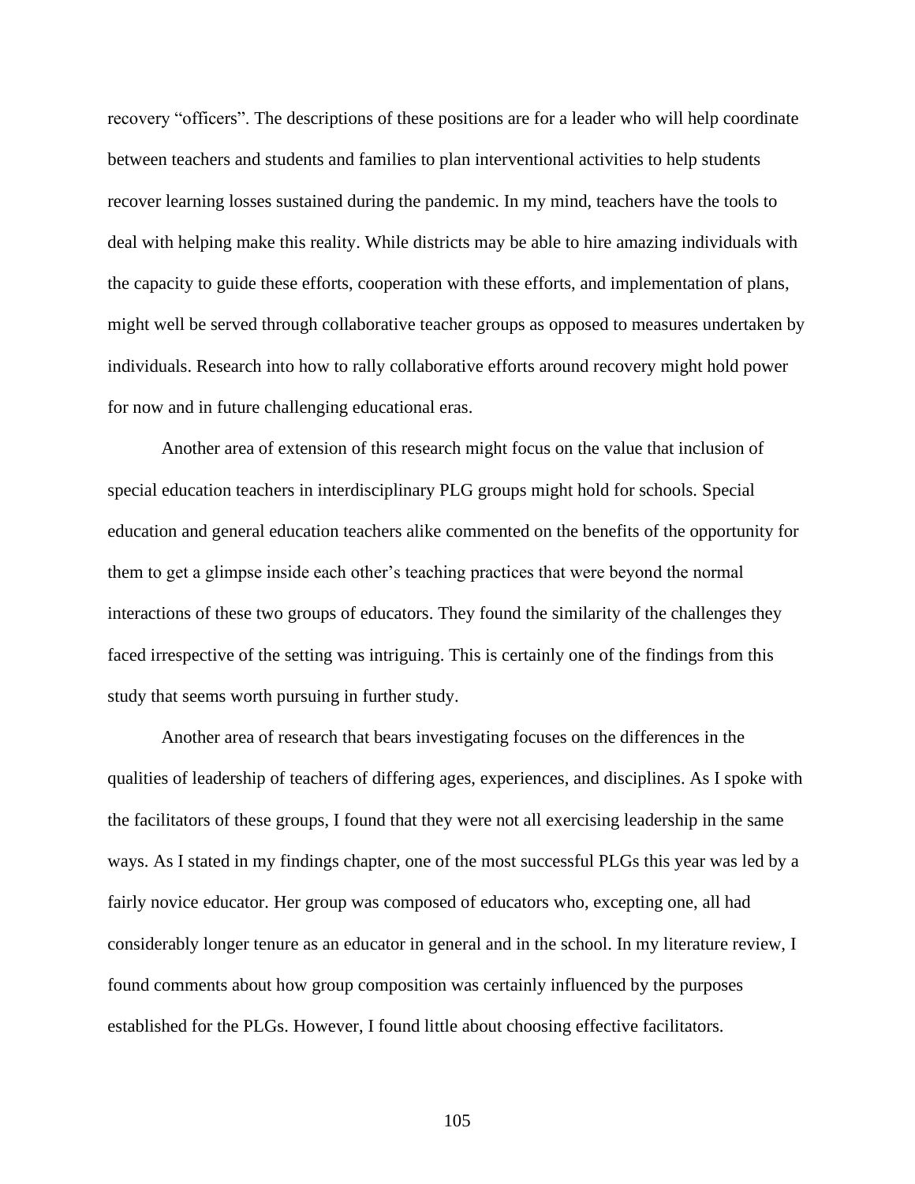recovery "officers". The descriptions of these positions are for a leader who will help coordinate between teachers and students and families to plan interventional activities to help students recover learning losses sustained during the pandemic. In my mind, teachers have the tools to deal with helping make this reality. While districts may be able to hire amazing individuals with the capacity to guide these efforts, cooperation with these efforts, and implementation of plans, might well be served through collaborative teacher groups as opposed to measures undertaken by individuals. Research into how to rally collaborative efforts around recovery might hold power for now and in future challenging educational eras.

Another area of extension of this research might focus on the value that inclusion of special education teachers in interdisciplinary PLG groups might hold for schools. Special education and general education teachers alike commented on the benefits of the opportunity for them to get a glimpse inside each other's teaching practices that were beyond the normal interactions of these two groups of educators. They found the similarity of the challenges they faced irrespective of the setting was intriguing. This is certainly one of the findings from this study that seems worth pursuing in further study.

Another area of research that bears investigating focuses on the differences in the qualities of leadership of teachers of differing ages, experiences, and disciplines. As I spoke with the facilitators of these groups, I found that they were not all exercising leadership in the same ways. As I stated in my findings chapter, one of the most successful PLGs this year was led by a fairly novice educator. Her group was composed of educators who, excepting one, all had considerably longer tenure as an educator in general and in the school. In my literature review, I found comments about how group composition was certainly influenced by the purposes established for the PLGs. However, I found little about choosing effective facilitators.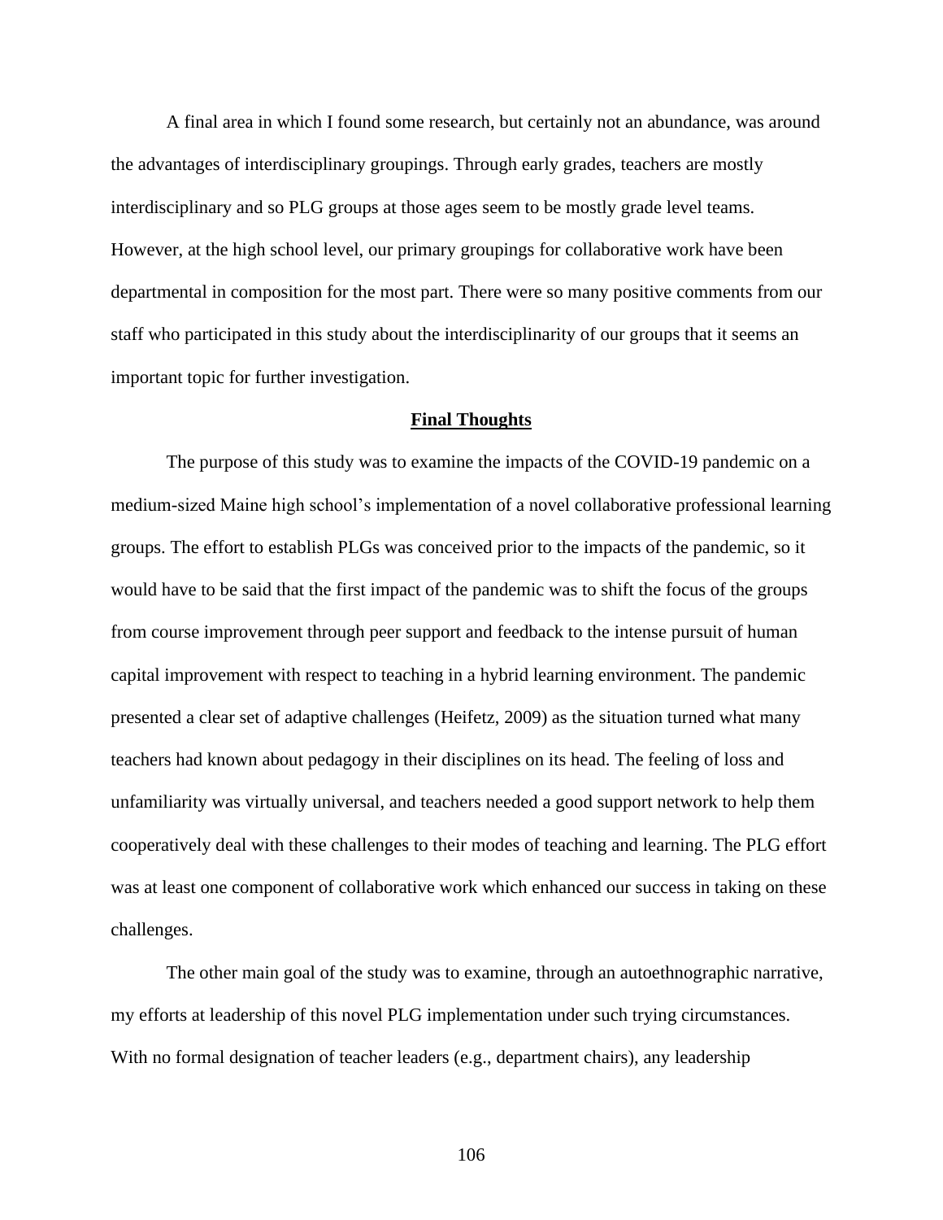A final area in which I found some research, but certainly not an abundance, was around the advantages of interdisciplinary groupings. Through early grades, teachers are mostly interdisciplinary and so PLG groups at those ages seem to be mostly grade level teams. However, at the high school level, our primary groupings for collaborative work have been departmental in composition for the most part. There were so many positive comments from our staff who participated in this study about the interdisciplinarity of our groups that it seems an important topic for further investigation.

## Final Thoughts

The purpose of this study was to examine the impacts of the COVID-19 pandemic on a medium-sized Maine high school's implementation of a novel collaborative professional learning groups. The effort to establish PLGs was conceived prior to the impacts of the pandemic, so it would have to be said that the first impact of the pandemic was to shift the focus of the groups from course improvement through peer support and feedback to the intense pursuit of human capital improvement with respect to teaching in a hybrid learning environment. The pandemic presented a clear set of adaptive challenges (Heifetz, 2009) as the situation turned what many teachers had known about pedagogy in their disciplines on its head. The feeling of loss and unfamiliarity was virtually universal, and teachers needed a good support network to help them cooperatively deal with these challenges to their modes of teaching and learning. The PLG effort was at least one component of collaborative work which enhanced our success in taking on these challenges.

The other main goal of the study was to examine, through an autoethnographic narrative, my efforts at leadership of this novel PLG implementation under such trying circumstances. With no formal designation of teacher leaders (e.g., department chairs), any leadership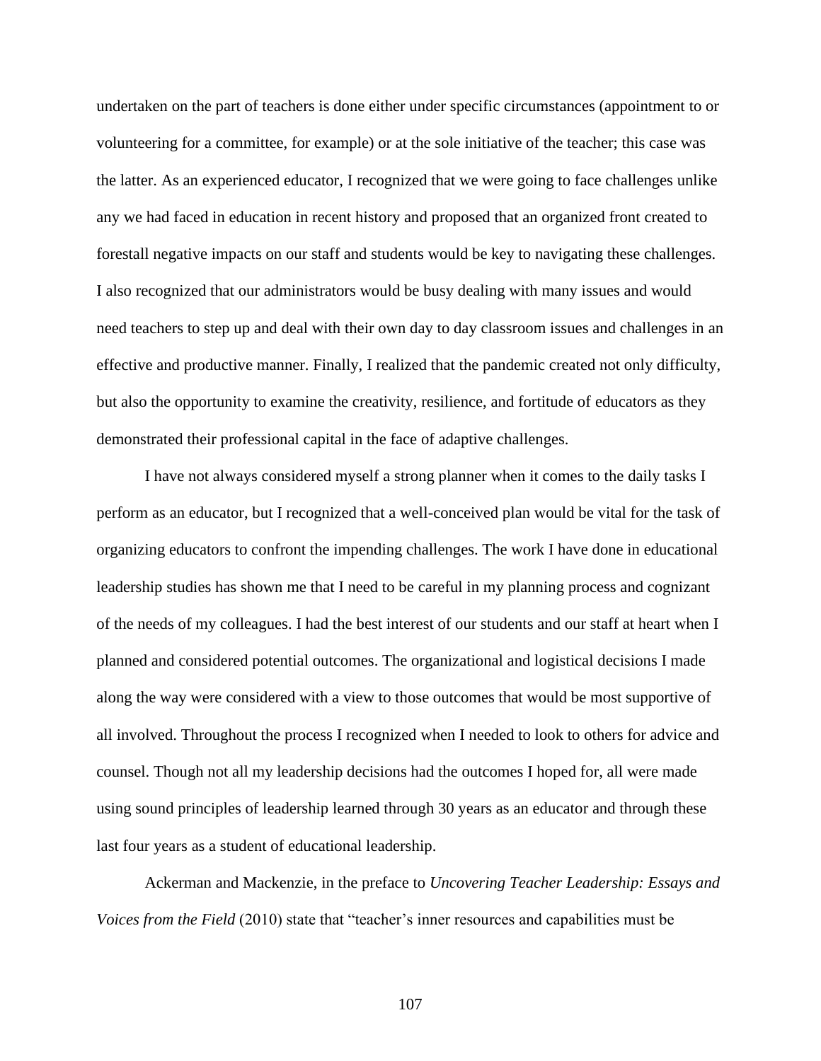undertaken on the part of teachers is done either under specific circumstances (appointment to or volunteering for a committee, for example) or at the sole initiative of the teacher; this case was the latter. As an experienced educator, I recognized that we were going to face challenges unlike any we had faced in education in recent history and proposed that an organized front created to forestall negative impacts on our staff and students would be key to navigating these challenges. I also recognized that our administrators would be busy dealing with many issues and would need teachers to step up and deal with their own day to day classroom issues and challenges in an effective and productive manner. Finally, I realized that the pandemic created not only difficulty, but also the opportunity to examine the creativity, resilience, and fortitude of educators as they demonstrated their professional capital in the face of adaptive challenges.

I have not always considered myself a strong planner when it comes to the daily tasks I perform as an educator, but I recognized that a well-conceived plan would be vital for the task of organizing educators to confront the impending challenges. The work I have done in educational leadership studies has shown me that I need to be careful in my planning process and cognizant of the needs of my colleagues. I had the best interest of our students and our staff at heart when I planned and considered potential outcomes. The organizational and logistical decisions I made along the way were considered with a view to those outcomes that would be most supportive of all involved. Throughout the process I recognized when I needed to look to others for advice and counsel. Though not all my leadership decisions had the outcomes I hoped for, all were made using sound principles of leadership learned through 30 years as an educator and through these last four years as a student of educational leadership.

Ackerman and Mackenzie, in the preface to *Uncovering Teacher Leadership: Essays and Voices from the Field* (2010) state that "teacher's inner resources and capabilities must be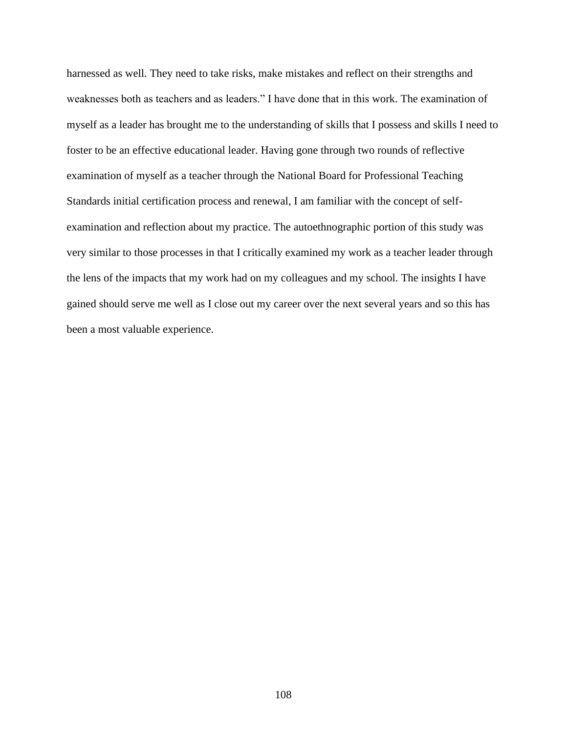harnessed as well. They need to take risks, make mistakes and reflect on their strengths and weaknesses both as teachers and as leaders." I have done that in this work. The examination of myself as a leader has brought me to the understanding of skills that I possess and skills I need to foster to be an effective educational leader. Having gone through two rounds of reflective examination of myself as a teacher through the National Board for Professional Teaching Standards initial certification process and renewal, I am familiar with the concept of self-examination and reflection about my practice. The autoethnographic portion of this study was very similar to those processes in that I critically examined my work as a teacher leader through the lens of the impacts that my work had on my colleagues and my school. The insights I have gained should serve me well as I close out my career over the next several years and so this has been a most valuable experience.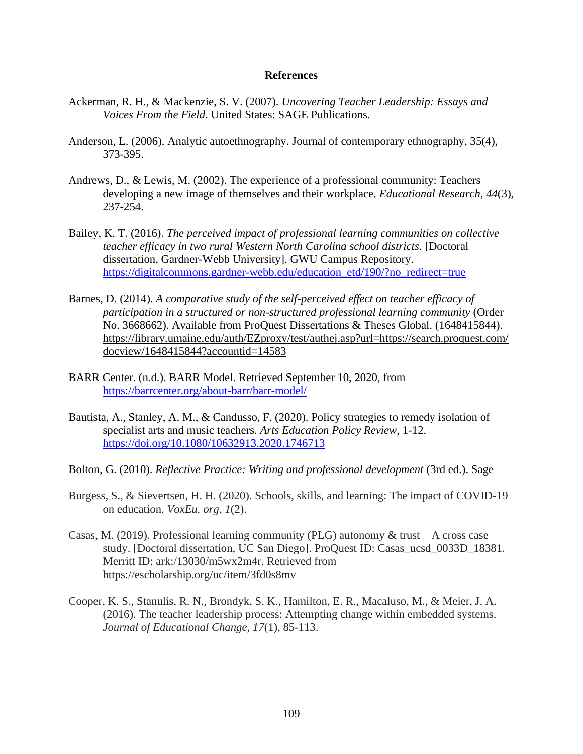## References

Ackerman, R. H., & Mackenzie, S. V. (2007). *Uncovering Teacher Leadership: Essays and Voices From the Field*. United States: SAGE Publications.

Anderson, L. (2006). Analytic autoethnography. Journal of contemporary ethnography, 35(4), 373-395.

Andrews, D., & Lewis, M. (2002). The experience of a professional community: Teachers developing a new image of themselves and their workplace. *Educational Research, 44*(3), 237-254.

Bailey, K. T. (2016). *The perceived impact of professional learning communities on collective teacher efficacy in two rural Western North Carolina school districts.* [Doctoral dissertation, Gardner-Webb University]. GWU Campus Repository. https://digitalcommons.gardner-webb.edu/education_etd/190/?no_redirect=true

Barnes, D. (2014). *A comparative study of the self-perceived effect on teacher efficacy of participation in a structured or non-structured professional learning community* (Order No. 3668662). Available from ProQuest Dissertations & Theses Global. (1648415844). https://library.umaine.edu/auth/EZproxy/test/authej.asp?url=https://search.proquest.com/docview/1648415844?accountid=14583

BARR Center. (n.d.). BARR Model. Retrieved September 10, 2020, from https://barrcenter.org/about-barr/barr-model/

Bautista, A., Stanley, A. M., & Candusso, F. (2020). Policy strategies to remedy isolation of specialist arts and music teachers. *Arts Education Policy Review*, 1-12. https://doi.org/10.1080/10632913.2020.1746713

Bolton, G. (2010). *Reflective Practice: Writing and professional development* (3rd ed.). Sage

Burgess, S., & Sievertsen, H. H. (2020). Schools, skills, and learning: The impact of COVID-19 on education. *VoxEu. org*, *1*(2).

Casas, M. (2019). Professional learning community (PLG) autonomy & trust – A cross case study. [Doctoral dissertation, UC San Diego]. ProQuest ID: Casas_ucsd_0033D_18381. Merritt ID: ark:/13030/m5wx2m4r. Retrieved from https://escholarship.org/uc/item/3fd0s8mv

Cooper, K. S., Stanulis, R. N., Brondyk, S. K., Hamilton, E. R., Macaluso, M., & Meier, J. A. (2016). The teacher leadership process: Attempting change within embedded systems. *Journal of Educational Change*, *17*(1), 85-113.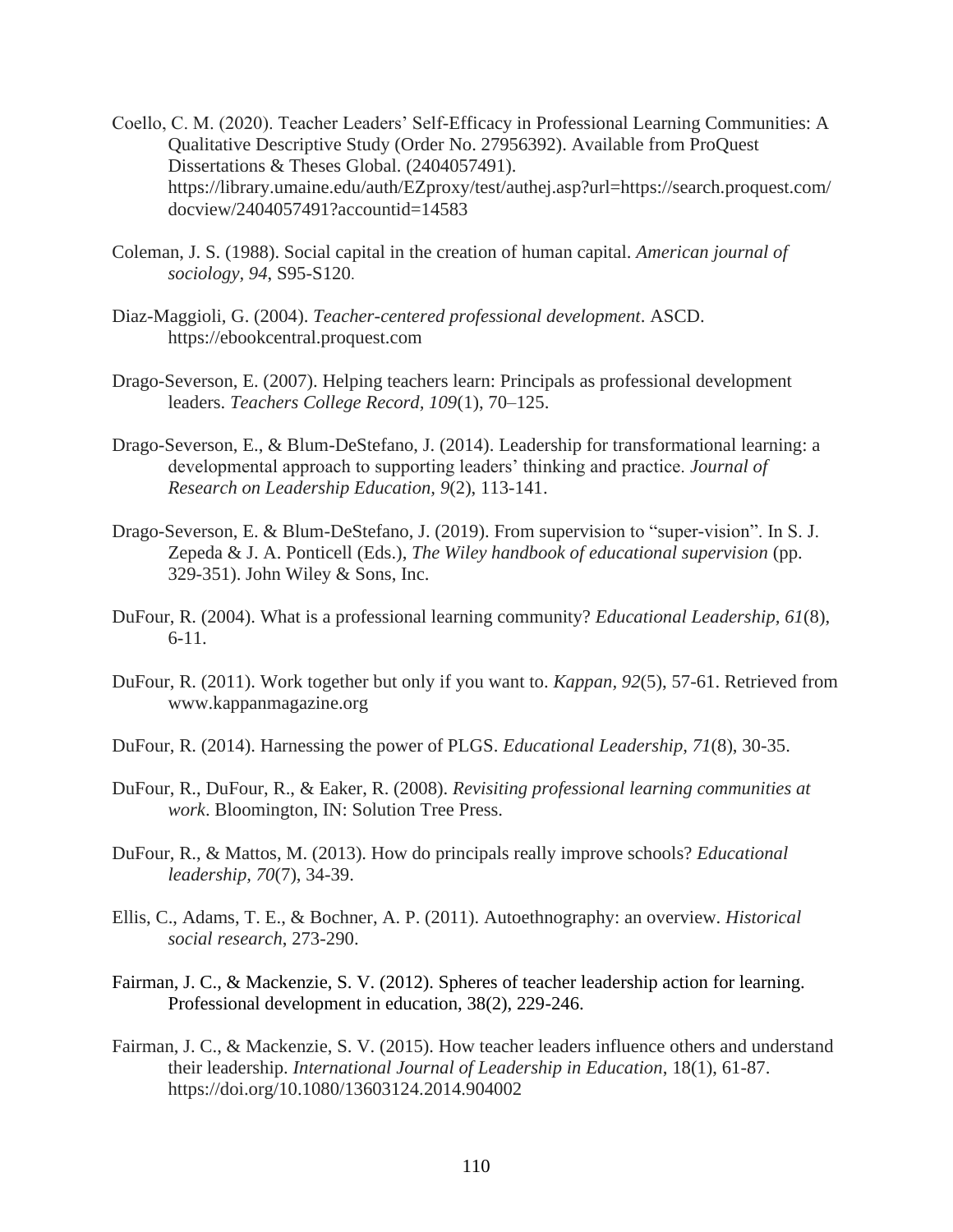Coello, C. M. (2020). Teacher Leaders' Self-Efficacy in Professional Learning Communities: A Qualitative Descriptive Study (Order No. 27956392). Available from ProQuest Dissertations & Theses Global. (2404057491). https://library.umaine.edu/auth/EZproxy/test/authej.asp?url=https://search.proquest.com/docview/2404057491?accountid=14583

Coleman, J. S. (1988). Social capital in the creation of human capital. *American journal of sociology*, *94*, S95-S120.

Diaz-Maggioli, G. (2004). *Teacher-centered professional development*. ASCD. https://ebookcentral.proquest.com

Drago-Severson, E. (2007). Helping teachers learn: Principals as professional development leaders. *Teachers College Record, 109*(1), 70–125.

Drago-Severson, E., & Blum-DeStefano, J. (2014). Leadership for transformational learning: a developmental approach to supporting leaders' thinking and practice. *Journal of Research on Leadership Education, 9*(2), 113-141.

Drago-Severson, E. & Blum-DeStefano, J. (2019). From supervision to "super-vision". In S. J. Zepeda & J. A. Ponticell (Eds.), *The Wiley handbook of educational supervision* (pp. 329-351). John Wiley & Sons, Inc.

DuFour, R. (2004). What is a professional learning community? *Educational Leadership, 61*(8), 6-11.

DuFour, R. (2011). Work together but only if you want to. *Kappan, 92*(5), 57-61. Retrieved from www.kappanmagazine.org

DuFour, R. (2014). Harnessing the power of PLGS. *Educational Leadership, 71*(8), 30-35.

DuFour, R., DuFour, R., & Eaker, R. (2008). *Revisiting professional learning communities at work*. Bloomington, IN: Solution Tree Press.

DuFour, R., & Mattos, M. (2013). How do principals really improve schools? *Educational leadership, 70*(7), 34-39.

Ellis, C., Adams, T. E., & Bochner, A. P. (2011). Autoethnography: an overview. *Historical social research*, 273-290.

Fairman, J. C., & Mackenzie, S. V. (2012). Spheres of teacher leadership action for learning. Professional development in education, 38(2), 229-246.

Fairman, J. C., & Mackenzie, S. V. (2015). How teacher leaders influence others and understand their leadership. *International Journal of Leadership in Education*, 18(1), 61-87. https://doi.org/10.1080/13603124.2014.904002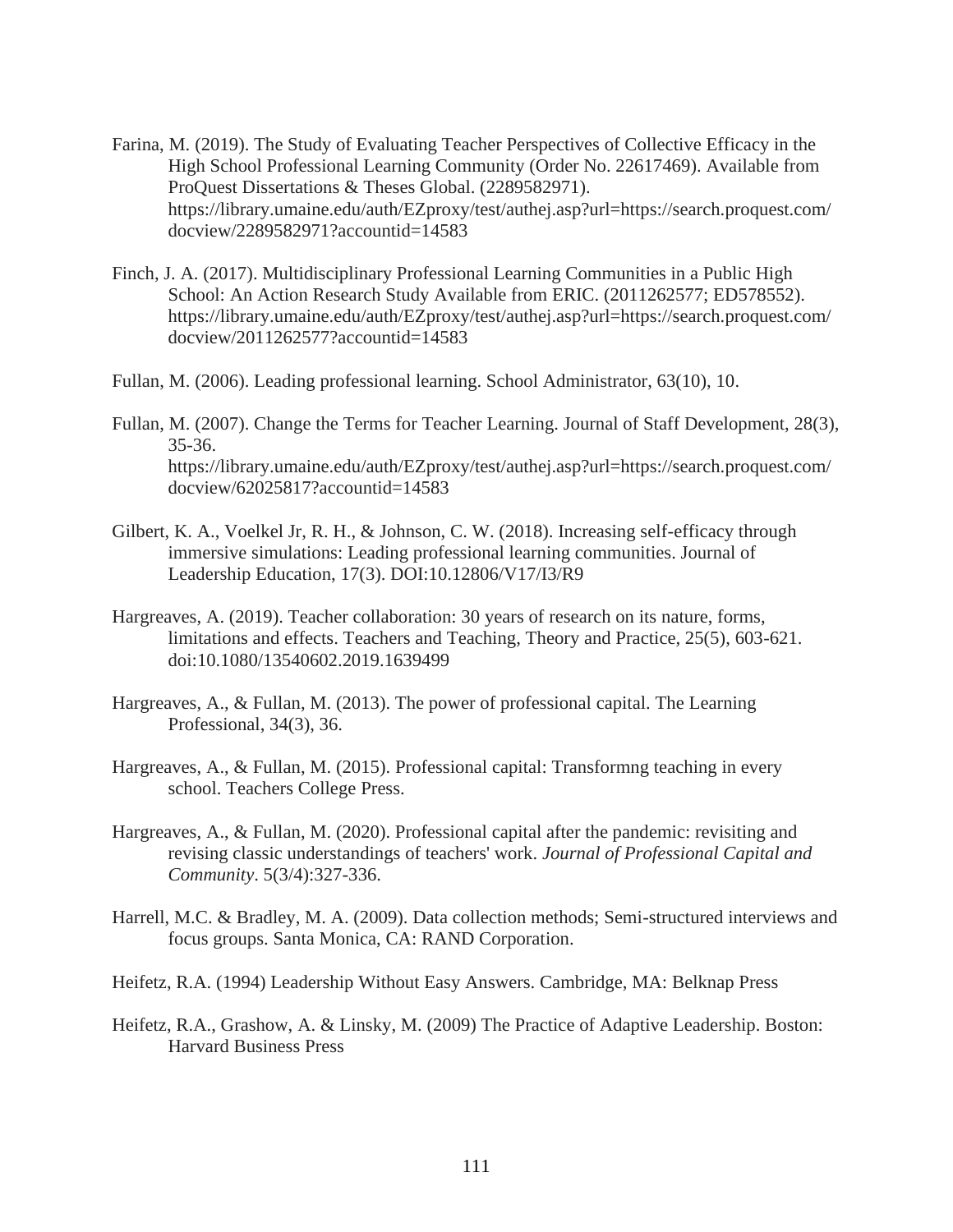Farina, M. (2019). The Study of Evaluating Teacher Perspectives of Collective Efficacy in the High School Professional Learning Community (Order No. 22617469). Available from ProQuest Dissertations & Theses Global. (2289582971). https://library.umaine.edu/auth/EZproxy/test/authej.asp?url=https://search.proquest.com/docview/2289582971?accountid=14583

Finch, J. A. (2017). Multidisciplinary Professional Learning Communities in a Public High School: An Action Research Study Available from ERIC. (2011262577; ED578552). https://library.umaine.edu/auth/EZproxy/test/authej.asp?url=https://search.proquest.com/docview/2011262577?accountid=14583

Fullan, M. (2006). Leading professional learning. School Administrator, 63(10), 10.

Fullan, M. (2007). Change the Terms for Teacher Learning. Journal of Staff Development, 28(3), 35-36. https://library.umaine.edu/auth/EZproxy/test/authej.asp?url=https://search.proquest.com/docview/62025817?accountid=14583

Gilbert, K. A., Voelkel Jr, R. H., & Johnson, C. W. (2018). Increasing self-efficacy through immersive simulations: Leading professional learning communities. Journal of Leadership Education, 17(3). DOI:10.12806/V17/I3/R9

Hargreaves, A. (2019). Teacher collaboration: 30 years of research on its nature, forms, limitations and effects. Teachers and Teaching, Theory and Practice, 25(5), 603-621. doi:10.1080/13540602.2019.1639499

Hargreaves, A., & Fullan, M. (2013). The power of professional capital. The Learning Professional, 34(3), 36.

Hargreaves, A., & Fullan, M. (2015). Professional capital: Transformng teaching in every school. Teachers College Press.

Hargreaves, A., & Fullan, M. (2020). Professional capital after the pandemic: revisiting and revising classic understandings of teachers' work. *Journal of Professional Capital and Community*. 5(3/4):327-336.

Harrell, M.C. & Bradley, M. A. (2009). Data collection methods; Semi-structured interviews and focus groups. Santa Monica, CA: RAND Corporation.

Heifetz, R.A. (1994) Leadership Without Easy Answers. Cambridge, MA: Belknap Press

Heifetz, R.A., Grashow, A. & Linsky, M. (2009) The Practice of Adaptive Leadership. Boston: Harvard Business Press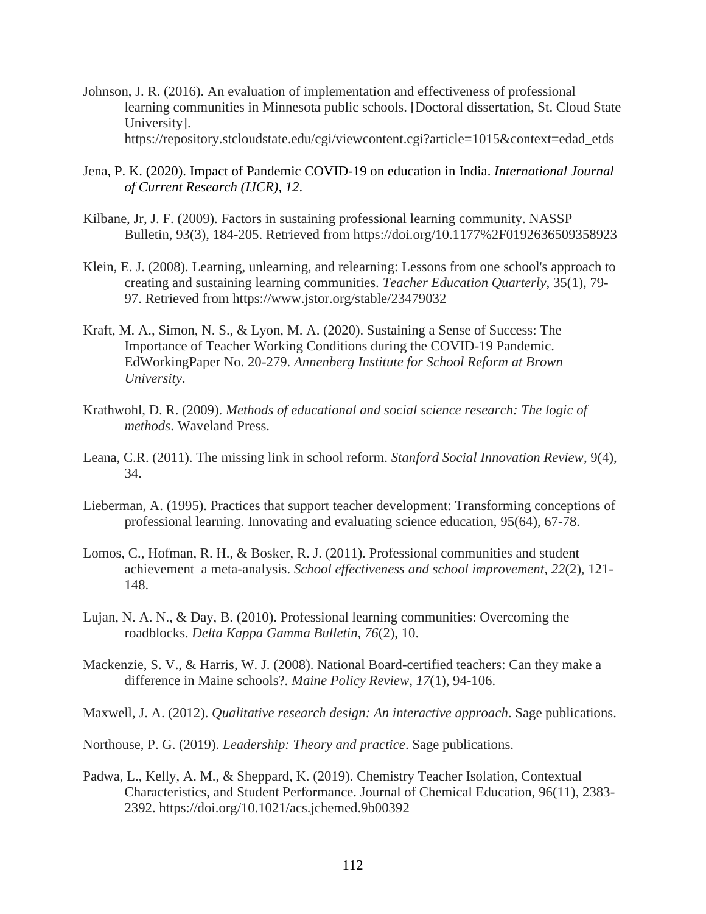Johnson, J. R. (2016). An evaluation of implementation and effectiveness of professional learning communities in Minnesota public schools. [Doctoral dissertation, St. Cloud State University]. https://repository.stcloudstate.edu/cgi/viewcontent.cgi?article=1015&context=edad_etds

Jena, P. K. (2020). Impact of Pandemic COVID-19 on education in India. *International Journal of Current Research (IJCR), 12*.

Kilbane, Jr, J. F. (2009). Factors in sustaining professional learning community. NASSP Bulletin, 93(3), 184-205. Retrieved from https://doi.org/10.1177%2F0192636509358923

Klein, E. J. (2008). Learning, unlearning, and relearning: Lessons from one school's approach to creating and sustaining learning communities. *Teacher Education Quarterly*, 35(1), 79-97. Retrieved from https://www.jstor.org/stable/23479032

Kraft, M. A., Simon, N. S., & Lyon, M. A. (2020). Sustaining a Sense of Success: The Importance of Teacher Working Conditions during the COVID-19 Pandemic. EdWorkingPaper No. 20-279. *Annenberg Institute for School Reform at Brown University*.

Krathwohl, D. R. (2009). *Methods of educational and social science research: The logic of methods*. Waveland Press.

Leana, C.R. (2011). The missing link in school reform. *Stanford Social Innovation Review*, 9(4), 34.

Lieberman, A. (1995). Practices that support teacher development: Transforming conceptions of professional learning. Innovating and evaluating science education, 95(64), 67-78.

Lomos, C., Hofman, R. H., & Bosker, R. J. (2011). Professional communities and student achievement–a meta-analysis. *School effectiveness and school improvement*, *22*(2), 121-148.

Lujan, N. A. N., & Day, B. (2010). Professional learning communities: Overcoming the roadblocks. *Delta Kappa Gamma Bulletin*, *76*(2), 10.

Mackenzie, S. V., & Harris, W. J. (2008). National Board-certified teachers: Can they make a difference in Maine schools?. *Maine Policy Review*, *17*(1), 94-106.

Maxwell, J. A. (2012). *Qualitative research design: An interactive approach*. Sage publications.

Northouse, P. G. (2019). *Leadership: Theory and practice*. Sage publications.

Padwa, L., Kelly, A. M., & Sheppard, K. (2019). Chemistry Teacher Isolation, Contextual Characteristics, and Student Performance. Journal of Chemical Education, 96(11), 2383-2392. https://doi.org/10.1021/acs.jchemed.9b00392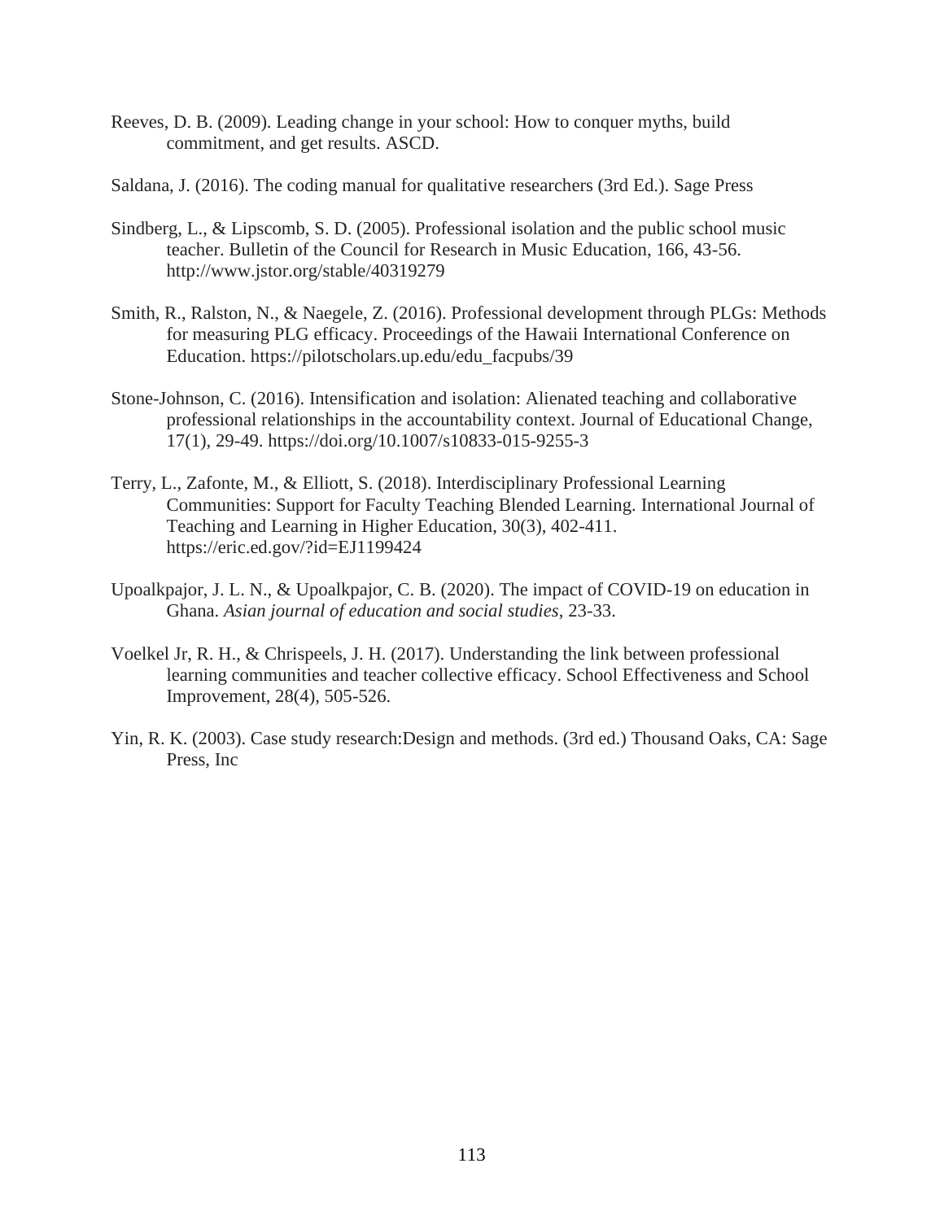Reeves, D. B. (2009). Leading change in your school: How to conquer myths, build commitment, and get results. ASCD.

Saldana, J. (2016). The coding manual for qualitative researchers (3rd Ed.). Sage Press

Sindberg, L., & Lipscomb, S. D. (2005). Professional isolation and the public school music teacher. Bulletin of the Council for Research in Music Education, 166, 43-56. http://www.jstor.org/stable/40319279

Smith, R., Ralston, N., & Naegele, Z. (2016). Professional development through PLGs: Methods for measuring PLG efficacy. Proceedings of the Hawaii International Conference on Education. https://pilotscholars.up.edu/edu_facpubs/39

Stone-Johnson, C. (2016). Intensification and isolation: Alienated teaching and collaborative professional relationships in the accountability context. Journal of Educational Change, 17(1), 29-49. https://doi.org/10.1007/s10833-015-9255-3

Terry, L., Zafonte, M., & Elliott, S. (2018). Interdisciplinary Professional Learning Communities: Support for Faculty Teaching Blended Learning. International Journal of Teaching and Learning in Higher Education, 30(3), 402-411. https://eric.ed.gov/?id=EJ1199424

Upoalkpajor, J. L. N., & Upoalkpajor, C. B. (2020). The impact of COVID-19 on education in Ghana. *Asian journal of education and social studies*, 23-33.

Voelkel Jr, R. H., & Chrispeels, J. H. (2017). Understanding the link between professional learning communities and teacher collective efficacy. School Effectiveness and School Improvement, 28(4), 505-526.

Yin, R. K. (2003). Case study research:Design and methods. (3rd ed.) Thousand Oaks, CA: Sage Press, Inc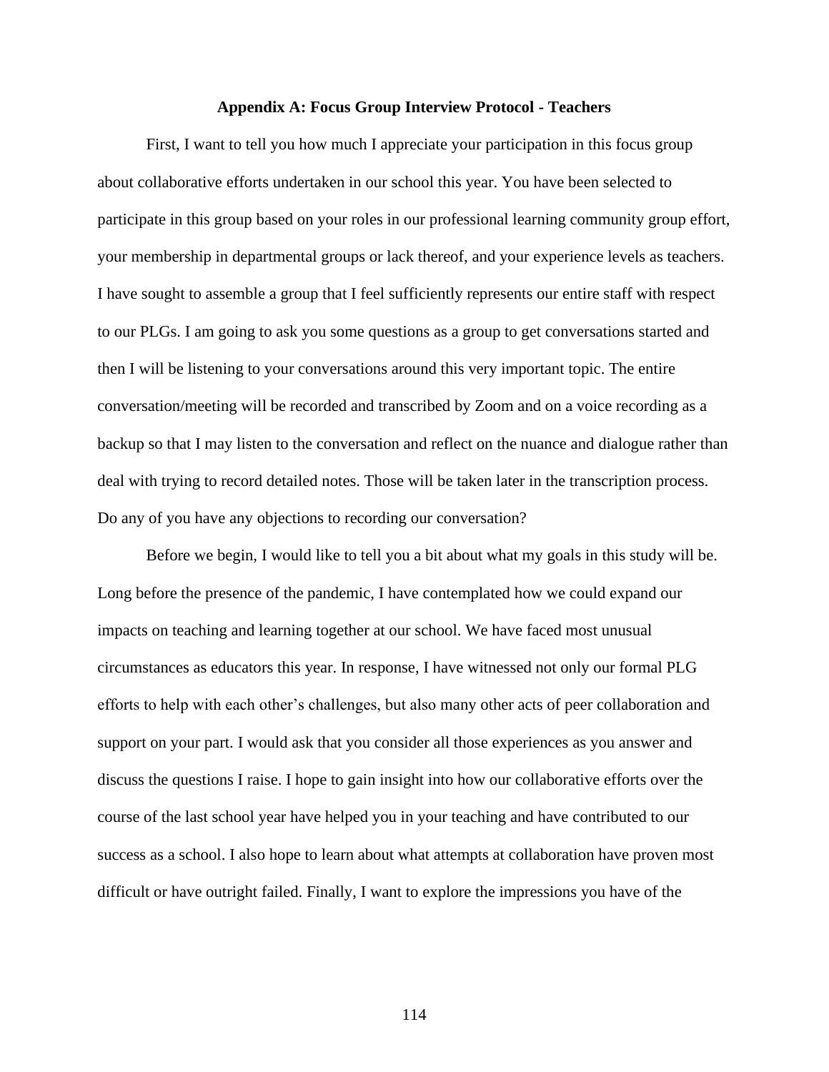## Appendix A: Focus Group Interview Protocol - Teachers

First, I want to tell you how much I appreciate your participation in this focus group about collaborative efforts undertaken in our school this year. You have been selected to participate in this group based on your roles in our professional learning community group effort, your membership in departmental groups or lack thereof, and your experience levels as teachers. I have sought to assemble a group that I feel sufficiently represents our entire staff with respect to our PLGs. I am going to ask you some questions as a group to get conversations started and then I will be listening to your conversations around this very important topic. The entire conversation/meeting will be recorded and transcribed by Zoom and on a voice recording as a backup so that I may listen to the conversation and reflect on the nuance and dialogue rather than deal with trying to record detailed notes. Those will be taken later in the transcription process. Do any of you have any objections to recording our conversation?

Before we begin, I would like to tell you a bit about what my goals in this study will be. Long before the presence of the pandemic, I have contemplated how we could expand our impacts on teaching and learning together at our school. We have faced most unusual circumstances as educators this year. In response, I have witnessed not only our formal PLG efforts to help with each other's challenges, but also many other acts of peer collaboration and support on your part. I would ask that you consider all those experiences as you answer and discuss the questions I raise. I hope to gain insight into how our collaborative efforts over the course of the last school year have helped you in your teaching and have contributed to our success as a school. I also hope to learn about what attempts at collaboration have proven most difficult or have outright failed. Finally, I want to explore the impressions you have of the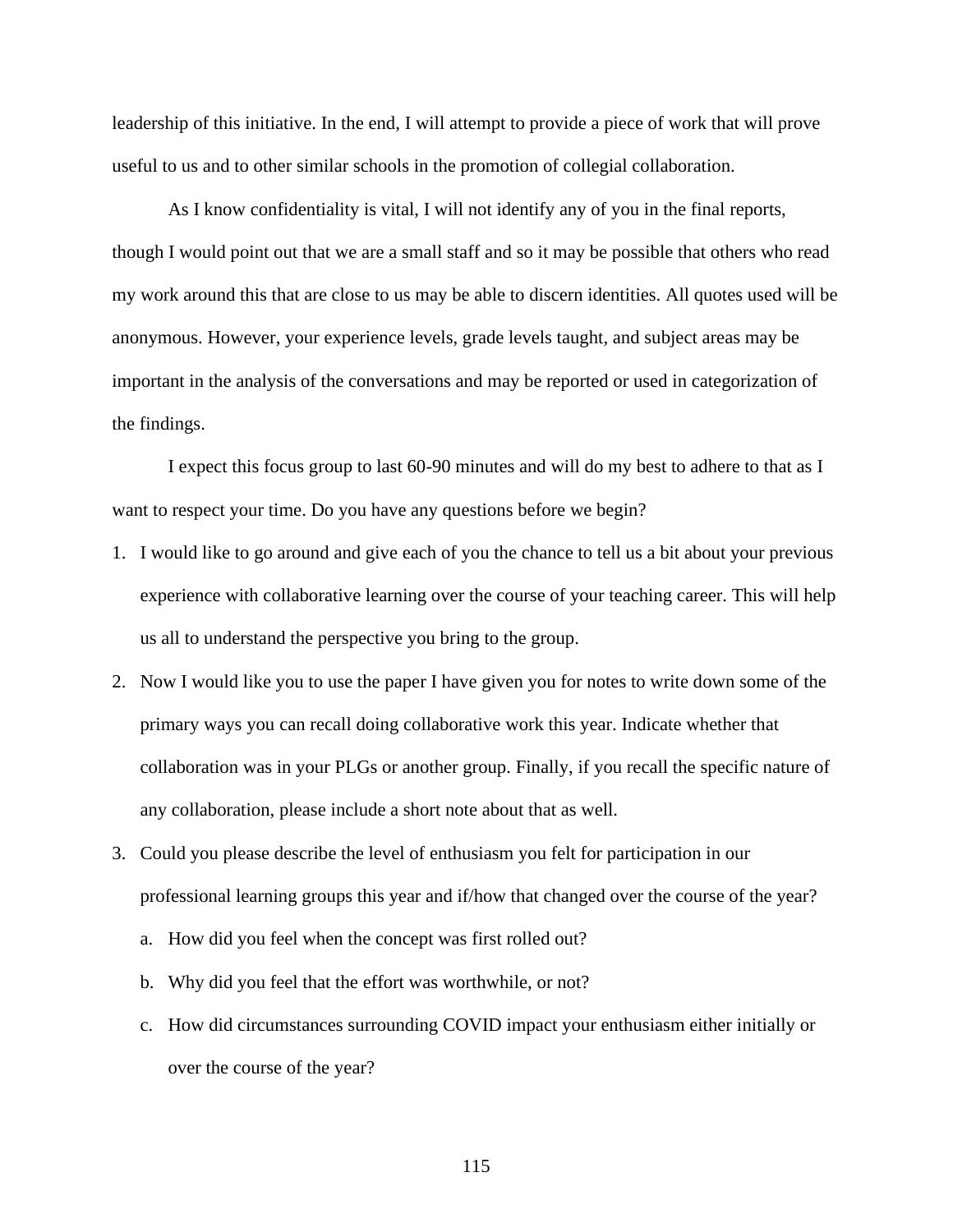leadership of this initiative. In the end, I will attempt to provide a piece of work that will prove useful to us and to other similar schools in the promotion of collegial collaboration.

As I know confidentiality is vital, I will not identify any of you in the final reports, though I would point out that we are a small staff and so it may be possible that others who read my work around this that are close to us may be able to discern identities. All quotes used will be anonymous. However, your experience levels, grade levels taught, and subject areas may be important in the analysis of the conversations and may be reported or used in categorization of the findings.

I expect this focus group to last 60-90 minutes and will do my best to adhere to that as I want to respect your time. Do you have any questions before we begin?

1. I would like to go around and give each of you the chance to tell us a bit about your previous experience with collaborative learning over the course of your teaching career. This will help us all to understand the perspective you bring to the group.
2. Now I would like you to use the paper I have given you for notes to write down some of the primary ways you can recall doing collaborative work this year. Indicate whether that collaboration was in your PLGs or another group. Finally, if you recall the specific nature of any collaboration, please include a short note about that as well.
3. Could you please describe the level of enthusiasm you felt for participation in our professional learning groups this year and if/how that changed over the course of the year?
   a. How did you feel when the concept was first rolled out?
   b. Why did you feel that the effort was worthwhile, or not?
   c. How did circumstances surrounding COVID impact your enthusiasm either initially or over the course of the year?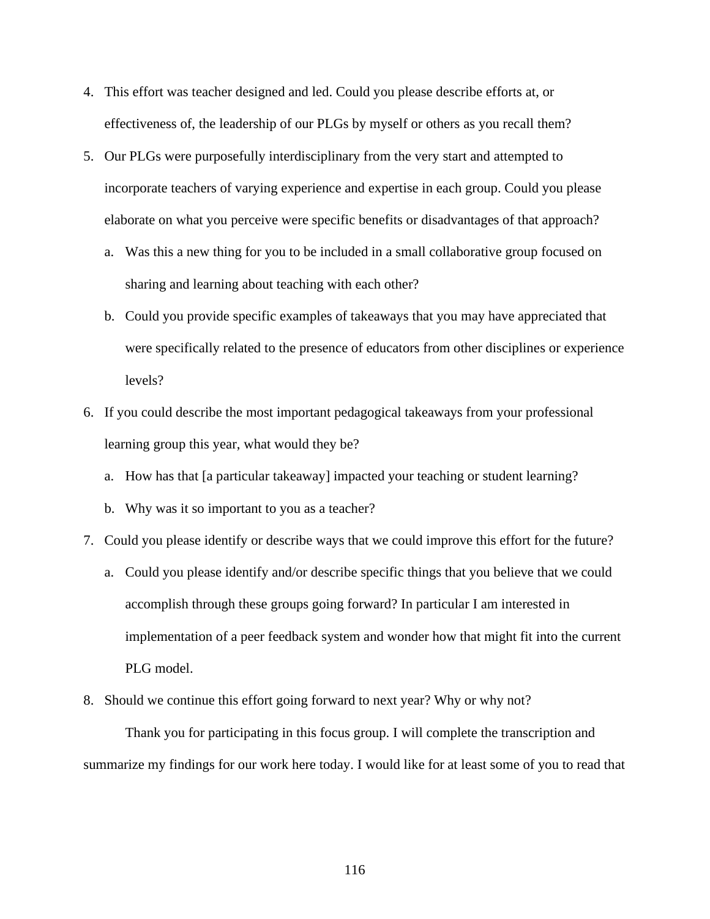4. This effort was teacher designed and led. Could you please describe efforts at, or effectiveness of, the leadership of our PLGs by myself or others as you recall them?
5. Our PLGs were purposefully interdisciplinary from the very start and attempted to incorporate teachers of varying experience and expertise in each group. Could you please elaborate on what you perceive were specific benefits or disadvantages of that approach?
   a. Was this a new thing for you to be included in a small collaborative group focused on sharing and learning about teaching with each other?
   b. Could you provide specific examples of takeaways that you may have appreciated that were specifically related to the presence of educators from other disciplines or experience levels?
6. If you could describe the most important pedagogical takeaways from your professional learning group this year, what would they be?
   a. How has that [a particular takeaway] impacted your teaching or student learning?
   b. Why was it so important to you as a teacher?
7. Could you please identify or describe ways that we could improve this effort for the future?
   a. Could you please identify and/or describe specific things that you believe that we could accomplish through these groups going forward? In particular I am interested in implementation of a peer feedback system and wonder how that might fit into the current PLG model.
8. Should we continue this effort going forward to next year? Why or why not?

Thank you for participating in this focus group. I will complete the transcription and summarize my findings for our work here today. I would like for at least some of you to read that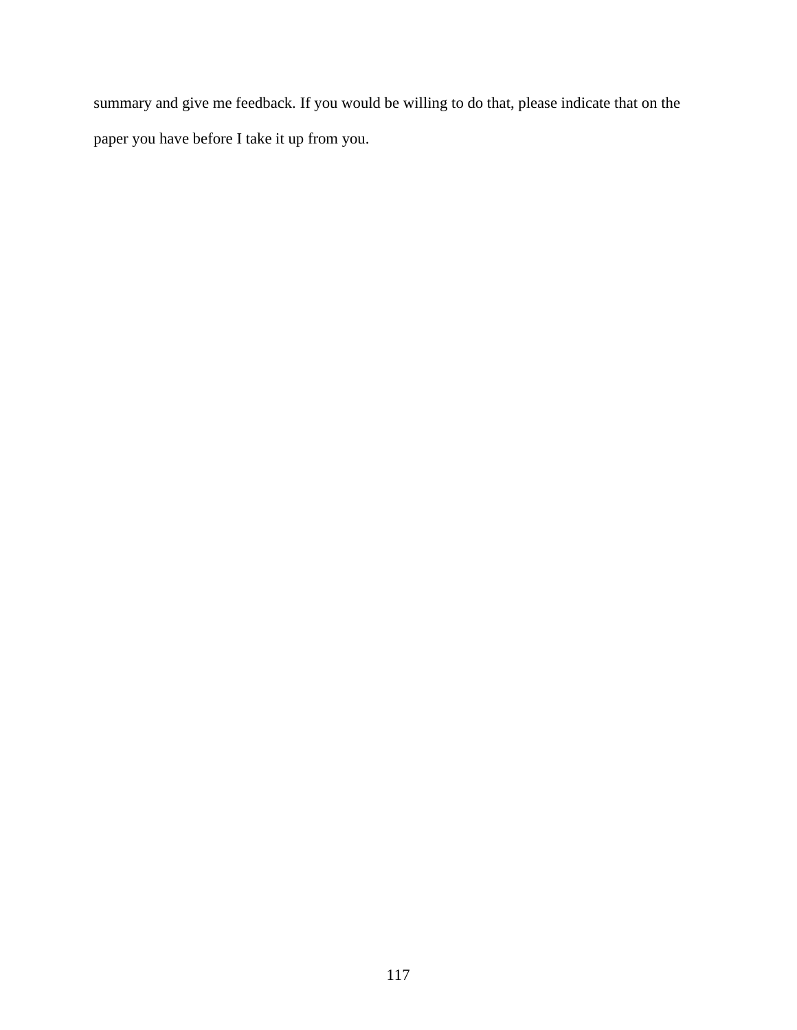summary and give me feedback. If you would be willing to do that, please indicate that on the paper you have before I take it up from you.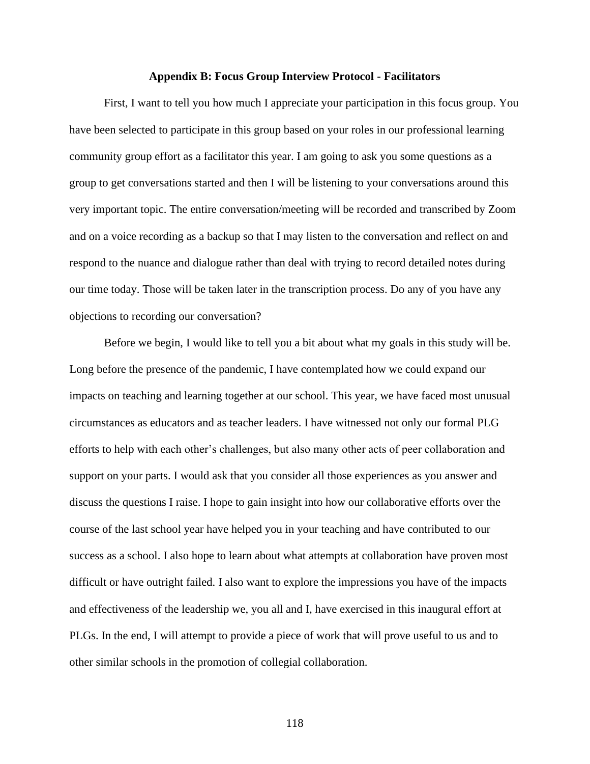## Appendix B: Focus Group Interview Protocol - Facilitators

First, I want to tell you how much I appreciate your participation in this focus group. You have been selected to participate in this group based on your roles in our professional learning community group effort as a facilitator this year. I am going to ask you some questions as a group to get conversations started and then I will be listening to your conversations around this very important topic. The entire conversation/meeting will be recorded and transcribed by Zoom and on a voice recording as a backup so that I may listen to the conversation and reflect on and respond to the nuance and dialogue rather than deal with trying to record detailed notes during our time today. Those will be taken later in the transcription process. Do any of you have any objections to recording our conversation?

Before we begin, I would like to tell you a bit about what my goals in this study will be. Long before the presence of the pandemic, I have contemplated how we could expand our impacts on teaching and learning together at our school. This year, we have faced most unusual circumstances as educators and as teacher leaders. I have witnessed not only our formal PLG efforts to help with each other's challenges, but also many other acts of peer collaboration and support on your parts. I would ask that you consider all those experiences as you answer and discuss the questions I raise. I hope to gain insight into how our collaborative efforts over the course of the last school year have helped you in your teaching and have contributed to our success as a school. I also hope to learn about what attempts at collaboration have proven most difficult or have outright failed. I also want to explore the impressions you have of the impacts and effectiveness of the leadership we, you all and I, have exercised in this inaugural effort at PLGs. In the end, I will attempt to provide a piece of work that will prove useful to us and to other similar schools in the promotion of collegial collaboration.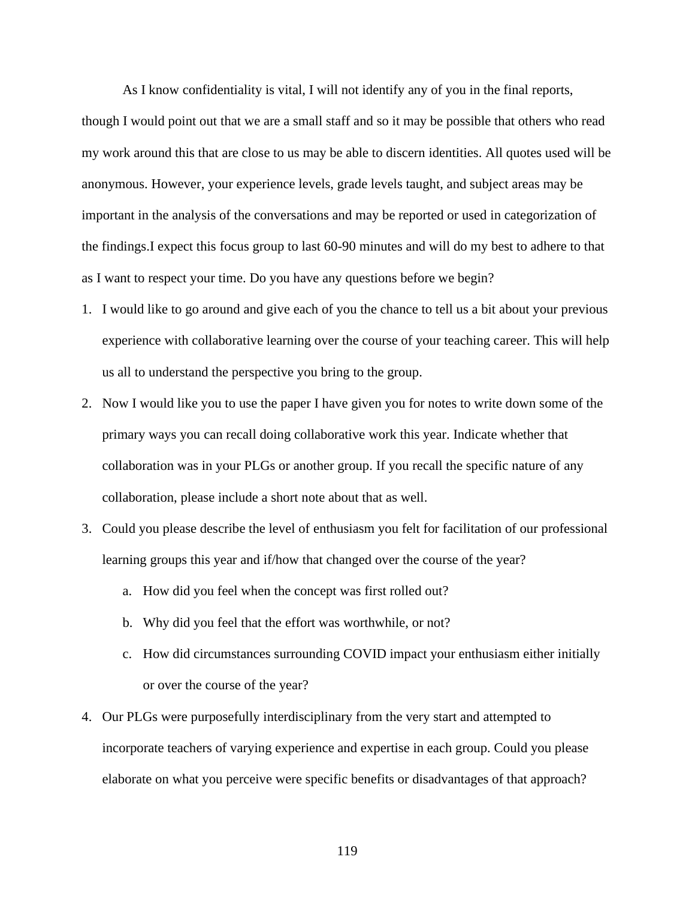As I know confidentiality is vital, I will not identify any of you in the final reports, though I would point out that we are a small staff and so it may be possible that others who read my work around this that are close to us may be able to discern identities. All quotes used will be anonymous. However, your experience levels, grade levels taught, and subject areas may be important in the analysis of the conversations and may be reported or used in categorization of the findings.I expect this focus group to last 60-90 minutes and will do my best to adhere to that as I want to respect your time. Do you have any questions before we begin?

1. I would like to go around and give each of you the chance to tell us a bit about your previous experience with collaborative learning over the course of your teaching career. This will help us all to understand the perspective you bring to the group.
2. Now I would like you to use the paper I have given you for notes to write down some of the primary ways you can recall doing collaborative work this year. Indicate whether that collaboration was in your PLGs or another group. If you recall the specific nature of any collaboration, please include a short note about that as well.
3. Could you please describe the level of enthusiasm you felt for facilitation of our professional learning groups this year and if/how that changed over the course of the year?
   a. How did you feel when the concept was first rolled out?
   b. Why did you feel that the effort was worthwhile, or not?
   c. How did circumstances surrounding COVID impact your enthusiasm either initially or over the course of the year?
4. Our PLGs were purposefully interdisciplinary from the very start and attempted to incorporate teachers of varying experience and expertise in each group. Could you please elaborate on what you perceive were specific benefits or disadvantages of that approach?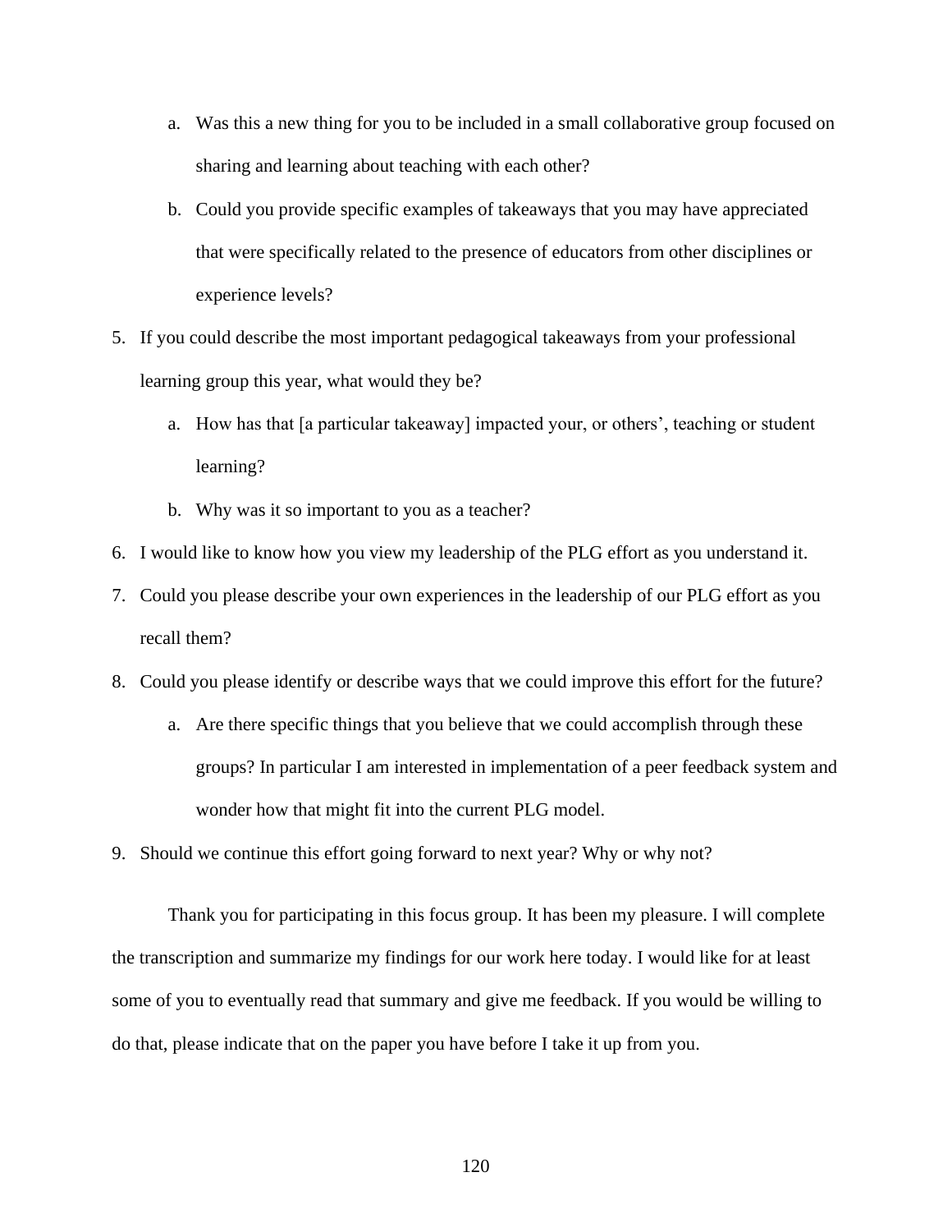a. Was this a new thing for you to be included in a small collaborative group focused on sharing and learning about teaching with each other?
   b. Could you provide specific examples of takeaways that you may have appreciated that were specifically related to the presence of educators from other disciplines or experience levels?
5. If you could describe the most important pedagogical takeaways from your professional learning group this year, what would they be?
   a. How has that [a particular takeaway] impacted your, or others', teaching or student learning?
   b. Why was it so important to you as a teacher?
6. I would like to know how you view my leadership of the PLG effort as you understand it.
7. Could you please describe your own experiences in the leadership of our PLG effort as you recall them?
8. Could you please identify or describe ways that we could improve this effort for the future?
   a. Are there specific things that you believe that we could accomplish through these groups? In particular I am interested in implementation of a peer feedback system and wonder how that might fit into the current PLG model.
9. Should we continue this effort going forward to next year? Why or why not?

Thank you for participating in this focus group. It has been my pleasure. I will complete the transcription and summarize my findings for our work here today. I would like for at least some of you to eventually read that summary and give me feedback. If you would be willing to do that, please indicate that on the paper you have before I take it up from you.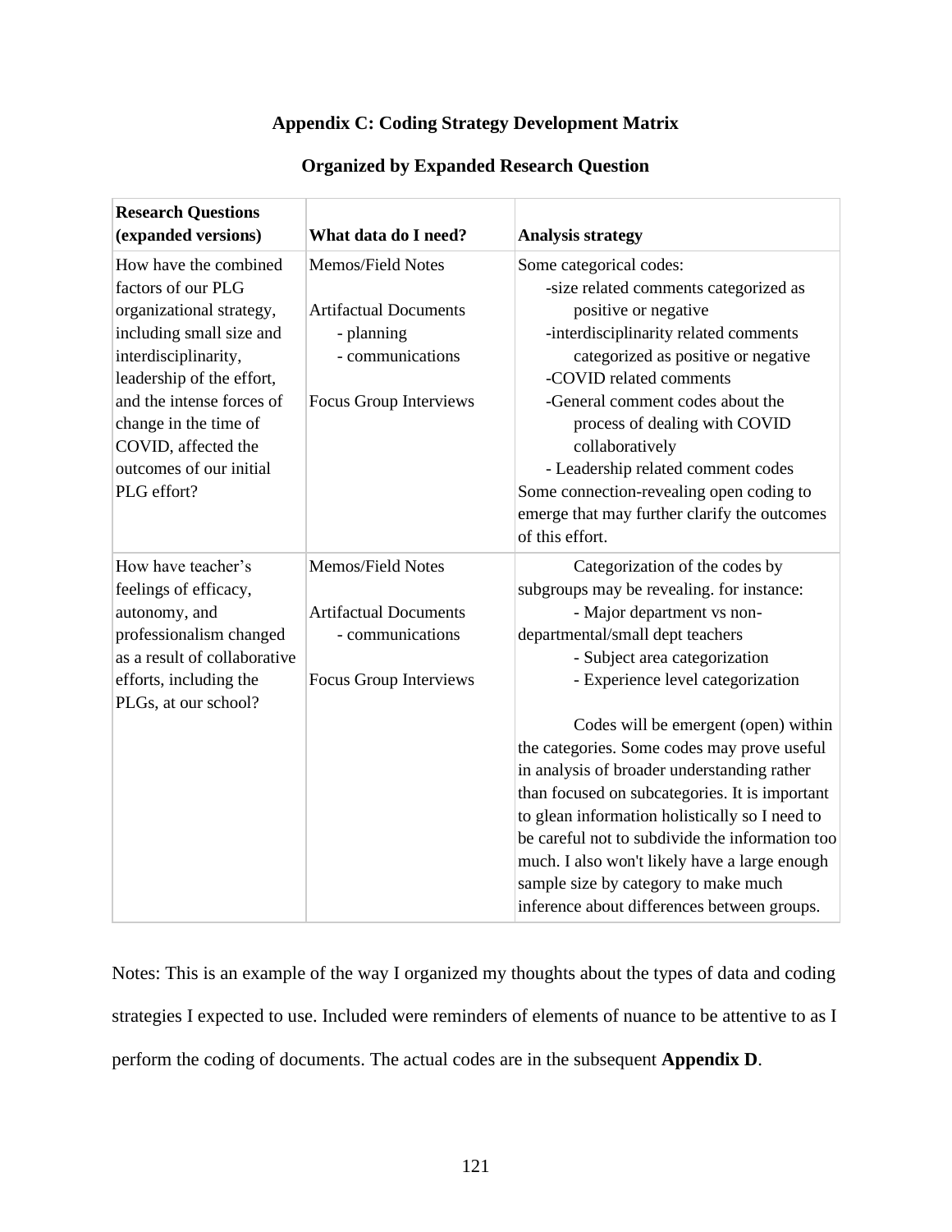# Appendix C: Coding Strategy Development Matrix

## Organized by Expanded Research Question

| Research Questions (expanded versions) | What data do I need? | Analysis strategy |
|---|---|---|
| How have the combined factors of our PLG organizational strategy, including small size and interdisciplinarity, leadership of the effort, and the intense forces of change in the time of COVID, affected the outcomes of our initial PLG effort? | Memos/Field Notes<br><br>Artifactual Documents<br>- planning<br>- communications<br><br>Focus Group Interviews | Some categorical codes:<br>-size related comments categorized as positive or negative<br>-interdisciplinarity related comments categorized as positive or negative<br>-COVID related comments<br>-General comment codes about the process of dealing with COVID collaboratively<br>- Leadership related comment codes<br>Some connection-revealing open coding to emerge that may further clarify the outcomes of this effort. |
| How have teacher's feelings of efficacy, autonomy, and professionalism changed as a result of collaborative efforts, including the PLGs, at our school? | Memos/Field Notes<br><br>Artifactual Documents<br>- communications<br><br>Focus Group Interviews | Categorization of the codes by subgroups may be revealing. for instance:<br>- Major department vs non-departmental/small dept teachers<br>- Subject area categorization<br>- Experience level categorization<br><br>Codes will be emergent (open) within the categories. Some codes may prove useful in analysis of broader understanding rather than focused on subcategories. It is important to glean information holistically so I need to be careful not to subdivide the information too much. I also won't likely have a large enough sample size by category to make much inference about differences between groups. |

Notes: This is an example of the way I organized my thoughts about the types of data and coding strategies I expected to use. Included were reminders of elements of nuance to be attentive to as I perform the coding of documents. The actual codes are in the subsequent **Appendix D**.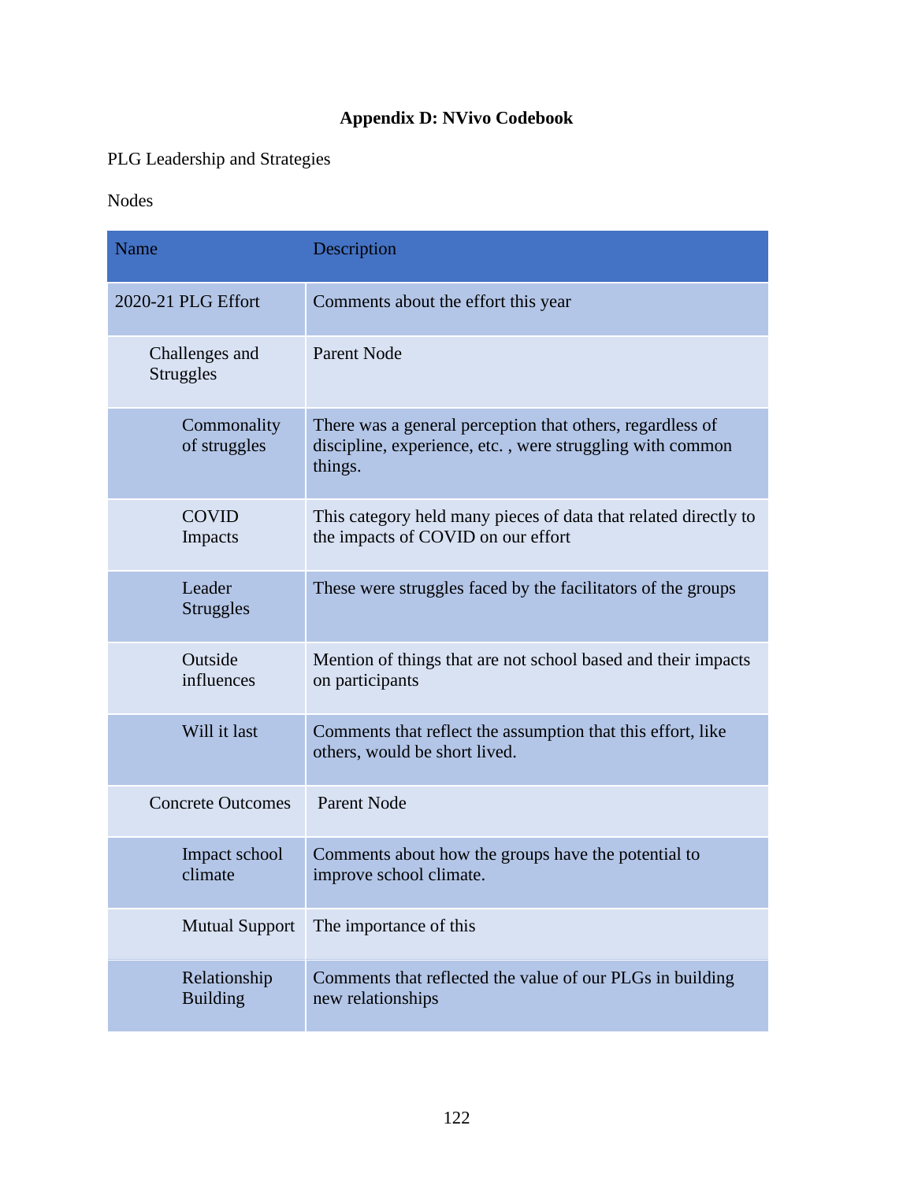# Appendix D: NVivo Codebook

PLG Leadership and Strategies

Nodes

| Name | Description |
|---|---|
| 2020-21 PLG Effort | Comments about the effort this year |
| Challenges and Struggles | Parent Node |
| Commonality of struggles | There was a general perception that others, regardless of discipline, experience, etc. , were struggling with common things. |
| COVID Impacts | This category held many pieces of data that related directly to the impacts of COVID on our effort |
| Leader Struggles | These were struggles faced by the facilitators of the groups |
| Outside influences | Mention of things that are not school based and their impacts on participants |
| Will it last | Comments that reflect the assumption that this effort, like others, would be short lived. |
| Concrete Outcomes | Parent Node |
| Impact school climate | Comments about how the groups have the potential to improve school climate. |
| Mutual Support | The importance of this |
| Relationship Building | Comments that reflected the value of our PLGs in building new relationships |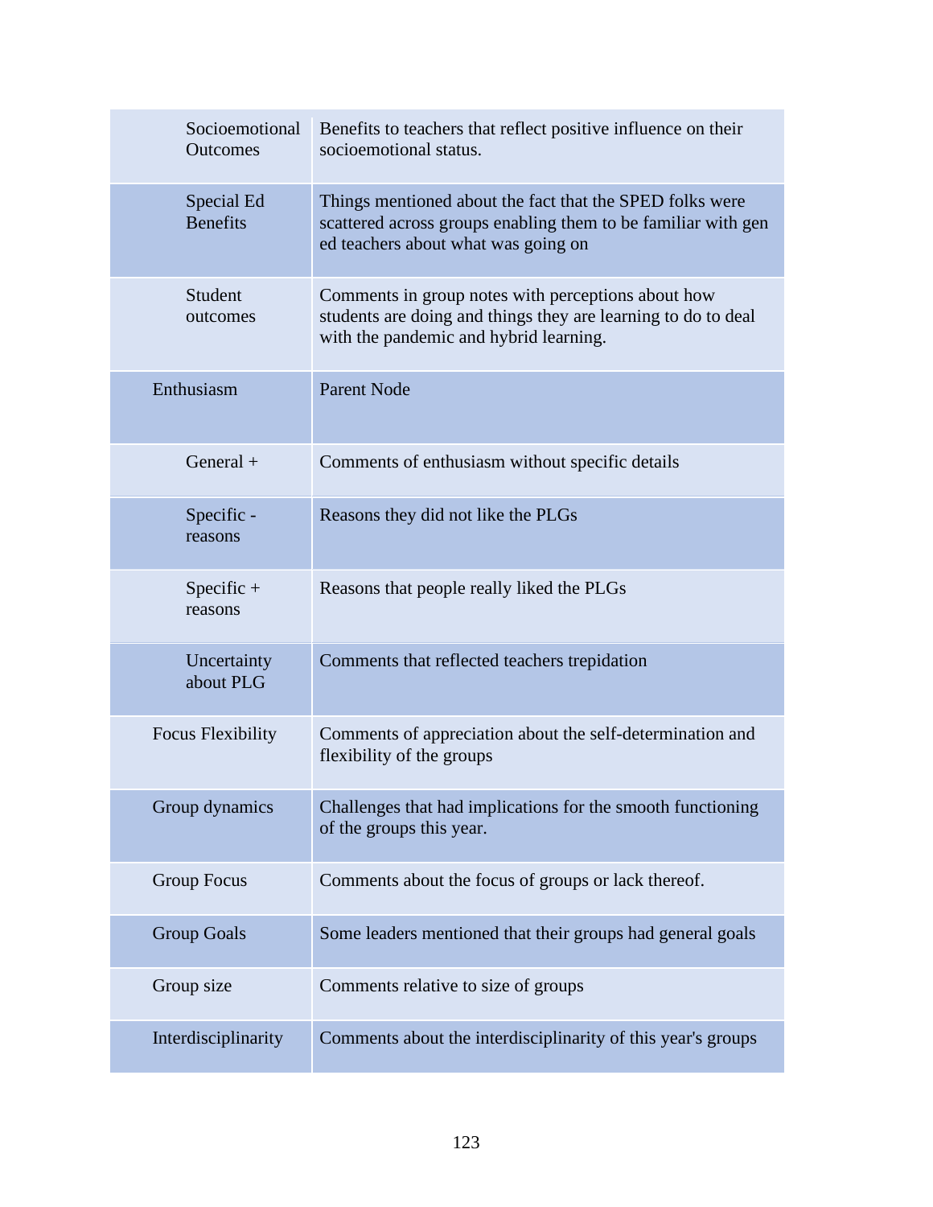| | |
|---|---|
| Socioemotional Outcomes | Benefits to teachers that reflect positive influence on their socioemotional status. |
| Special Ed Benefits | Things mentioned about the fact that the SPED folks were scattered across groups enabling them to be familiar with gen ed teachers about what was going on |
| Student outcomes | Comments in group notes with perceptions about how students are doing and things they are learning to do to deal with the pandemic and hybrid learning. |
| Enthusiasm | Parent Node |
| General + | Comments of enthusiasm without specific details |
| Specific - reasons | Reasons they did not like the PLGs |
| Specific + reasons | Reasons that people really liked the PLGs |
| Uncertainty about PLG | Comments that reflected teachers trepidation |
| Focus Flexibility | Comments of appreciation about the self-determination and flexibility of the groups |
| Group dynamics | Challenges that had implications for the smooth functioning of the groups this year. |
| Group Focus | Comments about the focus of groups or lack thereof. |
| Group Goals | Some leaders mentioned that their groups had general goals |
| Group size | Comments relative to size of groups |
| Interdisciplinarity | Comments about the interdisciplinarity of this year's groups |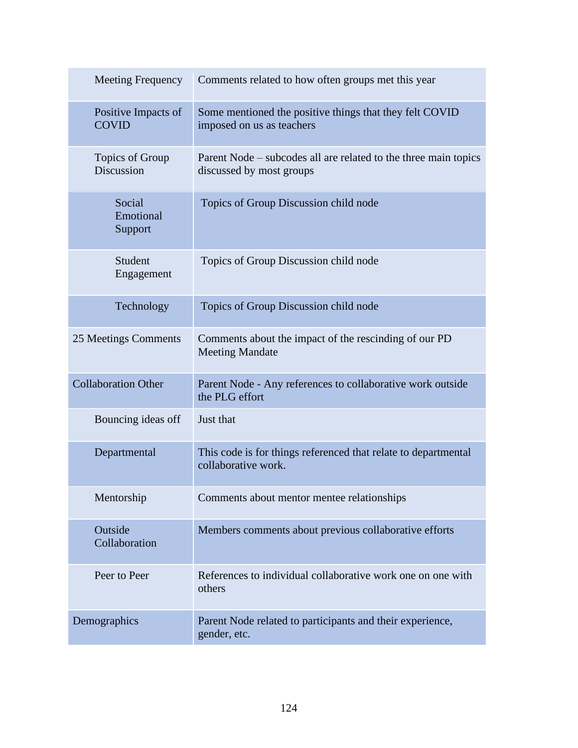| Meeting Frequency | Comments related to how often groups met this year |
|---|---|
| Positive Impacts of COVID | Some mentioned the positive things that they felt COVID imposed on us as teachers |
| Topics of Group Discussion | Parent Node – subcodes all are related to the three main topics discussed by most groups |
| Social Emotional Support | Topics of Group Discussion child node |
| Student Engagement | Topics of Group Discussion child node |
| Technology | Topics of Group Discussion child node |
| 25 Meetings Comments | Comments about the impact of the rescinding of our PD Meeting Mandate |
| Collaboration Other | Parent Node - Any references to collaborative work outside the PLG effort |
| Bouncing ideas off | Just that |
| Departmental | This code is for things referenced that relate to departmental collaborative work. |
| Mentorship | Comments about mentor mentee relationships |
| Outside Collaboration | Members comments about previous collaborative efforts |
| Peer to Peer | References to individual collaborative work one on one with others |
| Demographics | Parent Node related to participants and their experience, gender, etc. |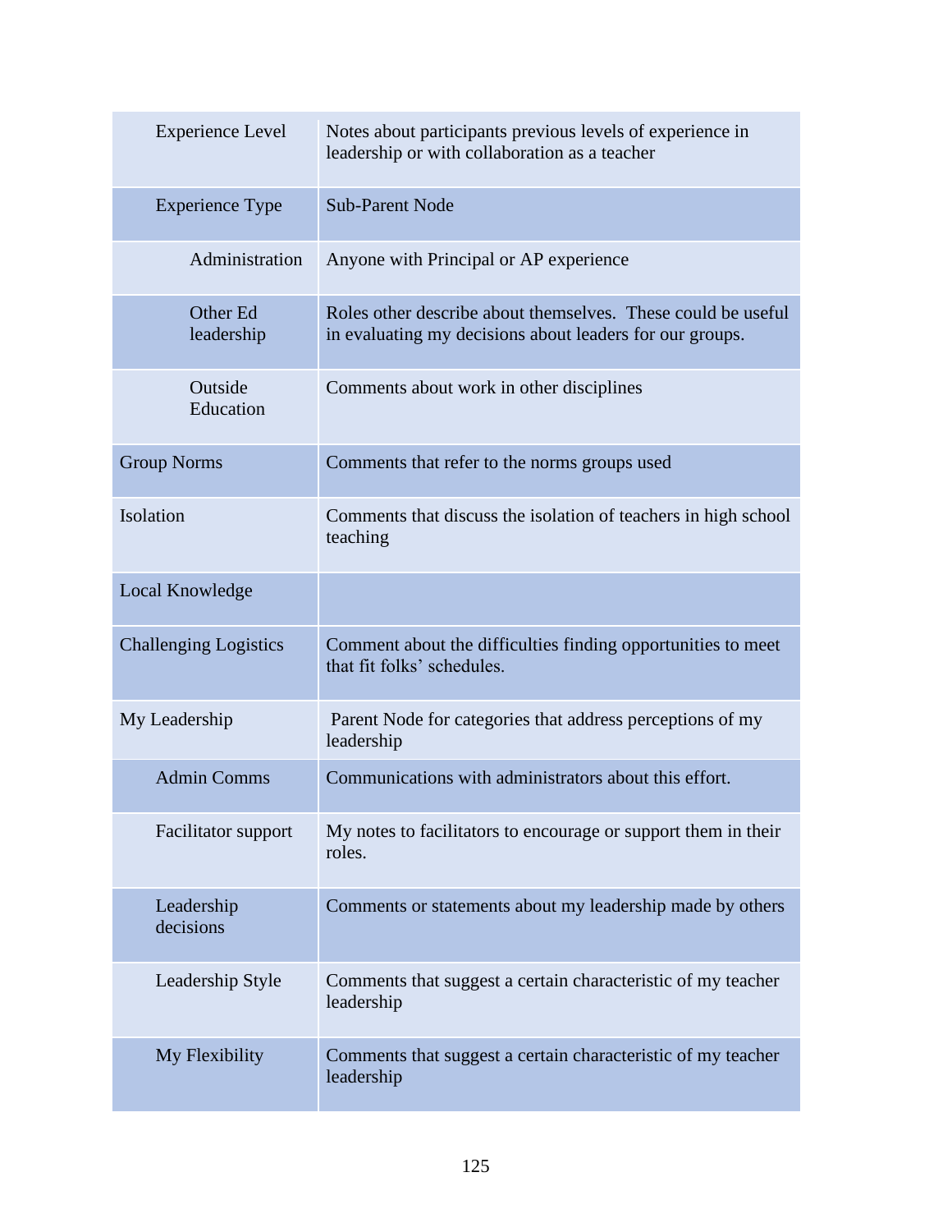| | |
|---|---|
| Experience Level | Notes about participants previous levels of experience in leadership or with collaboration as a teacher |
| Experience Type | Sub-Parent Node |
| Administration | Anyone with Principal or AP experience |
| Other Ed leadership | Roles other describe about themselves. These could be useful in evaluating my decisions about leaders for our groups. |
| Outside Education | Comments about work in other disciplines |
| Group Norms | Comments that refer to the norms groups used |
| Isolation | Comments that discuss the isolation of teachers in high school teaching |
| Local Knowledge | |
| Challenging Logistics | Comment about the difficulties finding opportunities to meet that fit folks' schedules. |
| My Leadership | Parent Node for categories that address perceptions of my leadership |
| Admin Comms | Communications with administrators about this effort. |
| Facilitator support | My notes to facilitators to encourage or support them in their roles. |
| Leadership decisions | Comments or statements about my leadership made by others |
| Leadership Style | Comments that suggest a certain characteristic of my teacher leadership |
| My Flexibility | Comments that suggest a certain characteristic of my teacher leadership |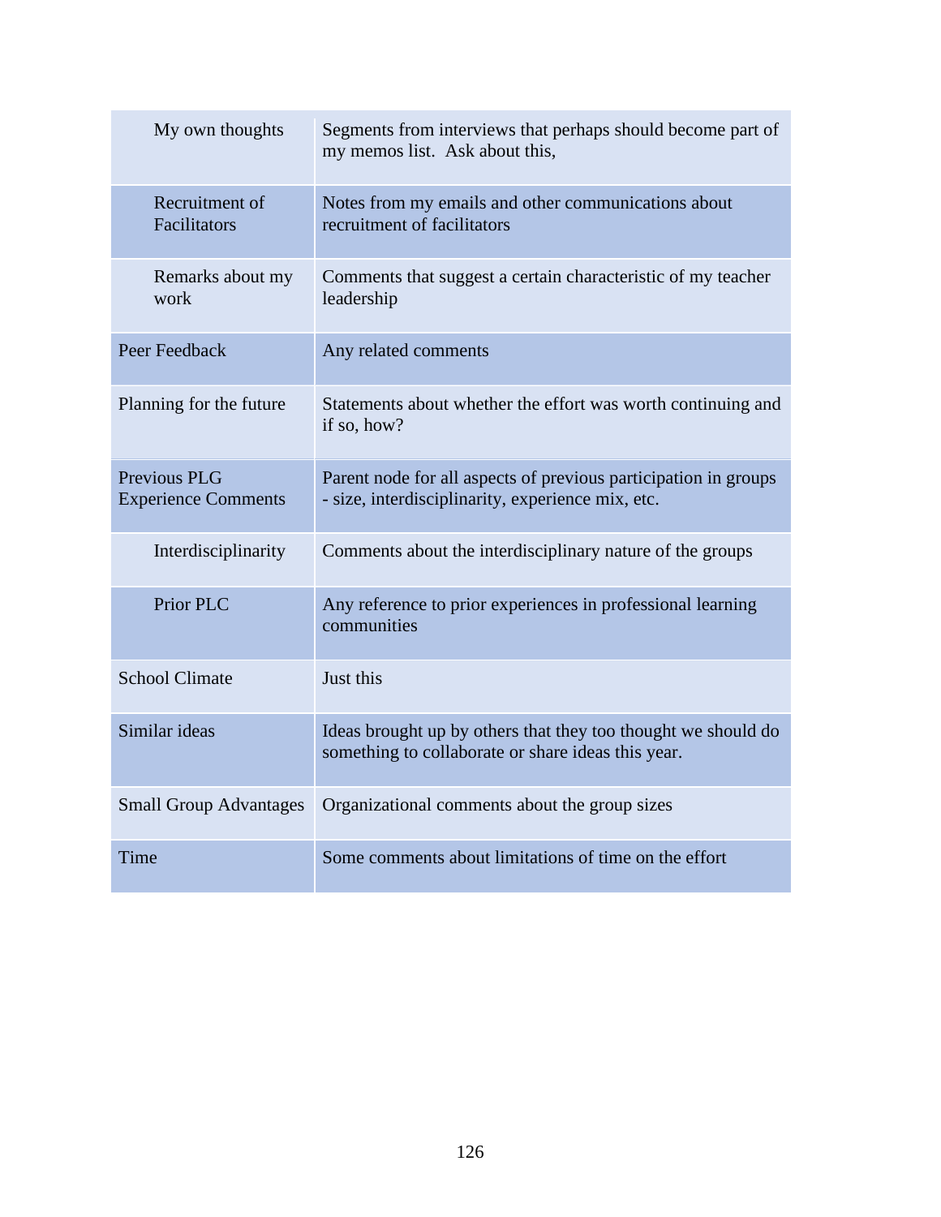| | |
|---|---|
| My own thoughts | Segments from interviews that perhaps should become part of my memos list. Ask about this, |
| Recruitment of Facilitators | Notes from my emails and other communications about recruitment of facilitators |
| Remarks about my work | Comments that suggest a certain characteristic of my teacher leadership |
| Peer Feedback | Any related comments |
| Planning for the future | Statements about whether the effort was worth continuing and if so, how? |
| Previous PLG Experience Comments | Parent node for all aspects of previous participation in groups - size, interdisciplinarity, experience mix, etc. |
| Interdisciplinarity | Comments about the interdisciplinary nature of the groups |
| Prior PLC | Any reference to prior experiences in professional learning communities |
| School Climate | Just this |
| Similar ideas | Ideas brought up by others that they too thought we should do something to collaborate or share ideas this year. |
| Small Group Advantages | Organizational comments about the group sizes |
| Time | Some comments about limitations of time on the effort |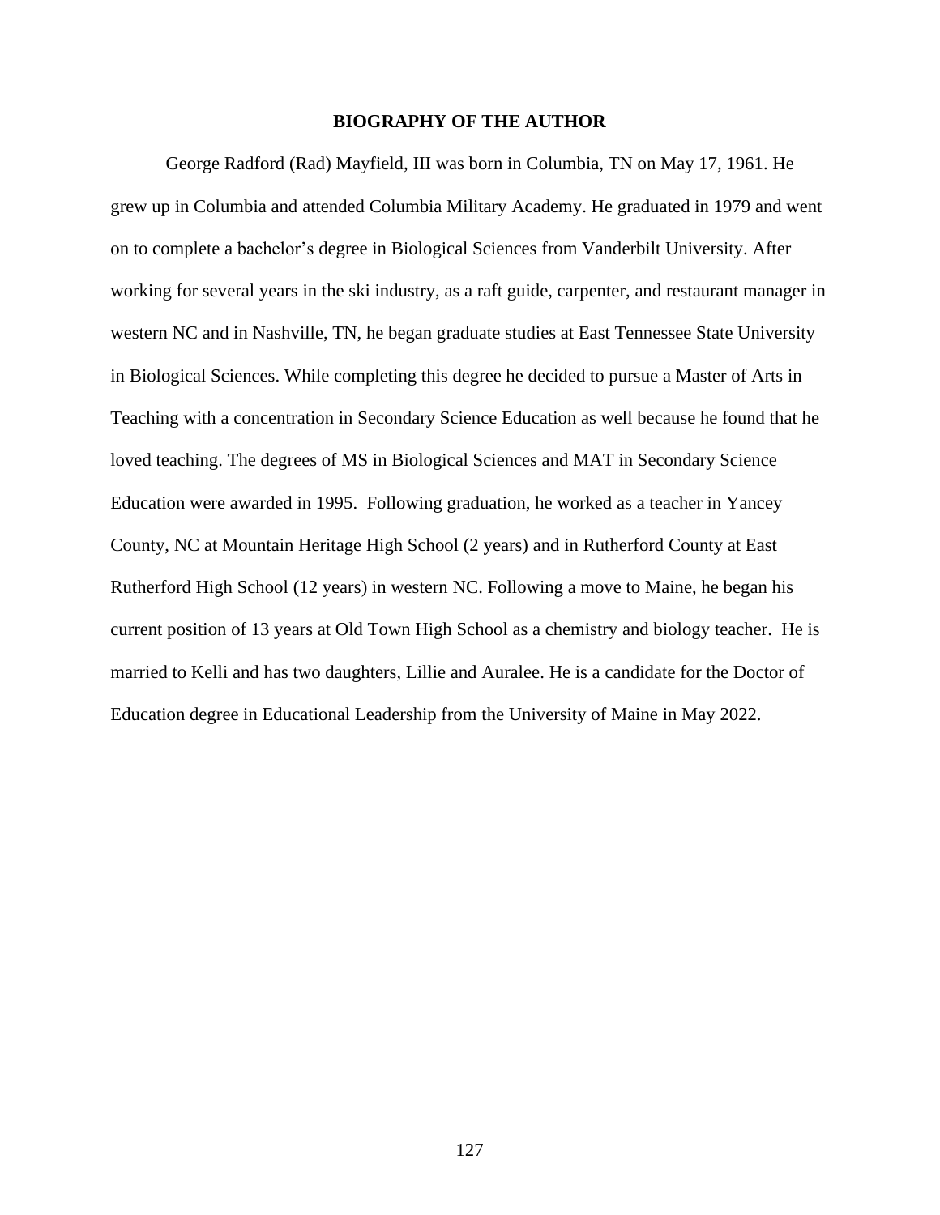# BIOGRAPHY OF THE AUTHOR

George Radford (Rad) Mayfield, III was born in Columbia, TN on May 17, 1961. He grew up in Columbia and attended Columbia Military Academy. He graduated in 1979 and went on to complete a bachelor's degree in Biological Sciences from Vanderbilt University. After working for several years in the ski industry, as a raft guide, carpenter, and restaurant manager in western NC and in Nashville, TN, he began graduate studies at East Tennessee State University in Biological Sciences. While completing this degree he decided to pursue a Master of Arts in Teaching with a concentration in Secondary Science Education as well because he found that he loved teaching. The degrees of MS in Biological Sciences and MAT in Secondary Science Education were awarded in 1995. Following graduation, he worked as a teacher in Yancey County, NC at Mountain Heritage High School (2 years) and in Rutherford County at East Rutherford High School (12 years) in western NC. Following a move to Maine, he began his current position of 13 years at Old Town High School as a chemistry and biology teacher. He is married to Kelli and has two daughters, Lillie and Auralee. He is a candidate for the Doctor of Education degree in Educational Leadership from the University of Maine in May 2022.